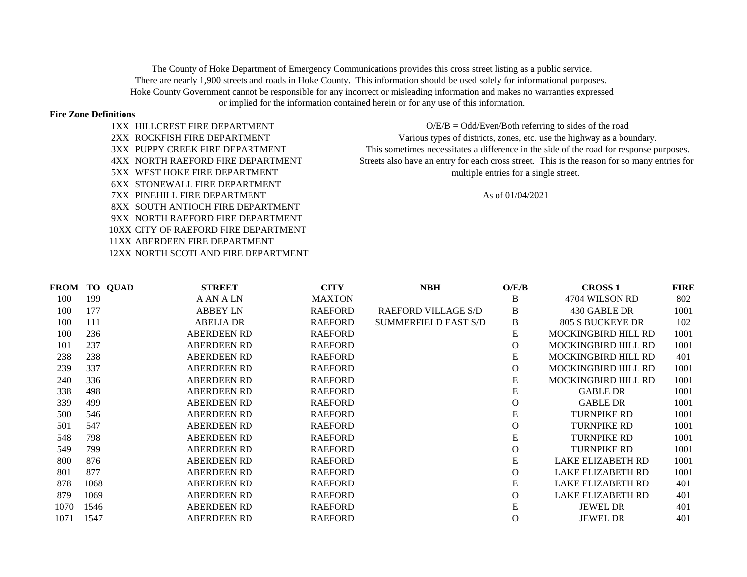The County of Hoke Department of Emergency Communications provides this cross street listing as a public service.
There are nearly 1,900 streets and roads in Hoke County. This information should be used solely for informational purposes.
Hoke County Government cannot be responsible for any incorrect or misleading information and makes no warranties expressed
or implied for the information contained herein or for any use of this information.

**Fire Zone Definitions**

1XX HILLCREST FIRE DEPARTMENT
2XX ROCKFISH FIRE DEPARTMENT
3XX PUPPY CREEK FIRE DEPARTMENT
4XX NORTH RAEFORD FIRE DEPARTMENT
5XX WEST HOKE FIRE DEPARTMENT
6XX STONEWALL FIRE DEPARTMENT
7XX PINEHILL FIRE DEPARTMENT
8XX SOUTH ANTIOCH FIRE DEPARTMENT
9XX NORTH RAEFORD FIRE DEPARTMENT
10XX CITY OF RAEFORD FIRE DEPARTMENT
11XX ABERDEEN FIRE DEPARTMENT
12XX NORTH SCOTLAND FIRE DEPARTMENT

O/E/B = Odd/Even/Both referring to sides of the road
Various types of districts, zones, etc. use the highway as a boundary.
This sometimes necessitates a difference in the side of the road for response purposes.
Streets also have an entry for each cross street. This is the reason for so many entries for multiple entries for a single street.

As of 01/04/2021

| FROM | TO | QUAD | STREET | CITY | NBH | O/E/B | CROSS 1 | FIRE |
|---|---|---|---|---|---|---|---|---|
| 100 | 199 | | A AN A LN | MAXTON | | B | 4704 WILSON RD | 802 |
| 100 | 177 | | ABBEY LN | RAEFORD | RAEFORD VILLAGE S/D | B | 430 GABLE DR | 1001 |
| 100 | 111 | | ABELIA DR | RAEFORD | SUMMERFIELD EAST S/D | B | 805 S BUCKEYE DR | 102 |
| 100 | 236 | | ABERDEEN RD | RAEFORD | | E | MOCKINGBIRD HILL RD | 1001 |
| 101 | 237 | | ABERDEEN RD | RAEFORD | | O | MOCKINGBIRD HILL RD | 1001 |
| 238 | 238 | | ABERDEEN RD | RAEFORD | | E | MOCKINGBIRD HILL RD | 401 |
| 239 | 337 | | ABERDEEN RD | RAEFORD | | O | MOCKINGBIRD HILL RD | 1001 |
| 240 | 336 | | ABERDEEN RD | RAEFORD | | E | MOCKINGBIRD HILL RD | 1001 |
| 338 | 498 | | ABERDEEN RD | RAEFORD | | E | GABLE DR | 1001 |
| 339 | 499 | | ABERDEEN RD | RAEFORD | | O | GABLE DR | 1001 |
| 500 | 546 | | ABERDEEN RD | RAEFORD | | E | TURNPIKE RD | 1001 |
| 501 | 547 | | ABERDEEN RD | RAEFORD | | O | TURNPIKE RD | 1001 |
| 548 | 798 | | ABERDEEN RD | RAEFORD | | E | TURNPIKE RD | 1001 |
| 549 | 799 | | ABERDEEN RD | RAEFORD | | O | TURNPIKE RD | 1001 |
| 800 | 876 | | ABERDEEN RD | RAEFORD | | E | LAKE ELIZABETH RD | 1001 |
| 801 | 877 | | ABERDEEN RD | RAEFORD | | O | LAKE ELIZABETH RD | 1001 |
| 878 | 1068 | | ABERDEEN RD | RAEFORD | | E | LAKE ELIZABETH RD | 401 |
| 879 | 1069 | | ABERDEEN RD | RAEFORD | | O | LAKE ELIZABETH RD | 401 |
| 1070 | 1546 | | ABERDEEN RD | RAEFORD | | E | JEWEL DR | 401 |
| 1071 | 1547 | | ABERDEEN RD | RAEFORD | | O | JEWEL DR | 401 |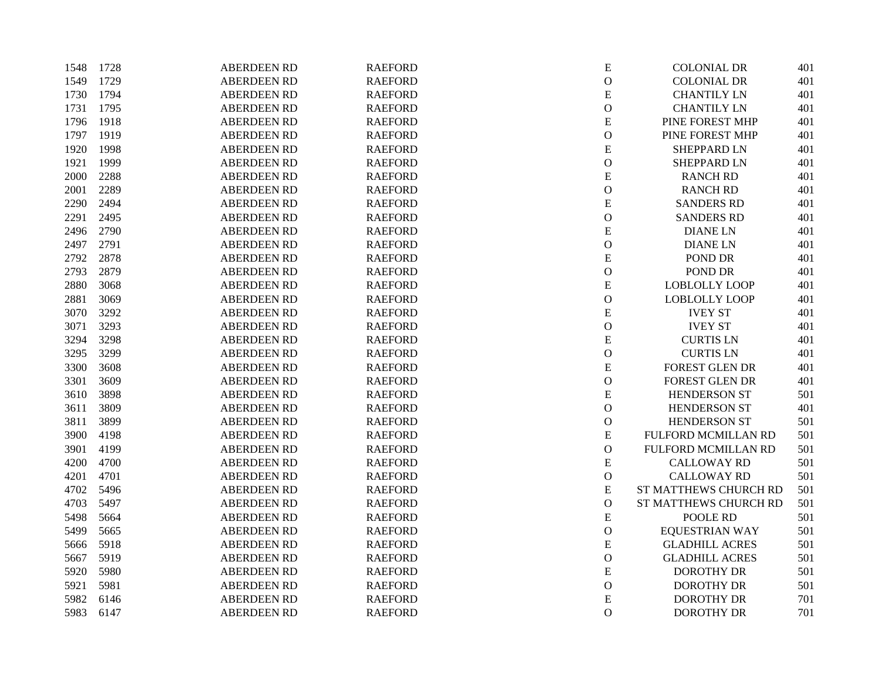| | | | | | | |
|---|---|---|---|---|---|---|
| 1548 | 1728 | ABERDEEN RD | RAEFORD | E | COLONIAL DR | 401 |
| 1549 | 1729 | ABERDEEN RD | RAEFORD | O | COLONIAL DR | 401 |
| 1730 | 1794 | ABERDEEN RD | RAEFORD | E | CHANTILY LN | 401 |
| 1731 | 1795 | ABERDEEN RD | RAEFORD | O | CHANTILY LN | 401 |
| 1796 | 1918 | ABERDEEN RD | RAEFORD | E | PINE FOREST MHP | 401 |
| 1797 | 1919 | ABERDEEN RD | RAEFORD | O | PINE FOREST MHP | 401 |
| 1920 | 1998 | ABERDEEN RD | RAEFORD | E | SHEPPARD LN | 401 |
| 1921 | 1999 | ABERDEEN RD | RAEFORD | O | SHEPPARD LN | 401 |
| 2000 | 2288 | ABERDEEN RD | RAEFORD | E | RANCH RD | 401 |
| 2001 | 2289 | ABERDEEN RD | RAEFORD | O | RANCH RD | 401 |
| 2290 | 2494 | ABERDEEN RD | RAEFORD | E | SANDERS RD | 401 |
| 2291 | 2495 | ABERDEEN RD | RAEFORD | O | SANDERS RD | 401 |
| 2496 | 2790 | ABERDEEN RD | RAEFORD | E | DIANE LN | 401 |
| 2497 | 2791 | ABERDEEN RD | RAEFORD | O | DIANE LN | 401 |
| 2792 | 2878 | ABERDEEN RD | RAEFORD | E | POND DR | 401 |
| 2793 | 2879 | ABERDEEN RD | RAEFORD | O | POND DR | 401 |
| 2880 | 3068 | ABERDEEN RD | RAEFORD | E | LOBLOLLY LOOP | 401 |
| 2881 | 3069 | ABERDEEN RD | RAEFORD | O | LOBLOLLY LOOP | 401 |
| 3070 | 3292 | ABERDEEN RD | RAEFORD | E | IVEY ST | 401 |
| 3071 | 3293 | ABERDEEN RD | RAEFORD | O | IVEY ST | 401 |
| 3294 | 3298 | ABERDEEN RD | RAEFORD | E | CURTIS LN | 401 |
| 3295 | 3299 | ABERDEEN RD | RAEFORD | O | CURTIS LN | 401 |
| 3300 | 3608 | ABERDEEN RD | RAEFORD | E | FOREST GLEN DR | 401 |
| 3301 | 3609 | ABERDEEN RD | RAEFORD | O | FOREST GLEN DR | 401 |
| 3610 | 3898 | ABERDEEN RD | RAEFORD | E | HENDERSON ST | 501 |
| 3611 | 3809 | ABERDEEN RD | RAEFORD | O | HENDERSON ST | 401 |
| 3811 | 3899 | ABERDEEN RD | RAEFORD | O | HENDERSON ST | 501 |
| 3900 | 4198 | ABERDEEN RD | RAEFORD | E | FULFORD MCMILLAN RD | 501 |
| 3901 | 4199 | ABERDEEN RD | RAEFORD | O | FULFORD MCMILLAN RD | 501 |
| 4200 | 4700 | ABERDEEN RD | RAEFORD | E | CALLOWAY RD | 501 |
| 4201 | 4701 | ABERDEEN RD | RAEFORD | O | CALLOWAY RD | 501 |
| 4702 | 5496 | ABERDEEN RD | RAEFORD | E | ST MATTHEWS CHURCH RD | 501 |
| 4703 | 5497 | ABERDEEN RD | RAEFORD | O | ST MATTHEWS CHURCH RD | 501 |
| 5498 | 5664 | ABERDEEN RD | RAEFORD | E | POOLE RD | 501 |
| 5499 | 5665 | ABERDEEN RD | RAEFORD | O | EQUESTRIAN WAY | 501 |
| 5666 | 5918 | ABERDEEN RD | RAEFORD | E | GLADHILL ACRES | 501 |
| 5667 | 5919 | ABERDEEN RD | RAEFORD | O | GLADHILL ACRES | 501 |
| 5920 | 5980 | ABERDEEN RD | RAEFORD | E | DOROTHY DR | 501 |
| 5921 | 5981 | ABERDEEN RD | RAEFORD | O | DOROTHY DR | 501 |
| 5982 | 6146 | ABERDEEN RD | RAEFORD | E | DOROTHY DR | 701 |
| 5983 | 6147 | ABERDEEN RD | RAEFORD | O | DOROTHY DR | 701 |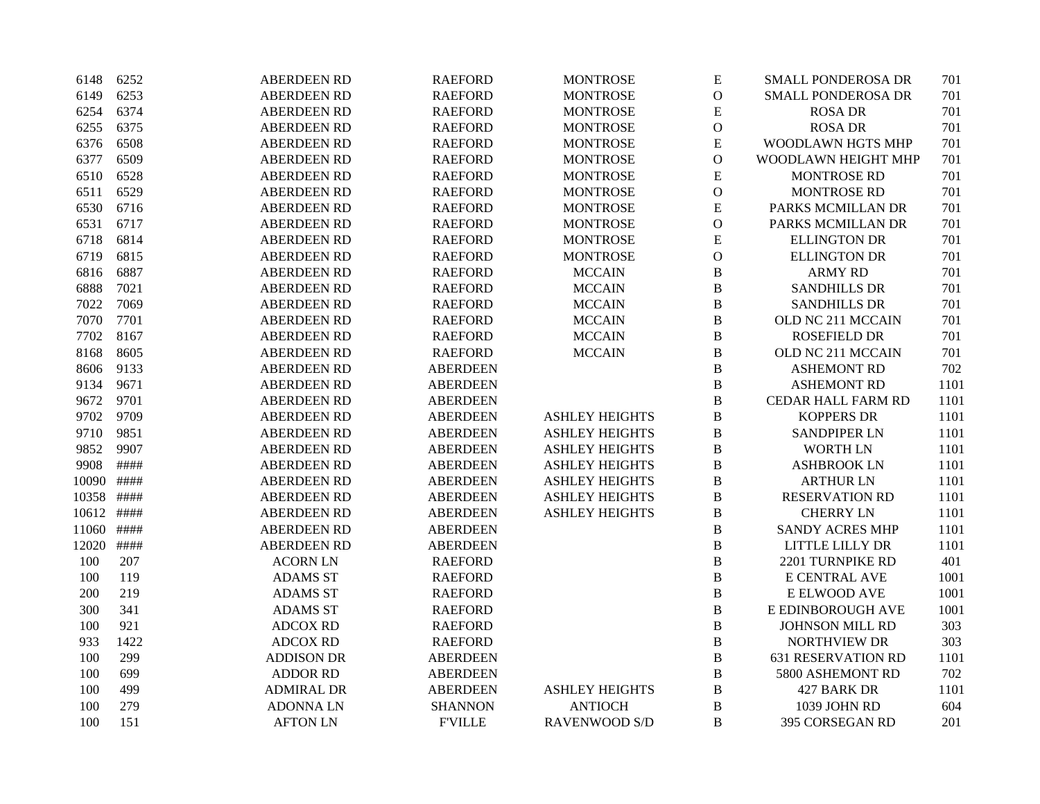| | | | | | | | |
|---|---|---|---|---|---|---|---|
| 6148 | 6252 | ABERDEEN RD | RAEFORD | MONTROSE | E | SMALL PONDEROSA DR | 701 |
| 6149 | 6253 | ABERDEEN RD | RAEFORD | MONTROSE | O | SMALL PONDEROSA DR | 701 |
| 6254 | 6374 | ABERDEEN RD | RAEFORD | MONTROSE | E | ROSA DR | 701 |
| 6255 | 6375 | ABERDEEN RD | RAEFORD | MONTROSE | O | ROSA DR | 701 |
| 6376 | 6508 | ABERDEEN RD | RAEFORD | MONTROSE | E | WOODLAWN HGTS MHP | 701 |
| 6377 | 6509 | ABERDEEN RD | RAEFORD | MONTROSE | O | WOODLAWN HEIGHT MHP | 701 |
| 6510 | 6528 | ABERDEEN RD | RAEFORD | MONTROSE | E | MONTROSE RD | 701 |
| 6511 | 6529 | ABERDEEN RD | RAEFORD | MONTROSE | O | MONTROSE RD | 701 |
| 6530 | 6716 | ABERDEEN RD | RAEFORD | MONTROSE | E | PARKS MCMILLAN DR | 701 |
| 6531 | 6717 | ABERDEEN RD | RAEFORD | MONTROSE | O | PARKS MCMILLAN DR | 701 |
| 6718 | 6814 | ABERDEEN RD | RAEFORD | MONTROSE | E | ELLINGTON DR | 701 |
| 6719 | 6815 | ABERDEEN RD | RAEFORD | MONTROSE | O | ELLINGTON DR | 701 |
| 6816 | 6887 | ABERDEEN RD | RAEFORD | MCCAIN | B | ARMY RD | 701 |
| 6888 | 7021 | ABERDEEN RD | RAEFORD | MCCAIN | B | SANDHILLS DR | 701 |
| 7022 | 7069 | ABERDEEN RD | RAEFORD | MCCAIN | B | SANDHILLS DR | 701 |
| 7070 | 7701 | ABERDEEN RD | RAEFORD | MCCAIN | B | OLD NC 211 MCCAIN | 701 |
| 7702 | 8167 | ABERDEEN RD | RAEFORD | MCCAIN | B | ROSEFIELD DR | 701 |
| 8168 | 8605 | ABERDEEN RD | RAEFORD | MCCAIN | B | OLD NC 211 MCCAIN | 701 |
| 8606 | 9133 | ABERDEEN RD | ABERDEEN | | B | ASHEMONT RD | 702 |
| 9134 | 9671 | ABERDEEN RD | ABERDEEN | | B | ASHEMONT RD | 1101 |
| 9672 | 9701 | ABERDEEN RD | ABERDEEN | | B | CEDAR HALL FARM RD | 1101 |
| 9702 | 9709 | ABERDEEN RD | ABERDEEN | ASHLEY HEIGHTS | B | KOPPERS DR | 1101 |
| 9710 | 9851 | ABERDEEN RD | ABERDEEN | ASHLEY HEIGHTS | B | SANDPIPER LN | 1101 |
| 9852 | 9907 | ABERDEEN RD | ABERDEEN | ASHLEY HEIGHTS | B | WORTH LN | 1101 |
| 9908 | #### | ABERDEEN RD | ABERDEEN | ASHLEY HEIGHTS | B | ASHBROOK LN | 1101 |
| 10090 | #### | ABERDEEN RD | ABERDEEN | ASHLEY HEIGHTS | B | ARTHUR LN | 1101 |
| 10358 | #### | ABERDEEN RD | ABERDEEN | ASHLEY HEIGHTS | B | RESERVATION RD | 1101 |
| 10612 | #### | ABERDEEN RD | ABERDEEN | ASHLEY HEIGHTS | B | CHERRY LN | 1101 |
| 11060 | #### | ABERDEEN RD | ABERDEEN | | B | SANDY ACRES MHP | 1101 |
| 12020 | #### | ABERDEEN RD | ABERDEEN | | B | LITTLE LILLY DR | 1101 |
| 100 | 207 | ACORN LN | RAEFORD | | B | 2201 TURNPIKE RD | 401 |
| 100 | 119 | ADAMS ST | RAEFORD | | B | E CENTRAL AVE | 1001 |
| 200 | 219 | ADAMS ST | RAEFORD | | B | E ELWOOD AVE | 1001 |
| 300 | 341 | ADAMS ST | RAEFORD | | B | E EDINBOROUGH AVE | 1001 |
| 100 | 921 | ADCOX RD | RAEFORD | | B | JOHNSON MILL RD | 303 |
| 933 | 1422 | ADCOX RD | RAEFORD | | B | NORTHVIEW DR | 303 |
| 100 | 299 | ADDISON DR | ABERDEEN | | B | 631 RESERVATION RD | 1101 |
| 100 | 699 | ADDOR RD | ABERDEEN | | B | 5800 ASHEMONT RD | 702 |
| 100 | 499 | ADMIRAL DR | ABERDEEN | ASHLEY HEIGHTS | B | 427 BARK DR | 1101 |
| 100 | 279 | ADONNA LN | SHANNON | ANTIOCH | B | 1039 JOHN RD | 604 |
| 100 | 151 | AFTON LN | F'VILLE | RAVENWOOD S/D | B | 395 CORSEGAN RD | 201 |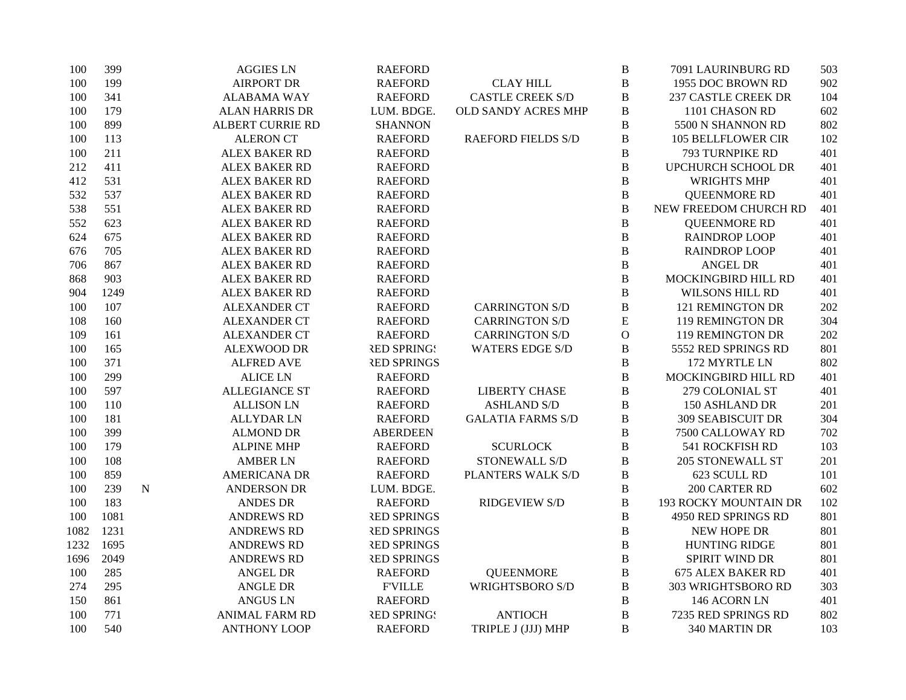| | | | | | | | | |
|---|---|---|---|---|---|---|---|---|
| 100 | 399 | | AGGIES LN | RAEFORD | | B | 7091 LAURINBURG RD | 503 |
| 100 | 199 | | AIRPORT DR | RAEFORD | CLAY HILL | B | 1955 DOC BROWN RD | 902 |
| 100 | 341 | | ALABAMA WAY | RAEFORD | CASTLE CREEK S/D | B | 237 CASTLE CREEK DR | 104 |
| 100 | 179 | | ALAN HARRIS DR | LUM. BDGE. | OLD SANDY ACRES MHP | B | 1101 CHASON RD | 602 |
| 100 | 899 | | ALBERT CURRIE RD | SHANNON | | B | 5500 N SHANNON RD | 802 |
| 100 | 113 | | ALERON CT | RAEFORD | RAEFORD FIELDS S/D | B | 105 BELLFLOWER CIR | 102 |
| 100 | 211 | | ALEX BAKER RD | RAEFORD | | B | 793 TURNPIKE RD | 401 |
| 212 | 411 | | ALEX BAKER RD | RAEFORD | | B | UPCHURCH SCHOOL DR | 401 |
| 412 | 531 | | ALEX BAKER RD | RAEFORD | | B | WRIGHTS MHP | 401 |
| 532 | 537 | | ALEX BAKER RD | RAEFORD | | B | QUEENMORE RD | 401 |
| 538 | 551 | | ALEX BAKER RD | RAEFORD | | B | NEW FREEDOM CHURCH RD | 401 |
| 552 | 623 | | ALEX BAKER RD | RAEFORD | | B | QUEENMORE RD | 401 |
| 624 | 675 | | ALEX BAKER RD | RAEFORD | | B | RAINDROP LOOP | 401 |
| 676 | 705 | | ALEX BAKER RD | RAEFORD | | B | RAINDROP LOOP | 401 |
| 706 | 867 | | ALEX BAKER RD | RAEFORD | | B | ANGEL DR | 401 |
| 868 | 903 | | ALEX BAKER RD | RAEFORD | | B | MOCKINGBIRD HILL RD | 401 |
| 904 | 1249 | | ALEX BAKER RD | RAEFORD | | B | WILSONS HILL RD | 401 |
| 100 | 107 | | ALEXANDER CT | RAEFORD | CARRINGTON S/D | B | 121 REMINGTON DR | 202 |
| 108 | 160 | | ALEXANDER CT | RAEFORD | CARRINGTON S/D | E | 119 REMINGTON DR | 304 |
| 109 | 161 | | ALEXANDER CT | RAEFORD | CARRINGTON S/D | O | 119 REMINGTON DR | 202 |
| 100 | 165 | | ALEXWOOD DR | RED SPRINGS | WATERS EDGE S/D | B | 5552 RED SPRINGS RD | 801 |
| 100 | 371 | | ALFRED AVE | RED SPRINGS | | B | 172 MYRTLE LN | 802 |
| 100 | 299 | | ALICE LN | RAEFORD | | B | MOCKINGBIRD HILL RD | 401 |
| 100 | 597 | | ALLEGIANCE ST | RAEFORD | LIBERTY CHASE | B | 279 COLONIAL ST | 401 |
| 100 | 110 | | ALLISON LN | RAEFORD | ASHLAND S/D | B | 150 ASHLAND DR | 201 |
| 100 | 181 | | ALLYDAR LN | RAEFORD | GALATIA FARMS S/D | B | 309 SEABISCUIT DR | 304 |
| 100 | 399 | | ALMOND DR | ABERDEEN | | B | 7500 CALLOWAY RD | 702 |
| 100 | 179 | | ALPINE MHP | RAEFORD | SCURLOCK | B | 541 ROCKFISH RD | 103 |
| 100 | 108 | | AMBER LN | RAEFORD | STONEWALL S/D | B | 205 STONEWALL ST | 201 |
| 100 | 859 | | AMERICANA DR | RAEFORD | PLANTERS WALK S/D | B | 623 SCULL RD | 101 |
| 100 | 239 | N | ANDERSON DR | LUM. BDGE. | | B | 200 CARTER RD | 602 |
| 100 | 183 | | ANDES DR | RAEFORD | RIDGEVIEW S/D | B | 193 ROCKY MOUNTAIN DR | 102 |
| 100 | 1081 | | ANDREWS RD | RED SPRINGS | | B | 4950 RED SPRINGS RD | 801 |
| 1082 | 1231 | | ANDREWS RD | RED SPRINGS | | B | NEW HOPE DR | 801 |
| 1232 | 1695 | | ANDREWS RD | RED SPRINGS | | B | HUNTING RIDGE | 801 |
| 1696 | 2049 | | ANDREWS RD | RED SPRINGS | | B | SPIRIT WIND DR | 801 |
| 100 | 285 | | ANGEL DR | RAEFORD | QUEENMORE | B | 675 ALEX BAKER RD | 401 |
| 274 | 295 | | ANGLE DR | F'VILLE | WRIGHTSBORO S/D | B | 303 WRIGHTSBORO RD | 303 |
| 150 | 861 | | ANGUS LN | RAEFORD | | B | 146 ACORN LN | 401 |
| 100 | 771 | | ANIMAL FARM RD | RED SPRINGS | ANTIOCH | B | 7235 RED SPRINGS RD | 802 |
| 100 | 540 | | ANTHONY LOOP | RAEFORD | TRIPLE J (JJJ) MHP | B | 340 MARTIN DR | 103 |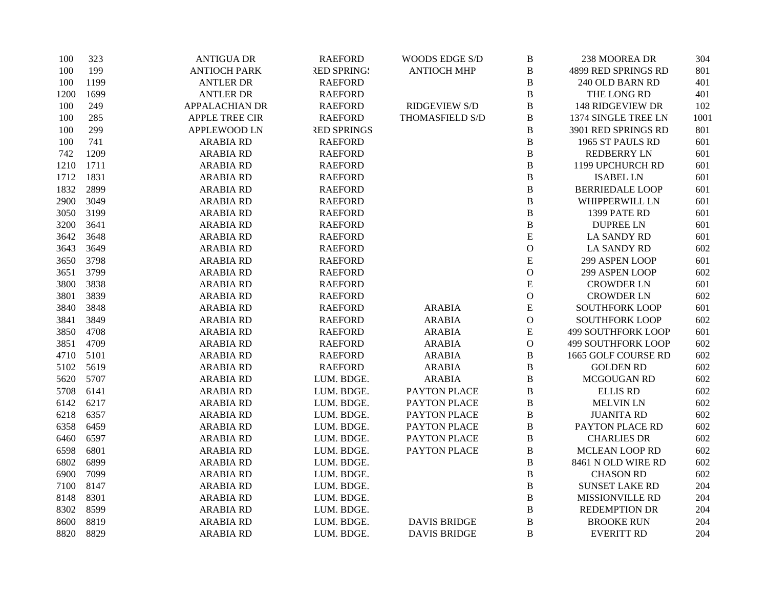| | | | | | | | |
|---|---|---|---|---|---|---|---|
| 100 | 323 | ANTIGUA DR | RAEFORD | WOODS EDGE S/D | B | 238 MOOREA DR | 304 |
| 100 | 199 | ANTIOCH PARK | RED SPRINGS | ANTIOCH MHP | B | 4899 RED SPRINGS RD | 801 |
| 100 | 1199 | ANTLER DR | RAEFORD | | B | 240 OLD BARN RD | 401 |
| 1200 | 1699 | ANTLER DR | RAEFORD | | B | THE LONG RD | 401 |
| 100 | 249 | APPALACHIAN DR | RAEFORD | RIDGEVIEW S/D | B | 148 RIDGEVIEW DR | 102 |
| 100 | 285 | APPLE TREE CIR | RAEFORD | THOMASFIELD S/D | B | 1374 SINGLE TREE LN | 1001 |
| 100 | 299 | APPLEWOOD LN | RED SPRINGS | | B | 3901 RED SPRINGS RD | 801 |
| 100 | 741 | ARABIA RD | RAEFORD | | B | 1965 ST PAULS RD | 601 |
| 742 | 1209 | ARABIA RD | RAEFORD | | B | REDBERRY LN | 601 |
| 1210 | 1711 | ARABIA RD | RAEFORD | | B | 1199 UPCHURCH RD | 601 |
| 1712 | 1831 | ARABIA RD | RAEFORD | | B | ISABEL LN | 601 |
| 1832 | 2899 | ARABIA RD | RAEFORD | | B | BERRIEDALE LOOP | 601 |
| 2900 | 3049 | ARABIA RD | RAEFORD | | B | WHIPPERWILL LN | 601 |
| 3050 | 3199 | ARABIA RD | RAEFORD | | B | 1399 PATE RD | 601 |
| 3200 | 3641 | ARABIA RD | RAEFORD | | B | DUPREE LN | 601 |
| 3642 | 3648 | ARABIA RD | RAEFORD | | E | LA SANDY RD | 601 |
| 3643 | 3649 | ARABIA RD | RAEFORD | | O | LA SANDY RD | 602 |
| 3650 | 3798 | ARABIA RD | RAEFORD | | E | 299 ASPEN LOOP | 601 |
| 3651 | 3799 | ARABIA RD | RAEFORD | | O | 299 ASPEN LOOP | 602 |
| 3800 | 3838 | ARABIA RD | RAEFORD | | E | CROWDER LN | 601 |
| 3801 | 3839 | ARABIA RD | RAEFORD | | O | CROWDER LN | 602 |
| 3840 | 3848 | ARABIA RD | RAEFORD | ARABIA | E | SOUTHFORK LOOP | 601 |
| 3841 | 3849 | ARABIA RD | RAEFORD | ARABIA | O | SOUTHFORK LOOP | 602 |
| 3850 | 4708 | ARABIA RD | RAEFORD | ARABIA | E | 499 SOUTHFORK LOOP | 601 |
| 3851 | 4709 | ARABIA RD | RAEFORD | ARABIA | O | 499 SOUTHFORK LOOP | 602 |
| 4710 | 5101 | ARABIA RD | RAEFORD | ARABIA | B | 1665 GOLF COURSE RD | 602 |
| 5102 | 5619 | ARABIA RD | RAEFORD | ARABIA | B | GOLDEN RD | 602 |
| 5620 | 5707 | ARABIA RD | LUM. BDGE. | ARABIA | B | MCGOUGAN RD | 602 |
| 5708 | 6141 | ARABIA RD | LUM. BDGE. | PAYTON PLACE | B | ELLIS RD | 602 |
| 6142 | 6217 | ARABIA RD | LUM. BDGE. | PAYTON PLACE | B | MELVIN LN | 602 |
| 6218 | 6357 | ARABIA RD | LUM. BDGE. | PAYTON PLACE | B | JUANITA RD | 602 |
| 6358 | 6459 | ARABIA RD | LUM. BDGE. | PAYTON PLACE | B | PAYTON PLACE RD | 602 |
| 6460 | 6597 | ARABIA RD | LUM. BDGE. | PAYTON PLACE | B | CHARLIES DR | 602 |
| 6598 | 6801 | ARABIA RD | LUM. BDGE. | PAYTON PLACE | B | MCLEAN LOOP RD | 602 |
| 6802 | 6899 | ARABIA RD | LUM. BDGE. | | B | 8461 N OLD WIRE RD | 602 |
| 6900 | 7099 | ARABIA RD | LUM. BDGE. | | B | CHASON RD | 602 |
| 7100 | 8147 | ARABIA RD | LUM. BDGE. | | B | SUNSET LAKE RD | 204 |
| 8148 | 8301 | ARABIA RD | LUM. BDGE. | | B | MISSIONVILLE RD | 204 |
| 8302 | 8599 | ARABIA RD | LUM. BDGE. | | B | REDEMPTION DR | 204 |
| 8600 | 8819 | ARABIA RD | LUM. BDGE. | DAVIS BRIDGE | B | BROOKE RUN | 204 |
| 8820 | 8829 | ARABIA RD | LUM. BDGE. | DAVIS BRIDGE | B | EVERITT RD | 204 |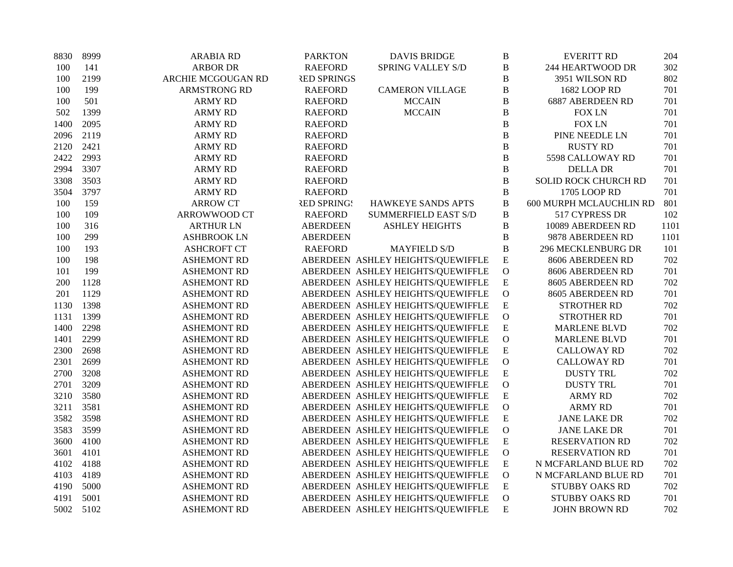| | | | | | | | |
|---|---|---|---|---|---|---|---|
| 8830 | 8999 | ARABIA RD | PARKTON | DAVIS BRIDGE | B | EVERITT RD | 204 |
| 100 | 141 | ARBOR DR | RAEFORD | SPRING VALLEY S/D | B | 244 HEARTWOOD DR | 302 |
| 100 | 2199 | ARCHIE MCGOUGAN RD | RED SPRINGS | | B | 3951 WILSON RD | 802 |
| 100 | 199 | ARMSTRONG RD | RAEFORD | CAMERON VILLAGE | B | 1682 LOOP RD | 701 |
| 100 | 501 | ARMY RD | RAEFORD | MCCAIN | B | 6887 ABERDEEN RD | 701 |
| 502 | 1399 | ARMY RD | RAEFORD | MCCAIN | B | FOX LN | 701 |
| 1400 | 2095 | ARMY RD | RAEFORD | | B | FOX LN | 701 |
| 2096 | 2119 | ARMY RD | RAEFORD | | B | PINE NEEDLE LN | 701 |
| 2120 | 2421 | ARMY RD | RAEFORD | | B | RUSTY RD | 701 |
| 2422 | 2993 | ARMY RD | RAEFORD | | B | 5598 CALLOWAY RD | 701 |
| 2994 | 3307 | ARMY RD | RAEFORD | | B | DELLA DR | 701 |
| 3308 | 3503 | ARMY RD | RAEFORD | | B | SOLID ROCK CHURCH RD | 701 |
| 3504 | 3797 | ARMY RD | RAEFORD | | B | 1705 LOOP RD | 701 |
| 100 | 159 | ARROW CT | RED SPRINGS | HAWKEYE SANDS APTS | B | 600 MURPH MCLAUCHLIN RD | 801 |
| 100 | 109 | ARROWWOOD CT | RAEFORD | SUMMERFIELD EAST S/D | B | 517 CYPRESS DR | 102 |
| 100 | 316 | ARTHUR LN | ABERDEEN | ASHLEY HEIGHTS | B | 10089 ABERDEEN RD | 1101 |
| 100 | 299 | ASHBROOK LN | ABERDEEN | | B | 9878 ABERDEEN RD | 1101 |
| 100 | 193 | ASHCROFT CT | RAEFORD | MAYFIELD S/D | B | 296 MECKLENBURG DR | 101 |
| 100 | 198 | ASHEMONT RD | ABERDEEN | ASHLEY HEIGHTS/QUEWIFFLE | E | 8606 ABERDEEN RD | 702 |
| 101 | 199 | ASHEMONT RD | ABERDEEN | ASHLEY HEIGHTS/QUEWIFFLE | O | 8606 ABERDEEN RD | 701 |
| 200 | 1128 | ASHEMONT RD | ABERDEEN | ASHLEY HEIGHTS/QUEWIFFLE | E | 8605 ABERDEEN RD | 702 |
| 201 | 1129 | ASHEMONT RD | ABERDEEN | ASHLEY HEIGHTS/QUEWIFFLE | O | 8605 ABERDEEN RD | 701 |
| 1130 | 1398 | ASHEMONT RD | ABERDEEN | ASHLEY HEIGHTS/QUEWIFFLE | E | STROTHER RD | 702 |
| 1131 | 1399 | ASHEMONT RD | ABERDEEN | ASHLEY HEIGHTS/QUEWIFFLE | O | STROTHER RD | 701 |
| 1400 | 2298 | ASHEMONT RD | ABERDEEN | ASHLEY HEIGHTS/QUEWIFFLE | E | MARLENE BLVD | 702 |
| 1401 | 2299 | ASHEMONT RD | ABERDEEN | ASHLEY HEIGHTS/QUEWIFFLE | O | MARLENE BLVD | 701 |
| 2300 | 2698 | ASHEMONT RD | ABERDEEN | ASHLEY HEIGHTS/QUEWIFFLE | E | CALLOWAY RD | 702 |
| 2301 | 2699 | ASHEMONT RD | ABERDEEN | ASHLEY HEIGHTS/QUEWIFFLE | O | CALLOWAY RD | 701 |
| 2700 | 3208 | ASHEMONT RD | ABERDEEN | ASHLEY HEIGHTS/QUEWIFFLE | E | DUSTY TRL | 702 |
| 2701 | 3209 | ASHEMONT RD | ABERDEEN | ASHLEY HEIGHTS/QUEWIFFLE | O | DUSTY TRL | 701 |
| 3210 | 3580 | ASHEMONT RD | ABERDEEN | ASHLEY HEIGHTS/QUEWIFFLE | E | ARMY RD | 702 |
| 3211 | 3581 | ASHEMONT RD | ABERDEEN | ASHLEY HEIGHTS/QUEWIFFLE | O | ARMY RD | 701 |
| 3582 | 3598 | ASHEMONT RD | ABERDEEN | ASHLEY HEIGHTS/QUEWIFFLE | E | JANE LAKE DR | 702 |
| 3583 | 3599 | ASHEMONT RD | ABERDEEN | ASHLEY HEIGHTS/QUEWIFFLE | O | JANE LAKE DR | 701 |
| 3600 | 4100 | ASHEMONT RD | ABERDEEN | ASHLEY HEIGHTS/QUEWIFFLE | E | RESERVATION RD | 702 |
| 3601 | 4101 | ASHEMONT RD | ABERDEEN | ASHLEY HEIGHTS/QUEWIFFLE | O | RESERVATION RD | 701 |
| 4102 | 4188 | ASHEMONT RD | ABERDEEN | ASHLEY HEIGHTS/QUEWIFFLE | E | N MCFARLAND BLUE RD | 702 |
| 4103 | 4189 | ASHEMONT RD | ABERDEEN | ASHLEY HEIGHTS/QUEWIFFLE | O | N MCFARLAND BLUE RD | 701 |
| 4190 | 5000 | ASHEMONT RD | ABERDEEN | ASHLEY HEIGHTS/QUEWIFFLE | E | STUBBY OAKS RD | 702 |
| 4191 | 5001 | ASHEMONT RD | ABERDEEN | ASHLEY HEIGHTS/QUEWIFFLE | O | STUBBY OAKS RD | 701 |
| 5002 | 5102 | ASHEMONT RD | ABERDEEN | ASHLEY HEIGHTS/QUEWIFFLE | E | JOHN BROWN RD | 702 |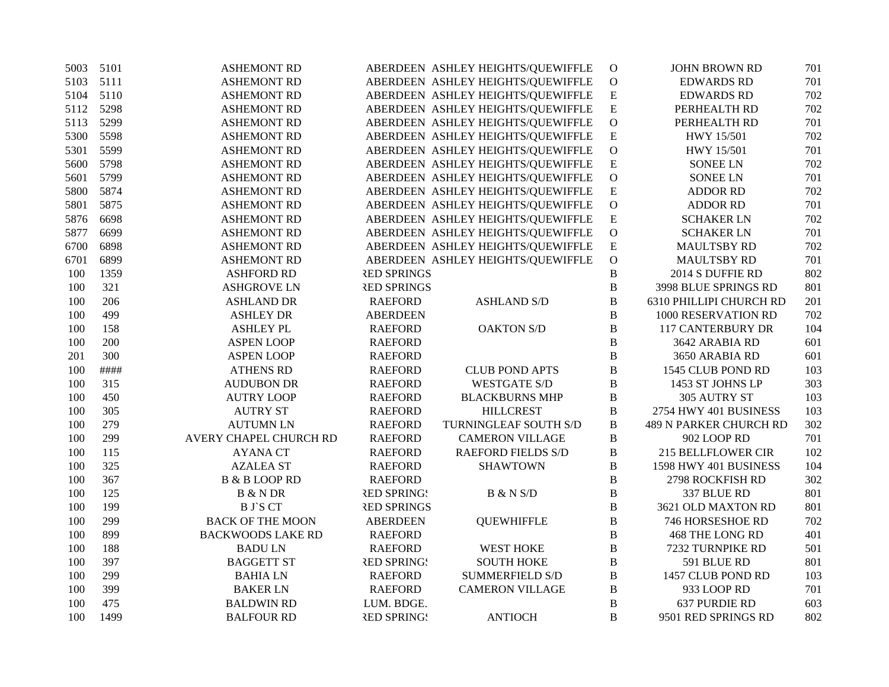| | | | | | | | |
|---|---|---|---|---|---|---|---|
| 5003 | 5101 | ASHEMONT RD | ABERDEEN | ASHLEY HEIGHTS/QUEWIFFLE | O | JOHN BROWN RD | 701 |
| 5103 | 5111 | ASHEMONT RD | ABERDEEN | ASHLEY HEIGHTS/QUEWIFFLE | O | EDWARDS RD | 701 |
| 5104 | 5110 | ASHEMONT RD | ABERDEEN | ASHLEY HEIGHTS/QUEWIFFLE | E | EDWARDS RD | 702 |
| 5112 | 5298 | ASHEMONT RD | ABERDEEN | ASHLEY HEIGHTS/QUEWIFFLE | E | PERHEALTH RD | 702 |
| 5113 | 5299 | ASHEMONT RD | ABERDEEN | ASHLEY HEIGHTS/QUEWIFFLE | O | PERHEALTH RD | 701 |
| 5300 | 5598 | ASHEMONT RD | ABERDEEN | ASHLEY HEIGHTS/QUEWIFFLE | E | HWY 15/501 | 702 |
| 5301 | 5599 | ASHEMONT RD | ABERDEEN | ASHLEY HEIGHTS/QUEWIFFLE | O | HWY 15/501 | 701 |
| 5600 | 5798 | ASHEMONT RD | ABERDEEN | ASHLEY HEIGHTS/QUEWIFFLE | E | SONEE LN | 702 |
| 5601 | 5799 | ASHEMONT RD | ABERDEEN | ASHLEY HEIGHTS/QUEWIFFLE | O | SONEE LN | 701 |
| 5800 | 5874 | ASHEMONT RD | ABERDEEN | ASHLEY HEIGHTS/QUEWIFFLE | E | ADDOR RD | 702 |
| 5801 | 5875 | ASHEMONT RD | ABERDEEN | ASHLEY HEIGHTS/QUEWIFFLE | O | ADDOR RD | 701 |
| 5876 | 6698 | ASHEMONT RD | ABERDEEN | ASHLEY HEIGHTS/QUEWIFFLE | E | SCHAKER LN | 702 |
| 5877 | 6699 | ASHEMONT RD | ABERDEEN | ASHLEY HEIGHTS/QUEWIFFLE | O | SCHAKER LN | 701 |
| 6700 | 6898 | ASHEMONT RD | ABERDEEN | ASHLEY HEIGHTS/QUEWIFFLE | E | MAULTSBY RD | 702 |
| 6701 | 6899 | ASHEMONT RD | ABERDEEN | ASHLEY HEIGHTS/QUEWIFFLE | O | MAULTSBY RD | 701 |
| 100 | 1359 | ASHFORD RD | RED SPRINGS | | B | 2014 S DUFFIE RD | 802 |
| 100 | 321 | ASHGROVE LN | RED SPRINGS | | B | 3998 BLUE SPRINGS RD | 801 |
| 100 | 206 | ASHLAND DR | RAEFORD | ASHLAND S/D | B | 6310 PHILLIPI CHURCH RD | 201 |
| 100 | 499 | ASHLEY DR | ABERDEEN | | B | 1000 RESERVATION RD | 702 |
| 100 | 158 | ASHLEY PL | RAEFORD | OAKTON S/D | B | 117 CANTERBURY DR | 104 |
| 100 | 200 | ASPEN LOOP | RAEFORD | | B | 3642 ARABIA RD | 601 |
| 201 | 300 | ASPEN LOOP | RAEFORD | | B | 3650 ARABIA RD | 601 |
| 100 | #### | ATHENS RD | RAEFORD | CLUB POND APTS | B | 1545 CLUB POND RD | 103 |
| 100 | 315 | AUDUBON DR | RAEFORD | WESTGATE S/D | B | 1453 ST JOHNS LP | 303 |
| 100 | 450 | AUTRY LOOP | RAEFORD | BLACKBURNS MHP | B | 305 AUTRY ST | 103 |
| 100 | 305 | AUTRY ST | RAEFORD | HILLCREST | B | 2754 HWY 401 BUSINESS | 103 |
| 100 | 279 | AUTUMN LN | RAEFORD | TURNINGLEAF SOUTH S/D | B | 489 N PARKER CHURCH RD | 302 |
| 100 | 299 | AVERY CHAPEL CHURCH RD | RAEFORD | CAMERON VILLAGE | B | 902 LOOP RD | 701 |
| 100 | 115 | AYANA CT | RAEFORD | RAEFORD FIELDS S/D | B | 215 BELLFLOWER CIR | 102 |
| 100 | 325 | AZALEA ST | RAEFORD | SHAWTOWN | B | 1598 HWY 401 BUSINESS | 104 |
| 100 | 367 | B & B LOOP RD | RAEFORD | | B | 2798 ROCKFISH RD | 302 |
| 100 | 125 | B & N DR | RED SPRINGS | B & N S/D | B | 337 BLUE RD | 801 |
| 100 | 199 | B J`S CT | RED SPRINGS | | B | 3621 OLD MAXTON RD | 801 |
| 100 | 299 | BACK OF THE MOON | ABERDEEN | QUEWHIFFLE | B | 746 HORSESHOE RD | 702 |
| 100 | 899 | BACKWOODS LAKE RD | RAEFORD | | B | 468 THE LONG RD | 401 |
| 100 | 188 | BADU LN | RAEFORD | WEST HOKE | B | 7232 TURNPIKE RD | 501 |
| 100 | 397 | BAGGETT ST | RED SPRINGS | SOUTH HOKE | B | 591 BLUE RD | 801 |
| 100 | 299 | BAHIA LN | RAEFORD | SUMMERFIELD S/D | B | 1457 CLUB POND RD | 103 |
| 100 | 399 | BAKER LN | RAEFORD | CAMERON VILLAGE | B | 933 LOOP RD | 701 |
| 100 | 475 | BALDWIN RD | LUM. BDGE. | | B | 637 PURDIE RD | 603 |
| 100 | 1499 | BALFOUR RD | RED SPRINGS | ANTIOCH | B | 9501 RED SPRINGS RD | 802 |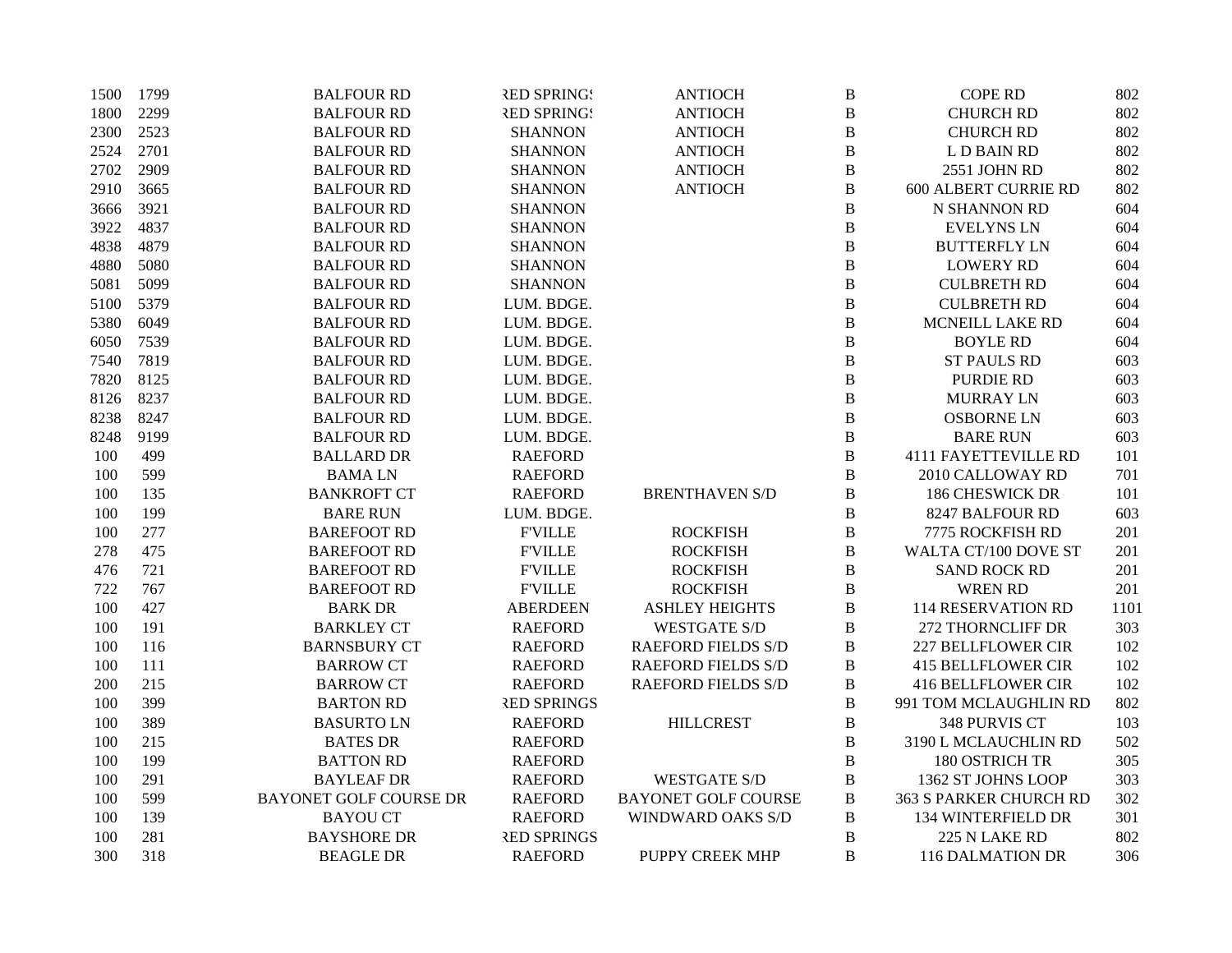| | | | | | | | |
|---|---|---|---|---|---|---|---|
| 1500 | 1799 | BALFOUR RD | RED SPRINGS | ANTIOCH | B | COPE RD | 802 |
| 1800 | 2299 | BALFOUR RD | RED SPRINGS | ANTIOCH | B | CHURCH RD | 802 |
| 2300 | 2523 | BALFOUR RD | SHANNON | ANTIOCH | B | CHURCH RD | 802 |
| 2524 | 2701 | BALFOUR RD | SHANNON | ANTIOCH | B | L D BAIN RD | 802 |
| 2702 | 2909 | BALFOUR RD | SHANNON | ANTIOCH | B | 2551 JOHN RD | 802 |
| 2910 | 3665 | BALFOUR RD | SHANNON | ANTIOCH | B | 600 ALBERT CURRIE RD | 802 |
| 3666 | 3921 | BALFOUR RD | SHANNON | | B | N SHANNON RD | 604 |
| 3922 | 4837 | BALFOUR RD | SHANNON | | B | EVELYNS LN | 604 |
| 4838 | 4879 | BALFOUR RD | SHANNON | | B | BUTTERFLY LN | 604 |
| 4880 | 5080 | BALFOUR RD | SHANNON | | B | LOWERY RD | 604 |
| 5081 | 5099 | BALFOUR RD | SHANNON | | B | CULBRETH RD | 604 |
| 5100 | 5379 | BALFOUR RD | LUM. BDGE. | | B | CULBRETH RD | 604 |
| 5380 | 6049 | BALFOUR RD | LUM. BDGE. | | B | MCNEILL LAKE RD | 604 |
| 6050 | 7539 | BALFOUR RD | LUM. BDGE. | | B | BOYLE RD | 604 |
| 7540 | 7819 | BALFOUR RD | LUM. BDGE. | | B | ST PAULS RD | 603 |
| 7820 | 8125 | BALFOUR RD | LUM. BDGE. | | B | PURDIE RD | 603 |
| 8126 | 8237 | BALFOUR RD | LUM. BDGE. | | B | MURRAY LN | 603 |
| 8238 | 8247 | BALFOUR RD | LUM. BDGE. | | B | OSBORNE LN | 603 |
| 8248 | 9199 | BALFOUR RD | LUM. BDGE. | | B | BARE RUN | 603 |
| 100 | 499 | BALLARD DR | RAEFORD | | B | 4111 FAYETTEVILLE RD | 101 |
| 100 | 599 | BAMA LN | RAEFORD | | B | 2010 CALLOWAY RD | 701 |
| 100 | 135 | BANKROFT CT | RAEFORD | BRENTHAVEN S/D | B | 186 CHESWICK DR | 101 |
| 100 | 199 | BARE RUN | LUM. BDGE. | | B | 8247 BALFOUR RD | 603 |
| 100 | 277 | BAREFOOT RD | F'VILLE | ROCKFISH | B | 7775 ROCKFISH RD | 201 |
| 278 | 475 | BAREFOOT RD | F'VILLE | ROCKFISH | B | WALTA CT/100 DOVE ST | 201 |
| 476 | 721 | BAREFOOT RD | F'VILLE | ROCKFISH | B | SAND ROCK RD | 201 |
| 722 | 767 | BAREFOOT RD | F'VILLE | ROCKFISH | B | WREN RD | 201 |
| 100 | 427 | BARK DR | ABERDEEN | ASHLEY HEIGHTS | B | 114 RESERVATION RD | 1101 |
| 100 | 191 | BARKLEY CT | RAEFORD | WESTGATE S/D | B | 272 THORNCLIFF DR | 303 |
| 100 | 116 | BARNSBURY CT | RAEFORD | RAEFORD FIELDS S/D | B | 227 BELLFLOWER CIR | 102 |
| 100 | 111 | BARROW CT | RAEFORD | RAEFORD FIELDS S/D | B | 415 BELLFLOWER CIR | 102 |
| 200 | 215 | BARROW CT | RAEFORD | RAEFORD FIELDS S/D | B | 416 BELLFLOWER CIR | 102 |
| 100 | 399 | BARTON RD | RED SPRINGS | | B | 991 TOM MCLAUGHLIN RD | 802 |
| 100 | 389 | BASURTO LN | RAEFORD | HILLCREST | B | 348 PURVIS CT | 103 |
| 100 | 215 | BATES DR | RAEFORD | | B | 3190 L MCLAUCHLIN RD | 502 |
| 100 | 199 | BATTON RD | RAEFORD | | B | 180 OSTRICH TR | 305 |
| 100 | 291 | BAYLEAF DR | RAEFORD | WESTGATE S/D | B | 1362 ST JOHNS LOOP | 303 |
| 100 | 599 | BAYONET GOLF COURSE DR | RAEFORD | BAYONET GOLF COURSE | B | 363 S PARKER CHURCH RD | 302 |
| 100 | 139 | BAYOU CT | RAEFORD | WINDWARD OAKS S/D | B | 134 WINTERFIELD DR | 301 |
| 100 | 281 | BAYSHORE DR | RED SPRINGS | | B | 225 N LAKE RD | 802 |
| 300 | 318 | BEAGLE DR | RAEFORD | PUPPY CREEK MHP | B | 116 DALMATION DR | 306 |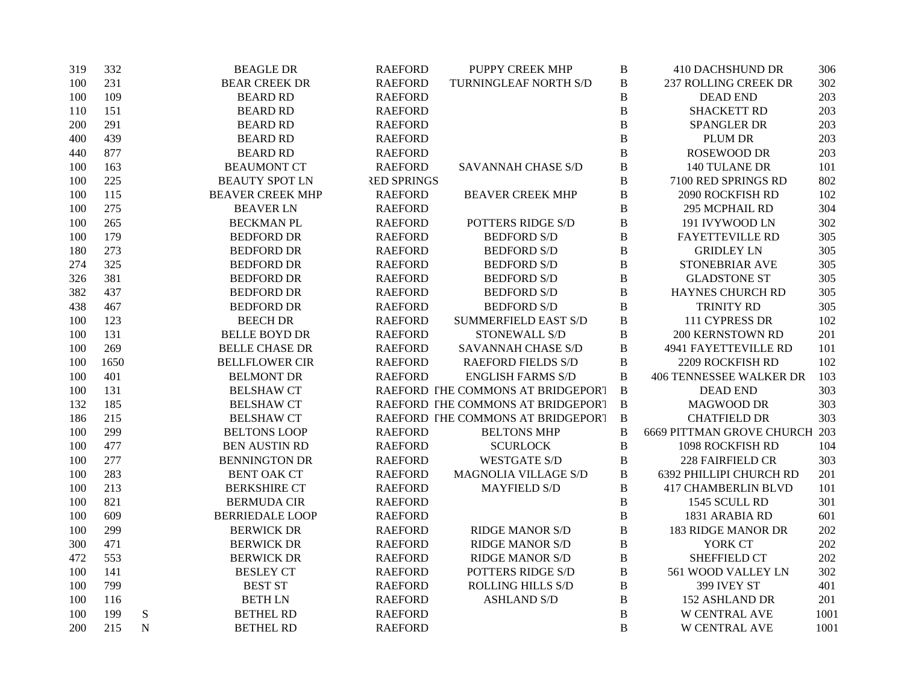| | | | | | | | | |
|---|---|---|---|---|---|---|---|---|
| 319 | 332 | | BEAGLE DR | RAEFORD | PUPPY CREEK MHP | B | 410 DACHSHUND DR | 306 |
| 100 | 231 | | BEAR CREEK DR | RAEFORD | TURNINGLEAF NORTH S/D | B | 237 ROLLING CREEK DR | 302 |
| 100 | 109 | | BEARD RD | RAEFORD | | B | DEAD END | 203 |
| 110 | 151 | | BEARD RD | RAEFORD | | B | SHACKETT RD | 203 |
| 200 | 291 | | BEARD RD | RAEFORD | | B | SPANGLER DR | 203 |
| 400 | 439 | | BEARD RD | RAEFORD | | B | PLUM DR | 203 |
| 440 | 877 | | BEARD RD | RAEFORD | | B | ROSEWOOD DR | 203 |
| 100 | 163 | | BEAUMONT CT | RAEFORD | SAVANNAH CHASE S/D | B | 140 TULANE DR | 101 |
| 100 | 225 | | BEAUTY SPOT LN | RED SPRINGS | | B | 7100 RED SPRINGS RD | 802 |
| 100 | 115 | | BEAVER CREEK MHP | RAEFORD | BEAVER CREEK MHP | B | 2090 ROCKFISH RD | 102 |
| 100 | 275 | | BEAVER LN | RAEFORD | | B | 295 MCPHAIL RD | 304 |
| 100 | 265 | | BECKMAN PL | RAEFORD | POTTERS RIDGE S/D | B | 191 IVYWOOD LN | 302 |
| 100 | 179 | | BEDFORD DR | RAEFORD | BEDFORD S/D | B | FAYETTEVILLE RD | 305 |
| 180 | 273 | | BEDFORD DR | RAEFORD | BEDFORD S/D | B | GRIDLEY LN | 305 |
| 274 | 325 | | BEDFORD DR | RAEFORD | BEDFORD S/D | B | STONEBRIAR AVE | 305 |
| 326 | 381 | | BEDFORD DR | RAEFORD | BEDFORD S/D | B | GLADSTONE ST | 305 |
| 382 | 437 | | BEDFORD DR | RAEFORD | BEDFORD S/D | B | HAYNES CHURCH RD | 305 |
| 438 | 467 | | BEDFORD DR | RAEFORD | BEDFORD S/D | B | TRINITY RD | 305 |
| 100 | 123 | | BEECH DR | RAEFORD | SUMMERFIELD EAST S/D | B | 111 CYPRESS DR | 102 |
| 100 | 131 | | BELLE BOYD DR | RAEFORD | STONEWALL S/D | B | 200 KERNSTOWN RD | 201 |
| 100 | 269 | | BELLE CHASE DR | RAEFORD | SAVANNAH CHASE S/D | B | 4941 FAYETTEVILLE RD | 101 |
| 100 | 1650 | | BELLFLOWER CIR | RAEFORD | RAEFORD FIELDS S/D | B | 2209 ROCKFISH RD | 102 |
| 100 | 401 | | BELMONT DR | RAEFORD | ENGLISH FARMS S/D | B | 406 TENNESSEE WALKER DR | 103 |
| 100 | 131 | | BELSHAW CT | RAEFORD | THE COMMONS AT BRIDGEPORT | B | DEAD END | 303 |
| 132 | 185 | | BELSHAW CT | RAEFORD | THE COMMONS AT BRIDGEPORT | B | MAGWOOD DR | 303 |
| 186 | 215 | | BELSHAW CT | RAEFORD | THE COMMONS AT BRIDGEPORT | B | CHATFIELD DR | 303 |
| 100 | 299 | | BELTONS LOOP | RAEFORD | BELTONS MHP | B | 6669 PITTMAN GROVE CHURCH | 203 |
| 100 | 477 | | BEN AUSTIN RD | RAEFORD | SCURLOCK | B | 1098 ROCKFISH RD | 104 |
| 100 | 277 | | BENNINGTON DR | RAEFORD | WESTGATE S/D | B | 228 FAIRFIELD CR | 303 |
| 100 | 283 | | BENT OAK CT | RAEFORD | MAGNOLIA VILLAGE S/D | B | 6392 PHILLIPI CHURCH RD | 201 |
| 100 | 213 | | BERKSHIRE CT | RAEFORD | MAYFIELD S/D | B | 417 CHAMBERLIN BLVD | 101 |
| 100 | 821 | | BERMUDA CIR | RAEFORD | | B | 1545 SCULL RD | 301 |
| 100 | 609 | | BERRIEDALE LOOP | RAEFORD | | B | 1831 ARABIA RD | 601 |
| 100 | 299 | | BERWICK DR | RAEFORD | RIDGE MANOR S/D | B | 183 RIDGE MANOR DR | 202 |
| 300 | 471 | | BERWICK DR | RAEFORD | RIDGE MANOR S/D | B | YORK CT | 202 |
| 472 | 553 | | BERWICK DR | RAEFORD | RIDGE MANOR S/D | B | SHEFFIELD CT | 202 |
| 100 | 141 | | BESLEY CT | RAEFORD | POTTERS RIDGE S/D | B | 561 WOOD VALLEY LN | 302 |
| 100 | 799 | | BEST ST | RAEFORD | ROLLING HILLS S/D | B | 399 IVEY ST | 401 |
| 100 | 116 | | BETH LN | RAEFORD | ASHLAND S/D | B | 152 ASHLAND DR | 201 |
| 100 | 199 | S | BETHEL RD | RAEFORD | | B | W CENTRAL AVE | 1001 |
| 200 | 215 | N | BETHEL RD | RAEFORD | | B | W CENTRAL AVE | 1001 |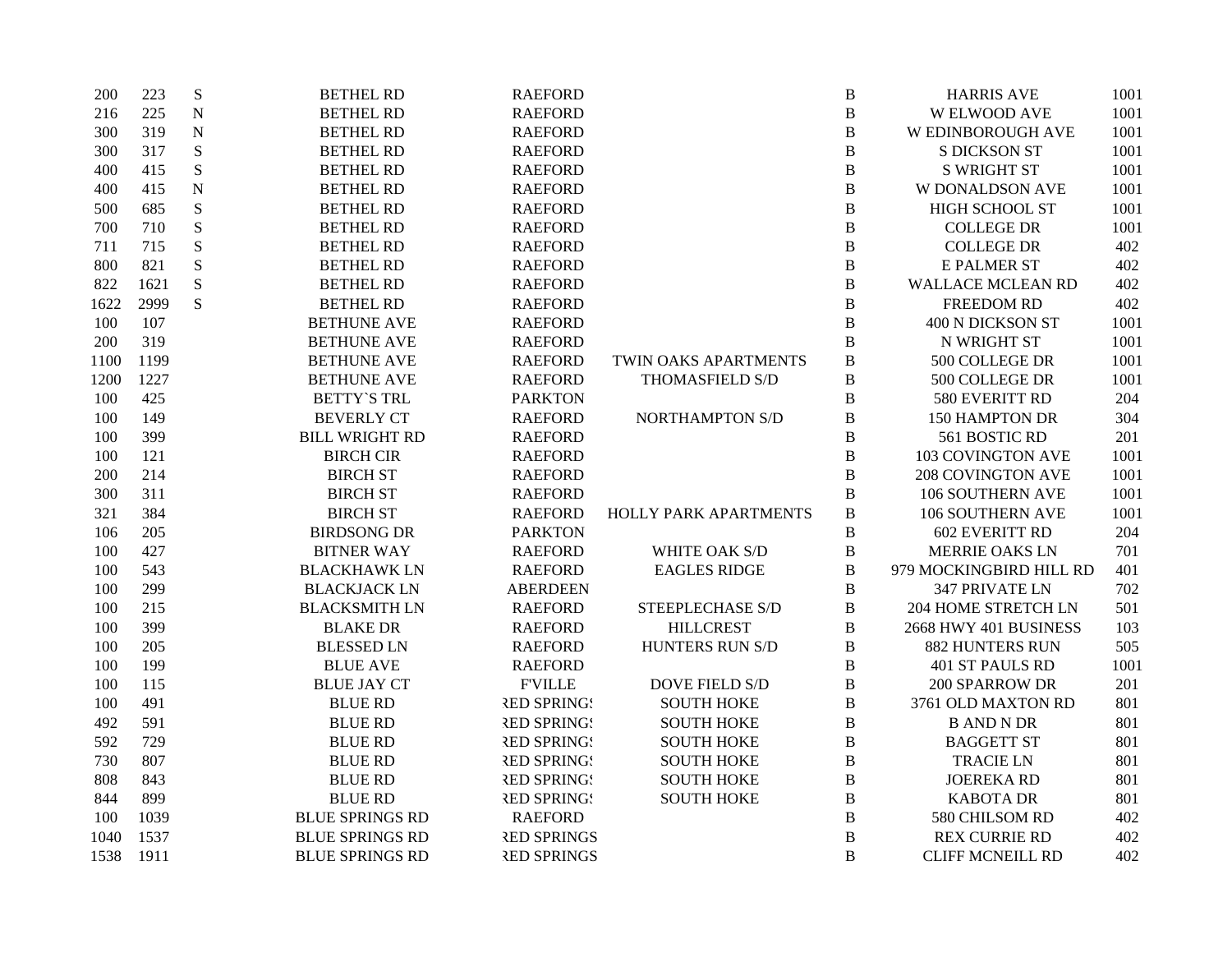| | | | | | | | | |
|---|---|---|---|---|---|---|---|---|
| 200 | 223 | S | BETHEL RD | RAEFORD | | B | HARRIS AVE | 1001 |
| 216 | 225 | N | BETHEL RD | RAEFORD | | B | W ELWOOD AVE | 1001 |
| 300 | 319 | N | BETHEL RD | RAEFORD | | B | W EDINBOROUGH AVE | 1001 |
| 300 | 317 | S | BETHEL RD | RAEFORD | | B | S DICKSON ST | 1001 |
| 400 | 415 | S | BETHEL RD | RAEFORD | | B | S WRIGHT ST | 1001 |
| 400 | 415 | N | BETHEL RD | RAEFORD | | B | W DONALDSON AVE | 1001 |
| 500 | 685 | S | BETHEL RD | RAEFORD | | B | HIGH SCHOOL ST | 1001 |
| 700 | 710 | S | BETHEL RD | RAEFORD | | B | COLLEGE DR | 1001 |
| 711 | 715 | S | BETHEL RD | RAEFORD | | B | COLLEGE DR | 402 |
| 800 | 821 | S | BETHEL RD | RAEFORD | | B | E PALMER ST | 402 |
| 822 | 1621 | S | BETHEL RD | RAEFORD | | B | WALLACE MCLEAN RD | 402 |
| 1622 | 2999 | S | BETHEL RD | RAEFORD | | B | FREEDOM RD | 402 |
| 100 | 107 | | BETHUNE AVE | RAEFORD | | B | 400 N DICKSON ST | 1001 |
| 200 | 319 | | BETHUNE AVE | RAEFORD | | B | N WRIGHT ST | 1001 |
| 1100 | 1199 | | BETHUNE AVE | RAEFORD | TWIN OAKS APARTMENTS | B | 500 COLLEGE DR | 1001 |
| 1200 | 1227 | | BETHUNE AVE | RAEFORD | THOMASFIELD S/D | B | 500 COLLEGE DR | 1001 |
| 100 | 425 | | BETTY`S TRL | PARKTON | | B | 580 EVERITT RD | 204 |
| 100 | 149 | | BEVERLY CT | RAEFORD | NORTHAMPTON S/D | B | 150 HAMPTON DR | 304 |
| 100 | 399 | | BILL WRIGHT RD | RAEFORD | | B | 561 BOSTIC RD | 201 |
| 100 | 121 | | BIRCH CIR | RAEFORD | | B | 103 COVINGTON AVE | 1001 |
| 200 | 214 | | BIRCH ST | RAEFORD | | B | 208 COVINGTON AVE | 1001 |
| 300 | 311 | | BIRCH ST | RAEFORD | | B | 106 SOUTHERN AVE | 1001 |
| 321 | 384 | | BIRCH ST | RAEFORD | HOLLY PARK APARTMENTS | B | 106 SOUTHERN AVE | 1001 |
| 106 | 205 | | BIRDSONG DR | PARKTON | | B | 602 EVERITT RD | 204 |
| 100 | 427 | | BITNER WAY | RAEFORD | WHITE OAK S/D | B | MERRIE OAKS LN | 701 |
| 100 | 543 | | BLACKHAWK LN | RAEFORD | EAGLES RIDGE | B | 979 MOCKINGBIRD HILL RD | 401 |
| 100 | 299 | | BLACKJACK LN | ABERDEEN | | B | 347 PRIVATE LN | 702 |
| 100 | 215 | | BLACKSMITH LN | RAEFORD | STEEPLECHASE S/D | B | 204 HOME STRETCH LN | 501 |
| 100 | 399 | | BLAKE DR | RAEFORD | HILLCREST | B | 2668 HWY 401 BUSINESS | 103 |
| 100 | 205 | | BLESSED LN | RAEFORD | HUNTERS RUN S/D | B | 882 HUNTERS RUN | 505 |
| 100 | 199 | | BLUE AVE | RAEFORD | | B | 401 ST PAULS RD | 1001 |
| 100 | 115 | | BLUE JAY CT | F'VILLE | DOVE FIELD S/D | B | 200 SPARROW DR | 201 |
| 100 | 491 | | BLUE RD | RED SPRINGS | SOUTH HOKE | B | 3761 OLD MAXTON RD | 801 |
| 492 | 591 | | BLUE RD | RED SPRINGS | SOUTH HOKE | B | B AND N DR | 801 |
| 592 | 729 | | BLUE RD | RED SPRINGS | SOUTH HOKE | B | BAGGETT ST | 801 |
| 730 | 807 | | BLUE RD | RED SPRINGS | SOUTH HOKE | B | TRACIE LN | 801 |
| 808 | 843 | | BLUE RD | RED SPRINGS | SOUTH HOKE | B | JOEREKA RD | 801 |
| 844 | 899 | | BLUE RD | RED SPRINGS | SOUTH HOKE | B | KABOTA DR | 801 |
| 100 | 1039 | | BLUE SPRINGS RD | RAEFORD | | B | 580 CHILSOM RD | 402 |
| 1040 | 1537 | | BLUE SPRINGS RD | RED SPRINGS | | B | REX CURRIE RD | 402 |
| 1538 | 1911 | | BLUE SPRINGS RD | RED SPRINGS | | B | CLIFF MCNEILL RD | 402 |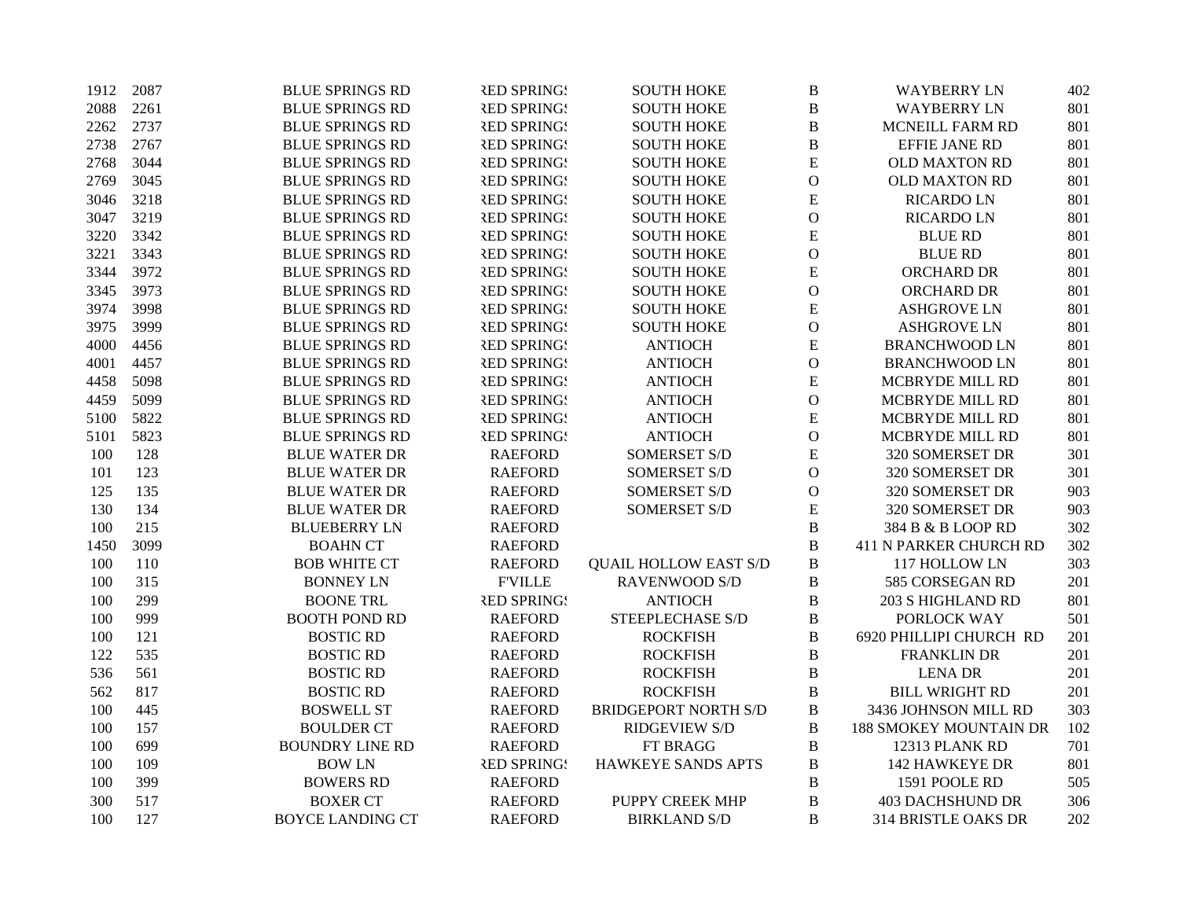| | | | | | | | |
|---|---|---|---|---|---|---|---|
| 1912 | 2087 | BLUE SPRINGS RD | RED SPRINGS | SOUTH HOKE | B | WAYBERRY LN | 402 |
| 2088 | 2261 | BLUE SPRINGS RD | RED SPRINGS | SOUTH HOKE | B | WAYBERRY LN | 801 |
| 2262 | 2737 | BLUE SPRINGS RD | RED SPRINGS | SOUTH HOKE | B | MCNEILL FARM RD | 801 |
| 2738 | 2767 | BLUE SPRINGS RD | RED SPRINGS | SOUTH HOKE | B | EFFIE JANE RD | 801 |
| 2768 | 3044 | BLUE SPRINGS RD | RED SPRINGS | SOUTH HOKE | E | OLD MAXTON RD | 801 |
| 2769 | 3045 | BLUE SPRINGS RD | RED SPRINGS | SOUTH HOKE | O | OLD MAXTON RD | 801 |
| 3046 | 3218 | BLUE SPRINGS RD | RED SPRINGS | SOUTH HOKE | E | RICARDO LN | 801 |
| 3047 | 3219 | BLUE SPRINGS RD | RED SPRINGS | SOUTH HOKE | O | RICARDO LN | 801 |
| 3220 | 3342 | BLUE SPRINGS RD | RED SPRINGS | SOUTH HOKE | E | BLUE RD | 801 |
| 3221 | 3343 | BLUE SPRINGS RD | RED SPRINGS | SOUTH HOKE | O | BLUE RD | 801 |
| 3344 | 3972 | BLUE SPRINGS RD | RED SPRINGS | SOUTH HOKE | E | ORCHARD DR | 801 |
| 3345 | 3973 | BLUE SPRINGS RD | RED SPRINGS | SOUTH HOKE | O | ORCHARD DR | 801 |
| 3974 | 3998 | BLUE SPRINGS RD | RED SPRINGS | SOUTH HOKE | E | ASHGROVE LN | 801 |
| 3975 | 3999 | BLUE SPRINGS RD | RED SPRINGS | SOUTH HOKE | O | ASHGROVE LN | 801 |
| 4000 | 4456 | BLUE SPRINGS RD | RED SPRINGS | ANTIOCH | E | BRANCHWOOD LN | 801 |
| 4001 | 4457 | BLUE SPRINGS RD | RED SPRINGS | ANTIOCH | O | BRANCHWOOD LN | 801 |
| 4458 | 5098 | BLUE SPRINGS RD | RED SPRINGS | ANTIOCH | E | MCBRYDE MILL RD | 801 |
| 4459 | 5099 | BLUE SPRINGS RD | RED SPRINGS | ANTIOCH | O | MCBRYDE MILL RD | 801 |
| 5100 | 5822 | BLUE SPRINGS RD | RED SPRINGS | ANTIOCH | E | MCBRYDE MILL RD | 801 |
| 5101 | 5823 | BLUE SPRINGS RD | RED SPRINGS | ANTIOCH | O | MCBRYDE MILL RD | 801 |
| 100 | 128 | BLUE WATER DR | RAEFORD | SOMERSET S/D | E | 320 SOMERSET DR | 301 |
| 101 | 123 | BLUE WATER DR | RAEFORD | SOMERSET S/D | O | 320 SOMERSET DR | 301 |
| 125 | 135 | BLUE WATER DR | RAEFORD | SOMERSET S/D | O | 320 SOMERSET DR | 903 |
| 130 | 134 | BLUE WATER DR | RAEFORD | SOMERSET S/D | E | 320 SOMERSET DR | 903 |
| 100 | 215 | BLUEBERRY LN | RAEFORD | | B | 384 B & B LOOP RD | 302 |
| 1450 | 3099 | BOAHN CT | RAEFORD | | B | 411 N PARKER CHURCH RD | 302 |
| 100 | 110 | BOB WHITE CT | RAEFORD | QUAIL HOLLOW EAST S/D | B | 117 HOLLOW LN | 303 |
| 100 | 315 | BONNEY LN | F'VILLE | RAVENWOOD S/D | B | 585 CORSEGAN RD | 201 |
| 100 | 299 | BOONE TRL | RED SPRINGS | ANTIOCH | B | 203 S HIGHLAND RD | 801 |
| 100 | 999 | BOOTH POND RD | RAEFORD | STEEPLECHASE S/D | B | PORLOCK WAY | 501 |
| 100 | 121 | BOSTIC RD | RAEFORD | ROCKFISH | B | 6920 PHILLIPI CHURCH RD | 201 |
| 122 | 535 | BOSTIC RD | RAEFORD | ROCKFISH | B | FRANKLIN DR | 201 |
| 536 | 561 | BOSTIC RD | RAEFORD | ROCKFISH | B | LENA DR | 201 |
| 562 | 817 | BOSTIC RD | RAEFORD | ROCKFISH | B | BILL WRIGHT RD | 201 |
| 100 | 445 | BOSWELL ST | RAEFORD | BRIDGEPORT NORTH S/D | B | 3436 JOHNSON MILL RD | 303 |
| 100 | 157 | BOULDER CT | RAEFORD | RIDGEVIEW S/D | B | 188 SMOKEY MOUNTAIN DR | 102 |
| 100 | 699 | BOUNDRY LINE RD | RAEFORD | FT BRAGG | B | 12313 PLANK RD | 701 |
| 100 | 109 | BOW LN | RED SPRINGS | HAWKEYE SANDS APTS | B | 142 HAWKEYE DR | 801 |
| 100 | 399 | BOWERS RD | RAEFORD | | B | 1591 POOLE RD | 505 |
| 300 | 517 | BOXER CT | RAEFORD | PUPPY CREEK MHP | B | 403 DACHSHUND DR | 306 |
| 100 | 127 | BOYCE LANDING CT | RAEFORD | BIRKLAND S/D | B | 314 BRISTLE OAKS DR | 202 |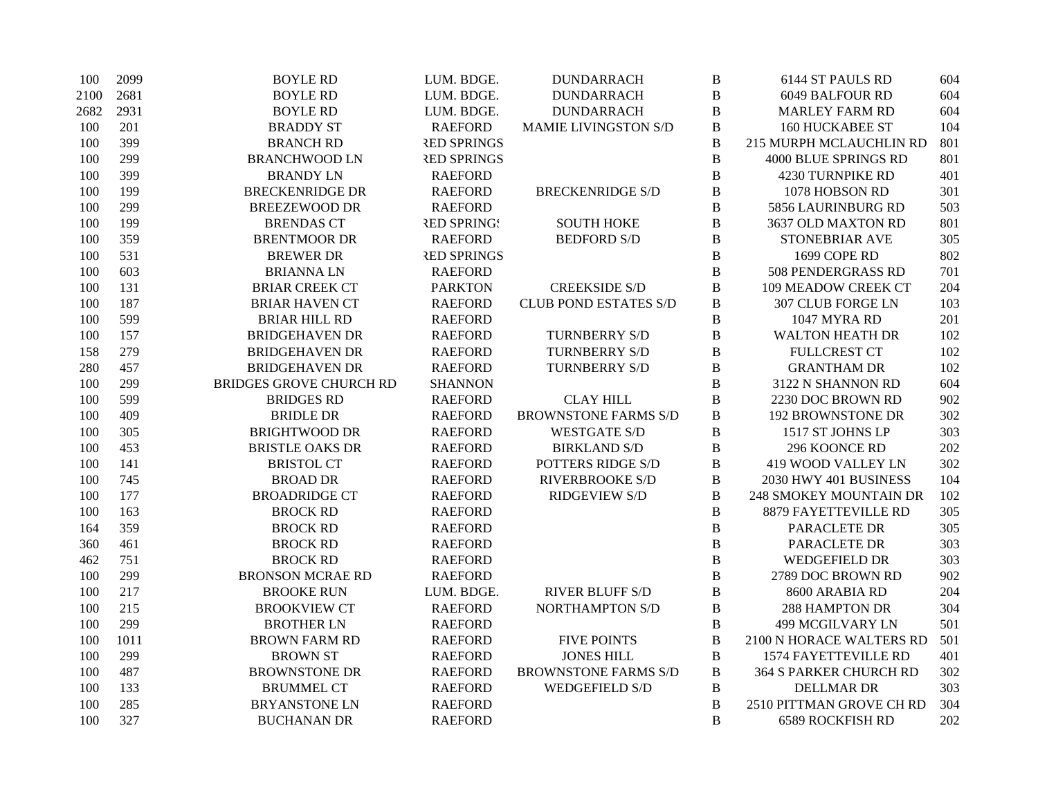| | | | | | | | |
|---|---|---|---|---|---|---|---|
| 100 | 2099 | BOYLE RD | LUM. BDGE. | DUNDARRACH | B | 6144 ST PAULS RD | 604 |
| 2100 | 2681 | BOYLE RD | LUM. BDGE. | DUNDARRACH | B | 6049 BALFOUR RD | 604 |
| 2682 | 2931 | BOYLE RD | LUM. BDGE. | DUNDARRACH | B | MARLEY FARM RD | 604 |
| 100 | 201 | BRADDY ST | RAEFORD | MAMIE LIVINGSTON S/D | B | 160 HUCKABEE ST | 104 |
| 100 | 399 | BRANCH RD | RED SPRINGS | | B | 215 MURPH MCLAUCHLIN RD | 801 |
| 100 | 299 | BRANCHWOOD LN | RED SPRINGS | | B | 4000 BLUE SPRINGS RD | 801 |
| 100 | 399 | BRANDY LN | RAEFORD | | B | 4230 TURNPIKE RD | 401 |
| 100 | 199 | BRECKENRIDGE DR | RAEFORD | BRECKENRIDGE S/D | B | 1078 HOBSON RD | 301 |
| 100 | 299 | BREEZEWOOD DR | RAEFORD | | B | 5856 LAURINBURG RD | 503 |
| 100 | 199 | BRENDAS CT | RED SPRINGS | SOUTH HOKE | B | 3637 OLD MAXTON RD | 801 |
| 100 | 359 | BRENTMOOR DR | RAEFORD | BEDFORD S/D | B | STONEBRIAR AVE | 305 |
| 100 | 531 | BREWER DR | RED SPRINGS | | B | 1699 COPE RD | 802 |
| 100 | 603 | BRIANNA LN | RAEFORD | | B | 508 PENDERGRASS RD | 701 |
| 100 | 131 | BRIAR CREEK CT | PARKTON | CREEKSIDE S/D | B | 109 MEADOW CREEK CT | 204 |
| 100 | 187 | BRIAR HAVEN CT | RAEFORD | CLUB POND ESTATES S/D | B | 307 CLUB FORGE LN | 103 |
| 100 | 599 | BRIAR HILL RD | RAEFORD | | B | 1047 MYRA RD | 201 |
| 100 | 157 | BRIDGEHAVEN DR | RAEFORD | TURNBERRY S/D | B | WALTON HEATH DR | 102 |
| 158 | 279 | BRIDGEHAVEN DR | RAEFORD | TURNBERRY S/D | B | FULLCREST CT | 102 |
| 280 | 457 | BRIDGEHAVEN DR | RAEFORD | TURNBERRY S/D | B | GRANTHAM DR | 102 |
| 100 | 299 | BRIDGES GROVE CHURCH RD | SHANNON | | B | 3122 N SHANNON RD | 604 |
| 100 | 599 | BRIDGES RD | RAEFORD | CLAY HILL | B | 2230 DOC BROWN RD | 902 |
| 100 | 409 | BRIDLE DR | RAEFORD | BROWNSTONE FARMS S/D | B | 192 BROWNSTONE DR | 302 |
| 100 | 305 | BRIGHTWOOD DR | RAEFORD | WESTGATE S/D | B | 1517 ST JOHNS LP | 303 |
| 100 | 453 | BRISTLE OAKS DR | RAEFORD | BIRKLAND S/D | B | 296 KOONCE RD | 202 |
| 100 | 141 | BRISTOL CT | RAEFORD | POTTERS RIDGE S/D | B | 419 WOOD VALLEY LN | 302 |
| 100 | 745 | BROAD DR | RAEFORD | RIVERBROOKE S/D | B | 2030 HWY 401 BUSINESS | 104 |
| 100 | 177 | BROADRIDGE CT | RAEFORD | RIDGEVIEW S/D | B | 248 SMOKEY MOUNTAIN DR | 102 |
| 100 | 163 | BROCK RD | RAEFORD | | B | 8879 FAYETTEVILLE RD | 305 |
| 164 | 359 | BROCK RD | RAEFORD | | B | PARACLETE DR | 305 |
| 360 | 461 | BROCK RD | RAEFORD | | B | PARACLETE DR | 303 |
| 462 | 751 | BROCK RD | RAEFORD | | B | WEDGEFIELD DR | 303 |
| 100 | 299 | BRONSON MCRAE RD | RAEFORD | | B | 2789 DOC BROWN RD | 902 |
| 100 | 217 | BROOKE RUN | LUM. BDGE. | RIVER BLUFF S/D | B | 8600 ARABIA RD | 204 |
| 100 | 215 | BROOKVIEW CT | RAEFORD | NORTHAMPTON S/D | B | 288 HAMPTON DR | 304 |
| 100 | 299 | BROTHER LN | RAEFORD | | B | 499 MCGILVARY LN | 501 |
| 100 | 1011 | BROWN FARM RD | RAEFORD | FIVE POINTS | B | 2100 N HORACE WALTERS RD | 501 |
| 100 | 299 | BROWN ST | RAEFORD | JONES HILL | B | 1574 FAYETTEVILLE RD | 401 |
| 100 | 487 | BROWNSTONE DR | RAEFORD | BROWNSTONE FARMS S/D | B | 364 S PARKER CHURCH RD | 302 |
| 100 | 133 | BRUMMEL CT | RAEFORD | WEDGEFIELD S/D | B | DELLMAR DR | 303 |
| 100 | 285 | BRYANSTONE LN | RAEFORD | | B | 2510 PITTMAN GROVE CH RD | 304 |
| 100 | 327 | BUCHANAN DR | RAEFORD | | B | 6589 ROCKFISH RD | 202 |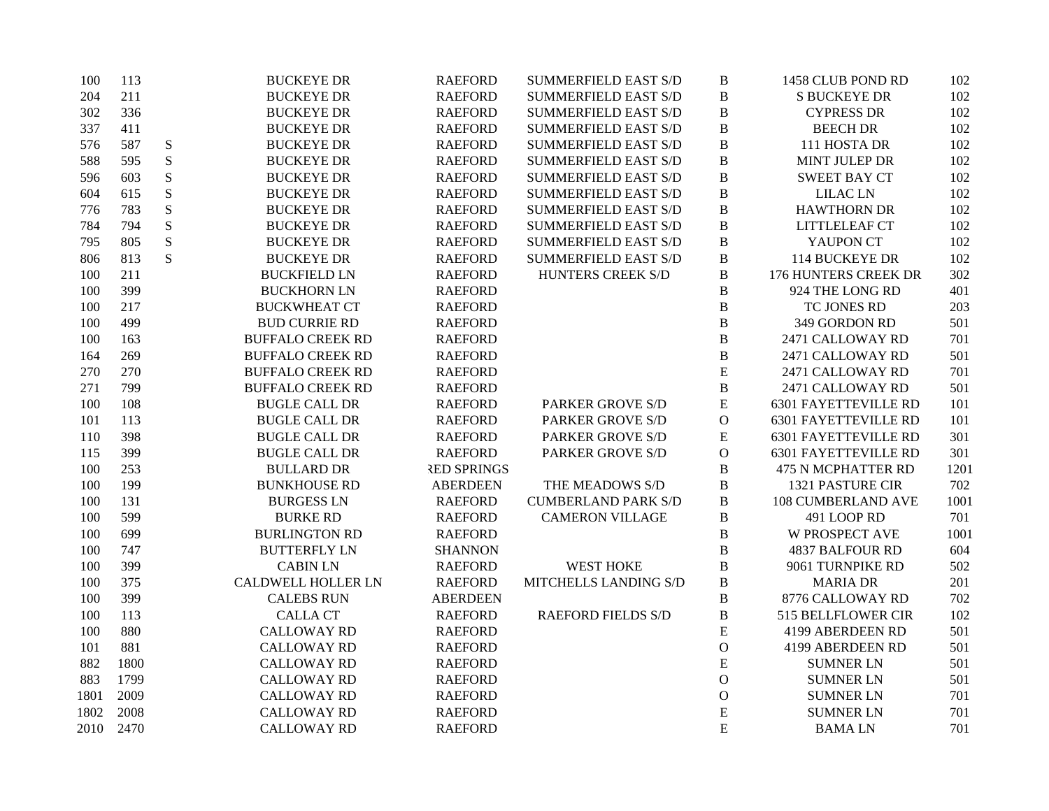| | | | | | | | | |
|---|---|---|---|---|---|---|---|---|
| 100 | 113 | | BUCKEYE DR | RAEFORD | SUMMERFIELD EAST S/D | B | 1458 CLUB POND RD | 102 |
| 204 | 211 | | BUCKEYE DR | RAEFORD | SUMMERFIELD EAST S/D | B | S BUCKEYE DR | 102 |
| 302 | 336 | | BUCKEYE DR | RAEFORD | SUMMERFIELD EAST S/D | B | CYPRESS DR | 102 |
| 337 | 411 | | BUCKEYE DR | RAEFORD | SUMMERFIELD EAST S/D | B | BEECH DR | 102 |
| 576 | 587 | S | BUCKEYE DR | RAEFORD | SUMMERFIELD EAST S/D | B | 111 HOSTA DR | 102 |
| 588 | 595 | S | BUCKEYE DR | RAEFORD | SUMMERFIELD EAST S/D | B | MINT JULEP DR | 102 |
| 596 | 603 | S | BUCKEYE DR | RAEFORD | SUMMERFIELD EAST S/D | B | SWEET BAY CT | 102 |
| 604 | 615 | S | BUCKEYE DR | RAEFORD | SUMMERFIELD EAST S/D | B | LILAC LN | 102 |
| 776 | 783 | S | BUCKEYE DR | RAEFORD | SUMMERFIELD EAST S/D | B | HAWTHORN DR | 102 |
| 784 | 794 | S | BUCKEYE DR | RAEFORD | SUMMERFIELD EAST S/D | B | LITTLELEAF CT | 102 |
| 795 | 805 | S | BUCKEYE DR | RAEFORD | SUMMERFIELD EAST S/D | B | YAUPON CT | 102 |
| 806 | 813 | S | BUCKEYE DR | RAEFORD | SUMMERFIELD EAST S/D | B | 114 BUCKEYE DR | 102 |
| 100 | 211 | | BUCKFIELD LN | RAEFORD | HUNTERS CREEK S/D | B | 176 HUNTERS CREEK DR | 302 |
| 100 | 399 | | BUCKHORN LN | RAEFORD | | B | 924 THE LONG RD | 401 |
| 100 | 217 | | BUCKWHEAT CT | RAEFORD | | B | TC JONES RD | 203 |
| 100 | 499 | | BUD CURRIE RD | RAEFORD | | B | 349 GORDON RD | 501 |
| 100 | 163 | | BUFFALO CREEK RD | RAEFORD | | B | 2471 CALLOWAY RD | 701 |
| 164 | 269 | | BUFFALO CREEK RD | RAEFORD | | B | 2471 CALLOWAY RD | 501 |
| 270 | 270 | | BUFFALO CREEK RD | RAEFORD | | E | 2471 CALLOWAY RD | 701 |
| 271 | 799 | | BUFFALO CREEK RD | RAEFORD | | B | 2471 CALLOWAY RD | 501 |
| 100 | 108 | | BUGLE CALL DR | RAEFORD | PARKER GROVE S/D | E | 6301 FAYETTEVILLE RD | 101 |
| 101 | 113 | | BUGLE CALL DR | RAEFORD | PARKER GROVE S/D | O | 6301 FAYETTEVILLE RD | 101 |
| 110 | 398 | | BUGLE CALL DR | RAEFORD | PARKER GROVE S/D | E | 6301 FAYETTEVILLE RD | 301 |
| 115 | 399 | | BUGLE CALL DR | RAEFORD | PARKER GROVE S/D | O | 6301 FAYETTEVILLE RD | 301 |
| 100 | 253 | | BULLARD DR | RED SPRINGS | | B | 475 N MCPHATTER RD | 1201 |
| 100 | 199 | | BUNKHOUSE RD | ABERDEEN | THE MEADOWS S/D | B | 1321 PASTURE CIR | 702 |
| 100 | 131 | | BURGESS LN | RAEFORD | CUMBERLAND PARK S/D | B | 108 CUMBERLAND AVE | 1001 |
| 100 | 599 | | BURKE RD | RAEFORD | CAMERON VILLAGE | B | 491 LOOP RD | 701 |
| 100 | 699 | | BURLINGTON RD | RAEFORD | | B | W PROSPECT AVE | 1001 |
| 100 | 747 | | BUTTERFLY LN | SHANNON | | B | 4837 BALFOUR RD | 604 |
| 100 | 399 | | CABIN LN | RAEFORD | WEST HOKE | B | 9061 TURNPIKE RD | 502 |
| 100 | 375 | | CALDWELL HOLLER LN | RAEFORD | MITCHELLS LANDING S/D | B | MARIA DR | 201 |
| 100 | 399 | | CALEBS RUN | ABERDEEN | | B | 8776 CALLOWAY RD | 702 |
| 100 | 113 | | CALLA CT | RAEFORD | RAEFORD FIELDS S/D | B | 515 BELLFLOWER CIR | 102 |
| 100 | 880 | | CALLOWAY RD | RAEFORD | | E | 4199 ABERDEEN RD | 501 |
| 101 | 881 | | CALLOWAY RD | RAEFORD | | O | 4199 ABERDEEN RD | 501 |
| 882 | 1800 | | CALLOWAY RD | RAEFORD | | E | SUMNER LN | 501 |
| 883 | 1799 | | CALLOWAY RD | RAEFORD | | O | SUMNER LN | 501 |
| 1801 | 2009 | | CALLOWAY RD | RAEFORD | | O | SUMNER LN | 701 |
| 1802 | 2008 | | CALLOWAY RD | RAEFORD | | E | SUMNER LN | 701 |
| 2010 | 2470 | | CALLOWAY RD | RAEFORD | | E | BAMA LN | 701 |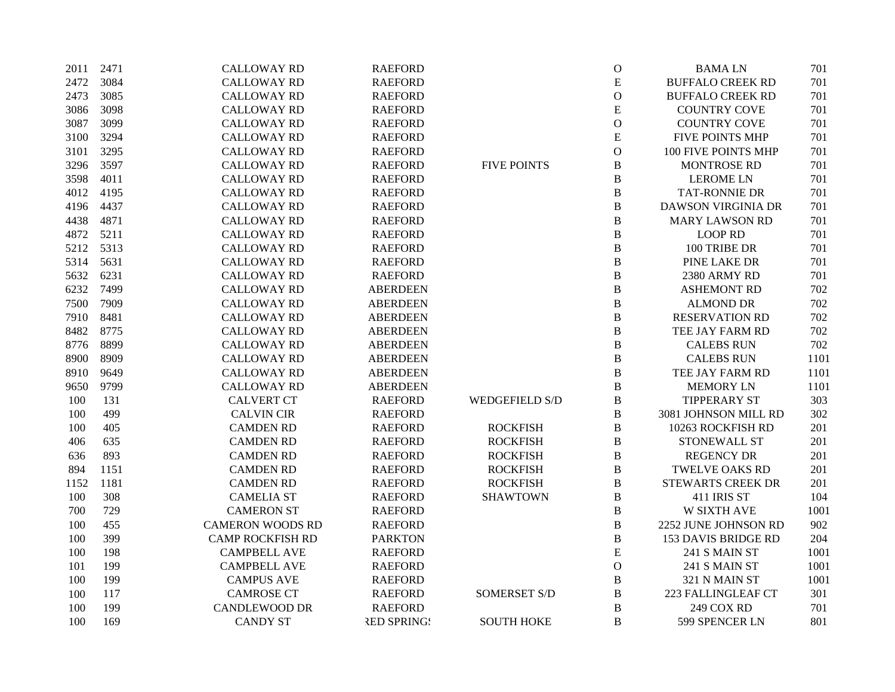| | | | | | | | |
|---|---|---|---|---|---|---|---|
| 2011 | 2471 | CALLOWAY RD | RAEFORD | | O | BAMA LN | 701 |
| 2472 | 3084 | CALLOWAY RD | RAEFORD | | E | BUFFALO CREEK RD | 701 |
| 2473 | 3085 | CALLOWAY RD | RAEFORD | | O | BUFFALO CREEK RD | 701 |
| 3086 | 3098 | CALLOWAY RD | RAEFORD | | E | COUNTRY COVE | 701 |
| 3087 | 3099 | CALLOWAY RD | RAEFORD | | O | COUNTRY COVE | 701 |
| 3100 | 3294 | CALLOWAY RD | RAEFORD | | E | FIVE POINTS MHP | 701 |
| 3101 | 3295 | CALLOWAY RD | RAEFORD | | O | 100 FIVE POINTS MHP | 701 |
| 3296 | 3597 | CALLOWAY RD | RAEFORD | FIVE POINTS | B | MONTROSE RD | 701 |
| 3598 | 4011 | CALLOWAY RD | RAEFORD | | B | LEROME LN | 701 |
| 4012 | 4195 | CALLOWAY RD | RAEFORD | | B | TAT-RONNIE DR | 701 |
| 4196 | 4437 | CALLOWAY RD | RAEFORD | | B | DAWSON VIRGINIA DR | 701 |
| 4438 | 4871 | CALLOWAY RD | RAEFORD | | B | MARY LAWSON RD | 701 |
| 4872 | 5211 | CALLOWAY RD | RAEFORD | | B | LOOP RD | 701 |
| 5212 | 5313 | CALLOWAY RD | RAEFORD | | B | 100 TRIBE DR | 701 |
| 5314 | 5631 | CALLOWAY RD | RAEFORD | | B | PINE LAKE DR | 701 |
| 5632 | 6231 | CALLOWAY RD | RAEFORD | | B | 2380 ARMY RD | 701 |
| 6232 | 7499 | CALLOWAY RD | ABERDEEN | | B | ASHEMONT RD | 702 |
| 7500 | 7909 | CALLOWAY RD | ABERDEEN | | B | ALMOND DR | 702 |
| 7910 | 8481 | CALLOWAY RD | ABERDEEN | | B | RESERVATION RD | 702 |
| 8482 | 8775 | CALLOWAY RD | ABERDEEN | | B | TEE JAY FARM RD | 702 |
| 8776 | 8899 | CALLOWAY RD | ABERDEEN | | B | CALEBS RUN | 702 |
| 8900 | 8909 | CALLOWAY RD | ABERDEEN | | B | CALEBS RUN | 1101 |
| 8910 | 9649 | CALLOWAY RD | ABERDEEN | | B | TEE JAY FARM RD | 1101 |
| 9650 | 9799 | CALLOWAY RD | ABERDEEN | | B | MEMORY LN | 1101 |
| 100 | 131 | CALVERT CT | RAEFORD | WEDGEFIELD S/D | B | TIPPERARY ST | 303 |
| 100 | 499 | CALVIN CIR | RAEFORD | | B | 3081 JOHNSON MILL RD | 302 |
| 100 | 405 | CAMDEN RD | RAEFORD | ROCKFISH | B | 10263 ROCKFISH RD | 201 |
| 406 | 635 | CAMDEN RD | RAEFORD | ROCKFISH | B | STONEWALL ST | 201 |
| 636 | 893 | CAMDEN RD | RAEFORD | ROCKFISH | B | REGENCY DR | 201 |
| 894 | 1151 | CAMDEN RD | RAEFORD | ROCKFISH | B | TWELVE OAKS RD | 201 |
| 1152 | 1181 | CAMDEN RD | RAEFORD | ROCKFISH | B | STEWARTS CREEK DR | 201 |
| 100 | 308 | CAMELIA ST | RAEFORD | SHAWTOWN | B | 411 IRIS ST | 104 |
| 700 | 729 | CAMERON ST | RAEFORD | | B | W SIXTH AVE | 1001 |
| 100 | 455 | CAMERON WOODS RD | RAEFORD | | B | 2252 JUNE JOHNSON RD | 902 |
| 100 | 399 | CAMP ROCKFISH RD | PARKTON | | B | 153 DAVIS BRIDGE RD | 204 |
| 100 | 198 | CAMPBELL AVE | RAEFORD | | E | 241 S MAIN ST | 1001 |
| 101 | 199 | CAMPBELL AVE | RAEFORD | | O | 241 S MAIN ST | 1001 |
| 100 | 199 | CAMPUS AVE | RAEFORD | | B | 321 N MAIN ST | 1001 |
| 100 | 117 | CAMROSE CT | RAEFORD | SOMERSET S/D | B | 223 FALLINGLEAF CT | 301 |
| 100 | 199 | CANDLEWOOD DR | RAEFORD | | B | 249 COX RD | 701 |
| 100 | 169 | CANDY ST | RED SPRINGS | SOUTH HOKE | B | 599 SPENCER LN | 801 |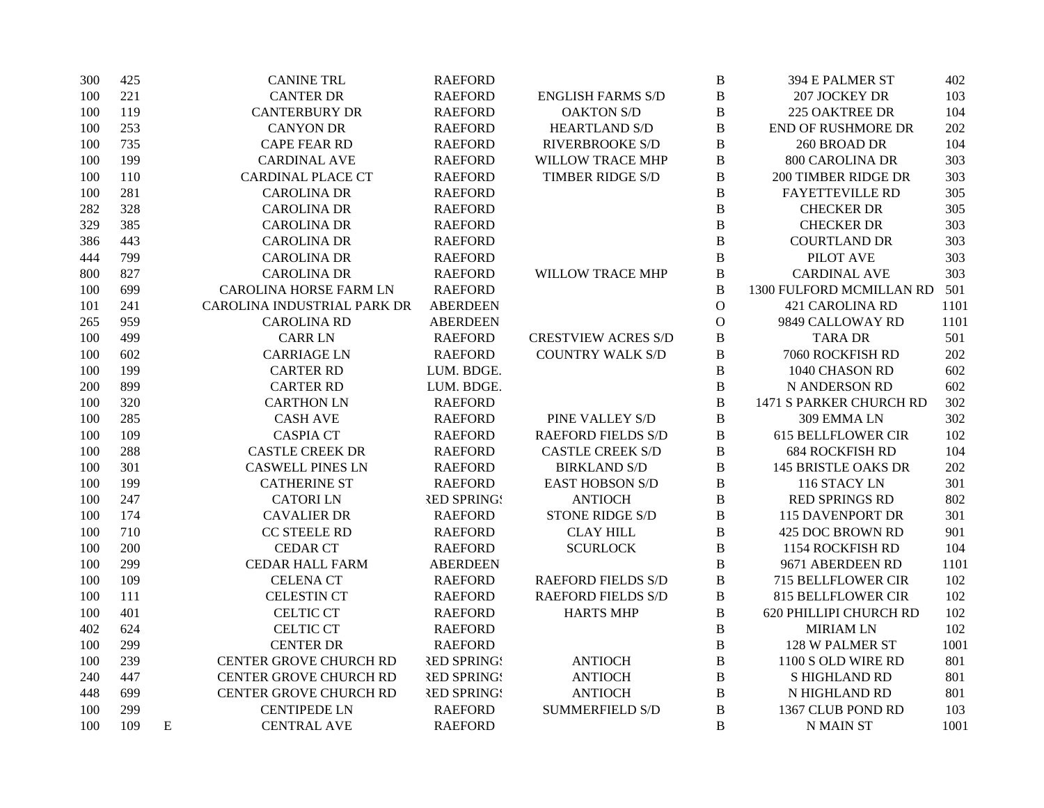| | | | | | | | | |
|---|---|---|---|---|---|---|---|---|
| 300 | 425 | | CANINE TRL | RAEFORD | | B | 394 E PALMER ST | 402 |
| 100 | 221 | | CANTER DR | RAEFORD | ENGLISH FARMS S/D | B | 207 JOCKEY DR | 103 |
| 100 | 119 | | CANTERBURY DR | RAEFORD | OAKTON S/D | B | 225 OAKTREE DR | 104 |
| 100 | 253 | | CANYON DR | RAEFORD | HEARTLAND S/D | B | END OF RUSHMORE DR | 202 |
| 100 | 735 | | CAPE FEAR RD | RAEFORD | RIVERBROOKE S/D | B | 260 BROAD DR | 104 |
| 100 | 199 | | CARDINAL AVE | RAEFORD | WILLOW TRACE MHP | B | 800 CAROLINA DR | 303 |
| 100 | 110 | | CARDINAL PLACE CT | RAEFORD | TIMBER RIDGE S/D | B | 200 TIMBER RIDGE DR | 303 |
| 100 | 281 | | CAROLINA DR | RAEFORD | | B | FAYETTEVILLE RD | 305 |
| 282 | 328 | | CAROLINA DR | RAEFORD | | B | CHECKER DR | 305 |
| 329 | 385 | | CAROLINA DR | RAEFORD | | B | CHECKER DR | 303 |
| 386 | 443 | | CAROLINA DR | RAEFORD | | B | COURTLAND DR | 303 |
| 444 | 799 | | CAROLINA DR | RAEFORD | | B | PILOT AVE | 303 |
| 800 | 827 | | CAROLINA DR | RAEFORD | WILLOW TRACE MHP | B | CARDINAL AVE | 303 |
| 100 | 699 | | CAROLINA HORSE FARM LN | RAEFORD | | B | 1300 FULFORD MCMILLAN RD | 501 |
| 101 | 241 | | CAROLINA INDUSTRIAL PARK DR | ABERDEEN | | O | 421 CAROLINA RD | 1101 |
| 265 | 959 | | CAROLINA RD | ABERDEEN | | O | 9849 CALLOWAY RD | 1101 |
| 100 | 499 | | CARR LN | RAEFORD | CRESTVIEW ACRES S/D | B | TARA DR | 501 |
| 100 | 602 | | CARRIAGE LN | RAEFORD | COUNTRY WALK S/D | B | 7060 ROCKFISH RD | 202 |
| 100 | 199 | | CARTER RD | LUM. BDGE. | | B | 1040 CHASON RD | 602 |
| 200 | 899 | | CARTER RD | LUM. BDGE. | | B | N ANDERSON RD | 602 |
| 100 | 320 | | CARTHON LN | RAEFORD | | B | 1471 S PARKER CHURCH RD | 302 |
| 100 | 285 | | CASH AVE | RAEFORD | PINE VALLEY S/D | B | 309 EMMA LN | 302 |
| 100 | 109 | | CASPIA CT | RAEFORD | RAEFORD FIELDS S/D | B | 615 BELLFLOWER CIR | 102 |
| 100 | 288 | | CASTLE CREEK DR | RAEFORD | CASTLE CREEK S/D | B | 684 ROCKFISH RD | 104 |
| 100 | 301 | | CASWELL PINES LN | RAEFORD | BIRKLAND S/D | B | 145 BRISTLE OAKS DR | 202 |
| 100 | 199 | | CATHERINE ST | RAEFORD | EAST HOBSON S/D | B | 116 STACY LN | 301 |
| 100 | 247 | | CATORI LN | RED SPRINGS | ANTIOCH | B | RED SPRINGS RD | 802 |
| 100 | 174 | | CAVALIER DR | RAEFORD | STONE RIDGE S/D | B | 115 DAVENPORT DR | 301 |
| 100 | 710 | | CC STEELE RD | RAEFORD | CLAY HILL | B | 425 DOC BROWN RD | 901 |
| 100 | 200 | | CEDAR CT | RAEFORD | SCURLOCK | B | 1154 ROCKFISH RD | 104 |
| 100 | 299 | | CEDAR HALL FARM | ABERDEEN | | B | 9671 ABERDEEN RD | 1101 |
| 100 | 109 | | CELENA CT | RAEFORD | RAEFORD FIELDS S/D | B | 715 BELLFLOWER CIR | 102 |
| 100 | 111 | | CELESTIN CT | RAEFORD | RAEFORD FIELDS S/D | B | 815 BELLFLOWER CIR | 102 |
| 100 | 401 | | CELTIC CT | RAEFORD | HARTS MHP | B | 620 PHILLIPI CHURCH RD | 102 |
| 402 | 624 | | CELTIC CT | RAEFORD | | B | MIRIAM LN | 102 |
| 100 | 299 | | CENTER DR | RAEFORD | | B | 128 W PALMER ST | 1001 |
| 100 | 239 | | CENTER GROVE CHURCH RD | RED SPRINGS | ANTIOCH | B | 1100 S OLD WIRE RD | 801 |
| 240 | 447 | | CENTER GROVE CHURCH RD | RED SPRINGS | ANTIOCH | B | S HIGHLAND RD | 801 |
| 448 | 699 | | CENTER GROVE CHURCH RD | RED SPRINGS | ANTIOCH | B | N HIGHLAND RD | 801 |
| 100 | 299 | | CENTIPEDE LN | RAEFORD | SUMMERFIELD S/D | B | 1367 CLUB POND RD | 103 |
| 100 | 109 | E | CENTRAL AVE | RAEFORD | | B | N MAIN ST | 1001 |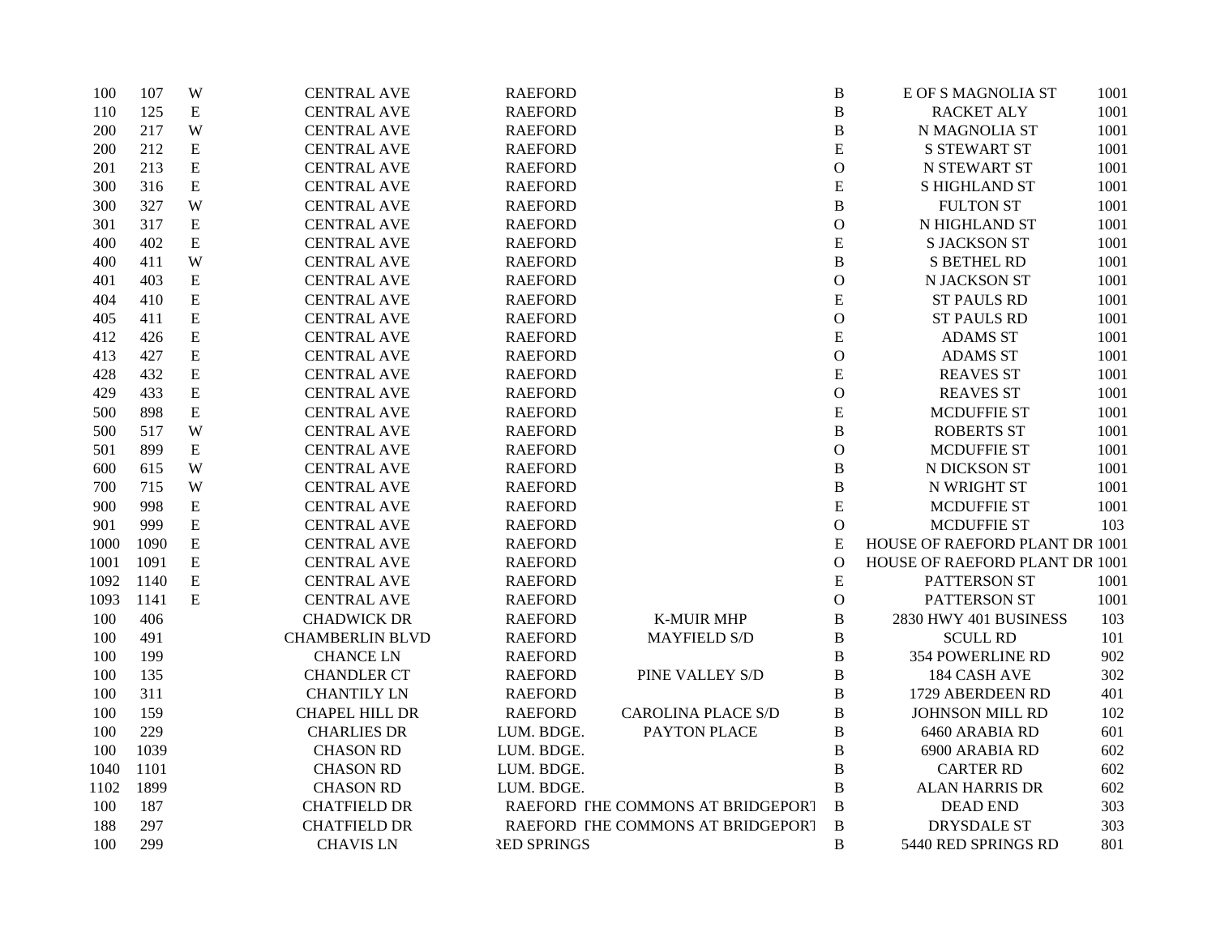| | | | | | | | | |
|---|---|---|---|---|---|---|---|---|
| 100 | 107 | W | CENTRAL AVE | RAEFORD | | B | E OF S MAGNOLIA ST | 1001 |
| 110 | 125 | E | CENTRAL AVE | RAEFORD | | B | RACKET ALY | 1001 |
| 200 | 217 | W | CENTRAL AVE | RAEFORD | | B | N MAGNOLIA ST | 1001 |
| 200 | 212 | E | CENTRAL AVE | RAEFORD | | E | S STEWART ST | 1001 |
| 201 | 213 | E | CENTRAL AVE | RAEFORD | | O | N STEWART ST | 1001 |
| 300 | 316 | E | CENTRAL AVE | RAEFORD | | E | S HIGHLAND ST | 1001 |
| 300 | 327 | W | CENTRAL AVE | RAEFORD | | B | FULTON ST | 1001 |
| 301 | 317 | E | CENTRAL AVE | RAEFORD | | O | N HIGHLAND ST | 1001 |
| 400 | 402 | E | CENTRAL AVE | RAEFORD | | E | S JACKSON ST | 1001 |
| 400 | 411 | W | CENTRAL AVE | RAEFORD | | B | S BETHEL RD | 1001 |
| 401 | 403 | E | CENTRAL AVE | RAEFORD | | O | N JACKSON ST | 1001 |
| 404 | 410 | E | CENTRAL AVE | RAEFORD | | E | ST PAULS RD | 1001 |
| 405 | 411 | E | CENTRAL AVE | RAEFORD | | O | ST PAULS RD | 1001 |
| 412 | 426 | E | CENTRAL AVE | RAEFORD | | E | ADAMS ST | 1001 |
| 413 | 427 | E | CENTRAL AVE | RAEFORD | | O | ADAMS ST | 1001 |
| 428 | 432 | E | CENTRAL AVE | RAEFORD | | E | REAVES ST | 1001 |
| 429 | 433 | E | CENTRAL AVE | RAEFORD | | O | REAVES ST | 1001 |
| 500 | 898 | E | CENTRAL AVE | RAEFORD | | E | MCDUFFIE ST | 1001 |
| 500 | 517 | W | CENTRAL AVE | RAEFORD | | B | ROBERTS ST | 1001 |
| 501 | 899 | E | CENTRAL AVE | RAEFORD | | O | MCDUFFIE ST | 1001 |
| 600 | 615 | W | CENTRAL AVE | RAEFORD | | B | N DICKSON ST | 1001 |
| 700 | 715 | W | CENTRAL AVE | RAEFORD | | B | N WRIGHT ST | 1001 |
| 900 | 998 | E | CENTRAL AVE | RAEFORD | | E | MCDUFFIE ST | 1001 |
| 901 | 999 | E | CENTRAL AVE | RAEFORD | | O | MCDUFFIE ST | 103 |
| 1000 | 1090 | E | CENTRAL AVE | RAEFORD | | E | HOUSE OF RAEFORD PLANT DR | 1001 |
| 1001 | 1091 | E | CENTRAL AVE | RAEFORD | | O | HOUSE OF RAEFORD PLANT DR | 1001 |
| 1092 | 1140 | E | CENTRAL AVE | RAEFORD | | E | PATTERSON ST | 1001 |
| 1093 | 1141 | E | CENTRAL AVE | RAEFORD | | O | PATTERSON ST | 1001 |
| 100 | 406 | | CHADWICK DR | RAEFORD | K-MUIR MHP | B | 2830 HWY 401 BUSINESS | 103 |
| 100 | 491 | | CHAMBERLIN BLVD | RAEFORD | MAYFIELD S/D | B | SCULL RD | 101 |
| 100 | 199 | | CHANCE LN | RAEFORD | | B | 354 POWERLINE RD | 902 |
| 100 | 135 | | CHANDLER CT | RAEFORD | PINE VALLEY S/D | B | 184 CASH AVE | 302 |
| 100 | 311 | | CHANTILY LN | RAEFORD | | B | 1729 ABERDEEN RD | 401 |
| 100 | 159 | | CHAPEL HILL DR | RAEFORD | CAROLINA PLACE S/D | B | JOHNSON MILL RD | 102 |
| 100 | 229 | | CHARLIES DR | LUM. BDGE. | PAYTON PLACE | B | 6460 ARABIA RD | 601 |
| 100 | 1039 | | CHASON RD | LUM. BDGE. | | B | 6900 ARABIA RD | 602 |
| 1040 | 1101 | | CHASON RD | LUM. BDGE. | | B | CARTER RD | 602 |
| 1102 | 1899 | | CHASON RD | LUM. BDGE. | | B | ALAN HARRIS DR | 602 |
| 100 | 187 | | CHATFIELD DR | RAEFORD | THE COMMONS AT BRIDGEPORT | B | DEAD END | 303 |
| 188 | 297 | | CHATFIELD DR | RAEFORD | THE COMMONS AT BRIDGEPORT | B | DRYSDALE ST | 303 |
| 100 | 299 | | CHAVIS LN | RED SPRINGS | | B | 5440 RED SPRINGS RD | 801 |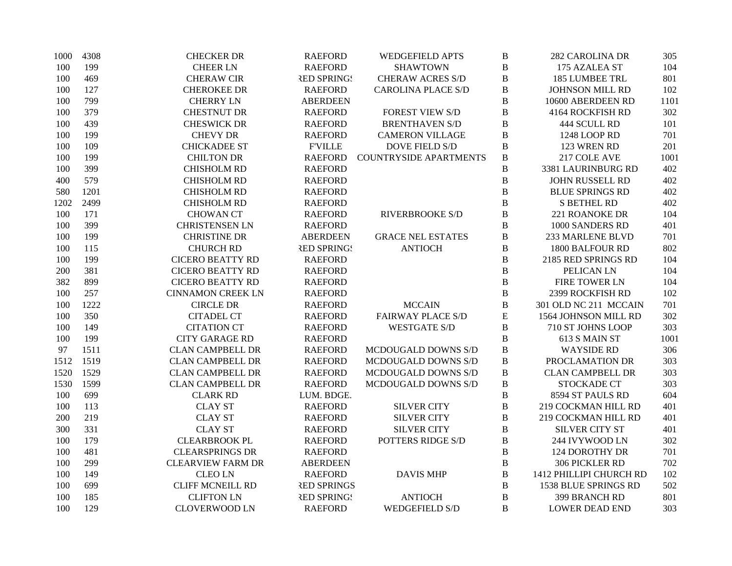| | | | | | | | |
|---|---|---|---|---|---|---|---|
| 1000 | 4308 | CHECKER DR | RAEFORD | WEDGEFIELD APTS | B | 282 CAROLINA DR | 305 |
| 100 | 199 | CHEER LN | RAEFORD | SHAWTOWN | B | 175 AZALEA ST | 104 |
| 100 | 469 | CHERAW CIR | RED SPRINGS | CHERAW ACRES S/D | B | 185 LUMBEE TRL | 801 |
| 100 | 127 | CHEROKEE DR | RAEFORD | CAROLINA PLACE S/D | B | JOHNSON MILL RD | 102 |
| 100 | 799 | CHERRY LN | ABERDEEN | | B | 10600 ABERDEEN RD | 1101 |
| 100 | 379 | CHESTNUT DR | RAEFORD | FOREST VIEW S/D | B | 4164 ROCKFISH RD | 302 |
| 100 | 439 | CHESWICK DR | RAEFORD | BRENTHAVEN S/D | B | 444 SCULL RD | 101 |
| 100 | 199 | CHEVY DR | RAEFORD | CAMERON VILLAGE | B | 1248 LOOP RD | 701 |
| 100 | 109 | CHICKADEE ST | F'VILLE | DOVE FIELD S/D | B | 123 WREN RD | 201 |
| 100 | 199 | CHILTON DR | RAEFORD | COUNTRYSIDE APARTMENTS | B | 217 COLE AVE | 1001 |
| 100 | 399 | CHISHOLM RD | RAEFORD | | B | 3381 LAURINBURG RD | 402 |
| 400 | 579 | CHISHOLM RD | RAEFORD | | B | JOHN RUSSELL RD | 402 |
| 580 | 1201 | CHISHOLM RD | RAEFORD | | B | BLUE SPRINGS RD | 402 |
| 1202 | 2499 | CHISHOLM RD | RAEFORD | | B | S BETHEL RD | 402 |
| 100 | 171 | CHOWAN CT | RAEFORD | RIVERBROOKE S/D | B | 221 ROANOKE DR | 104 |
| 100 | 399 | CHRISTENSEN LN | RAEFORD | | B | 1000 SANDERS RD | 401 |
| 100 | 199 | CHRISTINE DR | ABERDEEN | GRACE NEL ESTATES | B | 233 MARLENE BLVD | 701 |
| 100 | 115 | CHURCH RD | RED SPRINGS | ANTIOCH | B | 1800 BALFOUR RD | 802 |
| 100 | 199 | CICERO BEATTY RD | RAEFORD | | B | 2185 RED SPRINGS RD | 104 |
| 200 | 381 | CICERO BEATTY RD | RAEFORD | | B | PELICAN LN | 104 |
| 382 | 899 | CICERO BEATTY RD | RAEFORD | | B | FIRE TOWER LN | 104 |
| 100 | 257 | CINNAMON CREEK LN | RAEFORD | | B | 2399 ROCKFISH RD | 102 |
| 100 | 1222 | CIRCLE DR | RAEFORD | MCCAIN | B | 301 OLD NC 211 MCCAIN | 701 |
| 100 | 350 | CITADEL CT | RAEFORD | FAIRWAY PLACE S/D | E | 1564 JOHNSON MILL RD | 302 |
| 100 | 149 | CITATION CT | RAEFORD | WESTGATE S/D | B | 710 ST JOHNS LOOP | 303 |
| 100 | 199 | CITY GARAGE RD | RAEFORD | | B | 613 S MAIN ST | 1001 |
| 97 | 1511 | CLAN CAMPBELL DR | RAEFORD | MCDOUGALD DOWNS S/D | B | WAYSIDE RD | 306 |
| 1512 | 1519 | CLAN CAMPBELL DR | RAEFORD | MCDOUGALD DOWNS S/D | B | PROCLAMATION DR | 303 |
| 1520 | 1529 | CLAN CAMPBELL DR | RAEFORD | MCDOUGALD DOWNS S/D | B | CLAN CAMPBELL DR | 303 |
| 1530 | 1599 | CLAN CAMPBELL DR | RAEFORD | MCDOUGALD DOWNS S/D | B | STOCKADE CT | 303 |
| 100 | 699 | CLARK RD | LUM. BDGE. | | B | 8594 ST PAULS RD | 604 |
| 100 | 113 | CLAY ST | RAEFORD | SILVER CITY | B | 219 COCKMAN HILL RD | 401 |
| 200 | 219 | CLAY ST | RAEFORD | SILVER CITY | B | 219 COCKMAN HILL RD | 401 |
| 300 | 331 | CLAY ST | RAEFORD | SILVER CITY | B | SILVER CITY ST | 401 |
| 100 | 179 | CLEARBROOK PL | RAEFORD | POTTERS RIDGE S/D | B | 244 IVYWOOD LN | 302 |
| 100 | 481 | CLEARSPRINGS DR | RAEFORD | | B | 124 DOROTHY DR | 701 |
| 100 | 299 | CLEARVIEW FARM DR | ABERDEEN | | B | 306 PICKLER RD | 702 |
| 100 | 149 | CLEO LN | RAEFORD | DAVIS MHP | B | 1412 PHILLIPI CHURCH RD | 102 |
| 100 | 699 | CLIFF MCNEILL RD | RED SPRINGS | | B | 1538 BLUE SPRINGS RD | 502 |
| 100 | 185 | CLIFTON LN | RED SPRINGS | ANTIOCH | B | 399 BRANCH RD | 801 |
| 100 | 129 | CLOVERWOOD LN | RAEFORD | WEDGEFIELD S/D | B | LOWER DEAD END | 303 |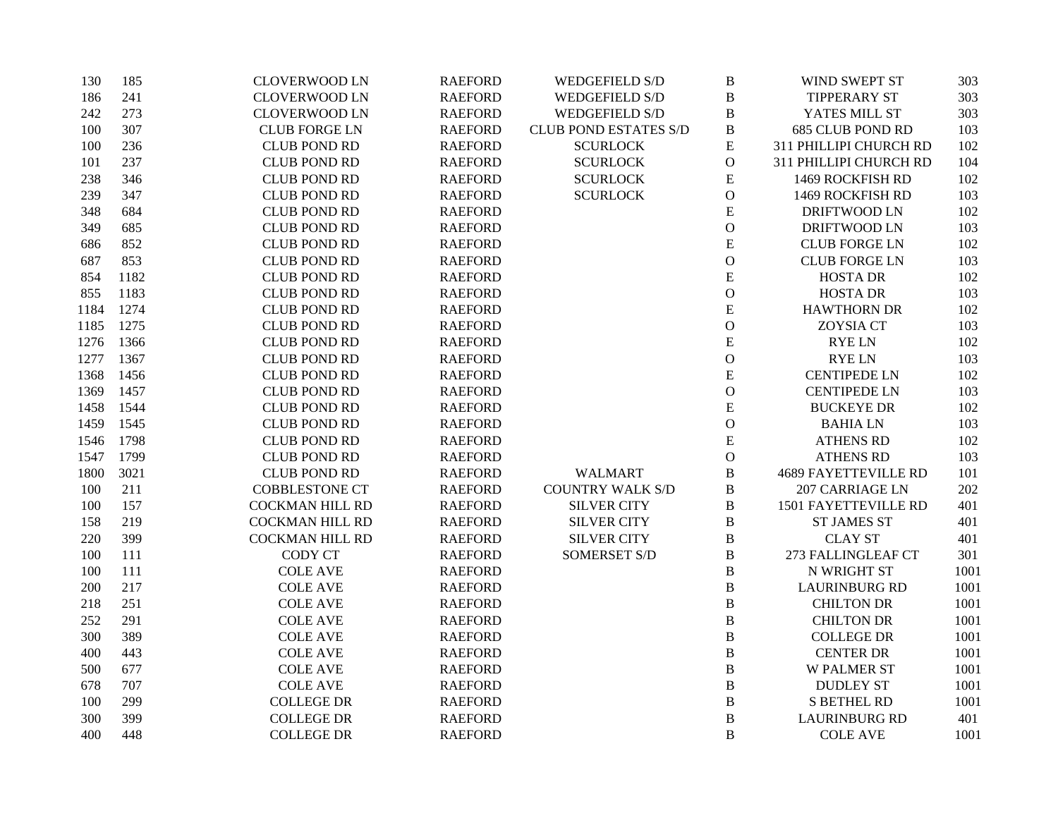| | | | | | | | |
|---|---|---|---|---|---|---|---|
| 130 | 185 | CLOVERWOOD LN | RAEFORD | WEDGEFIELD S/D | B | WIND SWEPT ST | 303 |
| 186 | 241 | CLOVERWOOD LN | RAEFORD | WEDGEFIELD S/D | B | TIPPERARY ST | 303 |
| 242 | 273 | CLOVERWOOD LN | RAEFORD | WEDGEFIELD S/D | B | YATES MILL ST | 303 |
| 100 | 307 | CLUB FORGE LN | RAEFORD | CLUB POND ESTATES S/D | B | 685 CLUB POND RD | 103 |
| 100 | 236 | CLUB POND RD | RAEFORD | SCURLOCK | E | 311 PHILLIPI CHURCH RD | 102 |
| 101 | 237 | CLUB POND RD | RAEFORD | SCURLOCK | O | 311 PHILLIPI CHURCH RD | 104 |
| 238 | 346 | CLUB POND RD | RAEFORD | SCURLOCK | E | 1469 ROCKFISH RD | 102 |
| 239 | 347 | CLUB POND RD | RAEFORD | SCURLOCK | O | 1469 ROCKFISH RD | 103 |
| 348 | 684 | CLUB POND RD | RAEFORD | | E | DRIFTWOOD LN | 102 |
| 349 | 685 | CLUB POND RD | RAEFORD | | O | DRIFTWOOD LN | 103 |
| 686 | 852 | CLUB POND RD | RAEFORD | | E | CLUB FORGE LN | 102 |
| 687 | 853 | CLUB POND RD | RAEFORD | | O | CLUB FORGE LN | 103 |
| 854 | 1182 | CLUB POND RD | RAEFORD | | E | HOSTA DR | 102 |
| 855 | 1183 | CLUB POND RD | RAEFORD | | O | HOSTA DR | 103 |
| 1184 | 1274 | CLUB POND RD | RAEFORD | | E | HAWTHORN DR | 102 |
| 1185 | 1275 | CLUB POND RD | RAEFORD | | O | ZOYSIA CT | 103 |
| 1276 | 1366 | CLUB POND RD | RAEFORD | | E | RYE LN | 102 |
| 1277 | 1367 | CLUB POND RD | RAEFORD | | O | RYE LN | 103 |
| 1368 | 1456 | CLUB POND RD | RAEFORD | | E | CENTIPEDE LN | 102 |
| 1369 | 1457 | CLUB POND RD | RAEFORD | | O | CENTIPEDE LN | 103 |
| 1458 | 1544 | CLUB POND RD | RAEFORD | | E | BUCKEYE DR | 102 |
| 1459 | 1545 | CLUB POND RD | RAEFORD | | O | BAHIA LN | 103 |
| 1546 | 1798 | CLUB POND RD | RAEFORD | | E | ATHENS RD | 102 |
| 1547 | 1799 | CLUB POND RD | RAEFORD | | O | ATHENS RD | 103 |
| 1800 | 3021 | CLUB POND RD | RAEFORD | WALMART | B | 4689 FAYETTEVILLE RD | 101 |
| 100 | 211 | COBBLESTONE CT | RAEFORD | COUNTRY WALK S/D | B | 207 CARRIAGE LN | 202 |
| 100 | 157 | COCKMAN HILL RD | RAEFORD | SILVER CITY | B | 1501 FAYETTEVILLE RD | 401 |
| 158 | 219 | COCKMAN HILL RD | RAEFORD | SILVER CITY | B | ST JAMES ST | 401 |
| 220 | 399 | COCKMAN HILL RD | RAEFORD | SILVER CITY | B | CLAY ST | 401 |
| 100 | 111 | CODY CT | RAEFORD | SOMERSET S/D | B | 273 FALLINGLEAF CT | 301 |
| 100 | 111 | COLE AVE | RAEFORD | | B | N WRIGHT ST | 1001 |
| 200 | 217 | COLE AVE | RAEFORD | | B | LAURINBURG RD | 1001 |
| 218 | 251 | COLE AVE | RAEFORD | | B | CHILTON DR | 1001 |
| 252 | 291 | COLE AVE | RAEFORD | | B | CHILTON DR | 1001 |
| 300 | 389 | COLE AVE | RAEFORD | | B | COLLEGE DR | 1001 |
| 400 | 443 | COLE AVE | RAEFORD | | B | CENTER DR | 1001 |
| 500 | 677 | COLE AVE | RAEFORD | | B | W PALMER ST | 1001 |
| 678 | 707 | COLE AVE | RAEFORD | | B | DUDLEY ST | 1001 |
| 100 | 299 | COLLEGE DR | RAEFORD | | B | S BETHEL RD | 1001 |
| 300 | 399 | COLLEGE DR | RAEFORD | | B | LAURINBURG RD | 401 |
| 400 | 448 | COLLEGE DR | RAEFORD | | B | COLE AVE | 1001 |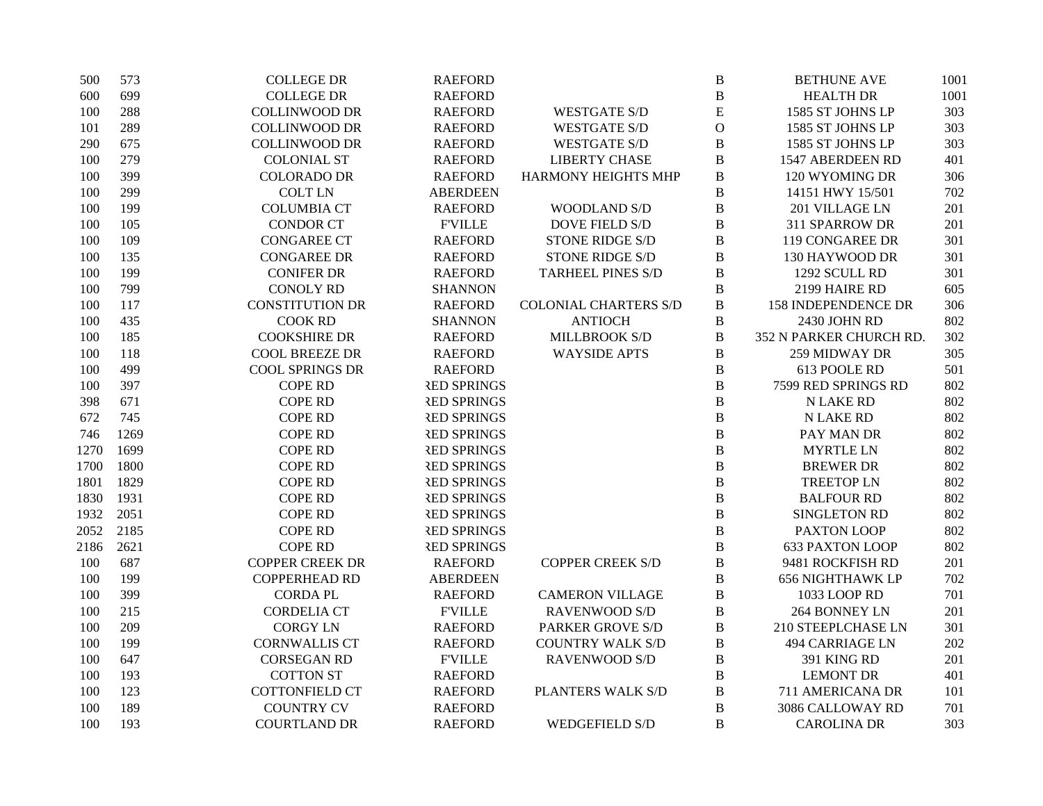| | | | | | | | |
|---|---|---|---|---|---|---|---|
| 500 | 573 | COLLEGE DR | RAEFORD | | B | BETHUNE AVE | 1001 |
| 600 | 699 | COLLEGE DR | RAEFORD | | B | HEALTH DR | 1001 |
| 100 | 288 | COLLINWOOD DR | RAEFORD | WESTGATE S/D | E | 1585 ST JOHNS LP | 303 |
| 101 | 289 | COLLINWOOD DR | RAEFORD | WESTGATE S/D | O | 1585 ST JOHNS LP | 303 |
| 290 | 675 | COLLINWOOD DR | RAEFORD | WESTGATE S/D | B | 1585 ST JOHNS LP | 303 |
| 100 | 279 | COLONIAL ST | RAEFORD | LIBERTY CHASE | B | 1547 ABERDEEN RD | 401 |
| 100 | 399 | COLORADO DR | RAEFORD | HARMONY HEIGHTS MHP | B | 120 WYOMING DR | 306 |
| 100 | 299 | COLT LN | ABERDEEN | | B | 14151 HWY 15/501 | 702 |
| 100 | 199 | COLUMBIA CT | RAEFORD | WOODLAND S/D | B | 201 VILLAGE LN | 201 |
| 100 | 105 | CONDOR CT | F'VILLE | DOVE FIELD S/D | B | 311 SPARROW DR | 201 |
| 100 | 109 | CONGAREE CT | RAEFORD | STONE RIDGE S/D | B | 119 CONGAREE DR | 301 |
| 100 | 135 | CONGAREE DR | RAEFORD | STONE RIDGE S/D | B | 130 HAYWOOD DR | 301 |
| 100 | 199 | CONIFER DR | RAEFORD | TARHEEL PINES S/D | B | 1292 SCULL RD | 301 |
| 100 | 799 | CONOLY RD | SHANNON | | B | 2199 HAIRE RD | 605 |
| 100 | 117 | CONSTITUTION DR | RAEFORD | COLONIAL CHARTERS S/D | B | 158 INDEPENDENCE DR | 306 |
| 100 | 435 | COOK RD | SHANNON | ANTIOCH | B | 2430 JOHN RD | 802 |
| 100 | 185 | COOKSHIRE DR | RAEFORD | MILLBROOK S/D | B | 352 N PARKER CHURCH RD. | 302 |
| 100 | 118 | COOL BREEZE DR | RAEFORD | WAYSIDE APTS | B | 259 MIDWAY DR | 305 |
| 100 | 499 | COOL SPRINGS DR | RAEFORD | | B | 613 POOLE RD | 501 |
| 100 | 397 | COPE RD | RED SPRINGS | | B | 7599 RED SPRINGS RD | 802 |
| 398 | 671 | COPE RD | RED SPRINGS | | B | N LAKE RD | 802 |
| 672 | 745 | COPE RD | RED SPRINGS | | B | N LAKE RD | 802 |
| 746 | 1269 | COPE RD | RED SPRINGS | | B | PAY MAN DR | 802 |
| 1270 | 1699 | COPE RD | RED SPRINGS | | B | MYRTLE LN | 802 |
| 1700 | 1800 | COPE RD | RED SPRINGS | | B | BREWER DR | 802 |
| 1801 | 1829 | COPE RD | RED SPRINGS | | B | TREETOP LN | 802 |
| 1830 | 1931 | COPE RD | RED SPRINGS | | B | BALFOUR RD | 802 |
| 1932 | 2051 | COPE RD | RED SPRINGS | | B | SINGLETON RD | 802 |
| 2052 | 2185 | COPE RD | RED SPRINGS | | B | PAXTON LOOP | 802 |
| 2186 | 2621 | COPE RD | RED SPRINGS | | B | 633 PAXTON LOOP | 802 |
| 100 | 687 | COPPER CREEK DR | RAEFORD | COPPER CREEK S/D | B | 9481 ROCKFISH RD | 201 |
| 100 | 199 | COPPERHEAD RD | ABERDEEN | | B | 656 NIGHTHAWK LP | 702 |
| 100 | 399 | CORDA PL | RAEFORD | CAMERON VILLAGE | B | 1033 LOOP RD | 701 |
| 100 | 215 | CORDELIA CT | F'VILLE | RAVENWOOD S/D | B | 264 BONNEY LN | 201 |
| 100 | 209 | CORGY LN | RAEFORD | PARKER GROVE S/D | B | 210 STEEPLCHASE LN | 301 |
| 100 | 199 | CORNWALLIS CT | RAEFORD | COUNTRY WALK S/D | B | 494 CARRIAGE LN | 202 |
| 100 | 647 | CORSEGAN RD | F'VILLE | RAVENWOOD S/D | B | 391 KING RD | 201 |
| 100 | 193 | COTTON ST | RAEFORD | | B | LEMONT DR | 401 |
| 100 | 123 | COTTONFIELD CT | RAEFORD | PLANTERS WALK S/D | B | 711 AMERICANA DR | 101 |
| 100 | 189 | COUNTRY CV | RAEFORD | | B | 3086 CALLOWAY RD | 701 |
| 100 | 193 | COURTLAND DR | RAEFORD | WEDGEFIELD S/D | B | CAROLINA DR | 303 |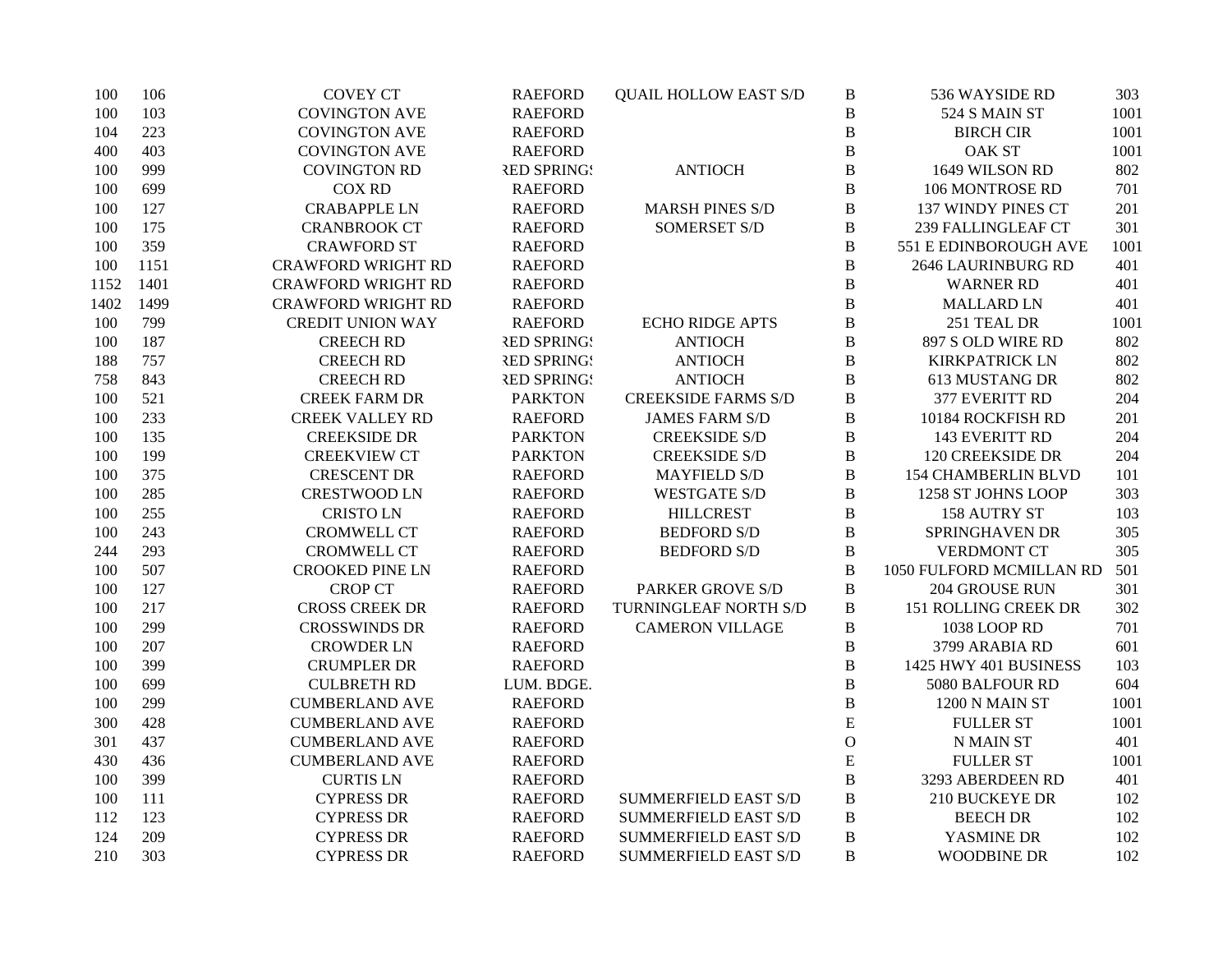| | | | | | | | |
|---|---|---|---|---|---|---|---|
| 100 | 106 | COVEY CT | RAEFORD | QUAIL HOLLOW EAST S/D | B | 536 WAYSIDE RD | 303 |
| 100 | 103 | COVINGTON AVE | RAEFORD | | B | 524 S MAIN ST | 1001 |
| 104 | 223 | COVINGTON AVE | RAEFORD | | B | BIRCH CIR | 1001 |
| 400 | 403 | COVINGTON AVE | RAEFORD | | B | OAK ST | 1001 |
| 100 | 999 | COVINGTON RD | RED SPRINGS | ANTIOCH | B | 1649 WILSON RD | 802 |
| 100 | 699 | COX RD | RAEFORD | | B | 106 MONTROSE RD | 701 |
| 100 | 127 | CRABAPPLE LN | RAEFORD | MARSH PINES S/D | B | 137 WINDY PINES CT | 201 |
| 100 | 175 | CRANBROOK CT | RAEFORD | SOMERSET S/D | B | 239 FALLINGLEAF CT | 301 |
| 100 | 359 | CRAWFORD ST | RAEFORD | | B | 551 E EDINBOROUGH AVE | 1001 |
| 100 | 1151 | CRAWFORD WRIGHT RD | RAEFORD | | B | 2646 LAURINBURG RD | 401 |
| 1152 | 1401 | CRAWFORD WRIGHT RD | RAEFORD | | B | WARNER RD | 401 |
| 1402 | 1499 | CRAWFORD WRIGHT RD | RAEFORD | | B | MALLARD LN | 401 |
| 100 | 799 | CREDIT UNION WAY | RAEFORD | ECHO RIDGE APTS | B | 251 TEAL DR | 1001 |
| 100 | 187 | CREECH RD | RED SPRINGS | ANTIOCH | B | 897 S OLD WIRE RD | 802 |
| 188 | 757 | CREECH RD | RED SPRINGS | ANTIOCH | B | KIRKPATRICK LN | 802 |
| 758 | 843 | CREECH RD | RED SPRINGS | ANTIOCH | B | 613 MUSTANG DR | 802 |
| 100 | 521 | CREEK FARM DR | PARKTON | CREEKSIDE FARMS S/D | B | 377 EVERITT RD | 204 |
| 100 | 233 | CREEK VALLEY RD | RAEFORD | JAMES FARM S/D | B | 10184 ROCKFISH RD | 201 |
| 100 | 135 | CREEKSIDE DR | PARKTON | CREEKSIDE S/D | B | 143 EVERITT RD | 204 |
| 100 | 199 | CREEKVIEW CT | PARKTON | CREEKSIDE S/D | B | 120 CREEKSIDE DR | 204 |
| 100 | 375 | CRESCENT DR | RAEFORD | MAYFIELD S/D | B | 154 CHAMBERLIN BLVD | 101 |
| 100 | 285 | CRESTWOOD LN | RAEFORD | WESTGATE S/D | B | 1258 ST JOHNS LOOP | 303 |
| 100 | 255 | CRISTO LN | RAEFORD | HILLCREST | B | 158 AUTRY ST | 103 |
| 100 | 243 | CROMWELL CT | RAEFORD | BEDFORD S/D | B | SPRINGHAVEN DR | 305 |
| 244 | 293 | CROMWELL CT | RAEFORD | BEDFORD S/D | B | VERDMONT CT | 305 |
| 100 | 507 | CROOKED PINE LN | RAEFORD | | B | 1050 FULFORD MCMILLAN RD | 501 |
| 100 | 127 | CROP CT | RAEFORD | PARKER GROVE S/D | B | 204 GROUSE RUN | 301 |
| 100 | 217 | CROSS CREEK DR | RAEFORD | TURNINGLEAF NORTH S/D | B | 151 ROLLING CREEK DR | 302 |
| 100 | 299 | CROSSWINDS DR | RAEFORD | CAMERON VILLAGE | B | 1038 LOOP RD | 701 |
| 100 | 207 | CROWDER LN | RAEFORD | | B | 3799 ARABIA RD | 601 |
| 100 | 399 | CRUMPLER DR | RAEFORD | | B | 1425 HWY 401 BUSINESS | 103 |
| 100 | 699 | CULBRETH RD | LUM. BDGE. | | B | 5080 BALFOUR RD | 604 |
| 100 | 299 | CUMBERLAND AVE | RAEFORD | | B | 1200 N MAIN ST | 1001 |
| 300 | 428 | CUMBERLAND AVE | RAEFORD | | E | FULLER ST | 1001 |
| 301 | 437 | CUMBERLAND AVE | RAEFORD | | O | N MAIN ST | 401 |
| 430 | 436 | CUMBERLAND AVE | RAEFORD | | E | FULLER ST | 1001 |
| 100 | 399 | CURTIS LN | RAEFORD | | B | 3293 ABERDEEN RD | 401 |
| 100 | 111 | CYPRESS DR | RAEFORD | SUMMERFIELD EAST S/D | B | 210 BUCKEYE DR | 102 |
| 112 | 123 | CYPRESS DR | RAEFORD | SUMMERFIELD EAST S/D | B | BEECH DR | 102 |
| 124 | 209 | CYPRESS DR | RAEFORD | SUMMERFIELD EAST S/D | B | YASMINE DR | 102 |
| 210 | 303 | CYPRESS DR | RAEFORD | SUMMERFIELD EAST S/D | B | WOODBINE DR | 102 |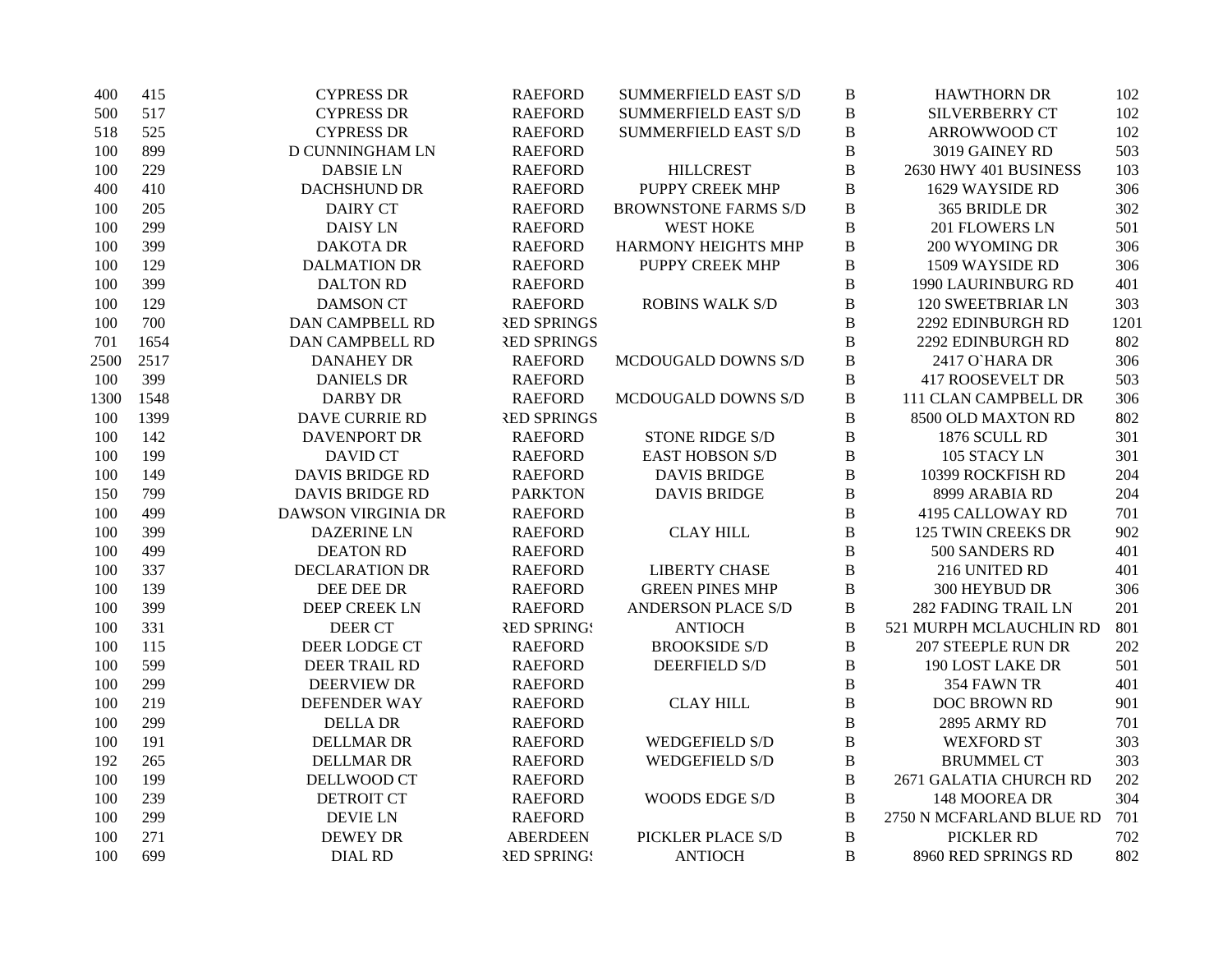| | | | | | | | |
|---|---|---|---|---|---|---|---|
| 400 | 415 | CYPRESS DR | RAEFORD | SUMMERFIELD EAST S/D | B | HAWTHORN DR | 102 |
| 500 | 517 | CYPRESS DR | RAEFORD | SUMMERFIELD EAST S/D | B | SILVERBERRY CT | 102 |
| 518 | 525 | CYPRESS DR | RAEFORD | SUMMERFIELD EAST S/D | B | ARROWWOOD CT | 102 |
| 100 | 899 | D CUNNINGHAM LN | RAEFORD | | B | 3019 GAINEY RD | 503 |
| 100 | 229 | DABSIE LN | RAEFORD | HILLCREST | B | 2630 HWY 401 BUSINESS | 103 |
| 400 | 410 | DACHSHUND DR | RAEFORD | PUPPY CREEK MHP | B | 1629 WAYSIDE RD | 306 |
| 100 | 205 | DAIRY CT | RAEFORD | BROWNSTONE FARMS S/D | B | 365 BRIDLE DR | 302 |
| 100 | 299 | DAISY LN | RAEFORD | WEST HOKE | B | 201 FLOWERS LN | 501 |
| 100 | 399 | DAKOTA DR | RAEFORD | HARMONY HEIGHTS MHP | B | 200 WYOMING DR | 306 |
| 100 | 129 | DALMATION DR | RAEFORD | PUPPY CREEK MHP | B | 1509 WAYSIDE RD | 306 |
| 100 | 399 | DALTON RD | RAEFORD | | B | 1990 LAURINBURG RD | 401 |
| 100 | 129 | DAMSON CT | RAEFORD | ROBINS WALK S/D | B | 120 SWEETBRIAR LN | 303 |
| 100 | 700 | DAN CAMPBELL RD | RED SPRINGS | | B | 2292 EDINBURGH RD | 1201 |
| 701 | 1654 | DAN CAMPBELL RD | RED SPRINGS | | B | 2292 EDINBURGH RD | 802 |
| 2500 | 2517 | DANAHEY DR | RAEFORD | MCDOUGALD DOWNS S/D | B | 2417 O`HARA DR | 306 |
| 100 | 399 | DANIELS DR | RAEFORD | | B | 417 ROOSEVELT DR | 503 |
| 1300 | 1548 | DARBY DR | RAEFORD | MCDOUGALD DOWNS S/D | B | 111 CLAN CAMPBELL DR | 306 |
| 100 | 1399 | DAVE CURRIE RD | RED SPRINGS | | B | 8500 OLD MAXTON RD | 802 |
| 100 | 142 | DAVENPORT DR | RAEFORD | STONE RIDGE S/D | B | 1876 SCULL RD | 301 |
| 100 | 199 | DAVID CT | RAEFORD | EAST HOBSON S/D | B | 105 STACY LN | 301 |
| 100 | 149 | DAVIS BRIDGE RD | RAEFORD | DAVIS BRIDGE | B | 10399 ROCKFISH RD | 204 |
| 150 | 799 | DAVIS BRIDGE RD | PARKTON | DAVIS BRIDGE | B | 8999 ARABIA RD | 204 |
| 100 | 499 | DAWSON VIRGINIA DR | RAEFORD | | B | 4195 CALLOWAY RD | 701 |
| 100 | 399 | DAZERINE LN | RAEFORD | CLAY HILL | B | 125 TWIN CREEKS DR | 902 |
| 100 | 499 | DEATON RD | RAEFORD | | B | 500 SANDERS RD | 401 |
| 100 | 337 | DECLARATION DR | RAEFORD | LIBERTY CHASE | B | 216 UNITED RD | 401 |
| 100 | 139 | DEE DEE DR | RAEFORD | GREEN PINES MHP | B | 300 HEYBUD DR | 306 |
| 100 | 399 | DEEP CREEK LN | RAEFORD | ANDERSON PLACE S/D | B | 282 FADING TRAIL LN | 201 |
| 100 | 331 | DEER CT | RED SPRINGS | ANTIOCH | B | 521 MURPH MCLAUCHLIN RD | 801 |
| 100 | 115 | DEER LODGE CT | RAEFORD | BROOKSIDE S/D | B | 207 STEEPLE RUN DR | 202 |
| 100 | 599 | DEER TRAIL RD | RAEFORD | DEERFIELD S/D | B | 190 LOST LAKE DR | 501 |
| 100 | 299 | DEERVIEW DR | RAEFORD | | B | 354 FAWN TR | 401 |
| 100 | 219 | DEFENDER WAY | RAEFORD | CLAY HILL | B | DOC BROWN RD | 901 |
| 100 | 299 | DELLA DR | RAEFORD | | B | 2895 ARMY RD | 701 |
| 100 | 191 | DELLMAR DR | RAEFORD | WEDGEFIELD S/D | B | WEXFORD ST | 303 |
| 192 | 265 | DELLMAR DR | RAEFORD | WEDGEFIELD S/D | B | BRUMMEL CT | 303 |
| 100 | 199 | DELLWOOD CT | RAEFORD | | B | 2671 GALATIA CHURCH RD | 202 |
| 100 | 239 | DETROIT CT | RAEFORD | WOODS EDGE S/D | B | 148 MOOREA DR | 304 |
| 100 | 299 | DEVIE LN | RAEFORD | | B | 2750 N MCFARLAND BLUE RD | 701 |
| 100 | 271 | DEWEY DR | ABERDEEN | PICKLER PLACE S/D | B | PICKLER RD | 702 |
| 100 | 699 | DIAL RD | RED SPRINGS | ANTIOCH | B | 8960 RED SPRINGS RD | 802 |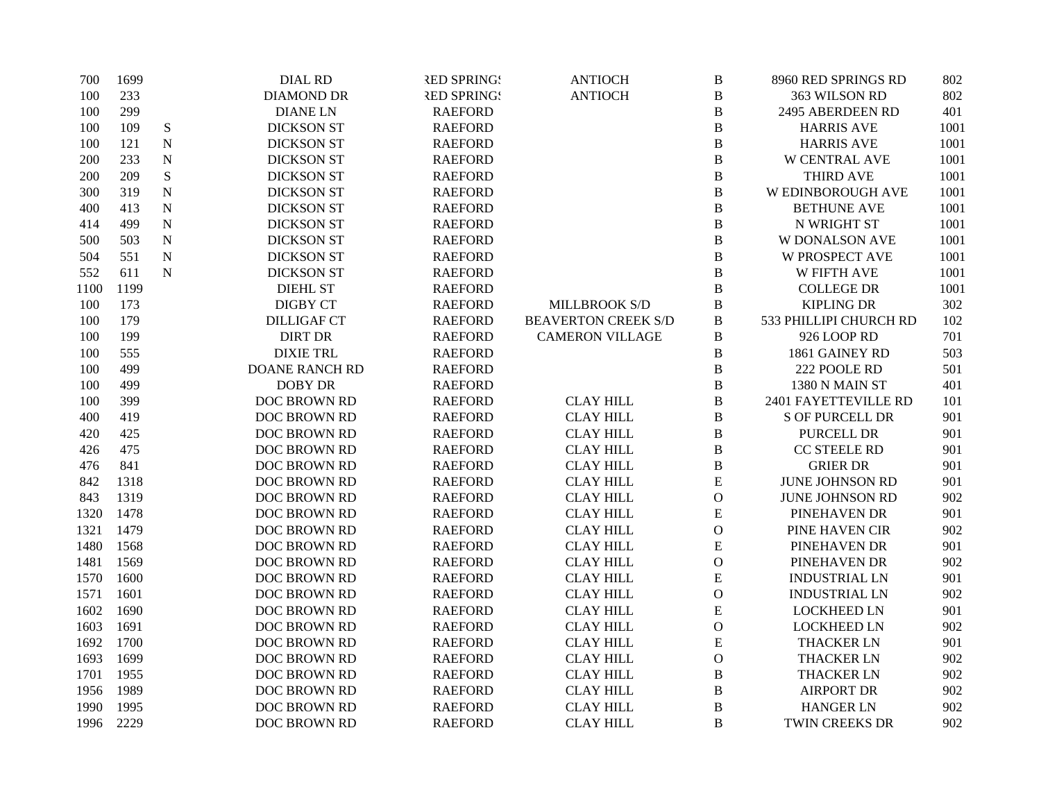| | | | | | | | | |
|---|---|---|---|---|---|---|---|---|
| 700 | 1699 | | DIAL RD | RED SPRINGS | ANTIOCH | B | 8960 RED SPRINGS RD | 802 |
| 100 | 233 | | DIAMOND DR | RED SPRINGS | ANTIOCH | B | 363 WILSON RD | 802 |
| 100 | 299 | | DIANE LN | RAEFORD | | B | 2495 ABERDEEN RD | 401 |
| 100 | 109 | S | DICKSON ST | RAEFORD | | B | HARRIS AVE | 1001 |
| 100 | 121 | N | DICKSON ST | RAEFORD | | B | HARRIS AVE | 1001 |
| 200 | 233 | N | DICKSON ST | RAEFORD | | B | W CENTRAL AVE | 1001 |
| 200 | 209 | S | DICKSON ST | RAEFORD | | B | THIRD AVE | 1001 |
| 300 | 319 | N | DICKSON ST | RAEFORD | | B | W EDINBOROUGH AVE | 1001 |
| 400 | 413 | N | DICKSON ST | RAEFORD | | B | BETHUNE AVE | 1001 |
| 414 | 499 | N | DICKSON ST | RAEFORD | | B | N WRIGHT ST | 1001 |
| 500 | 503 | N | DICKSON ST | RAEFORD | | B | W DONALSON AVE | 1001 |
| 504 | 551 | N | DICKSON ST | RAEFORD | | B | W PROSPECT AVE | 1001 |
| 552 | 611 | N | DICKSON ST | RAEFORD | | B | W FIFTH AVE | 1001 |
| 1100 | 1199 | | DIEHL ST | RAEFORD | | B | COLLEGE DR | 1001 |
| 100 | 173 | | DIGBY CT | RAEFORD | MILLBROOK S/D | B | KIPLING DR | 302 |
| 100 | 179 | | DILLIGAF CT | RAEFORD | BEAVERTON CREEK S/D | B | 533 PHILLIPI CHURCH RD | 102 |
| 100 | 199 | | DIRT DR | RAEFORD | CAMERON VILLAGE | B | 926 LOOP RD | 701 |
| 100 | 555 | | DIXIE TRL | RAEFORD | | B | 1861 GAINEY RD | 503 |
| 100 | 499 | | DOANE RANCH RD | RAEFORD | | B | 222 POOLE RD | 501 |
| 100 | 499 | | DOBY DR | RAEFORD | | B | 1380 N MAIN ST | 401 |
| 100 | 399 | | DOC BROWN RD | RAEFORD | CLAY HILL | B | 2401 FAYETTEVILLE RD | 101 |
| 400 | 419 | | DOC BROWN RD | RAEFORD | CLAY HILL | B | S OF PURCELL DR | 901 |
| 420 | 425 | | DOC BROWN RD | RAEFORD | CLAY HILL | B | PURCELL DR | 901 |
| 426 | 475 | | DOC BROWN RD | RAEFORD | CLAY HILL | B | CC STEELE RD | 901 |
| 476 | 841 | | DOC BROWN RD | RAEFORD | CLAY HILL | B | GRIER DR | 901 |
| 842 | 1318 | | DOC BROWN RD | RAEFORD | CLAY HILL | E | JUNE JOHNSON RD | 901 |
| 843 | 1319 | | DOC BROWN RD | RAEFORD | CLAY HILL | O | JUNE JOHNSON RD | 902 |
| 1320 | 1478 | | DOC BROWN RD | RAEFORD | CLAY HILL | E | PINEHAVEN DR | 901 |
| 1321 | 1479 | | DOC BROWN RD | RAEFORD | CLAY HILL | O | PINE HAVEN CIR | 902 |
| 1480 | 1568 | | DOC BROWN RD | RAEFORD | CLAY HILL | E | PINEHAVEN DR | 901 |
| 1481 | 1569 | | DOC BROWN RD | RAEFORD | CLAY HILL | O | PINEHAVEN DR | 902 |
| 1570 | 1600 | | DOC BROWN RD | RAEFORD | CLAY HILL | E | INDUSTRIAL LN | 901 |
| 1571 | 1601 | | DOC BROWN RD | RAEFORD | CLAY HILL | O | INDUSTRIAL LN | 902 |
| 1602 | 1690 | | DOC BROWN RD | RAEFORD | CLAY HILL | E | LOCKHEED LN | 901 |
| 1603 | 1691 | | DOC BROWN RD | RAEFORD | CLAY HILL | O | LOCKHEED LN | 902 |
| 1692 | 1700 | | DOC BROWN RD | RAEFORD | CLAY HILL | E | THACKER LN | 901 |
| 1693 | 1699 | | DOC BROWN RD | RAEFORD | CLAY HILL | O | THACKER LN | 902 |
| 1701 | 1955 | | DOC BROWN RD | RAEFORD | CLAY HILL | B | THACKER LN | 902 |
| 1956 | 1989 | | DOC BROWN RD | RAEFORD | CLAY HILL | B | AIRPORT DR | 902 |
| 1990 | 1995 | | DOC BROWN RD | RAEFORD | CLAY HILL | B | HANGER LN | 902 |
| 1996 | 2229 | | DOC BROWN RD | RAEFORD | CLAY HILL | B | TWIN CREEKS DR | 902 |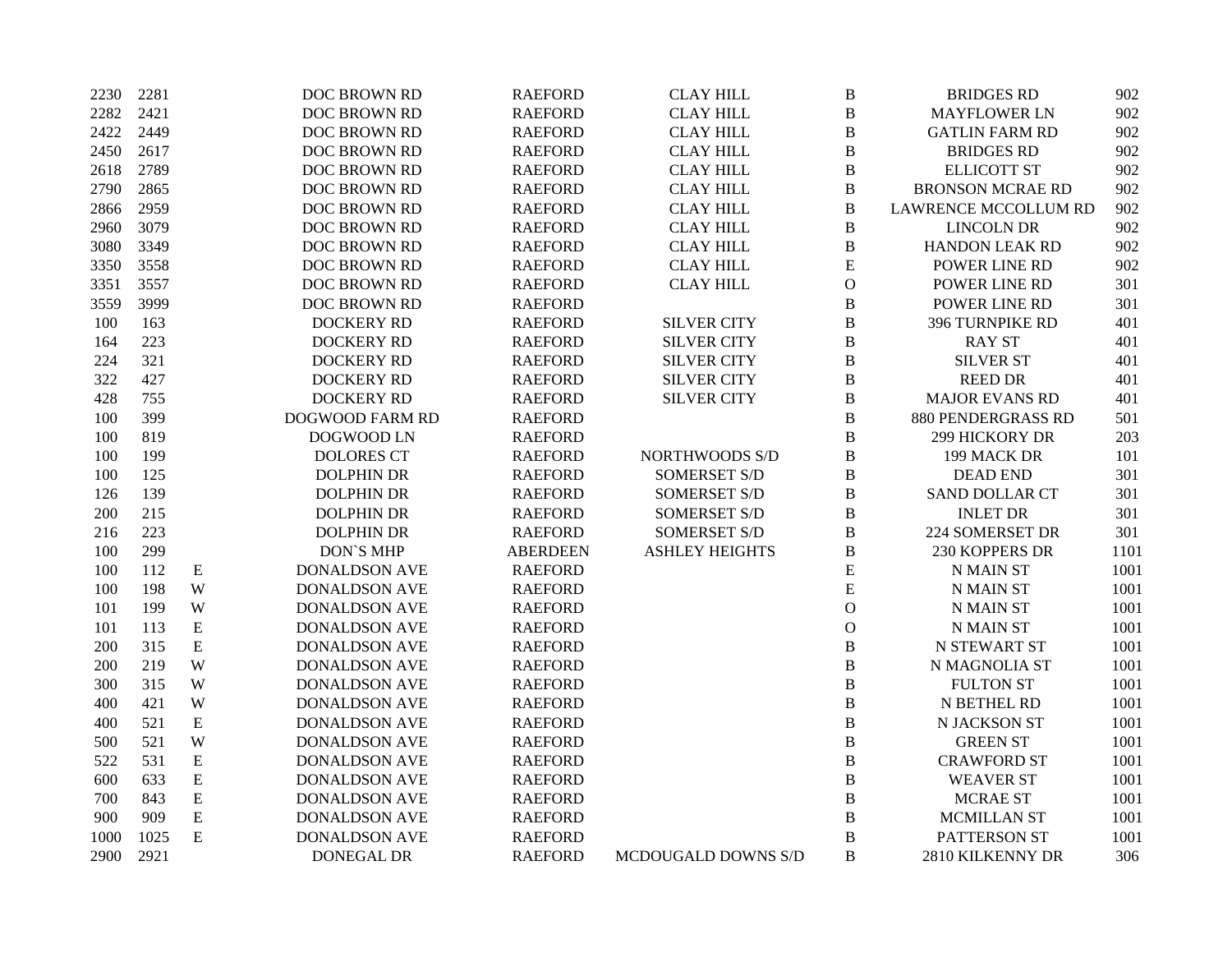| | | | | | | | | |
|---|---|---|---|---|---|---|---|---|
| 2230 | 2281 | | DOC BROWN RD | RAEFORD | CLAY HILL | B | BRIDGES RD | 902 |
| 2282 | 2421 | | DOC BROWN RD | RAEFORD | CLAY HILL | B | MAYFLOWER LN | 902 |
| 2422 | 2449 | | DOC BROWN RD | RAEFORD | CLAY HILL | B | GATLIN FARM RD | 902 |
| 2450 | 2617 | | DOC BROWN RD | RAEFORD | CLAY HILL | B | BRIDGES RD | 902 |
| 2618 | 2789 | | DOC BROWN RD | RAEFORD | CLAY HILL | B | ELLICOTT ST | 902 |
| 2790 | 2865 | | DOC BROWN RD | RAEFORD | CLAY HILL | B | BRONSON MCRAE RD | 902 |
| 2866 | 2959 | | DOC BROWN RD | RAEFORD | CLAY HILL | B | LAWRENCE MCCOLLUM RD | 902 |
| 2960 | 3079 | | DOC BROWN RD | RAEFORD | CLAY HILL | B | LINCOLN DR | 902 |
| 3080 | 3349 | | DOC BROWN RD | RAEFORD | CLAY HILL | B | HANDON LEAK RD | 902 |
| 3350 | 3558 | | DOC BROWN RD | RAEFORD | CLAY HILL | E | POWER LINE RD | 902 |
| 3351 | 3557 | | DOC BROWN RD | RAEFORD | CLAY HILL | O | POWER LINE RD | 301 |
| 3559 | 3999 | | DOC BROWN RD | RAEFORD | | B | POWER LINE RD | 301 |
| 100 | 163 | | DOCKERY RD | RAEFORD | SILVER CITY | B | 396 TURNPIKE RD | 401 |
| 164 | 223 | | DOCKERY RD | RAEFORD | SILVER CITY | B | RAY ST | 401 |
| 224 | 321 | | DOCKERY RD | RAEFORD | SILVER CITY | B | SILVER ST | 401 |
| 322 | 427 | | DOCKERY RD | RAEFORD | SILVER CITY | B | REED DR | 401 |
| 428 | 755 | | DOCKERY RD | RAEFORD | SILVER CITY | B | MAJOR EVANS RD | 401 |
| 100 | 399 | | DOGWOOD FARM RD | RAEFORD | | B | 880 PENDERGRASS RD | 501 |
| 100 | 819 | | DOGWOOD LN | RAEFORD | | B | 299 HICKORY DR | 203 |
| 100 | 199 | | DOLORES CT | RAEFORD | NORTHWOODS S/D | B | 199 MACK DR | 101 |
| 100 | 125 | | DOLPHIN DR | RAEFORD | SOMERSET S/D | B | DEAD END | 301 |
| 126 | 139 | | DOLPHIN DR | RAEFORD | SOMERSET S/D | B | SAND DOLLAR CT | 301 |
| 200 | 215 | | DOLPHIN DR | RAEFORD | SOMERSET S/D | B | INLET DR | 301 |
| 216 | 223 | | DOLPHIN DR | RAEFORD | SOMERSET S/D | B | 224 SOMERSET DR | 301 |
| 100 | 299 | | DON`S MHP | ABERDEEN | ASHLEY HEIGHTS | B | 230 KOPPERS DR | 1101 |
| 100 | 112 | E | DONALDSON AVE | RAEFORD | | E | N MAIN ST | 1001 |
| 100 | 198 | W | DONALDSON AVE | RAEFORD | | E | N MAIN ST | 1001 |
| 101 | 199 | W | DONALDSON AVE | RAEFORD | | O | N MAIN ST | 1001 |
| 101 | 113 | E | DONALDSON AVE | RAEFORD | | O | N MAIN ST | 1001 |
| 200 | 315 | E | DONALDSON AVE | RAEFORD | | B | N STEWART ST | 1001 |
| 200 | 219 | W | DONALDSON AVE | RAEFORD | | B | N MAGNOLIA ST | 1001 |
| 300 | 315 | W | DONALDSON AVE | RAEFORD | | B | FULTON ST | 1001 |
| 400 | 421 | W | DONALDSON AVE | RAEFORD | | B | N BETHEL RD | 1001 |
| 400 | 521 | E | DONALDSON AVE | RAEFORD | | B | N JACKSON ST | 1001 |
| 500 | 521 | W | DONALDSON AVE | RAEFORD | | B | GREEN ST | 1001 |
| 522 | 531 | E | DONALDSON AVE | RAEFORD | | B | CRAWFORD ST | 1001 |
| 600 | 633 | E | DONALDSON AVE | RAEFORD | | B | WEAVER ST | 1001 |
| 700 | 843 | E | DONALDSON AVE | RAEFORD | | B | MCRAE ST | 1001 |
| 900 | 909 | E | DONALDSON AVE | RAEFORD | | B | MCMILLAN ST | 1001 |
| 1000 | 1025 | E | DONALDSON AVE | RAEFORD | | B | PATTERSON ST | 1001 |
| 2900 | 2921 | | DONEGAL DR | RAEFORD | MCDOUGALD DOWNS S/D | B | 2810 KILKENNY DR | 306 |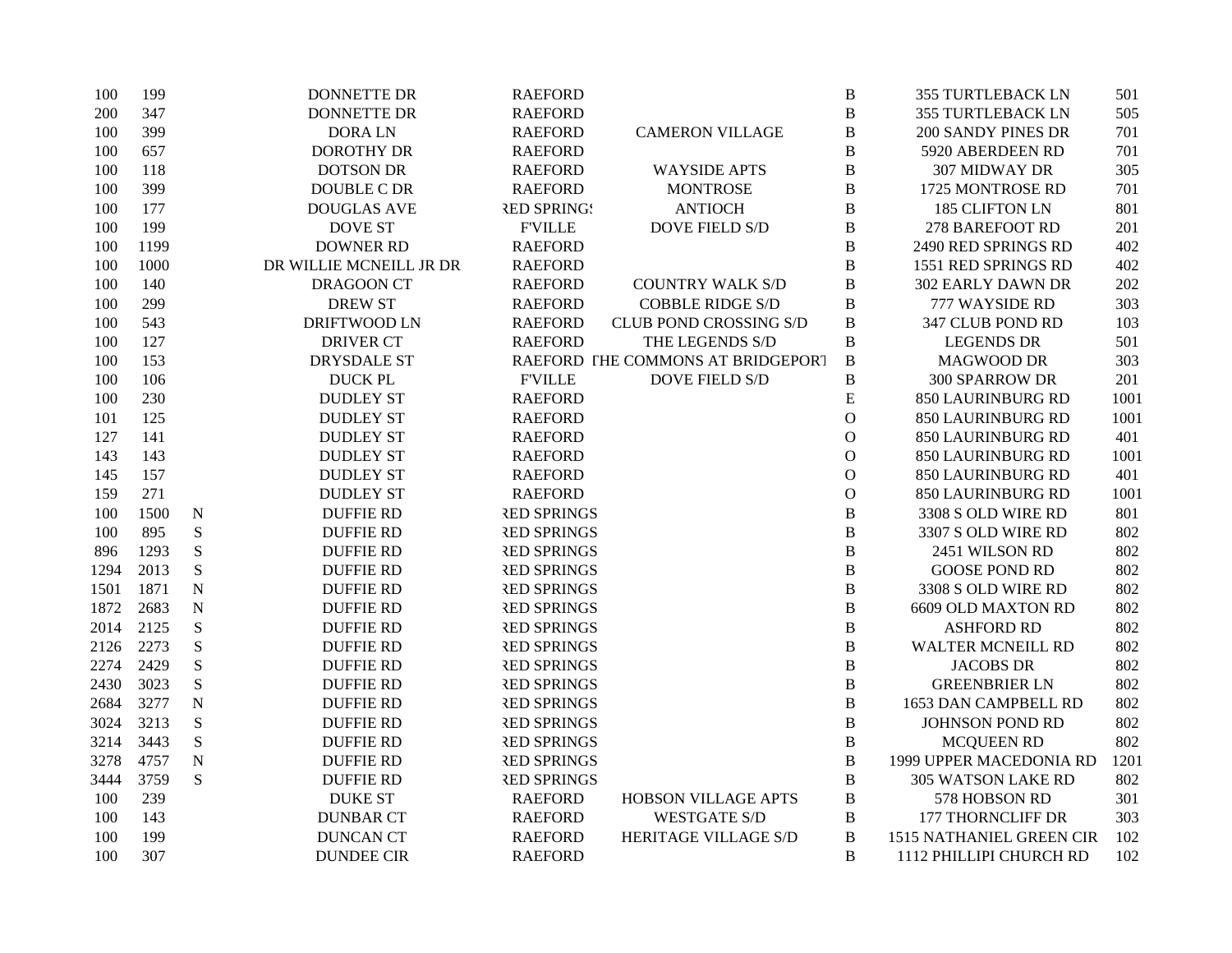| | | | | | | | | |
|---|---|---|---|---|---|---|---|---|
| 100 | 199 | | DONNETTE DR | RAEFORD | | B | 355 TURTLEBACK LN | 501 |
| 200 | 347 | | DONNETTE DR | RAEFORD | | B | 355 TURTLEBACK LN | 505 |
| 100 | 399 | | DORA LN | RAEFORD | CAMERON VILLAGE | B | 200 SANDY PINES DR | 701 |
| 100 | 657 | | DOROTHY DR | RAEFORD | | B | 5920 ABERDEEN RD | 701 |
| 100 | 118 | | DOTSON DR | RAEFORD | WAYSIDE APTS | B | 307 MIDWAY DR | 305 |
| 100 | 399 | | DOUBLE C DR | RAEFORD | MONTROSE | B | 1725 MONTROSE RD | 701 |
| 100 | 177 | | DOUGLAS AVE | RED SPRINGS | ANTIOCH | B | 185 CLIFTON LN | 801 |
| 100 | 199 | | DOVE ST | F'VILLE | DOVE FIELD S/D | B | 278 BAREFOOT RD | 201 |
| 100 | 1199 | | DOWNER RD | RAEFORD | | B | 2490 RED SPRINGS RD | 402 |
| 100 | 1000 | | DR WILLIE MCNEILL JR DR | RAEFORD | | B | 1551 RED SPRINGS RD | 402 |
| 100 | 140 | | DRAGOON CT | RAEFORD | COUNTRY WALK S/D | B | 302 EARLY DAWN DR | 202 |
| 100 | 299 | | DREW ST | RAEFORD | COBBLE RIDGE S/D | B | 777 WAYSIDE RD | 303 |
| 100 | 543 | | DRIFTWOOD LN | RAEFORD | CLUB POND CROSSING S/D | B | 347 CLUB POND RD | 103 |
| 100 | 127 | | DRIVER CT | RAEFORD | THE LEGENDS S/D | B | LEGENDS DR | 501 |
| 100 | 153 | | DRYSDALE ST | RAEFORD | THE COMMONS AT BRIDGEPORT | B | MAGWOOD DR | 303 |
| 100 | 106 | | DUCK PL | F'VILLE | DOVE FIELD S/D | B | 300 SPARROW DR | 201 |
| 100 | 230 | | DUDLEY ST | RAEFORD | | E | 850 LAURINBURG RD | 1001 |
| 101 | 125 | | DUDLEY ST | RAEFORD | | O | 850 LAURINBURG RD | 1001 |
| 127 | 141 | | DUDLEY ST | RAEFORD | | O | 850 LAURINBURG RD | 401 |
| 143 | 143 | | DUDLEY ST | RAEFORD | | O | 850 LAURINBURG RD | 1001 |
| 145 | 157 | | DUDLEY ST | RAEFORD | | O | 850 LAURINBURG RD | 401 |
| 159 | 271 | | DUDLEY ST | RAEFORD | | O | 850 LAURINBURG RD | 1001 |
| 100 | 1500 | N | DUFFIE RD | RED SPRINGS | | B | 3308 S OLD WIRE RD | 801 |
| 100 | 895 | S | DUFFIE RD | RED SPRINGS | | B | 3307 S OLD WIRE RD | 802 |
| 896 | 1293 | S | DUFFIE RD | RED SPRINGS | | B | 2451 WILSON RD | 802 |
| 1294 | 2013 | S | DUFFIE RD | RED SPRINGS | | B | GOOSE POND RD | 802 |
| 1501 | 1871 | N | DUFFIE RD | RED SPRINGS | | B | 3308 S OLD WIRE RD | 802 |
| 1872 | 2683 | N | DUFFIE RD | RED SPRINGS | | B | 6609 OLD MAXTON RD | 802 |
| 2014 | 2125 | S | DUFFIE RD | RED SPRINGS | | B | ASHFORD RD | 802 |
| 2126 | 2273 | S | DUFFIE RD | RED SPRINGS | | B | WALTER MCNEILL RD | 802 |
| 2274 | 2429 | S | DUFFIE RD | RED SPRINGS | | B | JACOBS DR | 802 |
| 2430 | 3023 | S | DUFFIE RD | RED SPRINGS | | B | GREENBRIER LN | 802 |
| 2684 | 3277 | N | DUFFIE RD | RED SPRINGS | | B | 1653 DAN CAMPBELL RD | 802 |
| 3024 | 3213 | S | DUFFIE RD | RED SPRINGS | | B | JOHNSON POND RD | 802 |
| 3214 | 3443 | S | DUFFIE RD | RED SPRINGS | | B | MCQUEEN RD | 802 |
| 3278 | 4757 | N | DUFFIE RD | RED SPRINGS | | B | 1999 UPPER MACEDONIA RD | 1201 |
| 3444 | 3759 | S | DUFFIE RD | RED SPRINGS | | B | 305 WATSON LAKE RD | 802 |
| 100 | 239 | | DUKE ST | RAEFORD | HOBSON VILLAGE APTS | B | 578 HOBSON RD | 301 |
| 100 | 143 | | DUNBAR CT | RAEFORD | WESTGATE S/D | B | 177 THORNCLIFF DR | 303 |
| 100 | 199 | | DUNCAN CT | RAEFORD | HERITAGE VILLAGE S/D | B | 1515 NATHANIEL GREEN CIR | 102 |
| 100 | 307 | | DUNDEE CIR | RAEFORD | | B | 1112 PHILLIPI CHURCH RD | 102 |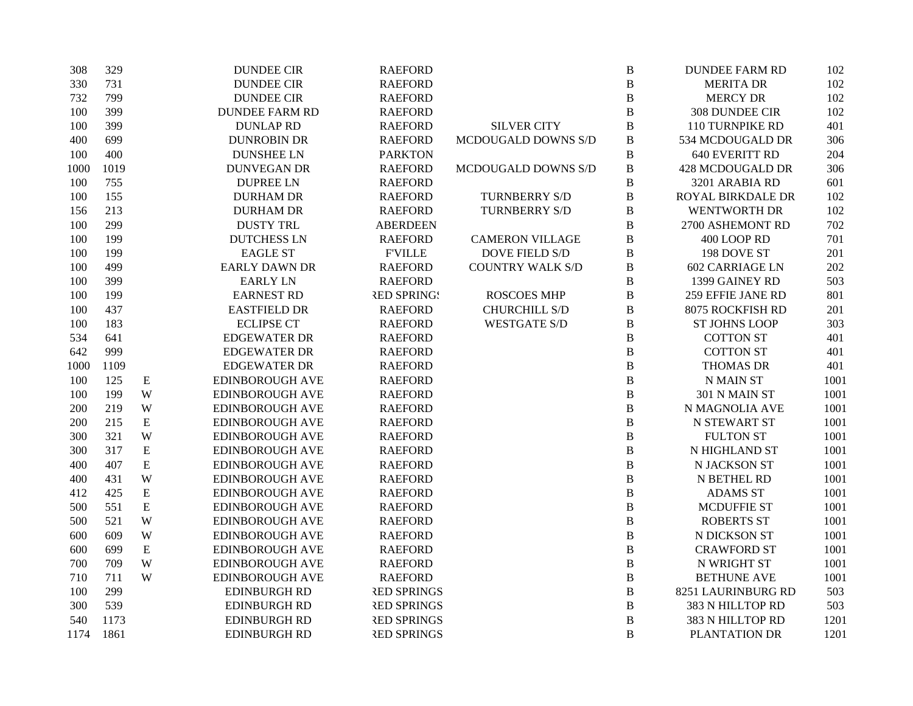| | | | | | | | | |
|---|---|---|---|---|---|---|---|---|
| 308 | 329 | | DUNDEE CIR | RAEFORD | | B | DUNDEE FARM RD | 102 |
| 330 | 731 | | DUNDEE CIR | RAEFORD | | B | MERITA DR | 102 |
| 732 | 799 | | DUNDEE CIR | RAEFORD | | B | MERCY DR | 102 |
| 100 | 399 | | DUNDEE FARM RD | RAEFORD | | B | 308 DUNDEE CIR | 102 |
| 100 | 399 | | DUNLAP RD | RAEFORD | SILVER CITY | B | 110 TURNPIKE RD | 401 |
| 400 | 699 | | DUNROBIN DR | RAEFORD | MCDOUGALD DOWNS S/D | B | 534 MCDOUGALD DR | 306 |
| 100 | 400 | | DUNSHEE LN | PARKTON | | B | 640 EVERITT RD | 204 |
| 1000 | 1019 | | DUNVEGAN DR | RAEFORD | MCDOUGALD DOWNS S/D | B | 428 MCDOUGALD DR | 306 |
| 100 | 755 | | DUPREE LN | RAEFORD | | B | 3201 ARABIA RD | 601 |
| 100 | 155 | | DURHAM DR | RAEFORD | TURNBERRY S/D | B | ROYAL BIRKDALE DR | 102 |
| 156 | 213 | | DURHAM DR | RAEFORD | TURNBERRY S/D | B | WENTWORTH DR | 102 |
| 100 | 299 | | DUSTY TRL | ABERDEEN | | B | 2700 ASHEMONT RD | 702 |
| 100 | 199 | | DUTCHESS LN | RAEFORD | CAMERON VILLAGE | B | 400 LOOP RD | 701 |
| 100 | 199 | | EAGLE ST | F'VILLE | DOVE FIELD S/D | B | 198 DOVE ST | 201 |
| 100 | 499 | | EARLY DAWN DR | RAEFORD | COUNTRY WALK S/D | B | 602 CARRIAGE LN | 202 |
| 100 | 399 | | EARLY LN | RAEFORD | | B | 1399 GAINEY RD | 503 |
| 100 | 199 | | EARNEST RD | RED SPRINGS | ROSCOES MHP | B | 259 EFFIE JANE RD | 801 |
| 100 | 437 | | EASTFIELD DR | RAEFORD | CHURCHILL S/D | B | 8075 ROCKFISH RD | 201 |
| 100 | 183 | | ECLIPSE CT | RAEFORD | WESTGATE S/D | B | ST JOHNS LOOP | 303 |
| 534 | 641 | | EDGEWATER DR | RAEFORD | | B | COTTON ST | 401 |
| 642 | 999 | | EDGEWATER DR | RAEFORD | | B | COTTON ST | 401 |
| 1000 | 1109 | | EDGEWATER DR | RAEFORD | | B | THOMAS DR | 401 |
| 100 | 125 | E | EDINBOROUGH AVE | RAEFORD | | B | N MAIN ST | 1001 |
| 100 | 199 | W | EDINBOROUGH AVE | RAEFORD | | B | 301 N MAIN ST | 1001 |
| 200 | 219 | W | EDINBOROUGH AVE | RAEFORD | | B | N MAGNOLIA AVE | 1001 |
| 200 | 215 | E | EDINBOROUGH AVE | RAEFORD | | B | N STEWART ST | 1001 |
| 300 | 321 | W | EDINBOROUGH AVE | RAEFORD | | B | FULTON ST | 1001 |
| 300 | 317 | E | EDINBOROUGH AVE | RAEFORD | | B | N HIGHLAND ST | 1001 |
| 400 | 407 | E | EDINBOROUGH AVE | RAEFORD | | B | N JACKSON ST | 1001 |
| 400 | 431 | W | EDINBOROUGH AVE | RAEFORD | | B | N BETHEL RD | 1001 |
| 412 | 425 | E | EDINBOROUGH AVE | RAEFORD | | B | ADAMS ST | 1001 |
| 500 | 551 | E | EDINBOROUGH AVE | RAEFORD | | B | MCDUFFIE ST | 1001 |
| 500 | 521 | W | EDINBOROUGH AVE | RAEFORD | | B | ROBERTS ST | 1001 |
| 600 | 609 | W | EDINBOROUGH AVE | RAEFORD | | B | N DICKSON ST | 1001 |
| 600 | 699 | E | EDINBOROUGH AVE | RAEFORD | | B | CRAWFORD ST | 1001 |
| 700 | 709 | W | EDINBOROUGH AVE | RAEFORD | | B | N WRIGHT ST | 1001 |
| 710 | 711 | W | EDINBOROUGH AVE | RAEFORD | | B | BETHUNE AVE | 1001 |
| 100 | 299 | | EDINBURGH RD | RED SPRINGS | | B | 8251 LAURINBURG RD | 503 |
| 300 | 539 | | EDINBURGH RD | RED SPRINGS | | B | 383 N HILLTOP RD | 503 |
| 540 | 1173 | | EDINBURGH RD | RED SPRINGS | | B | 383 N HILLTOP RD | 1201 |
| 1174 | 1861 | | EDINBURGH RD | RED SPRINGS | | B | PLANTATION DR | 1201 |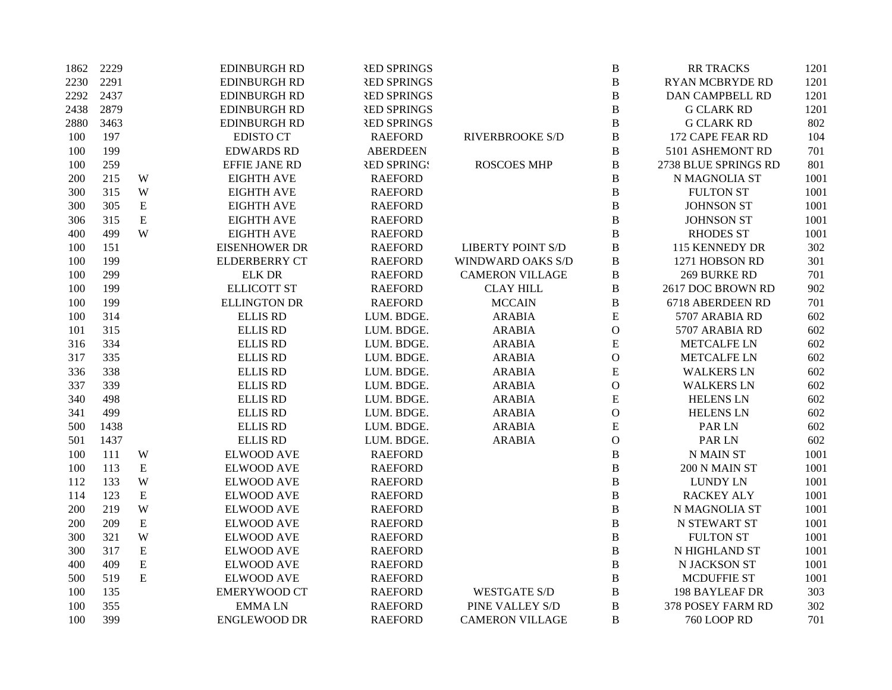| | | | | | | | | |
|---|---|---|---|---|---|---|---|---|
| 1862 | 2229 | | EDINBURGH RD | RED SPRINGS | | B | RR TRACKS | 1201 |
| 2230 | 2291 | | EDINBURGH RD | RED SPRINGS | | B | RYAN MCBRYDE RD | 1201 |
| 2292 | 2437 | | EDINBURGH RD | RED SPRINGS | | B | DAN CAMPBELL RD | 1201 |
| 2438 | 2879 | | EDINBURGH RD | RED SPRINGS | | B | G CLARK RD | 1201 |
| 2880 | 3463 | | EDINBURGH RD | RED SPRINGS | | B | G CLARK RD | 802 |
| 100 | 197 | | EDISTO CT | RAEFORD | RIVERBROOKE S/D | B | 172 CAPE FEAR RD | 104 |
| 100 | 199 | | EDWARDS RD | ABERDEEN | | B | 5101 ASHEMONT RD | 701 |
| 100 | 259 | | EFFIE JANE RD | RED SPRINGS | ROSCOES MHP | B | 2738 BLUE SPRINGS RD | 801 |
| 200 | 215 | W | EIGHTH AVE | RAEFORD | | B | N MAGNOLIA ST | 1001 |
| 300 | 315 | W | EIGHTH AVE | RAEFORD | | B | FULTON ST | 1001 |
| 300 | 305 | E | EIGHTH AVE | RAEFORD | | B | JOHNSON ST | 1001 |
| 306 | 315 | E | EIGHTH AVE | RAEFORD | | B | JOHNSON ST | 1001 |
| 400 | 499 | W | EIGHTH AVE | RAEFORD | | B | RHODES ST | 1001 |
| 100 | 151 | | EISENHOWER DR | RAEFORD | LIBERTY POINT S/D | B | 115 KENNEDY DR | 302 |
| 100 | 199 | | ELDERBERRY CT | RAEFORD | WINDWARD OAKS S/D | B | 1271 HOBSON RD | 301 |
| 100 | 299 | | ELK DR | RAEFORD | CAMERON VILLAGE | B | 269 BURKE RD | 701 |
| 100 | 199 | | ELLICOTT ST | RAEFORD | CLAY HILL | B | 2617 DOC BROWN RD | 902 |
| 100 | 199 | | ELLINGTON DR | RAEFORD | MCCAIN | B | 6718 ABERDEEN RD | 701 |
| 100 | 314 | | ELLIS RD | LUM. BDGE. | ARABIA | E | 5707 ARABIA RD | 602 |
| 101 | 315 | | ELLIS RD | LUM. BDGE. | ARABIA | O | 5707 ARABIA RD | 602 |
| 316 | 334 | | ELLIS RD | LUM. BDGE. | ARABIA | E | METCALFE LN | 602 |
| 317 | 335 | | ELLIS RD | LUM. BDGE. | ARABIA | O | METCALFE LN | 602 |
| 336 | 338 | | ELLIS RD | LUM. BDGE. | ARABIA | E | WALKERS LN | 602 |
| 337 | 339 | | ELLIS RD | LUM. BDGE. | ARABIA | O | WALKERS LN | 602 |
| 340 | 498 | | ELLIS RD | LUM. BDGE. | ARABIA | E | HELENS LN | 602 |
| 341 | 499 | | ELLIS RD | LUM. BDGE. | ARABIA | O | HELENS LN | 602 |
| 500 | 1438 | | ELLIS RD | LUM. BDGE. | ARABIA | E | PAR LN | 602 |
| 501 | 1437 | | ELLIS RD | LUM. BDGE. | ARABIA | O | PAR LN | 602 |
| 100 | 111 | W | ELWOOD AVE | RAEFORD | | B | N MAIN ST | 1001 |
| 100 | 113 | E | ELWOOD AVE | RAEFORD | | B | 200 N MAIN ST | 1001 |
| 112 | 133 | W | ELWOOD AVE | RAEFORD | | B | LUNDY LN | 1001 |
| 114 | 123 | E | ELWOOD AVE | RAEFORD | | B | RACKEY ALY | 1001 |
| 200 | 219 | W | ELWOOD AVE | RAEFORD | | B | N MAGNOLIA ST | 1001 |
| 200 | 209 | E | ELWOOD AVE | RAEFORD | | B | N STEWART ST | 1001 |
| 300 | 321 | W | ELWOOD AVE | RAEFORD | | B | FULTON ST | 1001 |
| 300 | 317 | E | ELWOOD AVE | RAEFORD | | B | N HIGHLAND ST | 1001 |
| 400 | 409 | E | ELWOOD AVE | RAEFORD | | B | N JACKSON ST | 1001 |
| 500 | 519 | E | ELWOOD AVE | RAEFORD | | B | MCDUFFIE ST | 1001 |
| 100 | 135 | | EMERYWOOD CT | RAEFORD | WESTGATE S/D | B | 198 BAYLEAF DR | 303 |
| 100 | 355 | | EMMA LN | RAEFORD | PINE VALLEY S/D | B | 378 POSEY FARM RD | 302 |
| 100 | 399 | | ENGLEWOOD DR | RAEFORD | CAMERON VILLAGE | B | 760 LOOP RD | 701 |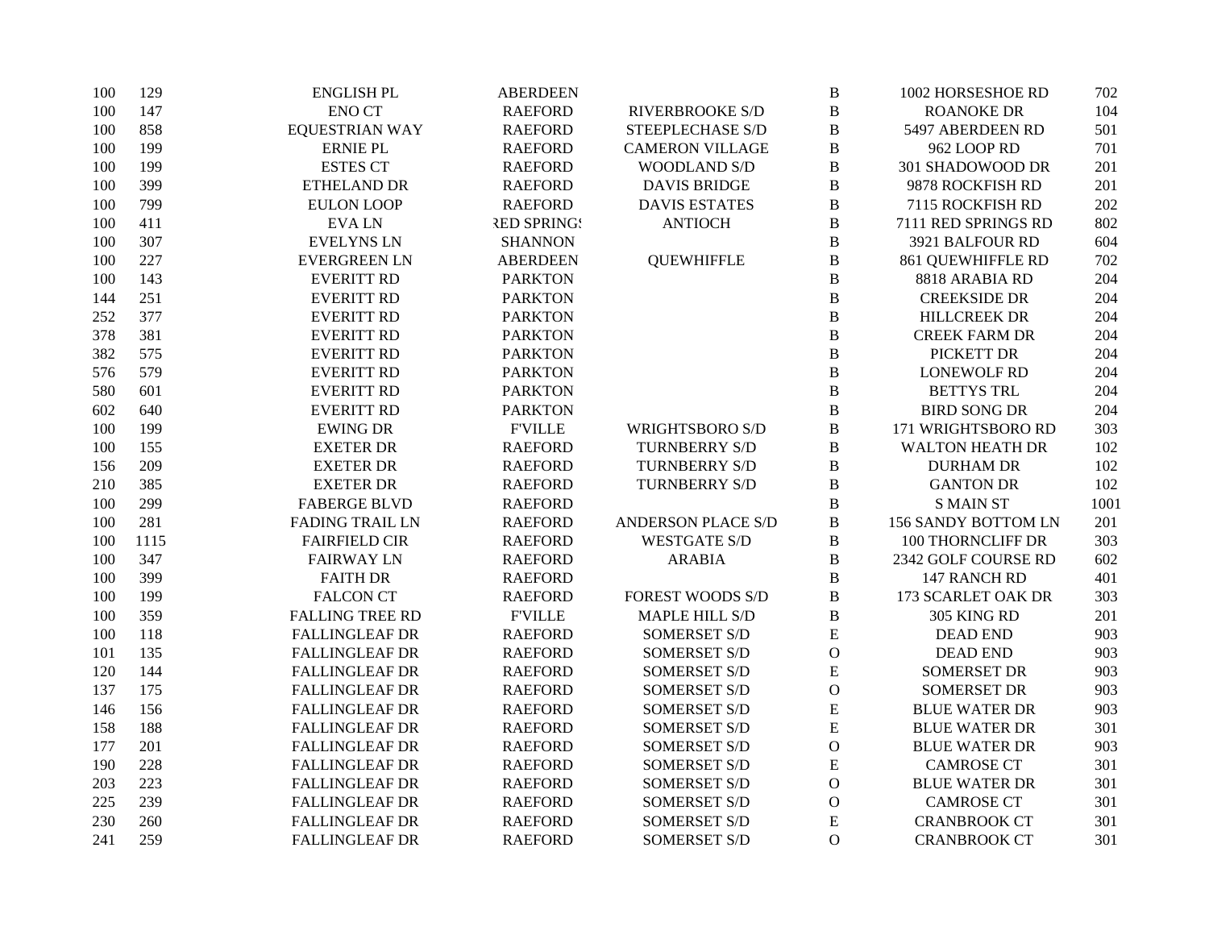| | | | | | | | |
|---|---|---|---|---|---|---|---|
| 100 | 129 | ENGLISH PL | ABERDEEN | | B | 1002 HORSESHOE RD | 702 |
| 100 | 147 | ENO CT | RAEFORD | RIVERBROOKE S/D | B | ROANOKE DR | 104 |
| 100 | 858 | EQUESTRIAN WAY | RAEFORD | STEEPLECHASE S/D | B | 5497 ABERDEEN RD | 501 |
| 100 | 199 | ERNIE PL | RAEFORD | CAMERON VILLAGE | B | 962 LOOP RD | 701 |
| 100 | 199 | ESTES CT | RAEFORD | WOODLAND S/D | B | 301 SHADOWOOD DR | 201 |
| 100 | 399 | ETHELAND DR | RAEFORD | DAVIS BRIDGE | B | 9878 ROCKFISH RD | 201 |
| 100 | 799 | EULON LOOP | RAEFORD | DAVIS ESTATES | B | 7115 ROCKFISH RD | 202 |
| 100 | 411 | EVA LN | RED SPRINGS | ANTIOCH | B | 7111 RED SPRINGS RD | 802 |
| 100 | 307 | EVELYNS LN | SHANNON | | B | 3921 BALFOUR RD | 604 |
| 100 | 227 | EVERGREEN LN | ABERDEEN | QUEWHIFFLE | B | 861 QUEWHIFFLE RD | 702 |
| 100 | 143 | EVERITT RD | PARKTON | | B | 8818 ARABIA RD | 204 |
| 144 | 251 | EVERITT RD | PARKTON | | B | CREEKSIDE DR | 204 |
| 252 | 377 | EVERITT RD | PARKTON | | B | HILLCREEK DR | 204 |
| 378 | 381 | EVERITT RD | PARKTON | | B | CREEK FARM DR | 204 |
| 382 | 575 | EVERITT RD | PARKTON | | B | PICKETT DR | 204 |
| 576 | 579 | EVERITT RD | PARKTON | | B | LONEWOLF RD | 204 |
| 580 | 601 | EVERITT RD | PARKTON | | B | BETTYS TRL | 204 |
| 602 | 640 | EVERITT RD | PARKTON | | B | BIRD SONG DR | 204 |
| 100 | 199 | EWING DR | F'VILLE | WRIGHTSBORO S/D | B | 171 WRIGHTSBORO RD | 303 |
| 100 | 155 | EXETER DR | RAEFORD | TURNBERRY S/D | B | WALTON HEATH DR | 102 |
| 156 | 209 | EXETER DR | RAEFORD | TURNBERRY S/D | B | DURHAM DR | 102 |
| 210 | 385 | EXETER DR | RAEFORD | TURNBERRY S/D | B | GANTON DR | 102 |
| 100 | 299 | FABERGE BLVD | RAEFORD | | B | S MAIN ST | 1001 |
| 100 | 281 | FADING TRAIL LN | RAEFORD | ANDERSON PLACE S/D | B | 156 SANDY BOTTOM LN | 201 |
| 100 | 1115 | FAIRFIELD CIR | RAEFORD | WESTGATE S/D | B | 100 THORNCLIFF DR | 303 |
| 100 | 347 | FAIRWAY LN | RAEFORD | ARABIA | B | 2342 GOLF COURSE RD | 602 |
| 100 | 399 | FAITH DR | RAEFORD | | B | 147 RANCH RD | 401 |
| 100 | 199 | FALCON CT | RAEFORD | FOREST WOODS S/D | B | 173 SCARLET OAK DR | 303 |
| 100 | 359 | FALLING TREE RD | F'VILLE | MAPLE HILL S/D | B | 305 KING RD | 201 |
| 100 | 118 | FALLINGLEAF DR | RAEFORD | SOMERSET S/D | E | DEAD END | 903 |
| 101 | 135 | FALLINGLEAF DR | RAEFORD | SOMERSET S/D | O | DEAD END | 903 |
| 120 | 144 | FALLINGLEAF DR | RAEFORD | SOMERSET S/D | E | SOMERSET DR | 903 |
| 137 | 175 | FALLINGLEAF DR | RAEFORD | SOMERSET S/D | O | SOMERSET DR | 903 |
| 146 | 156 | FALLINGLEAF DR | RAEFORD | SOMERSET S/D | E | BLUE WATER DR | 903 |
| 158 | 188 | FALLINGLEAF DR | RAEFORD | SOMERSET S/D | E | BLUE WATER DR | 301 |
| 177 | 201 | FALLINGLEAF DR | RAEFORD | SOMERSET S/D | O | BLUE WATER DR | 903 |
| 190 | 228 | FALLINGLEAF DR | RAEFORD | SOMERSET S/D | E | CAMROSE CT | 301 |
| 203 | 223 | FALLINGLEAF DR | RAEFORD | SOMERSET S/D | O | BLUE WATER DR | 301 |
| 225 | 239 | FALLINGLEAF DR | RAEFORD | SOMERSET S/D | O | CAMROSE CT | 301 |
| 230 | 260 | FALLINGLEAF DR | RAEFORD | SOMERSET S/D | E | CRANBROOK CT | 301 |
| 241 | 259 | FALLINGLEAF DR | RAEFORD | SOMERSET S/D | O | CRANBROOK CT | 301 |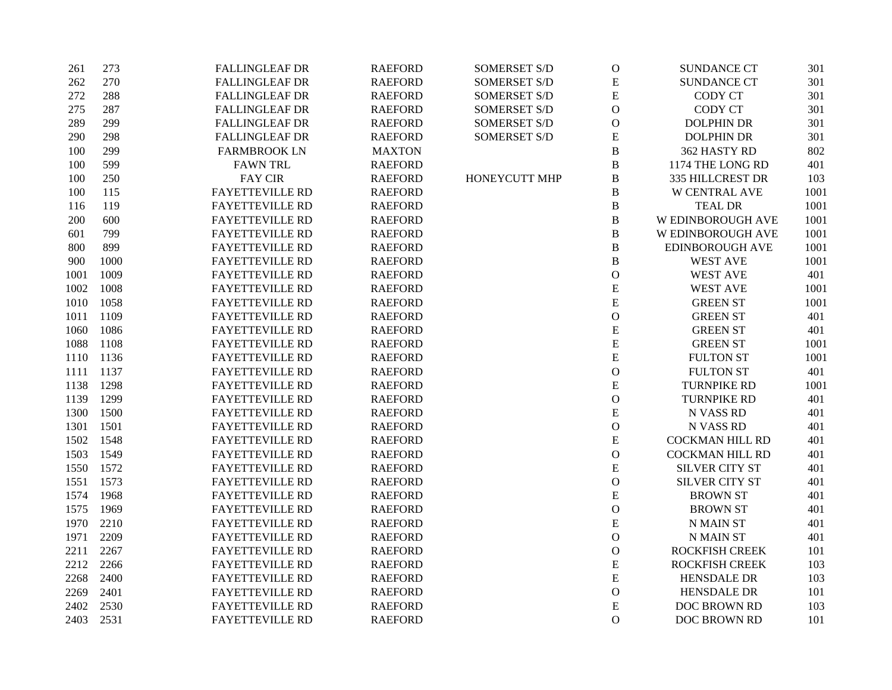| | | | | | | | |
|---|---|---|---|---|---|---|---|
| 261 | 273 | FALLINGLEAF DR | RAEFORD | SOMERSET S/D | O | SUNDANCE CT | 301 |
| 262 | 270 | FALLINGLEAF DR | RAEFORD | SOMERSET S/D | E | SUNDANCE CT | 301 |
| 272 | 288 | FALLINGLEAF DR | RAEFORD | SOMERSET S/D | E | CODY CT | 301 |
| 275 | 287 | FALLINGLEAF DR | RAEFORD | SOMERSET S/D | O | CODY CT | 301 |
| 289 | 299 | FALLINGLEAF DR | RAEFORD | SOMERSET S/D | O | DOLPHIN DR | 301 |
| 290 | 298 | FALLINGLEAF DR | RAEFORD | SOMERSET S/D | E | DOLPHIN DR | 301 |
| 100 | 299 | FARMBROOK LN | MAXTON | | B | 362 HASTY RD | 802 |
| 100 | 599 | FAWN TRL | RAEFORD | | B | 1174 THE LONG RD | 401 |
| 100 | 250 | FAY CIR | RAEFORD | HONEYCUTT MHP | B | 335 HILLCREST DR | 103 |
| 100 | 115 | FAYETTEVILLE RD | RAEFORD | | B | W CENTRAL AVE | 1001 |
| 116 | 119 | FAYETTEVILLE RD | RAEFORD | | B | TEAL DR | 1001 |
| 200 | 600 | FAYETTEVILLE RD | RAEFORD | | B | W EDINBOROUGH AVE | 1001 |
| 601 | 799 | FAYETTEVILLE RD | RAEFORD | | B | W EDINBOROUGH AVE | 1001 |
| 800 | 899 | FAYETTEVILLE RD | RAEFORD | | B | EDINBOROUGH AVE | 1001 |
| 900 | 1000 | FAYETTEVILLE RD | RAEFORD | | B | WEST AVE | 1001 |
| 1001 | 1009 | FAYETTEVILLE RD | RAEFORD | | O | WEST AVE | 401 |
| 1002 | 1008 | FAYETTEVILLE RD | RAEFORD | | E | WEST AVE | 1001 |
| 1010 | 1058 | FAYETTEVILLE RD | RAEFORD | | E | GREEN ST | 1001 |
| 1011 | 1109 | FAYETTEVILLE RD | RAEFORD | | O | GREEN ST | 401 |
| 1060 | 1086 | FAYETTEVILLE RD | RAEFORD | | E | GREEN ST | 401 |
| 1088 | 1108 | FAYETTEVILLE RD | RAEFORD | | E | GREEN ST | 1001 |
| 1110 | 1136 | FAYETTEVILLE RD | RAEFORD | | E | FULTON ST | 1001 |
| 1111 | 1137 | FAYETTEVILLE RD | RAEFORD | | O | FULTON ST | 401 |
| 1138 | 1298 | FAYETTEVILLE RD | RAEFORD | | E | TURNPIKE RD | 1001 |
| 1139 | 1299 | FAYETTEVILLE RD | RAEFORD | | O | TURNPIKE RD | 401 |
| 1300 | 1500 | FAYETTEVILLE RD | RAEFORD | | E | N VASS RD | 401 |
| 1301 | 1501 | FAYETTEVILLE RD | RAEFORD | | O | N VASS RD | 401 |
| 1502 | 1548 | FAYETTEVILLE RD | RAEFORD | | E | COCKMAN HILL RD | 401 |
| 1503 | 1549 | FAYETTEVILLE RD | RAEFORD | | O | COCKMAN HILL RD | 401 |
| 1550 | 1572 | FAYETTEVILLE RD | RAEFORD | | E | SILVER CITY ST | 401 |
| 1551 | 1573 | FAYETTEVILLE RD | RAEFORD | | O | SILVER CITY ST | 401 |
| 1574 | 1968 | FAYETTEVILLE RD | RAEFORD | | E | BROWN ST | 401 |
| 1575 | 1969 | FAYETTEVILLE RD | RAEFORD | | O | BROWN ST | 401 |
| 1970 | 2210 | FAYETTEVILLE RD | RAEFORD | | E | N MAIN ST | 401 |
| 1971 | 2209 | FAYETTEVILLE RD | RAEFORD | | O | N MAIN ST | 401 |
| 2211 | 2267 | FAYETTEVILLE RD | RAEFORD | | O | ROCKFISH CREEK | 101 |
| 2212 | 2266 | FAYETTEVILLE RD | RAEFORD | | E | ROCKFISH CREEK | 103 |
| 2268 | 2400 | FAYETTEVILLE RD | RAEFORD | | E | HENSDALE DR | 103 |
| 2269 | 2401 | FAYETTEVILLE RD | RAEFORD | | O | HENSDALE DR | 101 |
| 2402 | 2530 | FAYETTEVILLE RD | RAEFORD | | E | DOC BROWN RD | 103 |
| 2403 | 2531 | FAYETTEVILLE RD | RAEFORD | | O | DOC BROWN RD | 101 |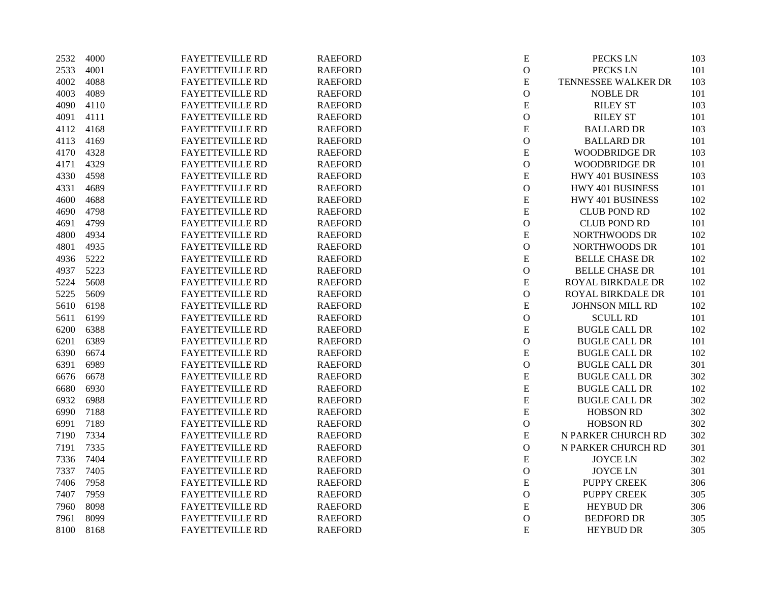| | | | | | | |
|---|---|---|---|---|---|---|
| 2532 | 4000 | FAYETTEVILLE RD | RAEFORD | E | PECKS LN | 103 |
| 2533 | 4001 | FAYETTEVILLE RD | RAEFORD | O | PECKS LN | 101 |
| 4002 | 4088 | FAYETTEVILLE RD | RAEFORD | E | TENNESSEE WALKER DR | 103 |
| 4003 | 4089 | FAYETTEVILLE RD | RAEFORD | O | NOBLE DR | 101 |
| 4090 | 4110 | FAYETTEVILLE RD | RAEFORD | E | RILEY ST | 103 |
| 4091 | 4111 | FAYETTEVILLE RD | RAEFORD | O | RILEY ST | 101 |
| 4112 | 4168 | FAYETTEVILLE RD | RAEFORD | E | BALLARD DR | 103 |
| 4113 | 4169 | FAYETTEVILLE RD | RAEFORD | O | BALLARD DR | 101 |
| 4170 | 4328 | FAYETTEVILLE RD | RAEFORD | E | WOODBRIDGE DR | 103 |
| 4171 | 4329 | FAYETTEVILLE RD | RAEFORD | O | WOODBRIDGE DR | 101 |
| 4330 | 4598 | FAYETTEVILLE RD | RAEFORD | E | HWY 401 BUSINESS | 103 |
| 4331 | 4689 | FAYETTEVILLE RD | RAEFORD | O | HWY 401 BUSINESS | 101 |
| 4600 | 4688 | FAYETTEVILLE RD | RAEFORD | E | HWY 401 BUSINESS | 102 |
| 4690 | 4798 | FAYETTEVILLE RD | RAEFORD | E | CLUB POND RD | 102 |
| 4691 | 4799 | FAYETTEVILLE RD | RAEFORD | O | CLUB POND RD | 101 |
| 4800 | 4934 | FAYETTEVILLE RD | RAEFORD | E | NORTHWOODS DR | 102 |
| 4801 | 4935 | FAYETTEVILLE RD | RAEFORD | O | NORTHWOODS DR | 101 |
| 4936 | 5222 | FAYETTEVILLE RD | RAEFORD | E | BELLE CHASE DR | 102 |
| 4937 | 5223 | FAYETTEVILLE RD | RAEFORD | O | BELLE CHASE DR | 101 |
| 5224 | 5608 | FAYETTEVILLE RD | RAEFORD | E | ROYAL BIRKDALE DR | 102 |
| 5225 | 5609 | FAYETTEVILLE RD | RAEFORD | O | ROYAL BIRKDALE DR | 101 |
| 5610 | 6198 | FAYETTEVILLE RD | RAEFORD | E | JOHNSON MILL RD | 102 |
| 5611 | 6199 | FAYETTEVILLE RD | RAEFORD | O | SCULL RD | 101 |
| 6200 | 6388 | FAYETTEVILLE RD | RAEFORD | E | BUGLE CALL DR | 102 |
| 6201 | 6389 | FAYETTEVILLE RD | RAEFORD | O | BUGLE CALL DR | 101 |
| 6390 | 6674 | FAYETTEVILLE RD | RAEFORD | E | BUGLE CALL DR | 102 |
| 6391 | 6989 | FAYETTEVILLE RD | RAEFORD | O | BUGLE CALL DR | 301 |
| 6676 | 6678 | FAYETTEVILLE RD | RAEFORD | E | BUGLE CALL DR | 302 |
| 6680 | 6930 | FAYETTEVILLE RD | RAEFORD | E | BUGLE CALL DR | 102 |
| 6932 | 6988 | FAYETTEVILLE RD | RAEFORD | E | BUGLE CALL DR | 302 |
| 6990 | 7188 | FAYETTEVILLE RD | RAEFORD | E | HOBSON RD | 302 |
| 6991 | 7189 | FAYETTEVILLE RD | RAEFORD | O | HOBSON RD | 302 |
| 7190 | 7334 | FAYETTEVILLE RD | RAEFORD | E | N PARKER CHURCH RD | 302 |
| 7191 | 7335 | FAYETTEVILLE RD | RAEFORD | O | N PARKER CHURCH RD | 301 |
| 7336 | 7404 | FAYETTEVILLE RD | RAEFORD | E | JOYCE LN | 302 |
| 7337 | 7405 | FAYETTEVILLE RD | RAEFORD | O | JOYCE LN | 301 |
| 7406 | 7958 | FAYETTEVILLE RD | RAEFORD | E | PUPPY CREEK | 306 |
| 7407 | 7959 | FAYETTEVILLE RD | RAEFORD | O | PUPPY CREEK | 305 |
| 7960 | 8098 | FAYETTEVILLE RD | RAEFORD | E | HEYBUD DR | 306 |
| 7961 | 8099 | FAYETTEVILLE RD | RAEFORD | O | BEDFORD DR | 305 |
| 8100 | 8168 | FAYETTEVILLE RD | RAEFORD | E | HEYBUD DR | 305 |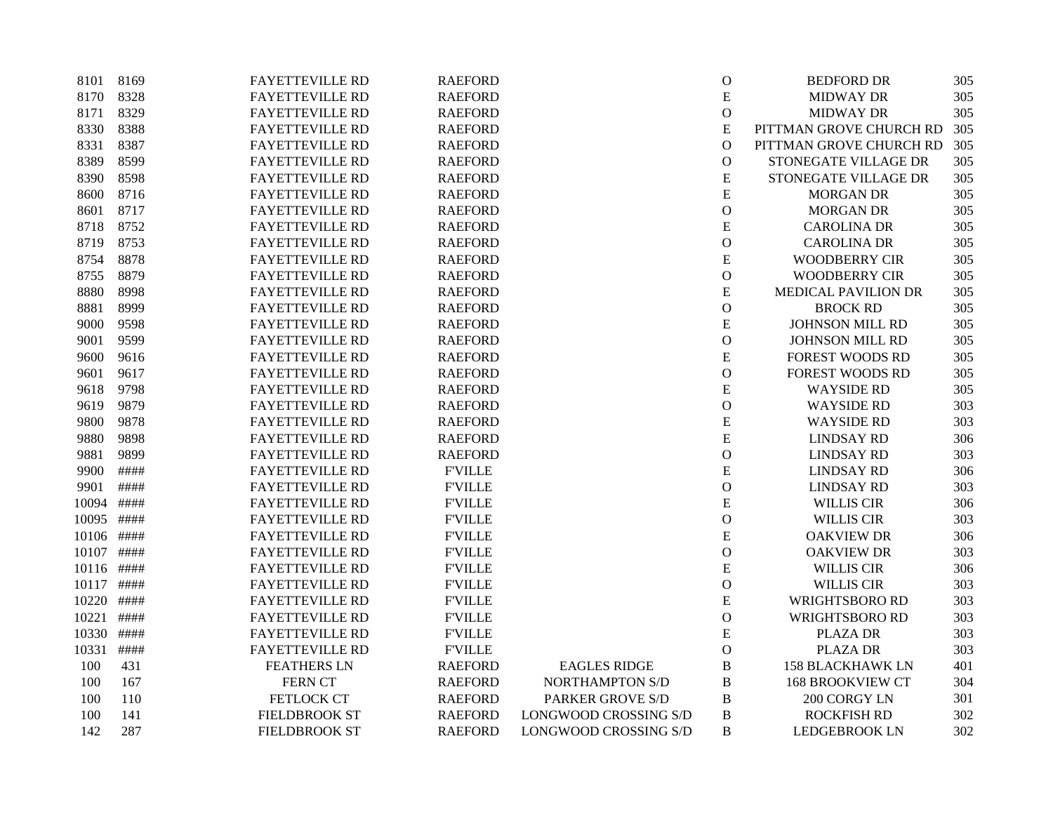| | | | | | | | |
|---|---|---|---|---|---|---|---|
| 8101 | 8169 | FAYETTEVILLE RD | RAEFORD | | O | BEDFORD DR | 305 |
| 8170 | 8328 | FAYETTEVILLE RD | RAEFORD | | E | MIDWAY DR | 305 |
| 8171 | 8329 | FAYETTEVILLE RD | RAEFORD | | O | MIDWAY DR | 305 |
| 8330 | 8388 | FAYETTEVILLE RD | RAEFORD | | E | PITTMAN GROVE CHURCH RD | 305 |
| 8331 | 8387 | FAYETTEVILLE RD | RAEFORD | | O | PITTMAN GROVE CHURCH RD | 305 |
| 8389 | 8599 | FAYETTEVILLE RD | RAEFORD | | O | STONEGATE VILLAGE DR | 305 |
| 8390 | 8598 | FAYETTEVILLE RD | RAEFORD | | E | STONEGATE VILLAGE DR | 305 |
| 8600 | 8716 | FAYETTEVILLE RD | RAEFORD | | E | MORGAN DR | 305 |
| 8601 | 8717 | FAYETTEVILLE RD | RAEFORD | | O | MORGAN DR | 305 |
| 8718 | 8752 | FAYETTEVILLE RD | RAEFORD | | E | CAROLINA DR | 305 |
| 8719 | 8753 | FAYETTEVILLE RD | RAEFORD | | O | CAROLINA DR | 305 |
| 8754 | 8878 | FAYETTEVILLE RD | RAEFORD | | E | WOODBERRY CIR | 305 |
| 8755 | 8879 | FAYETTEVILLE RD | RAEFORD | | O | WOODBERRY CIR | 305 |
| 8880 | 8998 | FAYETTEVILLE RD | RAEFORD | | E | MEDICAL PAVILION DR | 305 |
| 8881 | 8999 | FAYETTEVILLE RD | RAEFORD | | O | BROCK RD | 305 |
| 9000 | 9598 | FAYETTEVILLE RD | RAEFORD | | E | JOHNSON MILL RD | 305 |
| 9001 | 9599 | FAYETTEVILLE RD | RAEFORD | | O | JOHNSON MILL RD | 305 |
| 9600 | 9616 | FAYETTEVILLE RD | RAEFORD | | E | FOREST WOODS RD | 305 |
| 9601 | 9617 | FAYETTEVILLE RD | RAEFORD | | O | FOREST WOODS RD | 305 |
| 9618 | 9798 | FAYETTEVILLE RD | RAEFORD | | E | WAYSIDE RD | 305 |
| 9619 | 9879 | FAYETTEVILLE RD | RAEFORD | | O | WAYSIDE RD | 303 |
| 9800 | 9878 | FAYETTEVILLE RD | RAEFORD | | E | WAYSIDE RD | 303 |
| 9880 | 9898 | FAYETTEVILLE RD | RAEFORD | | E | LINDSAY RD | 306 |
| 9881 | 9899 | FAYETTEVILLE RD | RAEFORD | | O | LINDSAY RD | 303 |
| 9900 | #### | FAYETTEVILLE RD | F'VILLE | | E | LINDSAY RD | 306 |
| 9901 | #### | FAYETTEVILLE RD | F'VILLE | | O | LINDSAY RD | 303 |
| 10094 | #### | FAYETTEVILLE RD | F'VILLE | | E | WILLIS CIR | 306 |
| 10095 | #### | FAYETTEVILLE RD | F'VILLE | | O | WILLIS CIR | 303 |
| 10106 | #### | FAYETTEVILLE RD | F'VILLE | | E | OAKVIEW DR | 306 |
| 10107 | #### | FAYETTEVILLE RD | F'VILLE | | O | OAKVIEW DR | 303 |
| 10116 | #### | FAYETTEVILLE RD | F'VILLE | | E | WILLIS CIR | 306 |
| 10117 | #### | FAYETTEVILLE RD | F'VILLE | | O | WILLIS CIR | 303 |
| 10220 | #### | FAYETTEVILLE RD | F'VILLE | | E | WRIGHTSBORO RD | 303 |
| 10221 | #### | FAYETTEVILLE RD | F'VILLE | | O | WRIGHTSBORO RD | 303 |
| 10330 | #### | FAYETTEVILLE RD | F'VILLE | | E | PLAZA DR | 303 |
| 10331 | #### | FAYETTEVILLE RD | F'VILLE | | O | PLAZA DR | 303 |
| 100 | 431 | FEATHERS LN | RAEFORD | EAGLES RIDGE | B | 158 BLACKHAWK LN | 401 |
| 100 | 167 | FERN CT | RAEFORD | NORTHAMPTON S/D | B | 168 BROOKVIEW CT | 304 |
| 100 | 110 | FETLOCK CT | RAEFORD | PARKER GROVE S/D | B | 200 CORGY LN | 301 |
| 100 | 141 | FIELDBROOK ST | RAEFORD | LONGWOOD CROSSING S/D | B | ROCKFISH RD | 302 |
| 142 | 287 | FIELDBROOK ST | RAEFORD | LONGWOOD CROSSING S/D | B | LEDGEBROOK LN | 302 |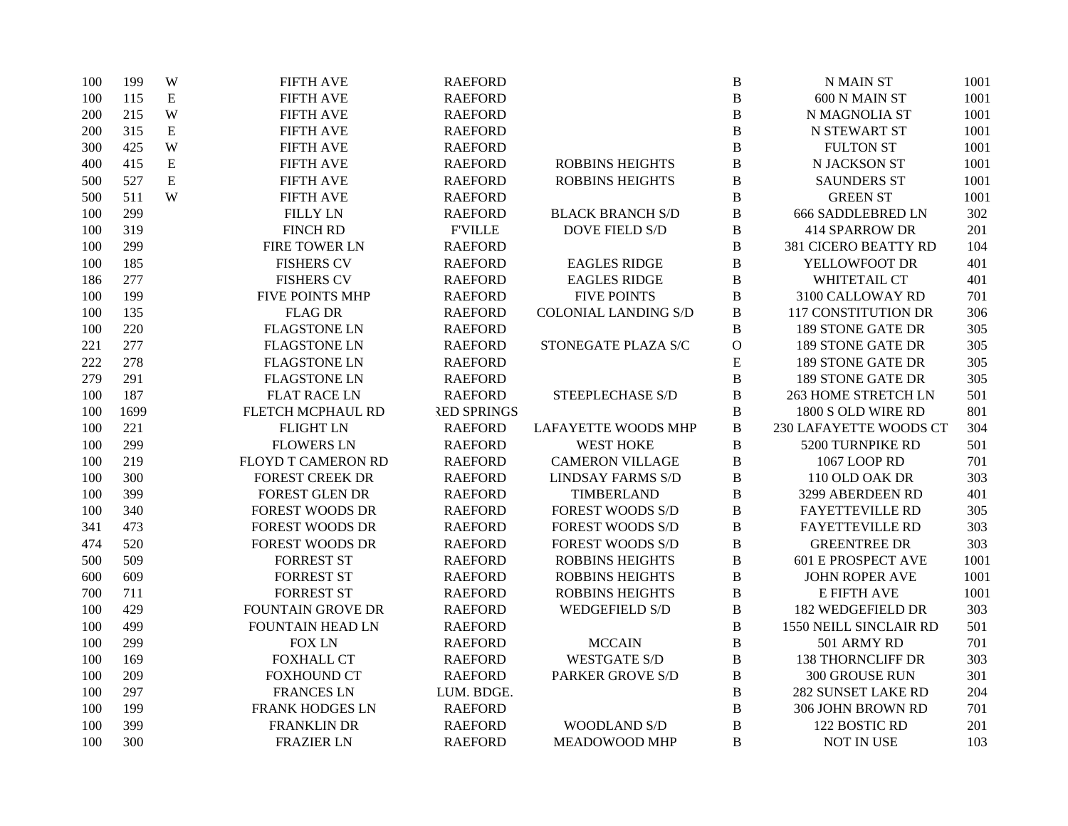| | | | | | | | | |
|---|---|---|---|---|---|---|---|---|
| 100 | 199 | W | FIFTH AVE | RAEFORD | | B | N MAIN ST | 1001 |
| 100 | 115 | E | FIFTH AVE | RAEFORD | | B | 600 N MAIN ST | 1001 |
| 200 | 215 | W | FIFTH AVE | RAEFORD | | B | N MAGNOLIA ST | 1001 |
| 200 | 315 | E | FIFTH AVE | RAEFORD | | B | N STEWART ST | 1001 |
| 300 | 425 | W | FIFTH AVE | RAEFORD | | B | FULTON ST | 1001 |
| 400 | 415 | E | FIFTH AVE | RAEFORD | ROBBINS HEIGHTS | B | N JACKSON ST | 1001 |
| 500 | 527 | E | FIFTH AVE | RAEFORD | ROBBINS HEIGHTS | B | SAUNDERS ST | 1001 |
| 500 | 511 | W | FIFTH AVE | RAEFORD | | B | GREEN ST | 1001 |
| 100 | 299 | | FILLY LN | RAEFORD | BLACK BRANCH S/D | B | 666 SADDLEBRED LN | 302 |
| 100 | 319 | | FINCH RD | F'VILLE | DOVE FIELD S/D | B | 414 SPARROW DR | 201 |
| 100 | 299 | | FIRE TOWER LN | RAEFORD | | B | 381 CICERO BEATTY RD | 104 |
| 100 | 185 | | FISHERS CV | RAEFORD | EAGLES RIDGE | B | YELLOWFOOT DR | 401 |
| 186 | 277 | | FISHERS CV | RAEFORD | EAGLES RIDGE | B | WHITETAIL CT | 401 |
| 100 | 199 | | FIVE POINTS MHP | RAEFORD | FIVE POINTS | B | 3100 CALLOWAY RD | 701 |
| 100 | 135 | | FLAG DR | RAEFORD | COLONIAL LANDING S/D | B | 117 CONSTITUTION DR | 306 |
| 100 | 220 | | FLAGSTONE LN | RAEFORD | | B | 189 STONE GATE DR | 305 |
| 221 | 277 | | FLAGSTONE LN | RAEFORD | STONEGATE PLAZA S/C | O | 189 STONE GATE DR | 305 |
| 222 | 278 | | FLAGSTONE LN | RAEFORD | | E | 189 STONE GATE DR | 305 |
| 279 | 291 | | FLAGSTONE LN | RAEFORD | | B | 189 STONE GATE DR | 305 |
| 100 | 187 | | FLAT RACE LN | RAEFORD | STEEPLECHASE S/D | B | 263 HOME STRETCH LN | 501 |
| 100 | 1699 | | FLETCH MCPHAUL RD | RED SPRINGS | | B | 1800 S OLD WIRE RD | 801 |
| 100 | 221 | | FLIGHT LN | RAEFORD | LAFAYETTE WOODS MHP | B | 230 LAFAYETTE WOODS CT | 304 |
| 100 | 299 | | FLOWERS LN | RAEFORD | WEST HOKE | B | 5200 TURNPIKE RD | 501 |
| 100 | 219 | | FLOYD T CAMERON RD | RAEFORD | CAMERON VILLAGE | B | 1067 LOOP RD | 701 |
| 100 | 300 | | FOREST CREEK DR | RAEFORD | LINDSAY FARMS S/D | B | 110 OLD OAK DR | 303 |
| 100 | 399 | | FOREST GLEN DR | RAEFORD | TIMBERLAND | B | 3299 ABERDEEN RD | 401 |
| 100 | 340 | | FOREST WOODS DR | RAEFORD | FOREST WOODS S/D | B | FAYETTEVILLE RD | 305 |
| 341 | 473 | | FOREST WOODS DR | RAEFORD | FOREST WOODS S/D | B | FAYETTEVILLE RD | 303 |
| 474 | 520 | | FOREST WOODS DR | RAEFORD | FOREST WOODS S/D | B | GREENTREE DR | 303 |
| 500 | 509 | | FORREST ST | RAEFORD | ROBBINS HEIGHTS | B | 601 E PROSPECT AVE | 1001 |
| 600 | 609 | | FORREST ST | RAEFORD | ROBBINS HEIGHTS | B | JOHN ROPER AVE | 1001 |
| 700 | 711 | | FORREST ST | RAEFORD | ROBBINS HEIGHTS | B | E FIFTH AVE | 1001 |
| 100 | 429 | | FOUNTAIN GROVE DR | RAEFORD | WEDGEFIELD S/D | B | 182 WEDGEFIELD DR | 303 |
| 100 | 499 | | FOUNTAIN HEAD LN | RAEFORD | | B | 1550 NEILL SINCLAIR RD | 501 |
| 100 | 299 | | FOX LN | RAEFORD | MCCAIN | B | 501 ARMY RD | 701 |
| 100 | 169 | | FOXHALL CT | RAEFORD | WESTGATE S/D | B | 138 THORNCLIFF DR | 303 |
| 100 | 209 | | FOXHOUND CT | RAEFORD | PARKER GROVE S/D | B | 300 GROUSE RUN | 301 |
| 100 | 297 | | FRANCES LN | LUM. BDGE. | | B | 282 SUNSET LAKE RD | 204 |
| 100 | 199 | | FRANK HODGES LN | RAEFORD | | B | 306 JOHN BROWN RD | 701 |
| 100 | 399 | | FRANKLIN DR | RAEFORD | WOODLAND S/D | B | 122 BOSTIC RD | 201 |
| 100 | 300 | | FRAZIER LN | RAEFORD | MEADOWOOD MHP | B | NOT IN USE | 103 |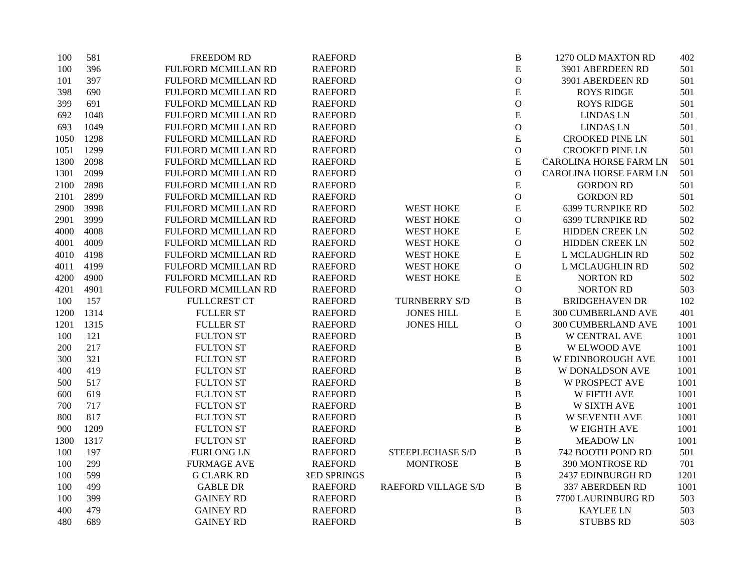| | | | | | | | |
|---|---|---|---|---|---|---|---|
| 100 | 581 | FREEDOM RD | RAEFORD | | B | 1270 OLD MAXTON RD | 402 |
| 100 | 396 | FULFORD MCMILLAN RD | RAEFORD | | E | 3901 ABERDEEN RD | 501 |
| 101 | 397 | FULFORD MCMILLAN RD | RAEFORD | | O | 3901 ABERDEEN RD | 501 |
| 398 | 690 | FULFORD MCMILLAN RD | RAEFORD | | E | ROYS RIDGE | 501 |
| 399 | 691 | FULFORD MCMILLAN RD | RAEFORD | | O | ROYS RIDGE | 501 |
| 692 | 1048 | FULFORD MCMILLAN RD | RAEFORD | | E | LINDAS LN | 501 |
| 693 | 1049 | FULFORD MCMILLAN RD | RAEFORD | | O | LINDAS LN | 501 |
| 1050 | 1298 | FULFORD MCMILLAN RD | RAEFORD | | E | CROOKED PINE LN | 501 |
| 1051 | 1299 | FULFORD MCMILLAN RD | RAEFORD | | O | CROOKED PINE LN | 501 |
| 1300 | 2098 | FULFORD MCMILLAN RD | RAEFORD | | E | CAROLINA HORSE FARM LN | 501 |
| 1301 | 2099 | FULFORD MCMILLAN RD | RAEFORD | | O | CAROLINA HORSE FARM LN | 501 |
| 2100 | 2898 | FULFORD MCMILLAN RD | RAEFORD | | E | GORDON RD | 501 |
| 2101 | 2899 | FULFORD MCMILLAN RD | RAEFORD | | O | GORDON RD | 501 |
| 2900 | 3998 | FULFORD MCMILLAN RD | RAEFORD | WEST HOKE | E | 6399 TURNPIKE RD | 502 |
| 2901 | 3999 | FULFORD MCMILLAN RD | RAEFORD | WEST HOKE | O | 6399 TURNPIKE RD | 502 |
| 4000 | 4008 | FULFORD MCMILLAN RD | RAEFORD | WEST HOKE | E | HIDDEN CREEK LN | 502 |
| 4001 | 4009 | FULFORD MCMILLAN RD | RAEFORD | WEST HOKE | O | HIDDEN CREEK LN | 502 |
| 4010 | 4198 | FULFORD MCMILLAN RD | RAEFORD | WEST HOKE | E | L MCLAUGHLIN RD | 502 |
| 4011 | 4199 | FULFORD MCMILLAN RD | RAEFORD | WEST HOKE | O | L MCLAUGHLIN RD | 502 |
| 4200 | 4900 | FULFORD MCMILLAN RD | RAEFORD | WEST HOKE | E | NORTON RD | 502 |
| 4201 | 4901 | FULFORD MCMILLAN RD | RAEFORD | | O | NORTON RD | 503 |
| 100 | 157 | FULLCREST CT | RAEFORD | TURNBERRY S/D | B | BRIDGEHAVEN DR | 102 |
| 1200 | 1314 | FULLER ST | RAEFORD | JONES HILL | E | 300 CUMBERLAND AVE | 401 |
| 1201 | 1315 | FULLER ST | RAEFORD | JONES HILL | O | 300 CUMBERLAND AVE | 1001 |
| 100 | 121 | FULTON ST | RAEFORD | | B | W CENTRAL AVE | 1001 |
| 200 | 217 | FULTON ST | RAEFORD | | B | W ELWOOD AVE | 1001 |
| 300 | 321 | FULTON ST | RAEFORD | | B | W EDINBOROUGH AVE | 1001 |
| 400 | 419 | FULTON ST | RAEFORD | | B | W DONALDSON AVE | 1001 |
| 500 | 517 | FULTON ST | RAEFORD | | B | W PROSPECT AVE | 1001 |
| 600 | 619 | FULTON ST | RAEFORD | | B | W FIFTH AVE | 1001 |
| 700 | 717 | FULTON ST | RAEFORD | | B | W SIXTH AVE | 1001 |
| 800 | 817 | FULTON ST | RAEFORD | | B | W SEVENTH AVE | 1001 |
| 900 | 1209 | FULTON ST | RAEFORD | | B | W EIGHTH AVE | 1001 |
| 1300 | 1317 | FULTON ST | RAEFORD | | B | MEADOW LN | 1001 |
| 100 | 197 | FURLONG LN | RAEFORD | STEEPLECHASE S/D | B | 742 BOOTH POND RD | 501 |
| 100 | 299 | FURMAGE AVE | RAEFORD | MONTROSE | B | 390 MONTROSE RD | 701 |
| 100 | 599 | G CLARK RD | RED SPRINGS | | B | 2437 EDINBURGH RD | 1201 |
| 100 | 499 | GABLE DR | RAEFORD | RAEFORD VILLAGE S/D | B | 337 ABERDEEN RD | 1001 |
| 100 | 399 | GAINEY RD | RAEFORD | | B | 7700 LAURINBURG RD | 503 |
| 400 | 479 | GAINEY RD | RAEFORD | | B | KAYLEE LN | 503 |
| 480 | 689 | GAINEY RD | RAEFORD | | B | STUBBS RD | 503 |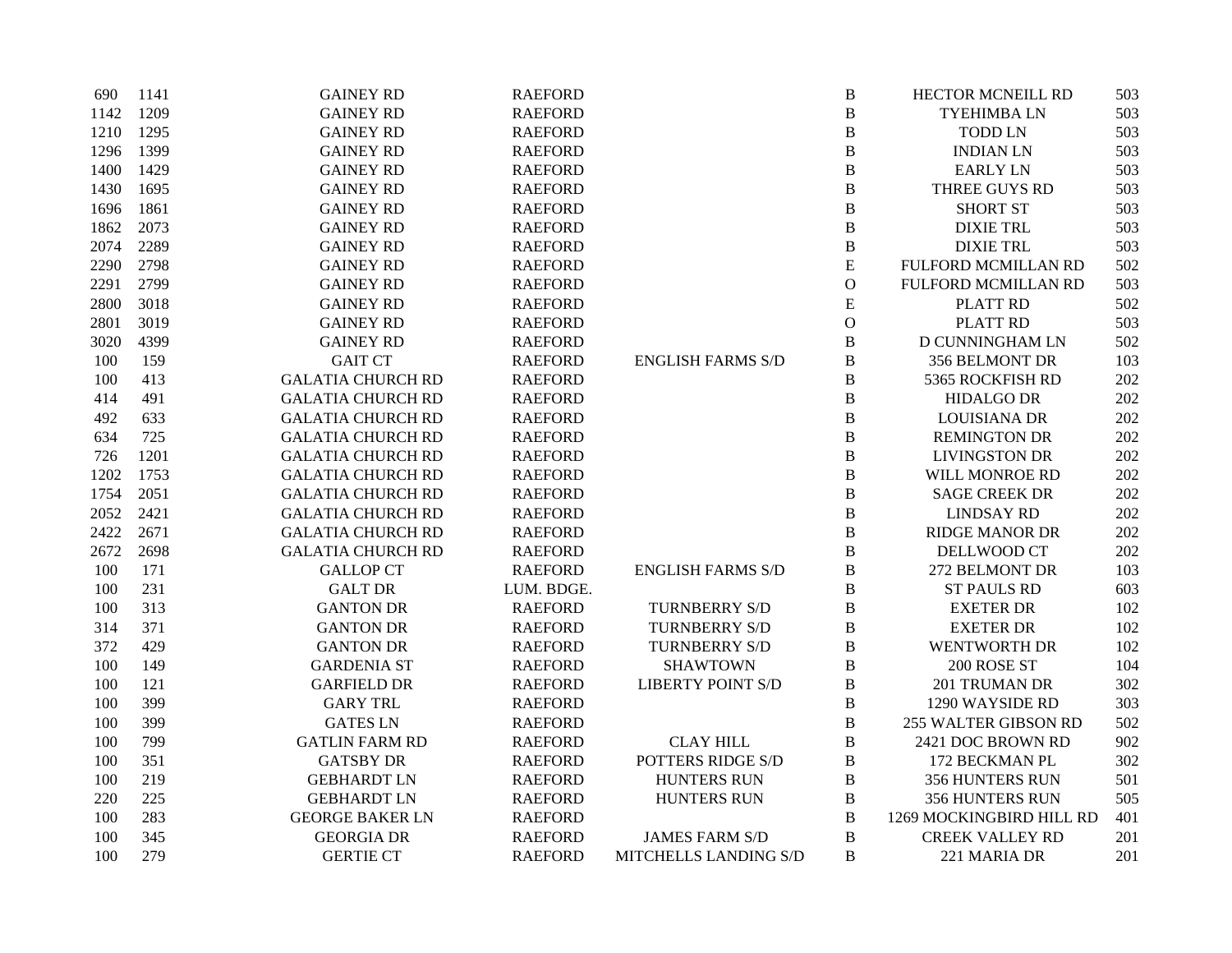| | | | | | | | |
|---|---|---|---|---|---|---|---|
| 690 | 1141 | GAINEY RD | RAEFORD | | B | HECTOR MCNEILL RD | 503 |
| 1142 | 1209 | GAINEY RD | RAEFORD | | B | TYEHIMBA LN | 503 |
| 1210 | 1295 | GAINEY RD | RAEFORD | | B | TODD LN | 503 |
| 1296 | 1399 | GAINEY RD | RAEFORD | | B | INDIAN LN | 503 |
| 1400 | 1429 | GAINEY RD | RAEFORD | | B | EARLY LN | 503 |
| 1430 | 1695 | GAINEY RD | RAEFORD | | B | THREE GUYS RD | 503 |
| 1696 | 1861 | GAINEY RD | RAEFORD | | B | SHORT ST | 503 |
| 1862 | 2073 | GAINEY RD | RAEFORD | | B | DIXIE TRL | 503 |
| 2074 | 2289 | GAINEY RD | RAEFORD | | B | DIXIE TRL | 503 |
| 2290 | 2798 | GAINEY RD | RAEFORD | | E | FULFORD MCMILLAN RD | 502 |
| 2291 | 2799 | GAINEY RD | RAEFORD | | O | FULFORD MCMILLAN RD | 503 |
| 2800 | 3018 | GAINEY RD | RAEFORD | | E | PLATT RD | 502 |
| 2801 | 3019 | GAINEY RD | RAEFORD | | O | PLATT RD | 503 |
| 3020 | 4399 | GAINEY RD | RAEFORD | | B | D CUNNINGHAM LN | 502 |
| 100 | 159 | GAIT CT | RAEFORD | ENGLISH FARMS S/D | B | 356 BELMONT DR | 103 |
| 100 | 413 | GALATIA CHURCH RD | RAEFORD | | B | 5365 ROCKFISH RD | 202 |
| 414 | 491 | GALATIA CHURCH RD | RAEFORD | | B | HIDALGO DR | 202 |
| 492 | 633 | GALATIA CHURCH RD | RAEFORD | | B | LOUISIANA DR | 202 |
| 634 | 725 | GALATIA CHURCH RD | RAEFORD | | B | REMINGTON DR | 202 |
| 726 | 1201 | GALATIA CHURCH RD | RAEFORD | | B | LIVINGSTON DR | 202 |
| 1202 | 1753 | GALATIA CHURCH RD | RAEFORD | | B | WILL MONROE RD | 202 |
| 1754 | 2051 | GALATIA CHURCH RD | RAEFORD | | B | SAGE CREEK DR | 202 |
| 2052 | 2421 | GALATIA CHURCH RD | RAEFORD | | B | LINDSAY RD | 202 |
| 2422 | 2671 | GALATIA CHURCH RD | RAEFORD | | B | RIDGE MANOR DR | 202 |
| 2672 | 2698 | GALATIA CHURCH RD | RAEFORD | | B | DELLWOOD CT | 202 |
| 100 | 171 | GALLOP CT | RAEFORD | ENGLISH FARMS S/D | B | 272 BELMONT DR | 103 |
| 100 | 231 | GALT DR | LUM. BDGE. | | B | ST PAULS RD | 603 |
| 100 | 313 | GANTON DR | RAEFORD | TURNBERRY S/D | B | EXETER DR | 102 |
| 314 | 371 | GANTON DR | RAEFORD | TURNBERRY S/D | B | EXETER DR | 102 |
| 372 | 429 | GANTON DR | RAEFORD | TURNBERRY S/D | B | WENTWORTH DR | 102 |
| 100 | 149 | GARDENIA ST | RAEFORD | SHAWTOWN | B | 200 ROSE ST | 104 |
| 100 | 121 | GARFIELD DR | RAEFORD | LIBERTY POINT S/D | B | 201 TRUMAN DR | 302 |
| 100 | 399 | GARY TRL | RAEFORD | | B | 1290 WAYSIDE RD | 303 |
| 100 | 399 | GATES LN | RAEFORD | | B | 255 WALTER GIBSON RD | 502 |
| 100 | 799 | GATLIN FARM RD | RAEFORD | CLAY HILL | B | 2421 DOC BROWN RD | 902 |
| 100 | 351 | GATSBY DR | RAEFORD | POTTERS RIDGE S/D | B | 172 BECKMAN PL | 302 |
| 100 | 219 | GEBHARDT LN | RAEFORD | HUNTERS RUN | B | 356 HUNTERS RUN | 501 |
| 220 | 225 | GEBHARDT LN | RAEFORD | HUNTERS RUN | B | 356 HUNTERS RUN | 505 |
| 100 | 283 | GEORGE BAKER LN | RAEFORD | | B | 1269 MOCKINGBIRD HILL RD | 401 |
| 100 | 345 | GEORGIA DR | RAEFORD | JAMES FARM S/D | B | CREEK VALLEY RD | 201 |
| 100 | 279 | GERTIE CT | RAEFORD | MITCHELLS LANDING S/D | B | 221 MARIA DR | 201 |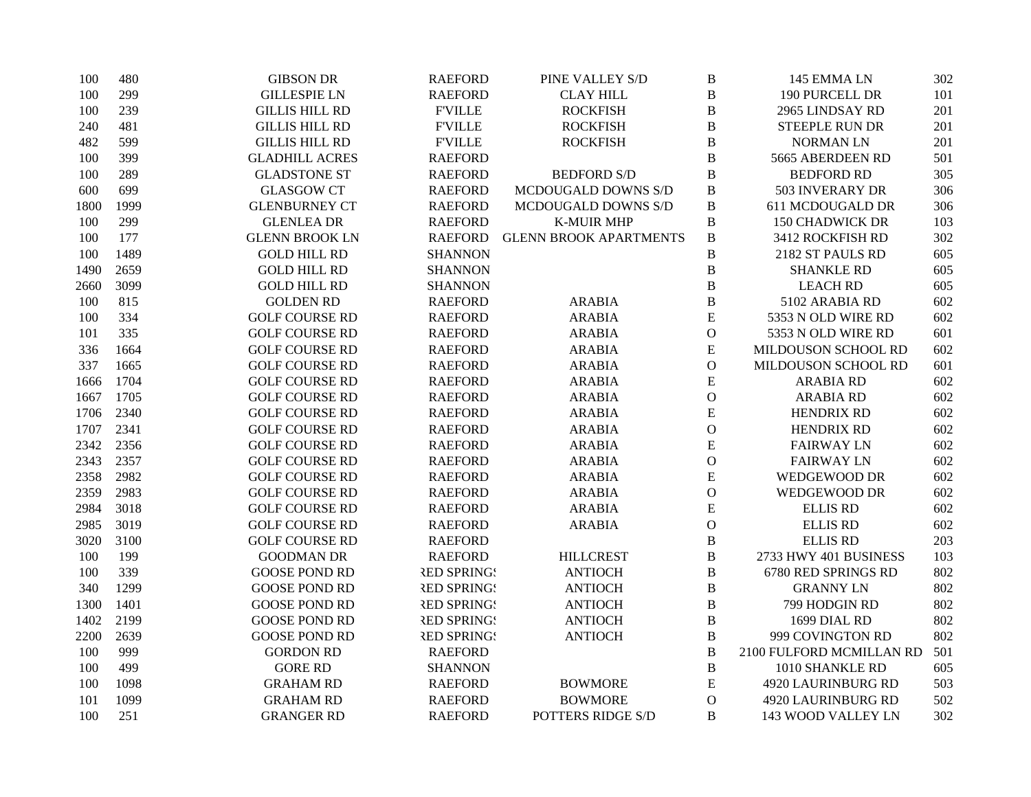| | | | | | | | |
|---|---|---|---|---|---|---|---|
| 100 | 480 | GIBSON DR | RAEFORD | PINE VALLEY S/D | B | 145 EMMA LN | 302 |
| 100 | 299 | GILLESPIE LN | RAEFORD | CLAY HILL | B | 190 PURCELL DR | 101 |
| 100 | 239 | GILLIS HILL RD | F'VILLE | ROCKFISH | B | 2965 LINDSAY RD | 201 |
| 240 | 481 | GILLIS HILL RD | F'VILLE | ROCKFISH | B | STEEPLE RUN DR | 201 |
| 482 | 599 | GILLIS HILL RD | F'VILLE | ROCKFISH | B | NORMAN LN | 201 |
| 100 | 399 | GLADHILL ACRES | RAEFORD | | B | 5665 ABERDEEN RD | 501 |
| 100 | 289 | GLADSTONE ST | RAEFORD | BEDFORD S/D | B | BEDFORD RD | 305 |
| 600 | 699 | GLASGOW CT | RAEFORD | MCDOUGALD DOWNS S/D | B | 503 INVERARY DR | 306 |
| 1800 | 1999 | GLENBURNEY CT | RAEFORD | MCDOUGALD DOWNS S/D | B | 611 MCDOUGALD DR | 306 |
| 100 | 299 | GLENLEA DR | RAEFORD | K-MUIR MHP | B | 150 CHADWICK DR | 103 |
| 100 | 177 | GLENN BROOK LN | RAEFORD | GLENN BROOK APARTMENTS | B | 3412 ROCKFISH RD | 302 |
| 100 | 1489 | GOLD HILL RD | SHANNON | | B | 2182 ST PAULS RD | 605 |
| 1490 | 2659 | GOLD HILL RD | SHANNON | | B | SHANKLE RD | 605 |
| 2660 | 3099 | GOLD HILL RD | SHANNON | | B | LEACH RD | 605 |
| 100 | 815 | GOLDEN RD | RAEFORD | ARABIA | B | 5102 ARABIA RD | 602 |
| 100 | 334 | GOLF COURSE RD | RAEFORD | ARABIA | E | 5353 N OLD WIRE RD | 602 |
| 101 | 335 | GOLF COURSE RD | RAEFORD | ARABIA | O | 5353 N OLD WIRE RD | 601 |
| 336 | 1664 | GOLF COURSE RD | RAEFORD | ARABIA | E | MILDOUSON SCHOOL RD | 602 |
| 337 | 1665 | GOLF COURSE RD | RAEFORD | ARABIA | O | MILDOUSON SCHOOL RD | 601 |
| 1666 | 1704 | GOLF COURSE RD | RAEFORD | ARABIA | E | ARABIA RD | 602 |
| 1667 | 1705 | GOLF COURSE RD | RAEFORD | ARABIA | O | ARABIA RD | 602 |
| 1706 | 2340 | GOLF COURSE RD | RAEFORD | ARABIA | E | HENDRIX RD | 602 |
| 1707 | 2341 | GOLF COURSE RD | RAEFORD | ARABIA | O | HENDRIX RD | 602 |
| 2342 | 2356 | GOLF COURSE RD | RAEFORD | ARABIA | E | FAIRWAY LN | 602 |
| 2343 | 2357 | GOLF COURSE RD | RAEFORD | ARABIA | O | FAIRWAY LN | 602 |
| 2358 | 2982 | GOLF COURSE RD | RAEFORD | ARABIA | E | WEDGEWOOD DR | 602 |
| 2359 | 2983 | GOLF COURSE RD | RAEFORD | ARABIA | O | WEDGEWOOD DR | 602 |
| 2984 | 3018 | GOLF COURSE RD | RAEFORD | ARABIA | E | ELLIS RD | 602 |
| 2985 | 3019 | GOLF COURSE RD | RAEFORD | ARABIA | O | ELLIS RD | 602 |
| 3020 | 3100 | GOLF COURSE RD | RAEFORD | | B | ELLIS RD | 203 |
| 100 | 199 | GOODMAN DR | RAEFORD | HILLCREST | B | 2733 HWY 401 BUSINESS | 103 |
| 100 | 339 | GOOSE POND RD | RED SPRINGS | ANTIOCH | B | 6780 RED SPRINGS RD | 802 |
| 340 | 1299 | GOOSE POND RD | RED SPRINGS | ANTIOCH | B | GRANNY LN | 802 |
| 1300 | 1401 | GOOSE POND RD | RED SPRINGS | ANTIOCH | B | 799 HODGIN RD | 802 |
| 1402 | 2199 | GOOSE POND RD | RED SPRINGS | ANTIOCH | B | 1699 DIAL RD | 802 |
| 2200 | 2639 | GOOSE POND RD | RED SPRINGS | ANTIOCH | B | 999 COVINGTON RD | 802 |
| 100 | 999 | GORDON RD | RAEFORD | | B | 2100 FULFORD MCMILLAN RD | 501 |
| 100 | 499 | GORE RD | SHANNON | | B | 1010 SHANKLE RD | 605 |
| 100 | 1098 | GRAHAM RD | RAEFORD | BOWMORE | E | 4920 LAURINBURG RD | 503 |
| 101 | 1099 | GRAHAM RD | RAEFORD | BOWMORE | O | 4920 LAURINBURG RD | 502 |
| 100 | 251 | GRANGER RD | RAEFORD | POTTERS RIDGE S/D | B | 143 WOOD VALLEY LN | 302 |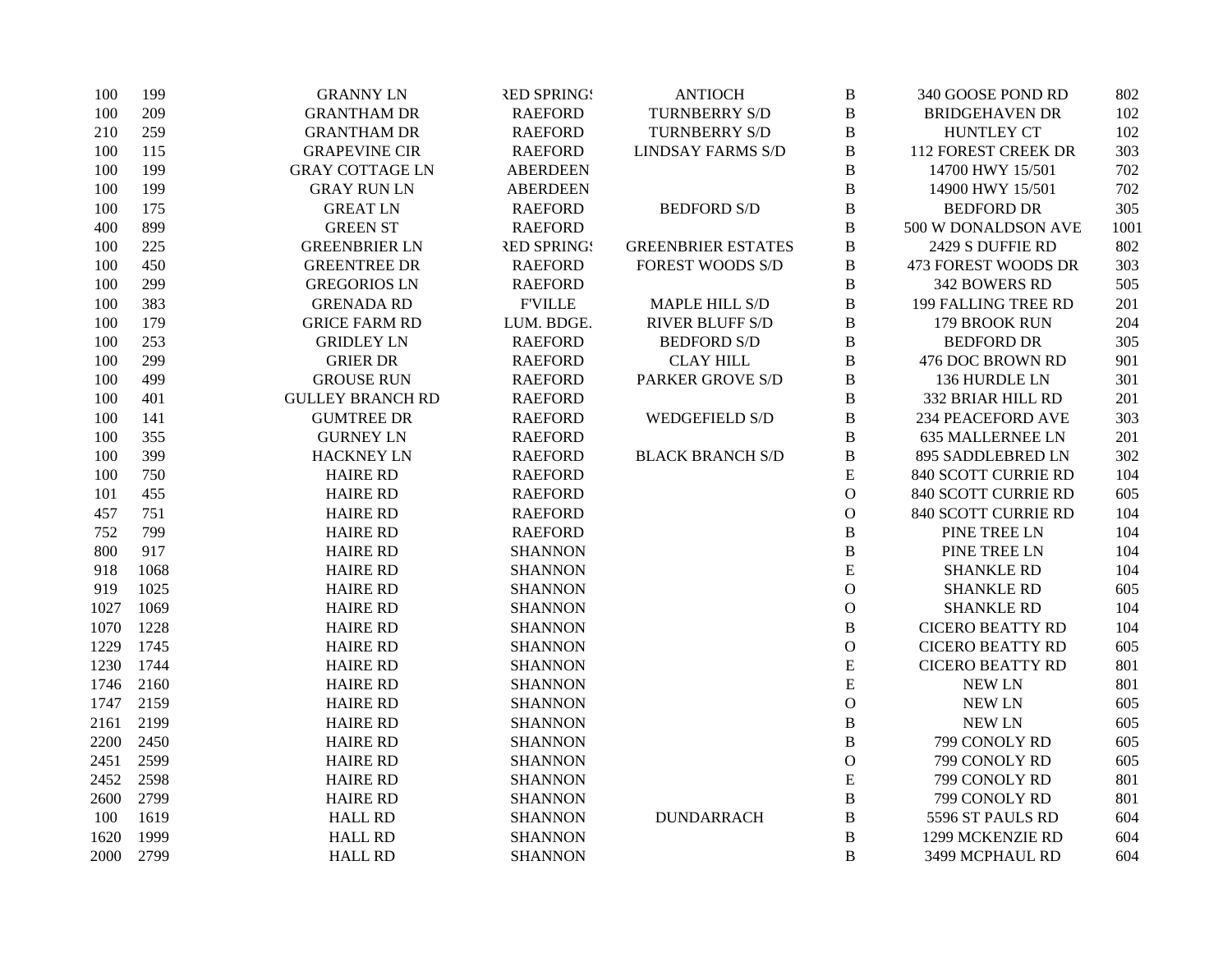| | | | | | | | |
|---|---|---|---|---|---|---|---|
| 100 | 199 | GRANNY LN | RED SPRINGS | ANTIOCH | B | 340 GOOSE POND RD | 802 |
| 100 | 209 | GRANTHAM DR | RAEFORD | TURNBERRY S/D | B | BRIDGEHAVEN DR | 102 |
| 210 | 259 | GRANTHAM DR | RAEFORD | TURNBERRY S/D | B | HUNTLEY CT | 102 |
| 100 | 115 | GRAPEVINE CIR | RAEFORD | LINDSAY FARMS S/D | B | 112 FOREST CREEK DR | 303 |
| 100 | 199 | GRAY COTTAGE LN | ABERDEEN | | B | 14700 HWY 15/501 | 702 |
| 100 | 199 | GRAY RUN LN | ABERDEEN | | B | 14900 HWY 15/501 | 702 |
| 100 | 175 | GREAT LN | RAEFORD | BEDFORD S/D | B | BEDFORD DR | 305 |
| 400 | 899 | GREEN ST | RAEFORD | | B | 500 W DONALDSON AVE | 1001 |
| 100 | 225 | GREENBRIER LN | RED SPRINGS | GREENBRIER ESTATES | B | 2429 S DUFFIE RD | 802 |
| 100 | 450 | GREENTREE DR | RAEFORD | FOREST WOODS S/D | B | 473 FOREST WOODS DR | 303 |
| 100 | 299 | GREGORIOS LN | RAEFORD | | B | 342 BOWERS RD | 505 |
| 100 | 383 | GRENADA RD | F'VILLE | MAPLE HILL S/D | B | 199 FALLING TREE RD | 201 |
| 100 | 179 | GRICE FARM RD | LUM. BDGE. | RIVER BLUFF S/D | B | 179 BROOK RUN | 204 |
| 100 | 253 | GRIDLEY LN | RAEFORD | BEDFORD S/D | B | BEDFORD DR | 305 |
| 100 | 299 | GRIER DR | RAEFORD | CLAY HILL | B | 476 DOC BROWN RD | 901 |
| 100 | 499 | GROUSE RUN | RAEFORD | PARKER GROVE S/D | B | 136 HURDLE LN | 301 |
| 100 | 401 | GULLEY BRANCH RD | RAEFORD | | B | 332 BRIAR HILL RD | 201 |
| 100 | 141 | GUMTREE DR | RAEFORD | WEDGEFIELD S/D | B | 234 PEACEFORD AVE | 303 |
| 100 | 355 | GURNEY LN | RAEFORD | | B | 635 MALLERNEE LN | 201 |
| 100 | 399 | HACKNEY LN | RAEFORD | BLACK BRANCH S/D | B | 895 SADDLEBRED LN | 302 |
| 100 | 750 | HAIRE RD | RAEFORD | | E | 840 SCOTT CURRIE RD | 104 |
| 101 | 455 | HAIRE RD | RAEFORD | | O | 840 SCOTT CURRIE RD | 605 |
| 457 | 751 | HAIRE RD | RAEFORD | | O | 840 SCOTT CURRIE RD | 104 |
| 752 | 799 | HAIRE RD | RAEFORD | | B | PINE TREE LN | 104 |
| 800 | 917 | HAIRE RD | SHANNON | | B | PINE TREE LN | 104 |
| 918 | 1068 | HAIRE RD | SHANNON | | E | SHANKLE RD | 104 |
| 919 | 1025 | HAIRE RD | SHANNON | | O | SHANKLE RD | 605 |
| 1027 | 1069 | HAIRE RD | SHANNON | | O | SHANKLE RD | 104 |
| 1070 | 1228 | HAIRE RD | SHANNON | | B | CICERO BEATTY RD | 104 |
| 1229 | 1745 | HAIRE RD | SHANNON | | O | CICERO BEATTY RD | 605 |
| 1230 | 1744 | HAIRE RD | SHANNON | | E | CICERO BEATTY RD | 801 |
| 1746 | 2160 | HAIRE RD | SHANNON | | E | NEW LN | 801 |
| 1747 | 2159 | HAIRE RD | SHANNON | | O | NEW LN | 605 |
| 2161 | 2199 | HAIRE RD | SHANNON | | B | NEW LN | 605 |
| 2200 | 2450 | HAIRE RD | SHANNON | | B | 799 CONOLY RD | 605 |
| 2451 | 2599 | HAIRE RD | SHANNON | | O | 799 CONOLY RD | 605 |
| 2452 | 2598 | HAIRE RD | SHANNON | | E | 799 CONOLY RD | 801 |
| 2600 | 2799 | HAIRE RD | SHANNON | | B | 799 CONOLY RD | 801 |
| 100 | 1619 | HALL RD | SHANNON | DUNDARRACH | B | 5596 ST PAULS RD | 604 |
| 1620 | 1999 | HALL RD | SHANNON | | B | 1299 MCKENZIE RD | 604 |
| 2000 | 2799 | HALL RD | SHANNON | | B | 3499 MCPHAUL RD | 604 |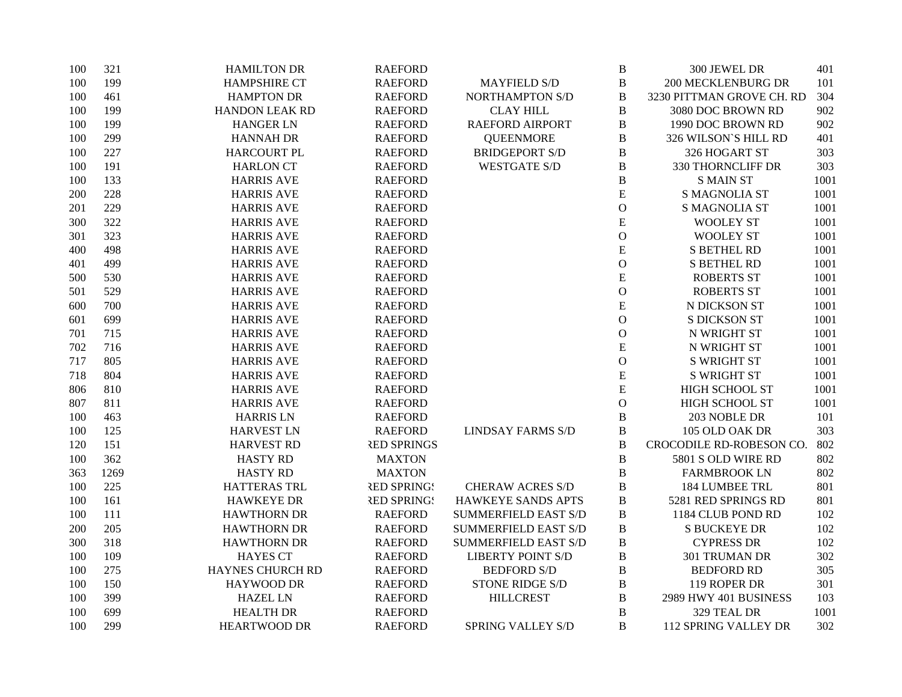| | | | | | | | |
|---|---|---|---|---|---|---|---|
| 100 | 321 | HAMILTON DR | RAEFORD | | B | 300 JEWEL DR | 401 |
| 100 | 199 | HAMPSHIRE CT | RAEFORD | MAYFIELD S/D | B | 200 MECKLENBURG DR | 101 |
| 100 | 461 | HAMPTON DR | RAEFORD | NORTHAMPTON S/D | B | 3230 PITTMAN GROVE CH. RD | 304 |
| 100 | 199 | HANDON LEAK RD | RAEFORD | CLAY HILL | B | 3080 DOC BROWN RD | 902 |
| 100 | 199 | HANGER LN | RAEFORD | RAEFORD AIRPORT | B | 1990 DOC BROWN RD | 902 |
| 100 | 299 | HANNAH DR | RAEFORD | QUEENMORE | B | 326 WILSON`S HILL RD | 401 |
| 100 | 227 | HARCOURT PL | RAEFORD | BRIDGEPORT S/D | B | 326 HOGART ST | 303 |
| 100 | 191 | HARLON CT | RAEFORD | WESTGATE S/D | B | 330 THORNCLIFF DR | 303 |
| 100 | 133 | HARRIS AVE | RAEFORD | | B | S MAIN ST | 1001 |
| 200 | 228 | HARRIS AVE | RAEFORD | | E | S MAGNOLIA ST | 1001 |
| 201 | 229 | HARRIS AVE | RAEFORD | | O | S MAGNOLIA ST | 1001 |
| 300 | 322 | HARRIS AVE | RAEFORD | | E | WOOLEY ST | 1001 |
| 301 | 323 | HARRIS AVE | RAEFORD | | O | WOOLEY ST | 1001 |
| 400 | 498 | HARRIS AVE | RAEFORD | | E | S BETHEL RD | 1001 |
| 401 | 499 | HARRIS AVE | RAEFORD | | O | S BETHEL RD | 1001 |
| 500 | 530 | HARRIS AVE | RAEFORD | | E | ROBERTS ST | 1001 |
| 501 | 529 | HARRIS AVE | RAEFORD | | O | ROBERTS ST | 1001 |
| 600 | 700 | HARRIS AVE | RAEFORD | | E | N DICKSON ST | 1001 |
| 601 | 699 | HARRIS AVE | RAEFORD | | O | S DICKSON ST | 1001 |
| 701 | 715 | HARRIS AVE | RAEFORD | | O | N WRIGHT ST | 1001 |
| 702 | 716 | HARRIS AVE | RAEFORD | | E | N WRIGHT ST | 1001 |
| 717 | 805 | HARRIS AVE | RAEFORD | | O | S WRIGHT ST | 1001 |
| 718 | 804 | HARRIS AVE | RAEFORD | | E | S WRIGHT ST | 1001 |
| 806 | 810 | HARRIS AVE | RAEFORD | | E | HIGH SCHOOL ST | 1001 |
| 807 | 811 | HARRIS AVE | RAEFORD | | O | HIGH SCHOOL ST | 1001 |
| 100 | 463 | HARRIS LN | RAEFORD | | B | 203 NOBLE DR | 101 |
| 100 | 125 | HARVEST LN | RAEFORD | LINDSAY FARMS S/D | B | 105 OLD OAK DR | 303 |
| 120 | 151 | HARVEST RD | RED SPRINGS | | B | CROCODILE RD-ROBESON CO. | 802 |
| 100 | 362 | HASTY RD | MAXTON | | B | 5801 S OLD WIRE RD | 802 |
| 363 | 1269 | HASTY RD | MAXTON | | B | FARMBROOK LN | 802 |
| 100 | 225 | HATTERAS TRL | RED SPRINGS | CHERAW ACRES S/D | B | 184 LUMBEE TRL | 801 |
| 100 | 161 | HAWKEYE DR | RED SPRINGS | HAWKEYE SANDS APTS | B | 5281 RED SPRINGS RD | 801 |
| 100 | 111 | HAWTHORN DR | RAEFORD | SUMMERFIELD EAST S/D | B | 1184 CLUB POND RD | 102 |
| 200 | 205 | HAWTHORN DR | RAEFORD | SUMMERFIELD EAST S/D | B | S BUCKEYE DR | 102 |
| 300 | 318 | HAWTHORN DR | RAEFORD | SUMMERFIELD EAST S/D | B | CYPRESS DR | 102 |
| 100 | 109 | HAYES CT | RAEFORD | LIBERTY POINT S/D | B | 301 TRUMAN DR | 302 |
| 100 | 275 | HAYNES CHURCH RD | RAEFORD | BEDFORD S/D | B | BEDFORD RD | 305 |
| 100 | 150 | HAYWOOD DR | RAEFORD | STONE RIDGE S/D | B | 119 ROPER DR | 301 |
| 100 | 399 | HAZEL LN | RAEFORD | HILLCREST | B | 2989 HWY 401 BUSINESS | 103 |
| 100 | 699 | HEALTH DR | RAEFORD | | B | 329 TEAL DR | 1001 |
| 100 | 299 | HEARTWOOD DR | RAEFORD | SPRING VALLEY S/D | B | 112 SPRING VALLEY DR | 302 |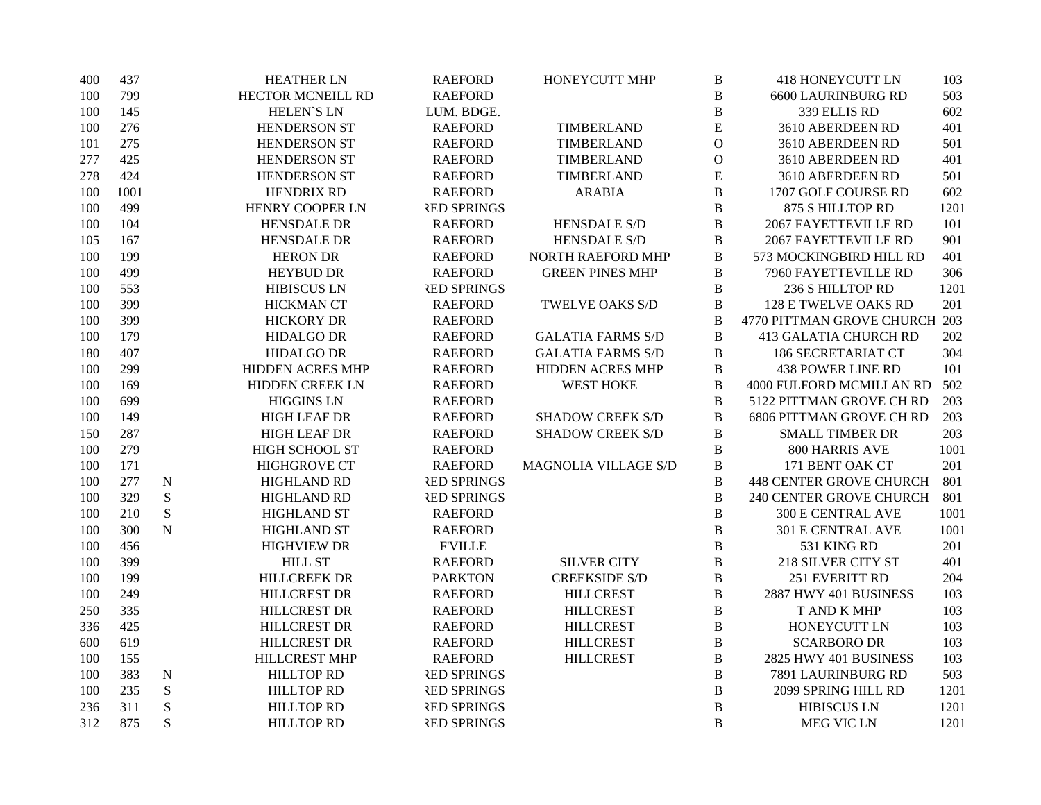| | | | | | | | | |
|---|---|---|---|---|---|---|---|---|
| 400 | 437 | | HEATHER LN | RAEFORD | HONEYCUTT MHP | B | 418 HONEYCUTT LN | 103 |
| 100 | 799 | | HECTOR MCNEILL RD | RAEFORD | | B | 6600 LAURINBURG RD | 503 |
| 100 | 145 | | HELEN`S LN | LUM. BDGE. | | B | 339 ELLIS RD | 602 |
| 100 | 276 | | HENDERSON ST | RAEFORD | TIMBERLAND | E | 3610 ABERDEEN RD | 401 |
| 101 | 275 | | HENDERSON ST | RAEFORD | TIMBERLAND | O | 3610 ABERDEEN RD | 501 |
| 277 | 425 | | HENDERSON ST | RAEFORD | TIMBERLAND | O | 3610 ABERDEEN RD | 401 |
| 278 | 424 | | HENDERSON ST | RAEFORD | TIMBERLAND | E | 3610 ABERDEEN RD | 501 |
| 100 | 1001 | | HENDRIX RD | RAEFORD | ARABIA | B | 1707 GOLF COURSE RD | 602 |
| 100 | 499 | | HENRY COOPER LN | RED SPRINGS | | B | 875 S HILLTOP RD | 1201 |
| 100 | 104 | | HENSDALE DR | RAEFORD | HENSDALE S/D | B | 2067 FAYETTEVILLE RD | 101 |
| 105 | 167 | | HENSDALE DR | RAEFORD | HENSDALE S/D | B | 2067 FAYETTEVILLE RD | 901 |
| 100 | 199 | | HERON DR | RAEFORD | NORTH RAEFORD MHP | B | 573 MOCKINGBIRD HILL RD | 401 |
| 100 | 499 | | HEYBUD DR | RAEFORD | GREEN PINES MHP | B | 7960 FAYETTEVILLE RD | 306 |
| 100 | 553 | | HIBISCUS LN | RED SPRINGS | | B | 236 S HILLTOP RD | 1201 |
| 100 | 399 | | HICKMAN CT | RAEFORD | TWELVE OAKS S/D | B | 128 E TWELVE OAKS RD | 201 |
| 100 | 399 | | HICKORY DR | RAEFORD | | B | 4770 PITTMAN GROVE CHURCH | 203 |
| 100 | 179 | | HIDALGO DR | RAEFORD | GALATIA FARMS S/D | B | 413 GALATIA CHURCH RD | 202 |
| 180 | 407 | | HIDALGO DR | RAEFORD | GALATIA FARMS S/D | B | 186 SECRETARIAT CT | 304 |
| 100 | 299 | | HIDDEN ACRES MHP | RAEFORD | HIDDEN ACRES MHP | B | 438 POWER LINE RD | 101 |
| 100 | 169 | | HIDDEN CREEK LN | RAEFORD | WEST HOKE | B | 4000 FULFORD MCMILLAN RD | 502 |
| 100 | 699 | | HIGGINS LN | RAEFORD | | B | 5122 PITTMAN GROVE CH RD | 203 |
| 100 | 149 | | HIGH LEAF DR | RAEFORD | SHADOW CREEK S/D | B | 6806 PITTMAN GROVE CH RD | 203 |
| 150 | 287 | | HIGH LEAF DR | RAEFORD | SHADOW CREEK S/D | B | SMALL TIMBER DR | 203 |
| 100 | 279 | | HIGH SCHOOL ST | RAEFORD | | B | 800 HARRIS AVE | 1001 |
| 100 | 171 | | HIGHGROVE CT | RAEFORD | MAGNOLIA VILLAGE S/D | B | 171 BENT OAK CT | 201 |
| 100 | 277 | N | HIGHLAND RD | RED SPRINGS | | B | 448 CENTER GROVE CHURCH | 801 |
| 100 | 329 | S | HIGHLAND RD | RED SPRINGS | | B | 240 CENTER GROVE CHURCH | 801 |
| 100 | 210 | S | HIGHLAND ST | RAEFORD | | B | 300 E CENTRAL AVE | 1001 |
| 100 | 300 | N | HIGHLAND ST | RAEFORD | | B | 301 E CENTRAL AVE | 1001 |
| 100 | 456 | | HIGHVIEW DR | F'VILLE | | B | 531 KING RD | 201 |
| 100 | 399 | | HILL ST | RAEFORD | SILVER CITY | B | 218 SILVER CITY ST | 401 |
| 100 | 199 | | HILLCREEK DR | PARKTON | CREEKSIDE S/D | B | 251 EVERITT RD | 204 |
| 100 | 249 | | HILLCREST DR | RAEFORD | HILLCREST | B | 2887 HWY 401 BUSINESS | 103 |
| 250 | 335 | | HILLCREST DR | RAEFORD | HILLCREST | B | T AND K MHP | 103 |
| 336 | 425 | | HILLCREST DR | RAEFORD | HILLCREST | B | HONEYCUTT LN | 103 |
| 600 | 619 | | HILLCREST DR | RAEFORD | HILLCREST | B | SCARBORO DR | 103 |
| 100 | 155 | | HILLCREST MHP | RAEFORD | HILLCREST | B | 2825 HWY 401 BUSINESS | 103 |
| 100 | 383 | N | HILLTOP RD | RED SPRINGS | | B | 7891 LAURINBURG RD | 503 |
| 100 | 235 | S | HILLTOP RD | RED SPRINGS | | B | 2099 SPRING HILL RD | 1201 |
| 236 | 311 | S | HILLTOP RD | RED SPRINGS | | B | HIBISCUS LN | 1201 |
| 312 | 875 | S | HILLTOP RD | RED SPRINGS | | B | MEG VIC LN | 1201 |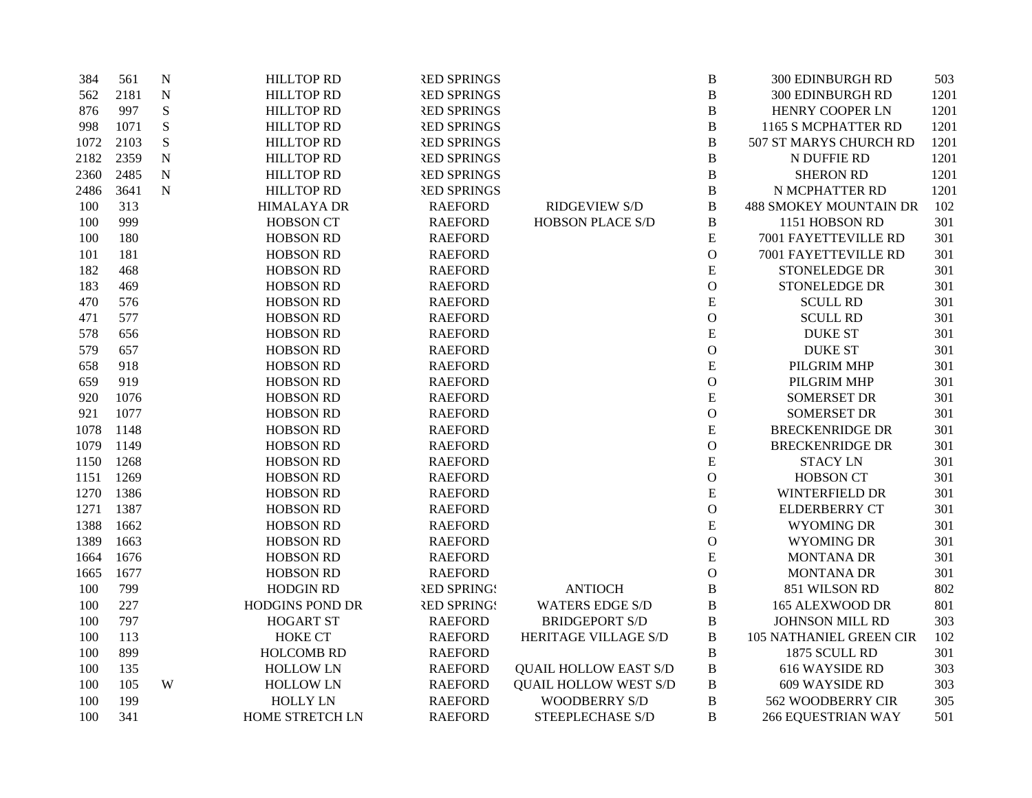| | | | | | | | | |
|---|---|---|---|---|---|---|---|---|
| 384 | 561 | N | HILLTOP RD | RED SPRINGS | | B | 300 EDINBURGH RD | 503 |
| 562 | 2181 | N | HILLTOP RD | RED SPRINGS | | B | 300 EDINBURGH RD | 1201 |
| 876 | 997 | S | HILLTOP RD | RED SPRINGS | | B | HENRY COOPER LN | 1201 |
| 998 | 1071 | S | HILLTOP RD | RED SPRINGS | | B | 1165 S MCPHATTER RD | 1201 |
| 1072 | 2103 | S | HILLTOP RD | RED SPRINGS | | B | 507 ST MARYS CHURCH RD | 1201 |
| 2182 | 2359 | N | HILLTOP RD | RED SPRINGS | | B | N DUFFIE RD | 1201 |
| 2360 | 2485 | N | HILLTOP RD | RED SPRINGS | | B | SHERON RD | 1201 |
| 2486 | 3641 | N | HILLTOP RD | RED SPRINGS | | B | N MCPHATTER RD | 1201 |
| 100 | 313 | | HIMALAYA DR | RAEFORD | RIDGEVIEW S/D | B | 488 SMOKEY MOUNTAIN DR | 102 |
| 100 | 999 | | HOBSON CT | RAEFORD | HOBSON PLACE S/D | B | 1151 HOBSON RD | 301 |
| 100 | 180 | | HOBSON RD | RAEFORD | | E | 7001 FAYETTEVILLE RD | 301 |
| 101 | 181 | | HOBSON RD | RAEFORD | | O | 7001 FAYETTEVILLE RD | 301 |
| 182 | 468 | | HOBSON RD | RAEFORD | | E | STONELEDGE DR | 301 |
| 183 | 469 | | HOBSON RD | RAEFORD | | O | STONELEDGE DR | 301 |
| 470 | 576 | | HOBSON RD | RAEFORD | | E | SCULL RD | 301 |
| 471 | 577 | | HOBSON RD | RAEFORD | | O | SCULL RD | 301 |
| 578 | 656 | | HOBSON RD | RAEFORD | | E | DUKE ST | 301 |
| 579 | 657 | | HOBSON RD | RAEFORD | | O | DUKE ST | 301 |
| 658 | 918 | | HOBSON RD | RAEFORD | | E | PILGRIM MHP | 301 |
| 659 | 919 | | HOBSON RD | RAEFORD | | O | PILGRIM MHP | 301 |
| 920 | 1076 | | HOBSON RD | RAEFORD | | E | SOMERSET DR | 301 |
| 921 | 1077 | | HOBSON RD | RAEFORD | | O | SOMERSET DR | 301 |
| 1078 | 1148 | | HOBSON RD | RAEFORD | | E | BRECKENRIDGE DR | 301 |
| 1079 | 1149 | | HOBSON RD | RAEFORD | | O | BRECKENRIDGE DR | 301 |
| 1150 | 1268 | | HOBSON RD | RAEFORD | | E | STACY LN | 301 |
| 1151 | 1269 | | HOBSON RD | RAEFORD | | O | HOBSON CT | 301 |
| 1270 | 1386 | | HOBSON RD | RAEFORD | | E | WINTERFIELD DR | 301 |
| 1271 | 1387 | | HOBSON RD | RAEFORD | | O | ELDERBERRY CT | 301 |
| 1388 | 1662 | | HOBSON RD | RAEFORD | | E | WYOMING DR | 301 |
| 1389 | 1663 | | HOBSON RD | RAEFORD | | O | WYOMING DR | 301 |
| 1664 | 1676 | | HOBSON RD | RAEFORD | | E | MONTANA DR | 301 |
| 1665 | 1677 | | HOBSON RD | RAEFORD | | O | MONTANA DR | 301 |
| 100 | 799 | | HODGIN RD | RED SPRINGS | ANTIOCH | B | 851 WILSON RD | 802 |
| 100 | 227 | | HODGINS POND DR | RED SPRINGS | WATERS EDGE S/D | B | 165 ALEXWOOD DR | 801 |
| 100 | 797 | | HOGART ST | RAEFORD | BRIDGEPORT S/D | B | JOHNSON MILL RD | 303 |
| 100 | 113 | | HOKE CT | RAEFORD | HERITAGE VILLAGE S/D | B | 105 NATHANIEL GREEN CIR | 102 |
| 100 | 899 | | HOLCOMB RD | RAEFORD | | B | 1875 SCULL RD | 301 |
| 100 | 135 | | HOLLOW LN | RAEFORD | QUAIL HOLLOW EAST S/D | B | 616 WAYSIDE RD | 303 |
| 100 | 105 | W | HOLLOW LN | RAEFORD | QUAIL HOLLOW WEST S/D | B | 609 WAYSIDE RD | 303 |
| 100 | 199 | | HOLLY LN | RAEFORD | WOODBERRY S/D | B | 562 WOODBERRY CIR | 305 |
| 100 | 341 | | HOME STRETCH LN | RAEFORD | STEEPLECHASE S/D | B | 266 EQUESTRIAN WAY | 501 |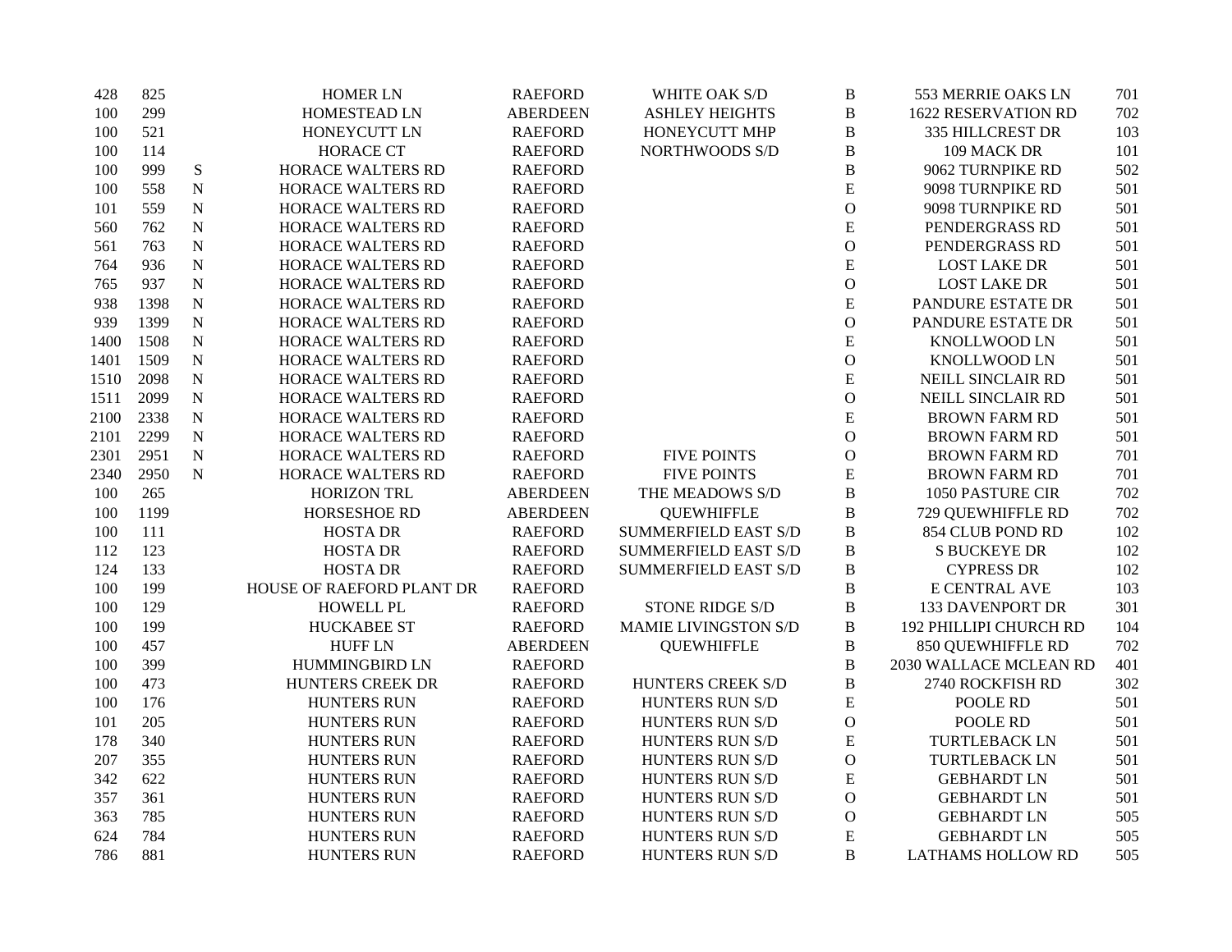| | | | | | | | | |
|---|---|---|---|---|---|---|---|---|
| 428 | 825 | | HOMER LN | RAEFORD | WHITE OAK S/D | B | 553 MERRIE OAKS LN | 701 |
| 100 | 299 | | HOMESTEAD LN | ABERDEEN | ASHLEY HEIGHTS | B | 1622 RESERVATION RD | 702 |
| 100 | 521 | | HONEYCUTT LN | RAEFORD | HONEYCUTT MHP | B | 335 HILLCREST DR | 103 |
| 100 | 114 | | HORACE CT | RAEFORD | NORTHWOODS S/D | B | 109 MACK DR | 101 |
| 100 | 999 | S | HORACE WALTERS RD | RAEFORD | | B | 9062 TURNPIKE RD | 502 |
| 100 | 558 | N | HORACE WALTERS RD | RAEFORD | | E | 9098 TURNPIKE RD | 501 |
| 101 | 559 | N | HORACE WALTERS RD | RAEFORD | | O | 9098 TURNPIKE RD | 501 |
| 560 | 762 | N | HORACE WALTERS RD | RAEFORD | | E | PENDERGRASS RD | 501 |
| 561 | 763 | N | HORACE WALTERS RD | RAEFORD | | O | PENDERGRASS RD | 501 |
| 764 | 936 | N | HORACE WALTERS RD | RAEFORD | | E | LOST LAKE DR | 501 |
| 765 | 937 | N | HORACE WALTERS RD | RAEFORD | | O | LOST LAKE DR | 501 |
| 938 | 1398 | N | HORACE WALTERS RD | RAEFORD | | E | PANDURE ESTATE DR | 501 |
| 939 | 1399 | N | HORACE WALTERS RD | RAEFORD | | O | PANDURE ESTATE DR | 501 |
| 1400 | 1508 | N | HORACE WALTERS RD | RAEFORD | | E | KNOLLWOOD LN | 501 |
| 1401 | 1509 | N | HORACE WALTERS RD | RAEFORD | | O | KNOLLWOOD LN | 501 |
| 1510 | 2098 | N | HORACE WALTERS RD | RAEFORD | | E | NEILL SINCLAIR RD | 501 |
| 1511 | 2099 | N | HORACE WALTERS RD | RAEFORD | | O | NEILL SINCLAIR RD | 501 |
| 2100 | 2338 | N | HORACE WALTERS RD | RAEFORD | | E | BROWN FARM RD | 501 |
| 2101 | 2299 | N | HORACE WALTERS RD | RAEFORD | | O | BROWN FARM RD | 501 |
| 2301 | 2951 | N | HORACE WALTERS RD | RAEFORD | FIVE POINTS | O | BROWN FARM RD | 701 |
| 2340 | 2950 | N | HORACE WALTERS RD | RAEFORD | FIVE POINTS | E | BROWN FARM RD | 701 |
| 100 | 265 | | HORIZON TRL | ABERDEEN | THE MEADOWS S/D | B | 1050 PASTURE CIR | 702 |
| 100 | 1199 | | HORSESHOE RD | ABERDEEN | QUEWHIFFLE | B | 729 QUEWHIFFLE RD | 702 |
| 100 | 111 | | HOSTA DR | RAEFORD | SUMMERFIELD EAST S/D | B | 854 CLUB POND RD | 102 |
| 112 | 123 | | HOSTA DR | RAEFORD | SUMMERFIELD EAST S/D | B | S BUCKEYE DR | 102 |
| 124 | 133 | | HOSTA DR | RAEFORD | SUMMERFIELD EAST S/D | B | CYPRESS DR | 102 |
| 100 | 199 | | HOUSE OF RAEFORD PLANT DR | RAEFORD | | B | E CENTRAL AVE | 103 |
| 100 | 129 | | HOWELL PL | RAEFORD | STONE RIDGE S/D | B | 133 DAVENPORT DR | 301 |
| 100 | 199 | | HUCKABEE ST | RAEFORD | MAMIE LIVINGSTON S/D | B | 192 PHILLIPI CHURCH RD | 104 |
| 100 | 457 | | HUFF LN | ABERDEEN | QUEWHIFFLE | B | 850 QUEWHIFFLE RD | 702 |
| 100 | 399 | | HUMMINGBIRD LN | RAEFORD | | B | 2030 WALLACE MCLEAN RD | 401 |
| 100 | 473 | | HUNTERS CREEK DR | RAEFORD | HUNTERS CREEK S/D | B | 2740 ROCKFISH RD | 302 |
| 100 | 176 | | HUNTERS RUN | RAEFORD | HUNTERS RUN S/D | E | POOLE RD | 501 |
| 101 | 205 | | HUNTERS RUN | RAEFORD | HUNTERS RUN S/D | O | POOLE RD | 501 |
| 178 | 340 | | HUNTERS RUN | RAEFORD | HUNTERS RUN S/D | E | TURTLEBACK LN | 501 |
| 207 | 355 | | HUNTERS RUN | RAEFORD | HUNTERS RUN S/D | O | TURTLEBACK LN | 501 |
| 342 | 622 | | HUNTERS RUN | RAEFORD | HUNTERS RUN S/D | E | GEBHARDT LN | 501 |
| 357 | 361 | | HUNTERS RUN | RAEFORD | HUNTERS RUN S/D | O | GEBHARDT LN | 501 |
| 363 | 785 | | HUNTERS RUN | RAEFORD | HUNTERS RUN S/D | O | GEBHARDT LN | 505 |
| 624 | 784 | | HUNTERS RUN | RAEFORD | HUNTERS RUN S/D | E | GEBHARDT LN | 505 |
| 786 | 881 | | HUNTERS RUN | RAEFORD | HUNTERS RUN S/D | B | LATHAMS HOLLOW RD | 505 |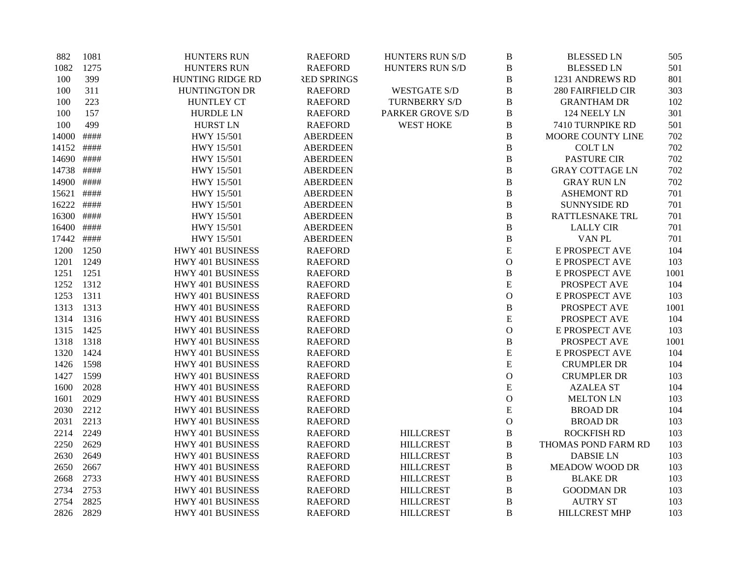| | | | | | | | |
|---|---|---|---|---|---|---|---|
| 882 | 1081 | HUNTERS RUN | RAEFORD | HUNTERS RUN S/D | B | BLESSED LN | 505 |
| 1082 | 1275 | HUNTERS RUN | RAEFORD | HUNTERS RUN S/D | B | BLESSED LN | 501 |
| 100 | 399 | HUNTING RIDGE RD | RED SPRINGS | | B | 1231 ANDREWS RD | 801 |
| 100 | 311 | HUNTINGTON DR | RAEFORD | WESTGATE S/D | B | 280 FAIRFIELD CIR | 303 |
| 100 | 223 | HUNTLEY CT | RAEFORD | TURNBERRY S/D | B | GRANTHAM DR | 102 |
| 100 | 157 | HURDLE LN | RAEFORD | PARKER GROVE S/D | B | 124 NEELY LN | 301 |
| 100 | 499 | HURST LN | RAEFORD | WEST HOKE | B | 7410 TURNPIKE RD | 501 |
| 14000 | #### | HWY 15/501 | ABERDEEN | | B | MOORE COUNTY LINE | 702 |
| 14152 | #### | HWY 15/501 | ABERDEEN | | B | COLT LN | 702 |
| 14690 | #### | HWY 15/501 | ABERDEEN | | B | PASTURE CIR | 702 |
| 14738 | #### | HWY 15/501 | ABERDEEN | | B | GRAY COTTAGE LN | 702 |
| 14900 | #### | HWY 15/501 | ABERDEEN | | B | GRAY RUN LN | 702 |
| 15621 | #### | HWY 15/501 | ABERDEEN | | B | ASHEMONT RD | 701 |
| 16222 | #### | HWY 15/501 | ABERDEEN | | B | SUNNYSIDE RD | 701 |
| 16300 | #### | HWY 15/501 | ABERDEEN | | B | RATTLESNAKE TRL | 701 |
| 16400 | #### | HWY 15/501 | ABERDEEN | | B | LALLY CIR | 701 |
| 17442 | #### | HWY 15/501 | ABERDEEN | | B | VAN PL | 701 |
| 1200 | 1250 | HWY 401 BUSINESS | RAEFORD | | E | E PROSPECT AVE | 104 |
| 1201 | 1249 | HWY 401 BUSINESS | RAEFORD | | O | E PROSPECT AVE | 103 |
| 1251 | 1251 | HWY 401 BUSINESS | RAEFORD | | B | E PROSPECT AVE | 1001 |
| 1252 | 1312 | HWY 401 BUSINESS | RAEFORD | | E | PROSPECT AVE | 104 |
| 1253 | 1311 | HWY 401 BUSINESS | RAEFORD | | O | E PROSPECT AVE | 103 |
| 1313 | 1313 | HWY 401 BUSINESS | RAEFORD | | B | PROSPECT AVE | 1001 |
| 1314 | 1316 | HWY 401 BUSINESS | RAEFORD | | E | PROSPECT AVE | 104 |
| 1315 | 1425 | HWY 401 BUSINESS | RAEFORD | | O | E PROSPECT AVE | 103 |
| 1318 | 1318 | HWY 401 BUSINESS | RAEFORD | | B | PROSPECT AVE | 1001 |
| 1320 | 1424 | HWY 401 BUSINESS | RAEFORD | | E | E PROSPECT AVE | 104 |
| 1426 | 1598 | HWY 401 BUSINESS | RAEFORD | | E | CRUMPLER DR | 104 |
| 1427 | 1599 | HWY 401 BUSINESS | RAEFORD | | O | CRUMPLER DR | 103 |
| 1600 | 2028 | HWY 401 BUSINESS | RAEFORD | | E | AZALEA ST | 104 |
| 1601 | 2029 | HWY 401 BUSINESS | RAEFORD | | O | MELTON LN | 103 |
| 2030 | 2212 | HWY 401 BUSINESS | RAEFORD | | E | BROAD DR | 104 |
| 2031 | 2213 | HWY 401 BUSINESS | RAEFORD | | O | BROAD DR | 103 |
| 2214 | 2249 | HWY 401 BUSINESS | RAEFORD | HILLCREST | B | ROCKFISH RD | 103 |
| 2250 | 2629 | HWY 401 BUSINESS | RAEFORD | HILLCREST | B | THOMAS POND FARM RD | 103 |
| 2630 | 2649 | HWY 401 BUSINESS | RAEFORD | HILLCREST | B | DABSIE LN | 103 |
| 2650 | 2667 | HWY 401 BUSINESS | RAEFORD | HILLCREST | B | MEADOW WOOD DR | 103 |
| 2668 | 2733 | HWY 401 BUSINESS | RAEFORD | HILLCREST | B | BLAKE DR | 103 |
| 2734 | 2753 | HWY 401 BUSINESS | RAEFORD | HILLCREST | B | GOODMAN DR | 103 |
| 2754 | 2825 | HWY 401 BUSINESS | RAEFORD | HILLCREST | B | AUTRY ST | 103 |
| 2826 | 2829 | HWY 401 BUSINESS | RAEFORD | HILLCREST | B | HILLCREST MHP | 103 |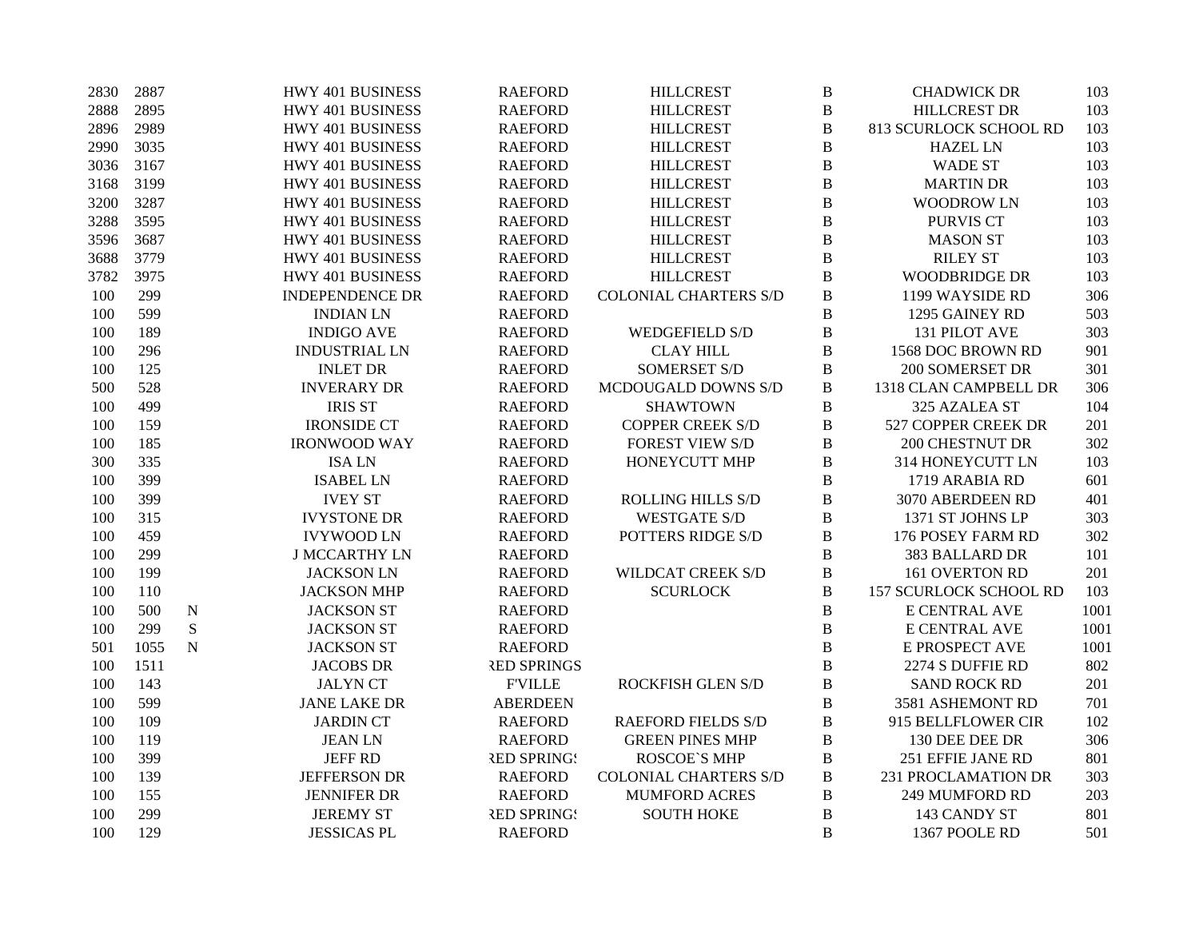| | | | | | | | | |
|---|---|---|---|---|---|---|---|---|
| 2830 | 2887 | | HWY 401 BUSINESS | RAEFORD | HILLCREST | B | CHADWICK DR | 103 |
| 2888 | 2895 | | HWY 401 BUSINESS | RAEFORD | HILLCREST | B | HILLCREST DR | 103 |
| 2896 | 2989 | | HWY 401 BUSINESS | RAEFORD | HILLCREST | B | 813 SCURLOCK SCHOOL RD | 103 |
| 2990 | 3035 | | HWY 401 BUSINESS | RAEFORD | HILLCREST | B | HAZEL LN | 103 |
| 3036 | 3167 | | HWY 401 BUSINESS | RAEFORD | HILLCREST | B | WADE ST | 103 |
| 3168 | 3199 | | HWY 401 BUSINESS | RAEFORD | HILLCREST | B | MARTIN DR | 103 |
| 3200 | 3287 | | HWY 401 BUSINESS | RAEFORD | HILLCREST | B | WOODROW LN | 103 |
| 3288 | 3595 | | HWY 401 BUSINESS | RAEFORD | HILLCREST | B | PURVIS CT | 103 |
| 3596 | 3687 | | HWY 401 BUSINESS | RAEFORD | HILLCREST | B | MASON ST | 103 |
| 3688 | 3779 | | HWY 401 BUSINESS | RAEFORD | HILLCREST | B | RILEY ST | 103 |
| 3782 | 3975 | | HWY 401 BUSINESS | RAEFORD | HILLCREST | B | WOODBRIDGE DR | 103 |
| 100 | 299 | | INDEPENDENCE DR | RAEFORD | COLONIAL CHARTERS S/D | B | 1199 WAYSIDE RD | 306 |
| 100 | 599 | | INDIAN LN | RAEFORD | | B | 1295 GAINEY RD | 503 |
| 100 | 189 | | INDIGO AVE | RAEFORD | WEDGEFIELD S/D | B | 131 PILOT AVE | 303 |
| 100 | 296 | | INDUSTRIAL LN | RAEFORD | CLAY HILL | B | 1568 DOC BROWN RD | 901 |
| 100 | 125 | | INLET DR | RAEFORD | SOMERSET S/D | B | 200 SOMERSET DR | 301 |
| 500 | 528 | | INVERARY DR | RAEFORD | MCDOUGALD DOWNS S/D | B | 1318 CLAN CAMPBELL DR | 306 |
| 100 | 499 | | IRIS ST | RAEFORD | SHAWTOWN | B | 325 AZALEA ST | 104 |
| 100 | 159 | | IRONSIDE CT | RAEFORD | COPPER CREEK S/D | B | 527 COPPER CREEK DR | 201 |
| 100 | 185 | | IRONWOOD WAY | RAEFORD | FOREST VIEW S/D | B | 200 CHESTNUT DR | 302 |
| 300 | 335 | | ISA LN | RAEFORD | HONEYCUTT MHP | B | 314 HONEYCUTT LN | 103 |
| 100 | 399 | | ISABEL LN | RAEFORD | | B | 1719 ARABIA RD | 601 |
| 100 | 399 | | IVEY ST | RAEFORD | ROLLING HILLS S/D | B | 3070 ABERDEEN RD | 401 |
| 100 | 315 | | IVYSTONE DR | RAEFORD | WESTGATE S/D | B | 1371 ST JOHNS LP | 303 |
| 100 | 459 | | IVYWOOD LN | RAEFORD | POTTERS RIDGE S/D | B | 176 POSEY FARM RD | 302 |
| 100 | 299 | | J MCCARTHY LN | RAEFORD | | B | 383 BALLARD DR | 101 |
| 100 | 199 | | JACKSON LN | RAEFORD | WILDCAT CREEK S/D | B | 161 OVERTON RD | 201 |
| 100 | 110 | | JACKSON MHP | RAEFORD | SCURLOCK | B | 157 SCURLOCK SCHOOL RD | 103 |
| 100 | 500 | N | JACKSON ST | RAEFORD | | B | E CENTRAL AVE | 1001 |
| 100 | 299 | S | JACKSON ST | RAEFORD | | B | E CENTRAL AVE | 1001 |
| 501 | 1055 | N | JACKSON ST | RAEFORD | | B | E PROSPECT AVE | 1001 |
| 100 | 1511 | | JACOBS DR | RED SPRINGS | | B | 2274 S DUFFIE RD | 802 |
| 100 | 143 | | JALYN CT | F'VILLE | ROCKFISH GLEN S/D | B | SAND ROCK RD | 201 |
| 100 | 599 | | JANE LAKE DR | ABERDEEN | | B | 3581 ASHEMONT RD | 701 |
| 100 | 109 | | JARDIN CT | RAEFORD | RAEFORD FIELDS S/D | B | 915 BELLFLOWER CIR | 102 |
| 100 | 119 | | JEAN LN | RAEFORD | GREEN PINES MHP | B | 130 DEE DEE DR | 306 |
| 100 | 399 | | JEFF RD | RED SPRINGS | ROSCOE`S MHP | B | 251 EFFIE JANE RD | 801 |
| 100 | 139 | | JEFFERSON DR | RAEFORD | COLONIAL CHARTERS S/D | B | 231 PROCLAMATION DR | 303 |
| 100 | 155 | | JENNIFER DR | RAEFORD | MUMFORD ACRES | B | 249 MUMFORD RD | 203 |
| 100 | 299 | | JEREMY ST | RED SPRINGS | SOUTH HOKE | B | 143 CANDY ST | 801 |
| 100 | 129 | | JESSICAS PL | RAEFORD | | B | 1367 POOLE RD | 501 |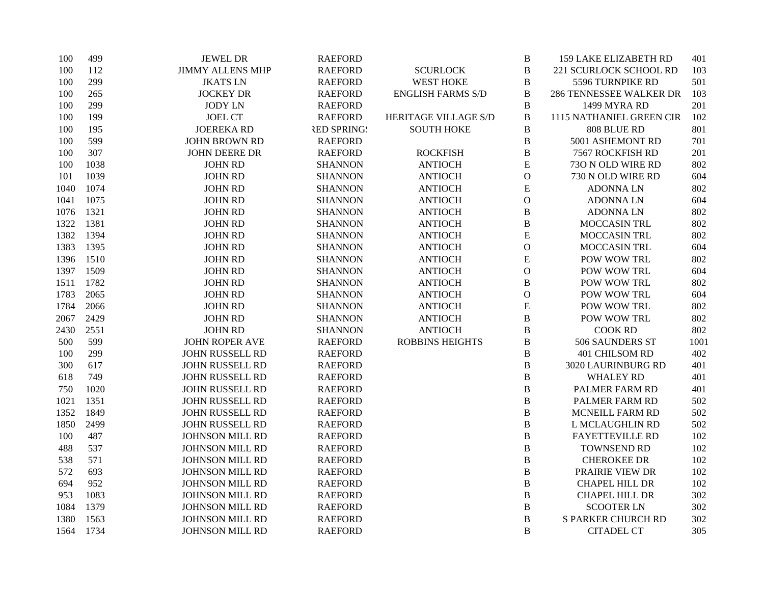| | | | | | | | |
|---|---|---|---|---|---|---|---|
| 100 | 499 | JEWEL DR | RAEFORD | | B | 159 LAKE ELIZABETH RD | 401 |
| 100 | 112 | JIMMY ALLENS MHP | RAEFORD | SCURLOCK | B | 221 SCURLOCK SCHOOL RD | 103 |
| 100 | 299 | JKATS LN | RAEFORD | WEST HOKE | B | 5596 TURNPIKE RD | 501 |
| 100 | 265 | JOCKEY DR | RAEFORD | ENGLISH FARMS S/D | B | 286 TENNESSEE WALKER DR | 103 |
| 100 | 299 | JODY LN | RAEFORD | | B | 1499 MYRA RD | 201 |
| 100 | 199 | JOEL CT | RAEFORD | HERITAGE VILLAGE S/D | B | 1115 NATHANIEL GREEN CIR | 102 |
| 100 | 195 | JOEREKA RD | RED SPRINGS | SOUTH HOKE | B | 808 BLUE RD | 801 |
| 100 | 599 | JOHN BROWN RD | RAEFORD | | B | 5001 ASHEMONT RD | 701 |
| 100 | 307 | JOHN DEERE DR | RAEFORD | ROCKFISH | B | 7567 ROCKFISH RD | 201 |
| 100 | 1038 | JOHN RD | SHANNON | ANTIOCH | E | 73O N OLD WIRE RD | 802 |
| 101 | 1039 | JOHN RD | SHANNON | ANTIOCH | O | 730 N OLD WIRE RD | 604 |
| 1040 | 1074 | JOHN RD | SHANNON | ANTIOCH | E | ADONNA LN | 802 |
| 1041 | 1075 | JOHN RD | SHANNON | ANTIOCH | O | ADONNA LN | 604 |
| 1076 | 1321 | JOHN RD | SHANNON | ANTIOCH | B | ADONNA LN | 802 |
| 1322 | 1381 | JOHN RD | SHANNON | ANTIOCH | B | MOCCASIN TRL | 802 |
| 1382 | 1394 | JOHN RD | SHANNON | ANTIOCH | E | MOCCASIN TRL | 802 |
| 1383 | 1395 | JOHN RD | SHANNON | ANTIOCH | O | MOCCASIN TRL | 604 |
| 1396 | 1510 | JOHN RD | SHANNON | ANTIOCH | E | POW WOW TRL | 802 |
| 1397 | 1509 | JOHN RD | SHANNON | ANTIOCH | O | POW WOW TRL | 604 |
| 1511 | 1782 | JOHN RD | SHANNON | ANTIOCH | B | POW WOW TRL | 802 |
| 1783 | 2065 | JOHN RD | SHANNON | ANTIOCH | O | POW WOW TRL | 604 |
| 1784 | 2066 | JOHN RD | SHANNON | ANTIOCH | E | POW WOW TRL | 802 |
| 2067 | 2429 | JOHN RD | SHANNON | ANTIOCH | B | POW WOW TRL | 802 |
| 2430 | 2551 | JOHN RD | SHANNON | ANTIOCH | B | COOK RD | 802 |
| 500 | 599 | JOHN ROPER AVE | RAEFORD | ROBBINS HEIGHTS | B | 506 SAUNDERS ST | 1001 |
| 100 | 299 | JOHN RUSSELL RD | RAEFORD | | B | 401 CHILSOM RD | 402 |
| 300 | 617 | JOHN RUSSELL RD | RAEFORD | | B | 3020 LAURINBURG RD | 401 |
| 618 | 749 | JOHN RUSSELL RD | RAEFORD | | B | WHALEY RD | 401 |
| 750 | 1020 | JOHN RUSSELL RD | RAEFORD | | B | PALMER FARM RD | 401 |
| 1021 | 1351 | JOHN RUSSELL RD | RAEFORD | | B | PALMER FARM RD | 502 |
| 1352 | 1849 | JOHN RUSSELL RD | RAEFORD | | B | MCNEILL FARM RD | 502 |
| 1850 | 2499 | JOHN RUSSELL RD | RAEFORD | | B | L MCLAUGHLIN RD | 502 |
| 100 | 487 | JOHNSON MILL RD | RAEFORD | | B | FAYETTEVILLE RD | 102 |
| 488 | 537 | JOHNSON MILL RD | RAEFORD | | B | TOWNSEND RD | 102 |
| 538 | 571 | JOHNSON MILL RD | RAEFORD | | B | CHEROKEE DR | 102 |
| 572 | 693 | JOHNSON MILL RD | RAEFORD | | B | PRAIRIE VIEW DR | 102 |
| 694 | 952 | JOHNSON MILL RD | RAEFORD | | B | CHAPEL HILL DR | 102 |
| 953 | 1083 | JOHNSON MILL RD | RAEFORD | | B | CHAPEL HILL DR | 302 |
| 1084 | 1379 | JOHNSON MILL RD | RAEFORD | | B | SCOOTER LN | 302 |
| 1380 | 1563 | JOHNSON MILL RD | RAEFORD | | B | S PARKER CHURCH RD | 302 |
| 1564 | 1734 | JOHNSON MILL RD | RAEFORD | | B | CITADEL CT | 305 |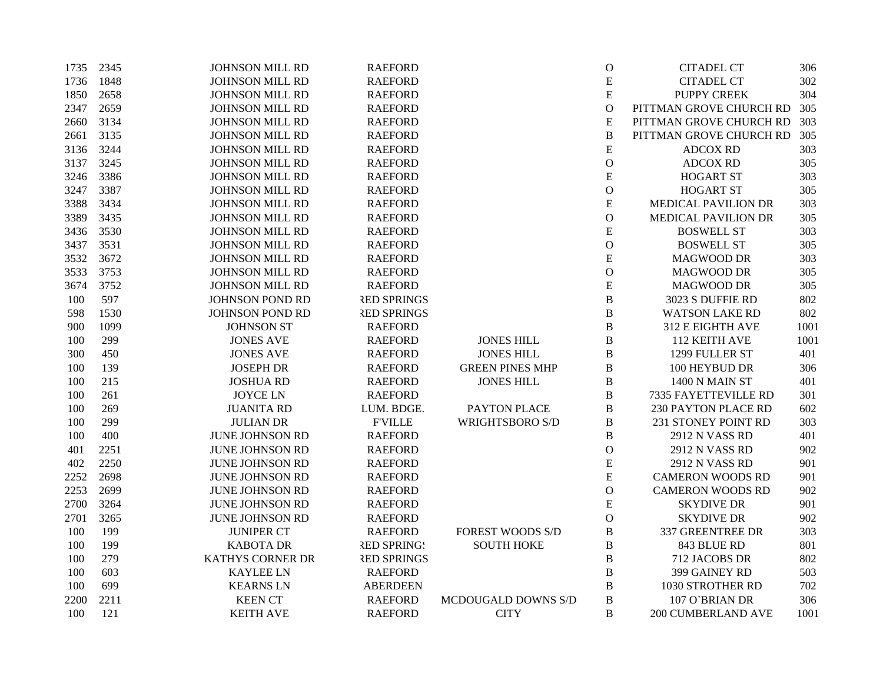| | | | | | | | |
|---|---|---|---|---|---|---|---|
| 1735 | 2345 | JOHNSON MILL RD | RAEFORD | | O | CITADEL CT | 306 |
| 1736 | 1848 | JOHNSON MILL RD | RAEFORD | | E | CITADEL CT | 302 |
| 1850 | 2658 | JOHNSON MILL RD | RAEFORD | | E | PUPPY CREEK | 304 |
| 2347 | 2659 | JOHNSON MILL RD | RAEFORD | | O | PITTMAN GROVE CHURCH RD | 305 |
| 2660 | 3134 | JOHNSON MILL RD | RAEFORD | | E | PITTMAN GROVE CHURCH RD | 303 |
| 2661 | 3135 | JOHNSON MILL RD | RAEFORD | | B | PITTMAN GROVE CHURCH RD | 305 |
| 3136 | 3244 | JOHNSON MILL RD | RAEFORD | | E | ADCOX RD | 303 |
| 3137 | 3245 | JOHNSON MILL RD | RAEFORD | | O | ADCOX RD | 305 |
| 3246 | 3386 | JOHNSON MILL RD | RAEFORD | | E | HOGART ST | 303 |
| 3247 | 3387 | JOHNSON MILL RD | RAEFORD | | O | HOGART ST | 305 |
| 3388 | 3434 | JOHNSON MILL RD | RAEFORD | | E | MEDICAL PAVILION DR | 303 |
| 3389 | 3435 | JOHNSON MILL RD | RAEFORD | | O | MEDICAL PAVILION DR | 305 |
| 3436 | 3530 | JOHNSON MILL RD | RAEFORD | | E | BOSWELL ST | 303 |
| 3437 | 3531 | JOHNSON MILL RD | RAEFORD | | O | BOSWELL ST | 305 |
| 3532 | 3672 | JOHNSON MILL RD | RAEFORD | | E | MAGWOOD DR | 303 |
| 3533 | 3753 | JOHNSON MILL RD | RAEFORD | | O | MAGWOOD DR | 305 |
| 3674 | 3752 | JOHNSON MILL RD | RAEFORD | | E | MAGWOOD DR | 305 |
| 100 | 597 | JOHNSON POND RD | RED SPRINGS | | B | 3023 S DUFFIE RD | 802 |
| 598 | 1530 | JOHNSON POND RD | RED SPRINGS | | B | WATSON LAKE RD | 802 |
| 900 | 1099 | JOHNSON ST | RAEFORD | | B | 312 E EIGHTH AVE | 1001 |
| 100 | 299 | JONES AVE | RAEFORD | JONES HILL | B | 112 KEITH AVE | 1001 |
| 300 | 450 | JONES AVE | RAEFORD | JONES HILL | B | 1299 FULLER ST | 401 |
| 100 | 139 | JOSEPH DR | RAEFORD | GREEN PINES MHP | B | 100 HEYBUD DR | 306 |
| 100 | 215 | JOSHUA RD | RAEFORD | JONES HILL | B | 1400 N MAIN ST | 401 |
| 100 | 261 | JOYCE LN | RAEFORD | | B | 7335 FAYETTEVILLE RD | 301 |
| 100 | 269 | JUANITA RD | LUM. BDGE. | PAYTON PLACE | B | 230 PAYTON PLACE RD | 602 |
| 100 | 299 | JULIAN DR | F'VILLE | WRIGHTSBORO S/D | B | 231 STONEY POINT RD | 303 |
| 100 | 400 | JUNE JOHNSON RD | RAEFORD | | B | 2912 N VASS RD | 401 |
| 401 | 2251 | JUNE JOHNSON RD | RAEFORD | | O | 2912 N VASS RD | 902 |
| 402 | 2250 | JUNE JOHNSON RD | RAEFORD | | E | 2912 N VASS RD | 901 |
| 2252 | 2698 | JUNE JOHNSON RD | RAEFORD | | E | CAMERON WOODS RD | 901 |
| 2253 | 2699 | JUNE JOHNSON RD | RAEFORD | | O | CAMERON WOODS RD | 902 |
| 2700 | 3264 | JUNE JOHNSON RD | RAEFORD | | E | SKYDIVE DR | 901 |
| 2701 | 3265 | JUNE JOHNSON RD | RAEFORD | | O | SKYDIVE DR | 902 |
| 100 | 199 | JUNIPER CT | RAEFORD | FOREST WOODS S/D | B | 337 GREENTREE DR | 303 |
| 100 | 199 | KABOTA DR | RED SPRINGS | SOUTH HOKE | B | 843 BLUE RD | 801 |
| 100 | 279 | KATHYS CORNER DR | RED SPRINGS | | B | 712 JACOBS DR | 802 |
| 100 | 603 | KAYLEE LN | RAEFORD | | B | 399 GAINEY RD | 503 |
| 100 | 699 | KEARNS LN | ABERDEEN | | B | 1030 STROTHER RD | 702 |
| 2200 | 2211 | KEEN CT | RAEFORD | MCDOUGALD DOWNS S/D | B | 107 O`BRIAN DR | 306 |
| 100 | 121 | KEITH AVE | RAEFORD | CITY | B | 200 CUMBERLAND AVE | 1001 |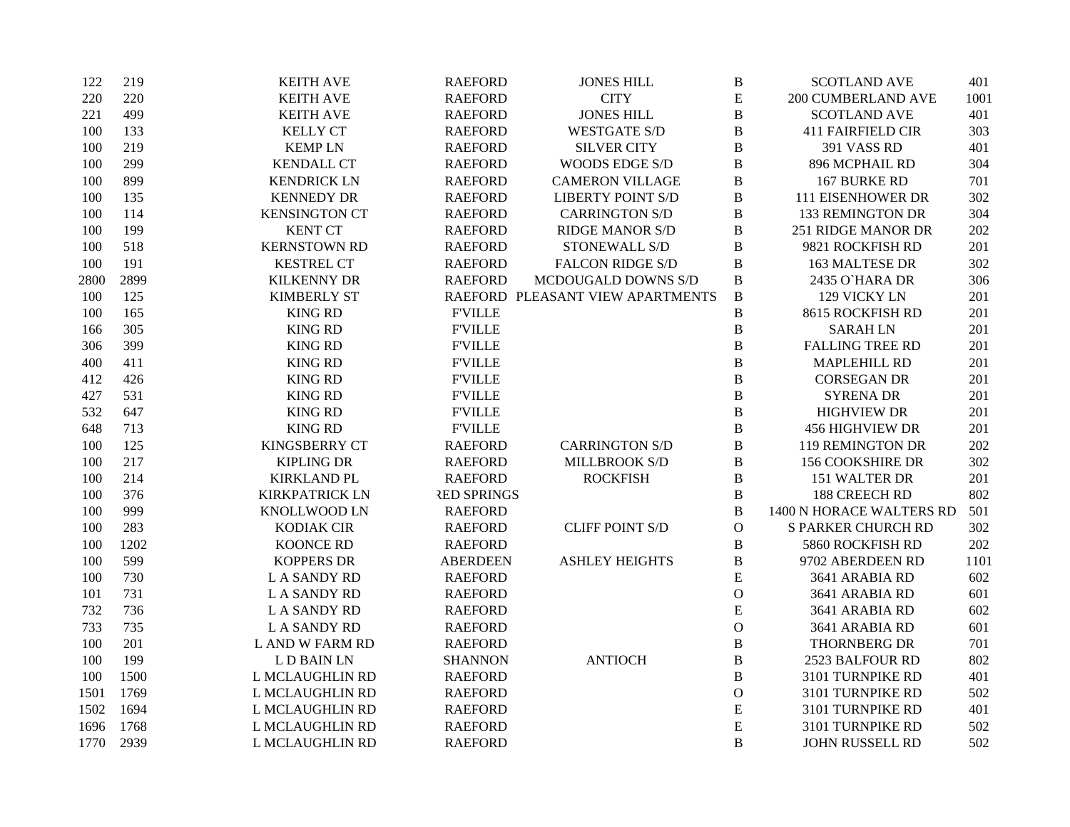| | | | | | | | |
|---|---|---|---|---|---|---|---|
| 122 | 219 | KEITH AVE | RAEFORD | JONES HILL | B | SCOTLAND AVE | 401 |
| 220 | 220 | KEITH AVE | RAEFORD | CITY | E | 200 CUMBERLAND AVE | 1001 |
| 221 | 499 | KEITH AVE | RAEFORD | JONES HILL | B | SCOTLAND AVE | 401 |
| 100 | 133 | KELLY CT | RAEFORD | WESTGATE S/D | B | 411 FAIRFIELD CIR | 303 |
| 100 | 219 | KEMP LN | RAEFORD | SILVER CITY | B | 391 VASS RD | 401 |
| 100 | 299 | KENDALL CT | RAEFORD | WOODS EDGE S/D | B | 896 MCPHAIL RD | 304 |
| 100 | 899 | KENDRICK LN | RAEFORD | CAMERON VILLAGE | B | 167 BURKE RD | 701 |
| 100 | 135 | KENNEDY DR | RAEFORD | LIBERTY POINT S/D | B | 111 EISENHOWER DR | 302 |
| 100 | 114 | KENSINGTON CT | RAEFORD | CARRINGTON S/D | B | 133 REMINGTON DR | 304 |
| 100 | 199 | KENT CT | RAEFORD | RIDGE MANOR S/D | B | 251 RIDGE MANOR DR | 202 |
| 100 | 518 | KERNSTOWN RD | RAEFORD | STONEWALL S/D | B | 9821 ROCKFISH RD | 201 |
| 100 | 191 | KESTREL CT | RAEFORD | FALCON RIDGE S/D | B | 163 MALTESE DR | 302 |
| 2800 | 2899 | KILKENNY DR | RAEFORD | MCDOUGALD DOWNS S/D | B | 2435 O`HARA DR | 306 |
| 100 | 125 | KIMBERLY ST | RAEFORD | PLEASANT VIEW APARTMENTS | B | 129 VICKY LN | 201 |
| 100 | 165 | KING RD | F'VILLE | | B | 8615 ROCKFISH RD | 201 |
| 166 | 305 | KING RD | F'VILLE | | B | SARAH LN | 201 |
| 306 | 399 | KING RD | F'VILLE | | B | FALLING TREE RD | 201 |
| 400 | 411 | KING RD | F'VILLE | | B | MAPLEHILL RD | 201 |
| 412 | 426 | KING RD | F'VILLE | | B | CORSEGAN DR | 201 |
| 427 | 531 | KING RD | F'VILLE | | B | SYRENA DR | 201 |
| 532 | 647 | KING RD | F'VILLE | | B | HIGHVIEW DR | 201 |
| 648 | 713 | KING RD | F'VILLE | | B | 456 HIGHVIEW DR | 201 |
| 100 | 125 | KINGSBERRY CT | RAEFORD | CARRINGTON S/D | B | 119 REMINGTON DR | 202 |
| 100 | 217 | KIPLING DR | RAEFORD | MILLBROOK S/D | B | 156 COOKSHIRE DR | 302 |
| 100 | 214 | KIRKLAND PL | RAEFORD | ROCKFISH | B | 151 WALTER DR | 201 |
| 100 | 376 | KIRKPATRICK LN | RED SPRINGS | | B | 188 CREECH RD | 802 |
| 100 | 999 | KNOLLWOOD LN | RAEFORD | | B | 1400 N HORACE WALTERS RD | 501 |
| 100 | 283 | KODIAK CIR | RAEFORD | CLIFF POINT S/D | O | S PARKER CHURCH RD | 302 |
| 100 | 1202 | KOONCE RD | RAEFORD | | B | 5860 ROCKFISH RD | 202 |
| 100 | 599 | KOPPERS DR | ABERDEEN | ASHLEY HEIGHTS | B | 9702 ABERDEEN RD | 1101 |
| 100 | 730 | L A SANDY RD | RAEFORD | | E | 3641 ARABIA RD | 602 |
| 101 | 731 | L A SANDY RD | RAEFORD | | O | 3641 ARABIA RD | 601 |
| 732 | 736 | L A SANDY RD | RAEFORD | | E | 3641 ARABIA RD | 602 |
| 733 | 735 | L A SANDY RD | RAEFORD | | O | 3641 ARABIA RD | 601 |
| 100 | 201 | L AND W FARM RD | RAEFORD | | B | THORNBERG DR | 701 |
| 100 | 199 | L D BAIN LN | SHANNON | ANTIOCH | B | 2523 BALFOUR RD | 802 |
| 100 | 1500 | L MCLAUGHLIN RD | RAEFORD | | B | 3101 TURNPIKE RD | 401 |
| 1501 | 1769 | L MCLAUGHLIN RD | RAEFORD | | O | 3101 TURNPIKE RD | 502 |
| 1502 | 1694 | L MCLAUGHLIN RD | RAEFORD | | E | 3101 TURNPIKE RD | 401 |
| 1696 | 1768 | L MCLAUGHLIN RD | RAEFORD | | E | 3101 TURNPIKE RD | 502 |
| 1770 | 2939 | L MCLAUGHLIN RD | RAEFORD | | B | JOHN RUSSELL RD | 502 |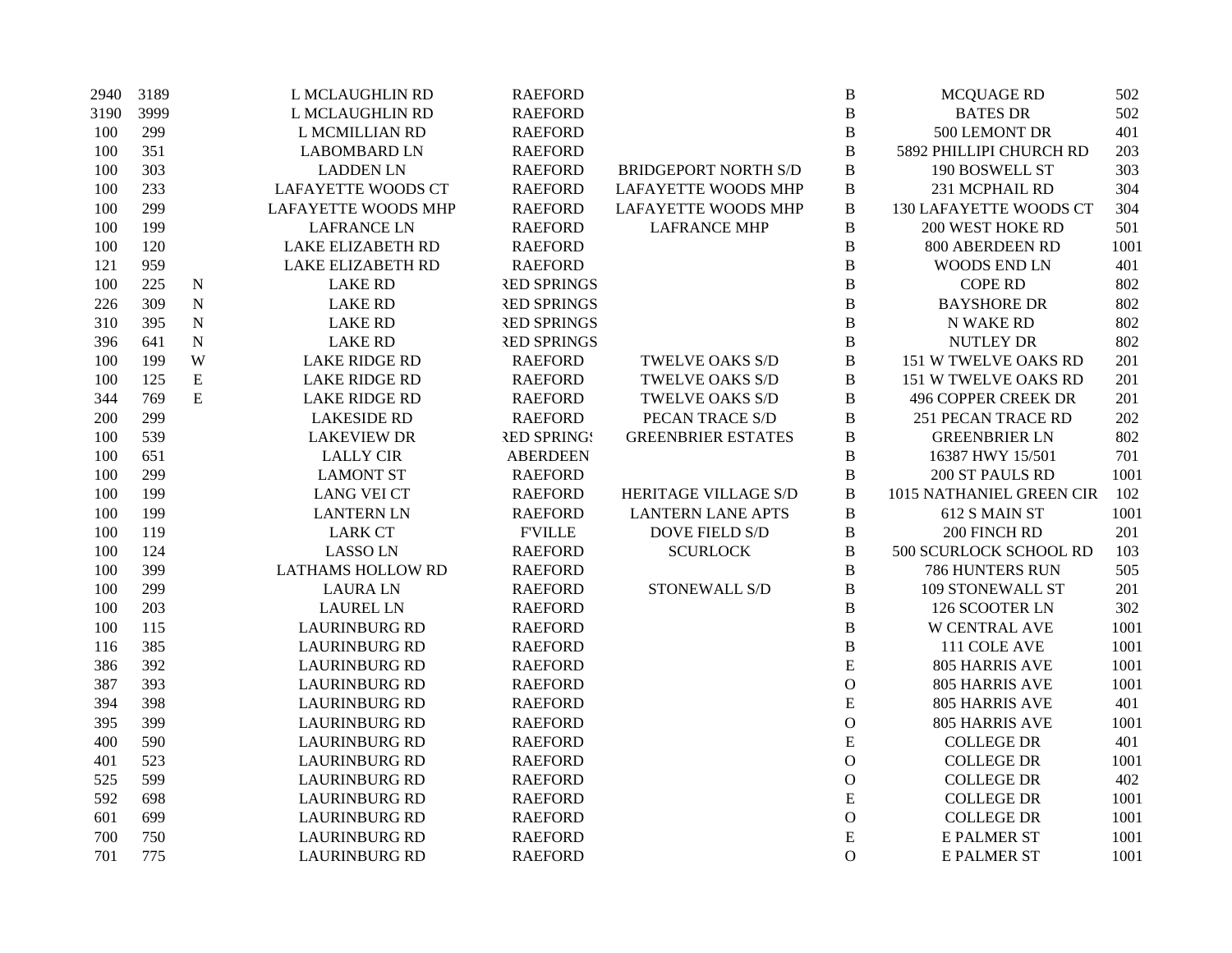| | | | | | | | | |
|---|---|---|---|---|---|---|---|---|
| 2940 | 3189 | | L MCLAUGHLIN RD | RAEFORD | | B | MCQUAGE RD | 502 |
| 3190 | 3999 | | L MCLAUGHLIN RD | RAEFORD | | B | BATES DR | 502 |
| 100 | 299 | | L MCMILLIAN RD | RAEFORD | | B | 500 LEMONT DR | 401 |
| 100 | 351 | | LABOMBARD LN | RAEFORD | | B | 5892 PHILLIPI CHURCH RD | 203 |
| 100 | 303 | | LADDEN LN | RAEFORD | BRIDGEPORT NORTH S/D | B | 190 BOSWELL ST | 303 |
| 100 | 233 | | LAFAYETTE WOODS CT | RAEFORD | LAFAYETTE WOODS MHP | B | 231 MCPHAIL RD | 304 |
| 100 | 299 | | LAFAYETTE WOODS MHP | RAEFORD | LAFAYETTE WOODS MHP | B | 130 LAFAYETTE WOODS CT | 304 |
| 100 | 199 | | LAFRANCE LN | RAEFORD | LAFRANCE MHP | B | 200 WEST HOKE RD | 501 |
| 100 | 120 | | LAKE ELIZABETH RD | RAEFORD | | B | 800 ABERDEEN RD | 1001 |
| 121 | 959 | | LAKE ELIZABETH RD | RAEFORD | | B | WOODS END LN | 401 |
| 100 | 225 | N | LAKE RD | RED SPRINGS | | B | COPE RD | 802 |
| 226 | 309 | N | LAKE RD | RED SPRINGS | | B | BAYSHORE DR | 802 |
| 310 | 395 | N | LAKE RD | RED SPRINGS | | B | N WAKE RD | 802 |
| 396 | 641 | N | LAKE RD | RED SPRINGS | | B | NUTLEY DR | 802 |
| 100 | 199 | W | LAKE RIDGE RD | RAEFORD | TWELVE OAKS S/D | B | 151 W TWELVE OAKS RD | 201 |
| 100 | 125 | E | LAKE RIDGE RD | RAEFORD | TWELVE OAKS S/D | B | 151 W TWELVE OAKS RD | 201 |
| 344 | 769 | E | LAKE RIDGE RD | RAEFORD | TWELVE OAKS S/D | B | 496 COPPER CREEK DR | 201 |
| 200 | 299 | | LAKESIDE RD | RAEFORD | PECAN TRACE S/D | B | 251 PECAN TRACE RD | 202 |
| 100 | 539 | | LAKEVIEW DR | RED SPRINGS | GREENBRIER ESTATES | B | GREENBRIER LN | 802 |
| 100 | 651 | | LALLY CIR | ABERDEEN | | B | 16387 HWY 15/501 | 701 |
| 100 | 299 | | LAMONT ST | RAEFORD | | B | 200 ST PAULS RD | 1001 |
| 100 | 199 | | LANG VEI CT | RAEFORD | HERITAGE VILLAGE S/D | B | 1015 NATHANIEL GREEN CIR | 102 |
| 100 | 199 | | LANTERN LN | RAEFORD | LANTERN LANE APTS | B | 612 S MAIN ST | 1001 |
| 100 | 119 | | LARK CT | F'VILLE | DOVE FIELD S/D | B | 200 FINCH RD | 201 |
| 100 | 124 | | LASSO LN | RAEFORD | SCURLOCK | B | 500 SCURLOCK SCHOOL RD | 103 |
| 100 | 399 | | LATHAMS HOLLOW RD | RAEFORD | | B | 786 HUNTERS RUN | 505 |
| 100 | 299 | | LAURA LN | RAEFORD | STONEWALL S/D | B | 109 STONEWALL ST | 201 |
| 100 | 203 | | LAUREL LN | RAEFORD | | B | 126 SCOOTER LN | 302 |
| 100 | 115 | | LAURINBURG RD | RAEFORD | | B | W CENTRAL AVE | 1001 |
| 116 | 385 | | LAURINBURG RD | RAEFORD | | B | 111 COLE AVE | 1001 |
| 386 | 392 | | LAURINBURG RD | RAEFORD | | E | 805 HARRIS AVE | 1001 |
| 387 | 393 | | LAURINBURG RD | RAEFORD | | O | 805 HARRIS AVE | 1001 |
| 394 | 398 | | LAURINBURG RD | RAEFORD | | E | 805 HARRIS AVE | 401 |
| 395 | 399 | | LAURINBURG RD | RAEFORD | | O | 805 HARRIS AVE | 1001 |
| 400 | 590 | | LAURINBURG RD | RAEFORD | | E | COLLEGE DR | 401 |
| 401 | 523 | | LAURINBURG RD | RAEFORD | | O | COLLEGE DR | 1001 |
| 525 | 599 | | LAURINBURG RD | RAEFORD | | O | COLLEGE DR | 402 |
| 592 | 698 | | LAURINBURG RD | RAEFORD | | E | COLLEGE DR | 1001 |
| 601 | 699 | | LAURINBURG RD | RAEFORD | | O | COLLEGE DR | 1001 |
| 700 | 750 | | LAURINBURG RD | RAEFORD | | E | E PALMER ST | 1001 |
| 701 | 775 | | LAURINBURG RD | RAEFORD | | O | E PALMER ST | 1001 |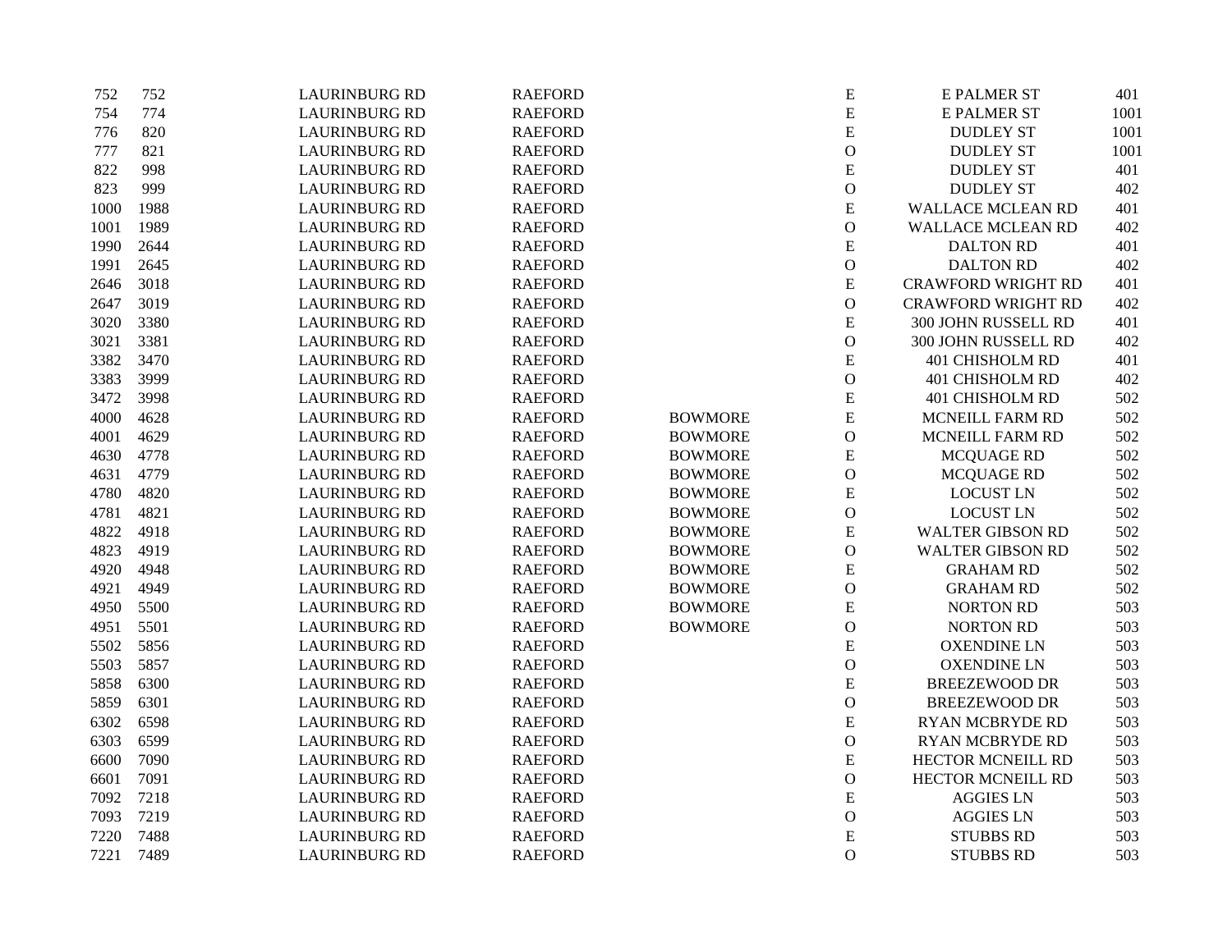| | | | | | | | |
|---|---|---|---|---|---|---|---|
| 752 | 752 | LAURINBURG RD | RAEFORD | | E | E PALMER ST | 401 |
| 754 | 774 | LAURINBURG RD | RAEFORD | | E | E PALMER ST | 1001 |
| 776 | 820 | LAURINBURG RD | RAEFORD | | E | DUDLEY ST | 1001 |
| 777 | 821 | LAURINBURG RD | RAEFORD | | O | DUDLEY ST | 1001 |
| 822 | 998 | LAURINBURG RD | RAEFORD | | E | DUDLEY ST | 401 |
| 823 | 999 | LAURINBURG RD | RAEFORD | | O | DUDLEY ST | 402 |
| 1000 | 1988 | LAURINBURG RD | RAEFORD | | E | WALLACE MCLEAN RD | 401 |
| 1001 | 1989 | LAURINBURG RD | RAEFORD | | O | WALLACE MCLEAN RD | 402 |
| 1990 | 2644 | LAURINBURG RD | RAEFORD | | E | DALTON RD | 401 |
| 1991 | 2645 | LAURINBURG RD | RAEFORD | | O | DALTON RD | 402 |
| 2646 | 3018 | LAURINBURG RD | RAEFORD | | E | CRAWFORD WRIGHT RD | 401 |
| 2647 | 3019 | LAURINBURG RD | RAEFORD | | O | CRAWFORD WRIGHT RD | 402 |
| 3020 | 3380 | LAURINBURG RD | RAEFORD | | E | 300 JOHN RUSSELL RD | 401 |
| 3021 | 3381 | LAURINBURG RD | RAEFORD | | O | 300 JOHN RUSSELL RD | 402 |
| 3382 | 3470 | LAURINBURG RD | RAEFORD | | E | 401 CHISHOLM RD | 401 |
| 3383 | 3999 | LAURINBURG RD | RAEFORD | | O | 401 CHISHOLM RD | 402 |
| 3472 | 3998 | LAURINBURG RD | RAEFORD | | E | 401 CHISHOLM RD | 502 |
| 4000 | 4628 | LAURINBURG RD | RAEFORD | BOWMORE | E | MCNEILL FARM RD | 502 |
| 4001 | 4629 | LAURINBURG RD | RAEFORD | BOWMORE | O | MCNEILL FARM RD | 502 |
| 4630 | 4778 | LAURINBURG RD | RAEFORD | BOWMORE | E | MCQUAGE RD | 502 |
| 4631 | 4779 | LAURINBURG RD | RAEFORD | BOWMORE | O | MCQUAGE RD | 502 |
| 4780 | 4820 | LAURINBURG RD | RAEFORD | BOWMORE | E | LOCUST LN | 502 |
| 4781 | 4821 | LAURINBURG RD | RAEFORD | BOWMORE | O | LOCUST LN | 502 |
| 4822 | 4918 | LAURINBURG RD | RAEFORD | BOWMORE | E | WALTER GIBSON RD | 502 |
| 4823 | 4919 | LAURINBURG RD | RAEFORD | BOWMORE | O | WALTER GIBSON RD | 502 |
| 4920 | 4948 | LAURINBURG RD | RAEFORD | BOWMORE | E | GRAHAM RD | 502 |
| 4921 | 4949 | LAURINBURG RD | RAEFORD | BOWMORE | O | GRAHAM RD | 502 |
| 4950 | 5500 | LAURINBURG RD | RAEFORD | BOWMORE | E | NORTON RD | 503 |
| 4951 | 5501 | LAURINBURG RD | RAEFORD | BOWMORE | O | NORTON RD | 503 |
| 5502 | 5856 | LAURINBURG RD | RAEFORD | | E | OXENDINE LN | 503 |
| 5503 | 5857 | LAURINBURG RD | RAEFORD | | O | OXENDINE LN | 503 |
| 5858 | 6300 | LAURINBURG RD | RAEFORD | | E | BREEZEWOOD DR | 503 |
| 5859 | 6301 | LAURINBURG RD | RAEFORD | | O | BREEZEWOOD DR | 503 |
| 6302 | 6598 | LAURINBURG RD | RAEFORD | | E | RYAN MCBRYDE RD | 503 |
| 6303 | 6599 | LAURINBURG RD | RAEFORD | | O | RYAN MCBRYDE RD | 503 |
| 6600 | 7090 | LAURINBURG RD | RAEFORD | | E | HECTOR MCNEILL RD | 503 |
| 6601 | 7091 | LAURINBURG RD | RAEFORD | | O | HECTOR MCNEILL RD | 503 |
| 7092 | 7218 | LAURINBURG RD | RAEFORD | | E | AGGIES LN | 503 |
| 7093 | 7219 | LAURINBURG RD | RAEFORD | | O | AGGIES LN | 503 |
| 7220 | 7488 | LAURINBURG RD | RAEFORD | | E | STUBBS RD | 503 |
| 7221 | 7489 | LAURINBURG RD | RAEFORD | | O | STUBBS RD | 503 |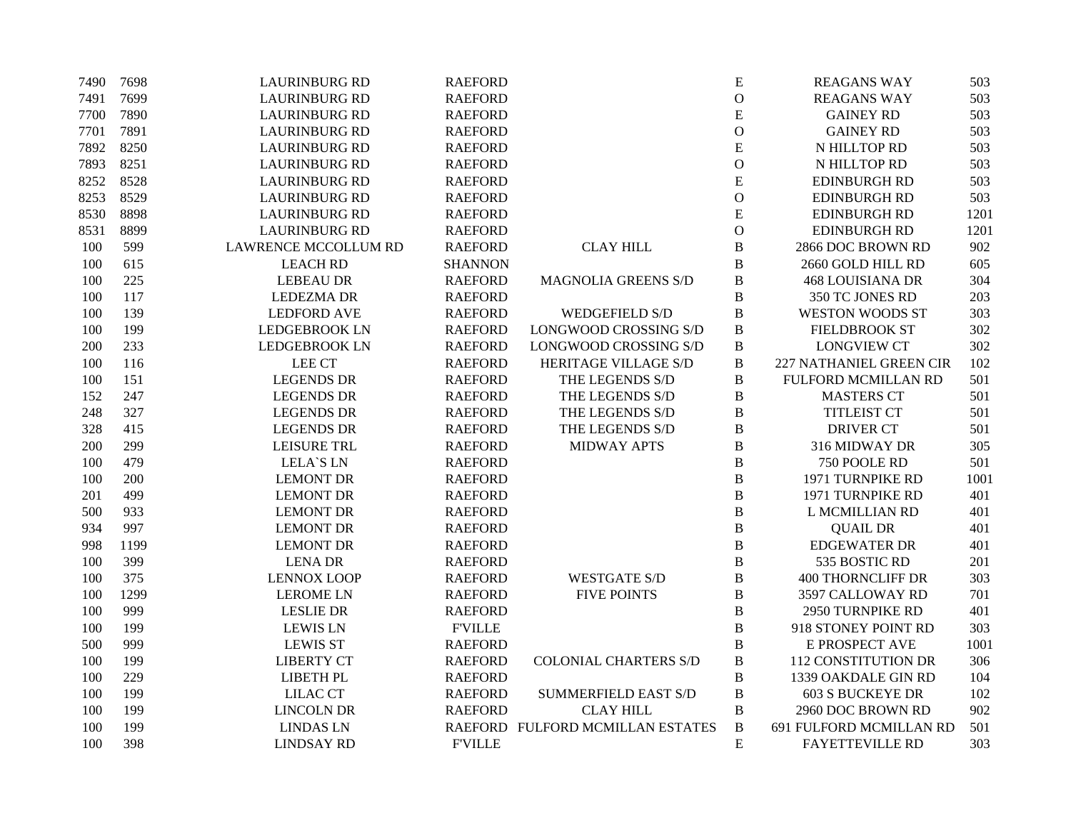| | | | | | | | |
|---|---|---|---|---|---|---|---|
| 7490 | 7698 | LAURINBURG RD | RAEFORD | | E | REAGANS WAY | 503 |
| 7491 | 7699 | LAURINBURG RD | RAEFORD | | O | REAGANS WAY | 503 |
| 7700 | 7890 | LAURINBURG RD | RAEFORD | | E | GAINEY RD | 503 |
| 7701 | 7891 | LAURINBURG RD | RAEFORD | | O | GAINEY RD | 503 |
| 7892 | 8250 | LAURINBURG RD | RAEFORD | | E | N HILLTOP RD | 503 |
| 7893 | 8251 | LAURINBURG RD | RAEFORD | | O | N HILLTOP RD | 503 |
| 8252 | 8528 | LAURINBURG RD | RAEFORD | | E | EDINBURGH RD | 503 |
| 8253 | 8529 | LAURINBURG RD | RAEFORD | | O | EDINBURGH RD | 503 |
| 8530 | 8898 | LAURINBURG RD | RAEFORD | | E | EDINBURGH RD | 1201 |
| 8531 | 8899 | LAURINBURG RD | RAEFORD | | O | EDINBURGH RD | 1201 |
| 100 | 599 | LAWRENCE MCCOLLUM RD | RAEFORD | CLAY HILL | B | 2866 DOC BROWN RD | 902 |
| 100 | 615 | LEACH RD | SHANNON | | B | 2660 GOLD HILL RD | 605 |
| 100 | 225 | LEBEAU DR | RAEFORD | MAGNOLIA GREENS S/D | B | 468 LOUISIANA DR | 304 |
| 100 | 117 | LEDEZMA DR | RAEFORD | | B | 350 TC JONES RD | 203 |
| 100 | 139 | LEDFORD AVE | RAEFORD | WEDGEFIELD S/D | B | WESTON WOODS ST | 303 |
| 100 | 199 | LEDGEBROOK LN | RAEFORD | LONGWOOD CROSSING S/D | B | FIELDBROOK ST | 302 |
| 200 | 233 | LEDGEBROOK LN | RAEFORD | LONGWOOD CROSSING S/D | B | LONGVIEW CT | 302 |
| 100 | 116 | LEE CT | RAEFORD | HERITAGE VILLAGE S/D | B | 227 NATHANIEL GREEN CIR | 102 |
| 100 | 151 | LEGENDS DR | RAEFORD | THE LEGENDS S/D | B | FULFORD MCMILLAN RD | 501 |
| 152 | 247 | LEGENDS DR | RAEFORD | THE LEGENDS S/D | B | MASTERS CT | 501 |
| 248 | 327 | LEGENDS DR | RAEFORD | THE LEGENDS S/D | B | TITLEIST CT | 501 |
| 328 | 415 | LEGENDS DR | RAEFORD | THE LEGENDS S/D | B | DRIVER CT | 501 |
| 200 | 299 | LEISURE TRL | RAEFORD | MIDWAY APTS | B | 316 MIDWAY DR | 305 |
| 100 | 479 | LELA`S LN | RAEFORD | | B | 750 POOLE RD | 501 |
| 100 | 200 | LEMONT DR | RAEFORD | | B | 1971 TURNPIKE RD | 1001 |
| 201 | 499 | LEMONT DR | RAEFORD | | B | 1971 TURNPIKE RD | 401 |
| 500 | 933 | LEMONT DR | RAEFORD | | B | L MCMILLIAN RD | 401 |
| 934 | 997 | LEMONT DR | RAEFORD | | B | QUAIL DR | 401 |
| 998 | 1199 | LEMONT DR | RAEFORD | | B | EDGEWATER DR | 401 |
| 100 | 399 | LENA DR | RAEFORD | | B | 535 BOSTIC RD | 201 |
| 100 | 375 | LENNOX LOOP | RAEFORD | WESTGATE S/D | B | 400 THORNCLIFF DR | 303 |
| 100 | 1299 | LEROME LN | RAEFORD | FIVE POINTS | B | 3597 CALLOWAY RD | 701 |
| 100 | 999 | LESLIE DR | RAEFORD | | B | 2950 TURNPIKE RD | 401 |
| 100 | 199 | LEWIS LN | F'VILLE | | B | 918 STONEY POINT RD | 303 |
| 500 | 999 | LEWIS ST | RAEFORD | | B | E PROSPECT AVE | 1001 |
| 100 | 199 | LIBERTY CT | RAEFORD | COLONIAL CHARTERS S/D | B | 112 CONSTITUTION DR | 306 |
| 100 | 229 | LIBETH PL | RAEFORD | | B | 1339 OAKDALE GIN RD | 104 |
| 100 | 199 | LILAC CT | RAEFORD | SUMMERFIELD EAST S/D | B | 603 S BUCKEYE DR | 102 |
| 100 | 199 | LINCOLN DR | RAEFORD | CLAY HILL | B | 2960 DOC BROWN RD | 902 |
| 100 | 199 | LINDAS LN | RAEFORD | FULFORD MCMILLAN ESTATES | B | 691 FULFORD MCMILLAN RD | 501 |
| 100 | 398 | LINDSAY RD | F'VILLE | | E | FAYETTEVILLE RD | 303 |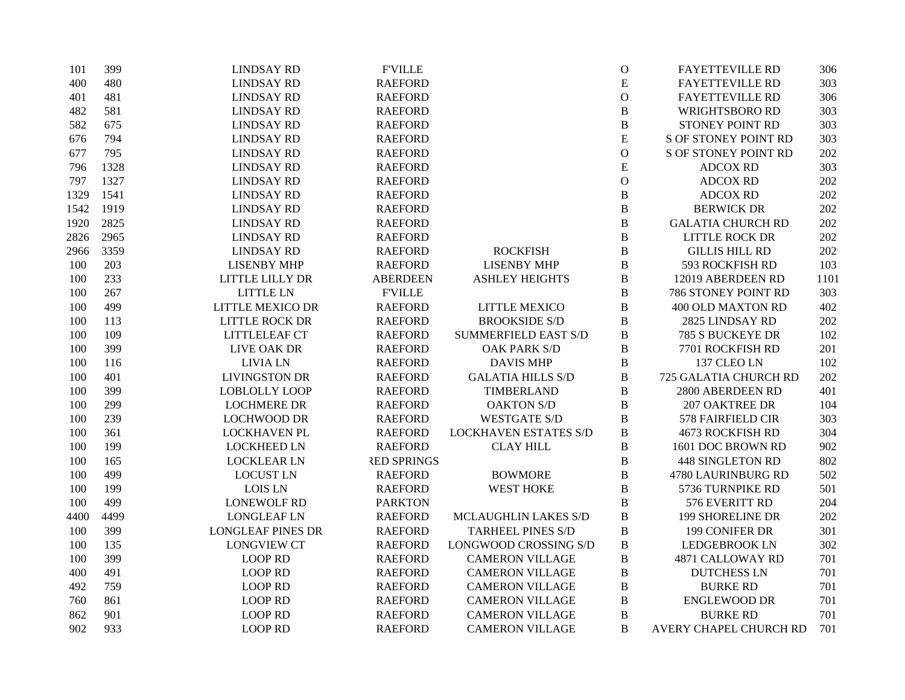| | | | | | | | |
|---|---|---|---|---|---|---|---|
| 101 | 399 | LINDSAY RD | F'VILLE | | O | FAYETTEVILLE RD | 306 |
| 400 | 480 | LINDSAY RD | RAEFORD | | E | FAYETTEVILLE RD | 303 |
| 401 | 481 | LINDSAY RD | RAEFORD | | O | FAYETTEVILLE RD | 306 |
| 482 | 581 | LINDSAY RD | RAEFORD | | B | WRIGHTSBORO RD | 303 |
| 582 | 675 | LINDSAY RD | RAEFORD | | B | STONEY POINT RD | 303 |
| 676 | 794 | LINDSAY RD | RAEFORD | | E | S OF STONEY POINT RD | 303 |
| 677 | 795 | LINDSAY RD | RAEFORD | | O | S OF STONEY POINT RD | 202 |
| 796 | 1328 | LINDSAY RD | RAEFORD | | E | ADCOX RD | 303 |
| 797 | 1327 | LINDSAY RD | RAEFORD | | O | ADCOX RD | 202 |
| 1329 | 1541 | LINDSAY RD | RAEFORD | | B | ADCOX RD | 202 |
| 1542 | 1919 | LINDSAY RD | RAEFORD | | B | BERWICK DR | 202 |
| 1920 | 2825 | LINDSAY RD | RAEFORD | | B | GALATIA CHURCH RD | 202 |
| 2826 | 2965 | LINDSAY RD | RAEFORD | | B | LITTLE ROCK DR | 202 |
| 2966 | 3359 | LINDSAY RD | RAEFORD | ROCKFISH | B | GILLIS HILL RD | 202 |
| 100 | 203 | LISENBY MHP | RAEFORD | LISENBY MHP | B | 593 ROCKFISH RD | 103 |
| 100 | 233 | LITTLE LILLY DR | ABERDEEN | ASHLEY HEIGHTS | B | 12019 ABERDEEN RD | 1101 |
| 100 | 267 | LITTLE LN | F'VILLE | | B | 786 STONEY POINT RD | 303 |
| 100 | 499 | LITTLE MEXICO DR | RAEFORD | LITTLE MEXICO | B | 400 OLD MAXTON RD | 402 |
| 100 | 113 | LITTLE ROCK DR | RAEFORD | BROOKSIDE S/D | B | 2825 LINDSAY RD | 202 |
| 100 | 109 | LITTLELEAF CT | RAEFORD | SUMMERFIELD EAST S/D | B | 785 S BUCKEYE DR | 102 |
| 100 | 399 | LIVE OAK DR | RAEFORD | OAK PARK S/D | B | 7701 ROCKFISH RD | 201 |
| 100 | 116 | LIVIA LN | RAEFORD | DAVIS MHP | B | 137 CLEO LN | 102 |
| 100 | 401 | LIVINGSTON DR | RAEFORD | GALATIA HILLS S/D | B | 725 GALATIA CHURCH RD | 202 |
| 100 | 399 | LOBLOLLY LOOP | RAEFORD | TIMBERLAND | B | 2800 ABERDEEN RD | 401 |
| 100 | 299 | LOCHMERE DR | RAEFORD | OAKTON S/D | B | 207 OAKTREE DR | 104 |
| 100 | 239 | LOCHWOOD DR | RAEFORD | WESTGATE S/D | B | 578 FAIRFIELD CIR | 303 |
| 100 | 361 | LOCKHAVEN PL | RAEFORD | LOCKHAVEN ESTATES S/D | B | 4673 ROCKFISH RD | 304 |
| 100 | 199 | LOCKHEED LN | RAEFORD | CLAY HILL | B | 1601 DOC BROWN RD | 902 |
| 100 | 165 | LOCKLEAR LN | RED SPRINGS | | B | 448 SINGLETON RD | 802 |
| 100 | 499 | LOCUST LN | RAEFORD | BOWMORE | B | 4780 LAURINBURG RD | 502 |
| 100 | 199 | LOIS LN | RAEFORD | WEST HOKE | B | 5736 TURNPIKE RD | 501 |
| 100 | 499 | LONEWOLF RD | PARKTON | | B | 576 EVERITT RD | 204 |
| 4400 | 4499 | LONGLEAF LN | RAEFORD | MCLAUGHLIN LAKES S/D | B | 199 SHORELINE DR | 202 |
| 100 | 399 | LONGLEAF PINES DR | RAEFORD | TARHEEL PINES S/D | B | 199 CONIFER DR | 301 |
| 100 | 135 | LONGVIEW CT | RAEFORD | LONGWOOD CROSSING S/D | B | LEDGEBROOK LN | 302 |
| 100 | 399 | LOOP RD | RAEFORD | CAMERON VILLAGE | B | 4871 CALLOWAY RD | 701 |
| 400 | 491 | LOOP RD | RAEFORD | CAMERON VILLAGE | B | DUTCHESS LN | 701 |
| 492 | 759 | LOOP RD | RAEFORD | CAMERON VILLAGE | B | BURKE RD | 701 |
| 760 | 861 | LOOP RD | RAEFORD | CAMERON VILLAGE | B | ENGLEWOOD DR | 701 |
| 862 | 901 | LOOP RD | RAEFORD | CAMERON VILLAGE | B | BURKE RD | 701 |
| 902 | 933 | LOOP RD | RAEFORD | CAMERON VILLAGE | B | AVERY CHAPEL CHURCH RD | 701 |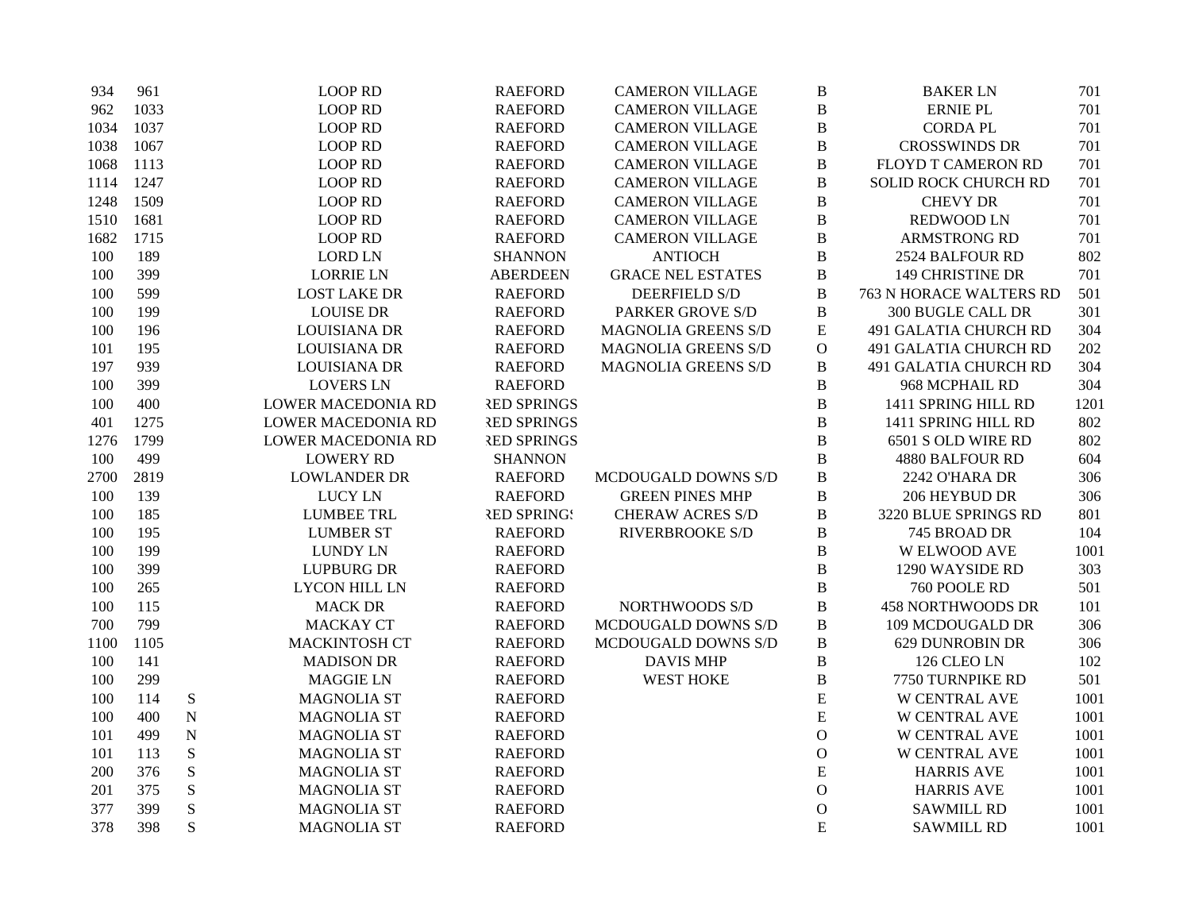| | | | | | | | | |
|---|---|---|---|---|---|---|---|---|
| 934 | 961 | | LOOP RD | RAEFORD | CAMERON VILLAGE | B | BAKER LN | 701 |
| 962 | 1033 | | LOOP RD | RAEFORD | CAMERON VILLAGE | B | ERNIE PL | 701 |
| 1034 | 1037 | | LOOP RD | RAEFORD | CAMERON VILLAGE | B | CORDA PL | 701 |
| 1038 | 1067 | | LOOP RD | RAEFORD | CAMERON VILLAGE | B | CROSSWINDS DR | 701 |
| 1068 | 1113 | | LOOP RD | RAEFORD | CAMERON VILLAGE | B | FLOYD T CAMERON RD | 701 |
| 1114 | 1247 | | LOOP RD | RAEFORD | CAMERON VILLAGE | B | SOLID ROCK CHURCH RD | 701 |
| 1248 | 1509 | | LOOP RD | RAEFORD | CAMERON VILLAGE | B | CHEVY DR | 701 |
| 1510 | 1681 | | LOOP RD | RAEFORD | CAMERON VILLAGE | B | REDWOOD LN | 701 |
| 1682 | 1715 | | LOOP RD | RAEFORD | CAMERON VILLAGE | B | ARMSTRONG RD | 701 |
| 100 | 189 | | LORD LN | SHANNON | ANTIOCH | B | 2524 BALFOUR RD | 802 |
| 100 | 399 | | LORRIE LN | ABERDEEN | GRACE NEL ESTATES | B | 149 CHRISTINE DR | 701 |
| 100 | 599 | | LOST LAKE DR | RAEFORD | DEERFIELD S/D | B | 763 N HORACE WALTERS RD | 501 |
| 100 | 199 | | LOUISE DR | RAEFORD | PARKER GROVE S/D | B | 300 BUGLE CALL DR | 301 |
| 100 | 196 | | LOUISIANA DR | RAEFORD | MAGNOLIA GREENS S/D | E | 491 GALATIA CHURCH RD | 304 |
| 101 | 195 | | LOUISIANA DR | RAEFORD | MAGNOLIA GREENS S/D | O | 491 GALATIA CHURCH RD | 202 |
| 197 | 939 | | LOUISIANA DR | RAEFORD | MAGNOLIA GREENS S/D | B | 491 GALATIA CHURCH RD | 304 |
| 100 | 399 | | LOVERS LN | RAEFORD | | B | 968 MCPHAIL RD | 304 |
| 100 | 400 | | LOWER MACEDONIA RD | RED SPRINGS | | B | 1411 SPRING HILL RD | 1201 |
| 401 | 1275 | | LOWER MACEDONIA RD | RED SPRINGS | | B | 1411 SPRING HILL RD | 802 |
| 1276 | 1799 | | LOWER MACEDONIA RD | RED SPRINGS | | B | 6501 S OLD WIRE RD | 802 |
| 100 | 499 | | LOWERY RD | SHANNON | | B | 4880 BALFOUR RD | 604 |
| 2700 | 2819 | | LOWLANDER DR | RAEFORD | MCDOUGALD DOWNS S/D | B | 2242 O'HARA DR | 306 |
| 100 | 139 | | LUCY LN | RAEFORD | GREEN PINES MHP | B | 206 HEYBUD DR | 306 |
| 100 | 185 | | LUMBEE TRL | RED SPRINGS | CHERAW ACRES S/D | B | 3220 BLUE SPRINGS RD | 801 |
| 100 | 195 | | LUMBER ST | RAEFORD | RIVERBROOKE S/D | B | 745 BROAD DR | 104 |
| 100 | 199 | | LUNDY LN | RAEFORD | | B | W ELWOOD AVE | 1001 |
| 100 | 399 | | LUPBURG DR | RAEFORD | | B | 1290 WAYSIDE RD | 303 |
| 100 | 265 | | LYCON HILL LN | RAEFORD | | B | 760 POOLE RD | 501 |
| 100 | 115 | | MACK DR | RAEFORD | NORTHWOODS S/D | B | 458 NORTHWOODS DR | 101 |
| 700 | 799 | | MACKAY CT | RAEFORD | MCDOUGALD DOWNS S/D | B | 109 MCDOUGALD DR | 306 |
| 1100 | 1105 | | MACKINTOSH CT | RAEFORD | MCDOUGALD DOWNS S/D | B | 629 DUNROBIN DR | 306 |
| 100 | 141 | | MADISON DR | RAEFORD | DAVIS MHP | B | 126 CLEO LN | 102 |
| 100 | 299 | | MAGGIE LN | RAEFORD | WEST HOKE | B | 7750 TURNPIKE RD | 501 |
| 100 | 114 | S | MAGNOLIA ST | RAEFORD | | E | W CENTRAL AVE | 1001 |
| 100 | 400 | N | MAGNOLIA ST | RAEFORD | | E | W CENTRAL AVE | 1001 |
| 101 | 499 | N | MAGNOLIA ST | RAEFORD | | O | W CENTRAL AVE | 1001 |
| 101 | 113 | S | MAGNOLIA ST | RAEFORD | | O | W CENTRAL AVE | 1001 |
| 200 | 376 | S | MAGNOLIA ST | RAEFORD | | E | HARRIS AVE | 1001 |
| 201 | 375 | S | MAGNOLIA ST | RAEFORD | | O | HARRIS AVE | 1001 |
| 377 | 399 | S | MAGNOLIA ST | RAEFORD | | O | SAWMILL RD | 1001 |
| 378 | 398 | S | MAGNOLIA ST | RAEFORD | | E | SAWMILL RD | 1001 |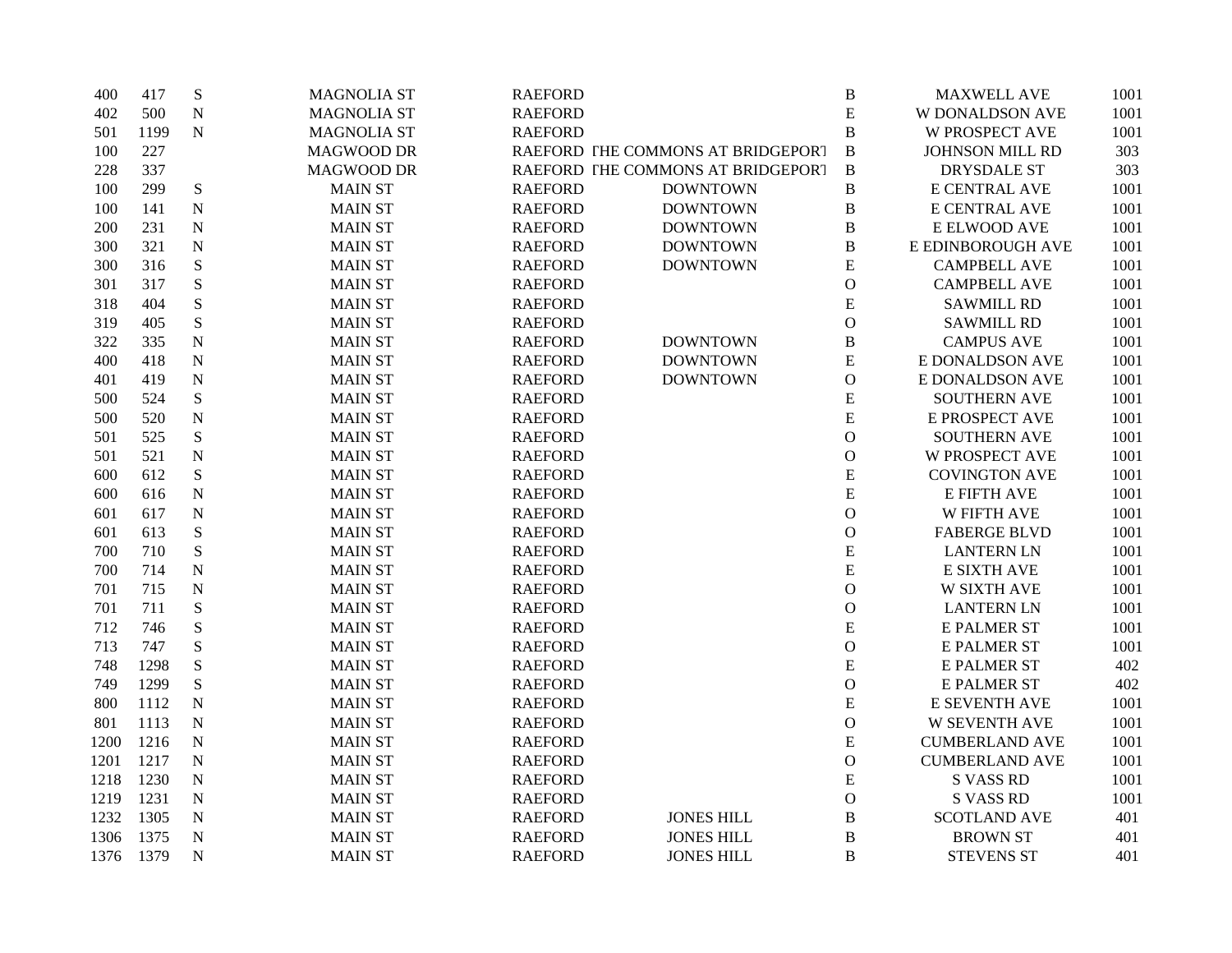| | | | | | | | | |
|---|---|---|---|---|---|---|---|---|
| 400 | 417 | S | MAGNOLIA ST | RAEFORD | | B | MAXWELL AVE | 1001 |
| 402 | 500 | N | MAGNOLIA ST | RAEFORD | | E | W DONALDSON AVE | 1001 |
| 501 | 1199 | N | MAGNOLIA ST | RAEFORD | | B | W PROSPECT AVE | 1001 |
| 100 | 227 | | MAGWOOD DR | RAEFORD | THE COMMONS AT BRIDGEPORT | B | JOHNSON MILL RD | 303 |
| 228 | 337 | | MAGWOOD DR | RAEFORD | THE COMMONS AT BRIDGEPORT | B | DRYSDALE ST | 303 |
| 100 | 299 | S | MAIN ST | RAEFORD | DOWNTOWN | B | E CENTRAL AVE | 1001 |
| 100 | 141 | N | MAIN ST | RAEFORD | DOWNTOWN | B | E CENTRAL AVE | 1001 |
| 200 | 231 | N | MAIN ST | RAEFORD | DOWNTOWN | B | E ELWOOD AVE | 1001 |
| 300 | 321 | N | MAIN ST | RAEFORD | DOWNTOWN | B | E EDINBOROUGH AVE | 1001 |
| 300 | 316 | S | MAIN ST | RAEFORD | DOWNTOWN | E | CAMPBELL AVE | 1001 |
| 301 | 317 | S | MAIN ST | RAEFORD | | O | CAMPBELL AVE | 1001 |
| 318 | 404 | S | MAIN ST | RAEFORD | | E | SAWMILL RD | 1001 |
| 319 | 405 | S | MAIN ST | RAEFORD | | O | SAWMILL RD | 1001 |
| 322 | 335 | N | MAIN ST | RAEFORD | DOWNTOWN | B | CAMPUS AVE | 1001 |
| 400 | 418 | N | MAIN ST | RAEFORD | DOWNTOWN | E | E DONALDSON AVE | 1001 |
| 401 | 419 | N | MAIN ST | RAEFORD | DOWNTOWN | O | E DONALDSON AVE | 1001 |
| 500 | 524 | S | MAIN ST | RAEFORD | | E | SOUTHERN AVE | 1001 |
| 500 | 520 | N | MAIN ST | RAEFORD | | E | E PROSPECT AVE | 1001 |
| 501 | 525 | S | MAIN ST | RAEFORD | | O | SOUTHERN AVE | 1001 |
| 501 | 521 | N | MAIN ST | RAEFORD | | O | W PROSPECT AVE | 1001 |
| 600 | 612 | S | MAIN ST | RAEFORD | | E | COVINGTON AVE | 1001 |
| 600 | 616 | N | MAIN ST | RAEFORD | | E | E FIFTH AVE | 1001 |
| 601 | 617 | N | MAIN ST | RAEFORD | | O | W FIFTH AVE | 1001 |
| 601 | 613 | S | MAIN ST | RAEFORD | | O | FABERGE BLVD | 1001 |
| 700 | 710 | S | MAIN ST | RAEFORD | | E | LANTERN LN | 1001 |
| 700 | 714 | N | MAIN ST | RAEFORD | | E | E SIXTH AVE | 1001 |
| 701 | 715 | N | MAIN ST | RAEFORD | | O | W SIXTH AVE | 1001 |
| 701 | 711 | S | MAIN ST | RAEFORD | | O | LANTERN LN | 1001 |
| 712 | 746 | S | MAIN ST | RAEFORD | | E | E PALMER ST | 1001 |
| 713 | 747 | S | MAIN ST | RAEFORD | | O | E PALMER ST | 1001 |
| 748 | 1298 | S | MAIN ST | RAEFORD | | E | E PALMER ST | 402 |
| 749 | 1299 | S | MAIN ST | RAEFORD | | O | E PALMER ST | 402 |
| 800 | 1112 | N | MAIN ST | RAEFORD | | E | E SEVENTH AVE | 1001 |
| 801 | 1113 | N | MAIN ST | RAEFORD | | O | W SEVENTH AVE | 1001 |
| 1200 | 1216 | N | MAIN ST | RAEFORD | | E | CUMBERLAND AVE | 1001 |
| 1201 | 1217 | N | MAIN ST | RAEFORD | | O | CUMBERLAND AVE | 1001 |
| 1218 | 1230 | N | MAIN ST | RAEFORD | | E | S VASS RD | 1001 |
| 1219 | 1231 | N | MAIN ST | RAEFORD | | O | S VASS RD | 1001 |
| 1232 | 1305 | N | MAIN ST | RAEFORD | JONES HILL | B | SCOTLAND AVE | 401 |
| 1306 | 1375 | N | MAIN ST | RAEFORD | JONES HILL | B | BROWN ST | 401 |
| 1376 | 1379 | N | MAIN ST | RAEFORD | JONES HILL | B | STEVENS ST | 401 |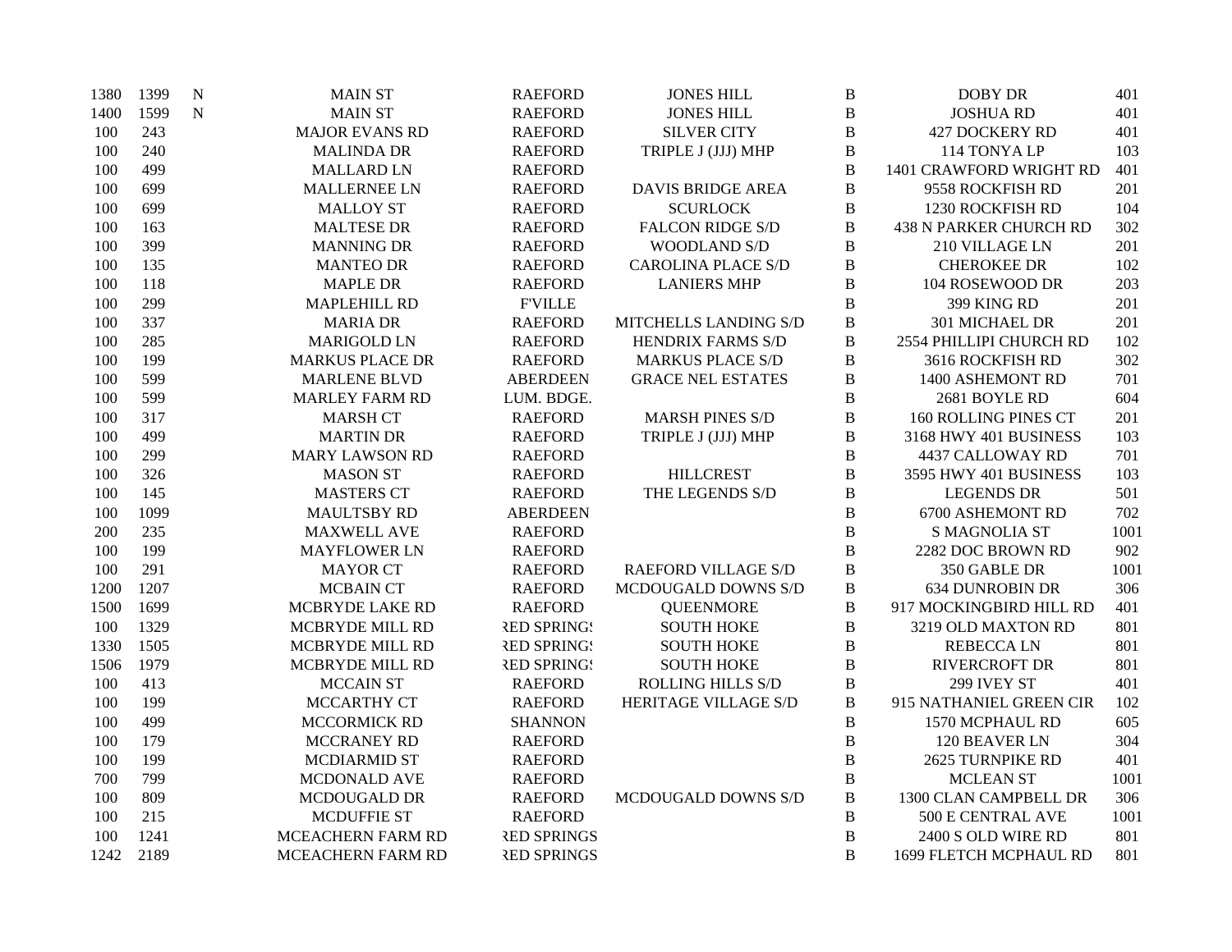| | | | | | | | | |
|---|---|---|---|---|---|---|---|---|
| 1380 | 1399 | N | MAIN ST | RAEFORD | JONES HILL | B | DOBY DR | 401 |
| 1400 | 1599 | N | MAIN ST | RAEFORD | JONES HILL | B | JOSHUA RD | 401 |
| 100 | 243 | | MAJOR EVANS RD | RAEFORD | SILVER CITY | B | 427 DOCKERY RD | 401 |
| 100 | 240 | | MALINDA DR | RAEFORD | TRIPLE J (JJJ) MHP | B | 114 TONYA LP | 103 |
| 100 | 499 | | MALLARD LN | RAEFORD | | B | 1401 CRAWFORD WRIGHT RD | 401 |
| 100 | 699 | | MALLERNEE LN | RAEFORD | DAVIS BRIDGE AREA | B | 9558 ROCKFISH RD | 201 |
| 100 | 699 | | MALLOY ST | RAEFORD | SCURLOCK | B | 1230 ROCKFISH RD | 104 |
| 100 | 163 | | MALTESE DR | RAEFORD | FALCON RIDGE S/D | B | 438 N PARKER CHURCH RD | 302 |
| 100 | 399 | | MANNING DR | RAEFORD | WOODLAND S/D | B | 210 VILLAGE LN | 201 |
| 100 | 135 | | MANTEO DR | RAEFORD | CAROLINA PLACE S/D | B | CHEROKEE DR | 102 |
| 100 | 118 | | MAPLE DR | RAEFORD | LANIERS MHP | B | 104 ROSEWOOD DR | 203 |
| 100 | 299 | | MAPLEHILL RD | F'VILLE | | B | 399 KING RD | 201 |
| 100 | 337 | | MARIA DR | RAEFORD | MITCHELLS LANDING S/D | B | 301 MICHAEL DR | 201 |
| 100 | 285 | | MARIGOLD LN | RAEFORD | HENDRIX FARMS S/D | B | 2554 PHILLIPI CHURCH RD | 102 |
| 100 | 199 | | MARKUS PLACE DR | RAEFORD | MARKUS PLACE S/D | B | 3616 ROCKFISH RD | 302 |
| 100 | 599 | | MARLENE BLVD | ABERDEEN | GRACE NEL ESTATES | B | 1400 ASHEMONT RD | 701 |
| 100 | 599 | | MARLEY FARM RD | LUM. BDGE. | | B | 2681 BOYLE RD | 604 |
| 100 | 317 | | MARSH CT | RAEFORD | MARSH PINES S/D | B | 160 ROLLING PINES CT | 201 |
| 100 | 499 | | MARTIN DR | RAEFORD | TRIPLE J (JJJ) MHP | B | 3168 HWY 401 BUSINESS | 103 |
| 100 | 299 | | MARY LAWSON RD | RAEFORD | | B | 4437 CALLOWAY RD | 701 |
| 100 | 326 | | MASON ST | RAEFORD | HILLCREST | B | 3595 HWY 401 BUSINESS | 103 |
| 100 | 145 | | MASTERS CT | RAEFORD | THE LEGENDS S/D | B | LEGENDS DR | 501 |
| 100 | 1099 | | MAULTSBY RD | ABERDEEN | | B | 6700 ASHEMONT RD | 702 |
| 200 | 235 | | MAXWELL AVE | RAEFORD | | B | S MAGNOLIA ST | 1001 |
| 100 | 199 | | MAYFLOWER LN | RAEFORD | | B | 2282 DOC BROWN RD | 902 |
| 100 | 291 | | MAYOR CT | RAEFORD | RAEFORD VILLAGE S/D | B | 350 GABLE DR | 1001 |
| 1200 | 1207 | | MCBAIN CT | RAEFORD | MCDOUGALD DOWNS S/D | B | 634 DUNROBIN DR | 306 |
| 1500 | 1699 | | MCBRYDE LAKE RD | RAEFORD | QUEENMORE | B | 917 MOCKINGBIRD HILL RD | 401 |
| 100 | 1329 | | MCBRYDE MILL RD | RED SPRINGS | SOUTH HOKE | B | 3219 OLD MAXTON RD | 801 |
| 1330 | 1505 | | MCBRYDE MILL RD | RED SPRINGS | SOUTH HOKE | B | REBECCA LN | 801 |
| 1506 | 1979 | | MCBRYDE MILL RD | RED SPRINGS | SOUTH HOKE | B | RIVERCROFT DR | 801 |
| 100 | 413 | | MCCAIN ST | RAEFORD | ROLLING HILLS S/D | B | 299 IVEY ST | 401 |
| 100 | 199 | | MCCARTHY CT | RAEFORD | HERITAGE VILLAGE S/D | B | 915 NATHANIEL GREEN CIR | 102 |
| 100 | 499 | | MCCORMICK RD | SHANNON | | B | 1570 MCPHAUL RD | 605 |
| 100 | 179 | | MCCRANEY RD | RAEFORD | | B | 120 BEAVER LN | 304 |
| 100 | 199 | | MCDIARMID ST | RAEFORD | | B | 2625 TURNPIKE RD | 401 |
| 700 | 799 | | MCDONALD AVE | RAEFORD | | B | MCLEAN ST | 1001 |
| 100 | 809 | | MCDOUGALD DR | RAEFORD | MCDOUGALD DOWNS S/D | B | 1300 CLAN CAMPBELL DR | 306 |
| 100 | 215 | | MCDUFFIE ST | RAEFORD | | B | 500 E CENTRAL AVE | 1001 |
| 100 | 1241 | | MCEACHERN FARM RD | RED SPRINGS | | B | 2400 S OLD WIRE RD | 801 |
| 1242 | 2189 | | MCEACHERN FARM RD | RED SPRINGS | | B | 1699 FLETCH MCPHAUL RD | 801 |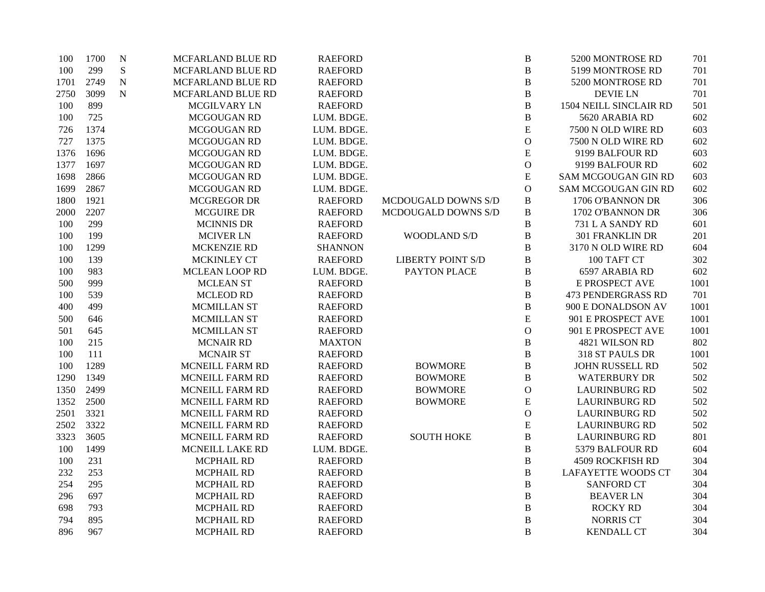| | | | | | | | | |
|---|---|---|---|---|---|---|---|---|
| 100 | 1700 | N | MCFARLAND BLUE RD | RAEFORD | | B | 5200 MONTROSE RD | 701 |
| 100 | 299 | S | MCFARLAND BLUE RD | RAEFORD | | B | 5199 MONTROSE RD | 701 |
| 1701 | 2749 | N | MCFARLAND BLUE RD | RAEFORD | | B | 5200 MONTROSE RD | 701 |
| 2750 | 3099 | N | MCFARLAND BLUE RD | RAEFORD | | B | DEVIE LN | 701 |
| 100 | 899 | | MCGILVARY LN | RAEFORD | | B | 1504 NEILL SINCLAIR RD | 501 |
| 100 | 725 | | MCGOUGAN RD | LUM. BDGE. | | B | 5620 ARABIA RD | 602 |
| 726 | 1374 | | MCGOUGAN RD | LUM. BDGE. | | E | 7500 N OLD WIRE RD | 603 |
| 727 | 1375 | | MCGOUGAN RD | LUM. BDGE. | | O | 7500 N OLD WIRE RD | 602 |
| 1376 | 1696 | | MCGOUGAN RD | LUM. BDGE. | | E | 9199 BALFOUR RD | 603 |
| 1377 | 1697 | | MCGOUGAN RD | LUM. BDGE. | | O | 9199 BALFOUR RD | 602 |
| 1698 | 2866 | | MCGOUGAN RD | LUM. BDGE. | | E | SAM MCGOUGAN GIN RD | 603 |
| 1699 | 2867 | | MCGOUGAN RD | LUM. BDGE. | | O | SAM MCGOUGAN GIN RD | 602 |
| 1800 | 1921 | | MCGREGOR DR | RAEFORD | MCDOUGALD DOWNS S/D | B | 1706 O'BANNON DR | 306 |
| 2000 | 2207 | | MCGUIRE DR | RAEFORD | MCDOUGALD DOWNS S/D | B | 1702 O'BANNON DR | 306 |
| 100 | 299 | | MCINNIS DR | RAEFORD | | B | 731 L A SANDY RD | 601 |
| 100 | 199 | | MCIVER LN | RAEFORD | WOODLAND S/D | B | 301 FRANKLIN DR | 201 |
| 100 | 1299 | | MCKENZIE RD | SHANNON | | B | 3170 N OLD WIRE RD | 604 |
| 100 | 139 | | MCKINLEY CT | RAEFORD | LIBERTY POINT S/D | B | 100 TAFT CT | 302 |
| 100 | 983 | | MCLEAN LOOP RD | LUM. BDGE. | PAYTON PLACE | B | 6597 ARABIA RD | 602 |
| 500 | 999 | | MCLEAN ST | RAEFORD | | B | E PROSPECT AVE | 1001 |
| 100 | 539 | | MCLEOD RD | RAEFORD | | B | 473 PENDERGRASS RD | 701 |
| 400 | 499 | | MCMILLAN ST | RAEFORD | | B | 900 E DONALDSON AV | 1001 |
| 500 | 646 | | MCMILLAN ST | RAEFORD | | E | 901 E PROSPECT AVE | 1001 |
| 501 | 645 | | MCMILLAN ST | RAEFORD | | O | 901 E PROSPECT AVE | 1001 |
| 100 | 215 | | MCNAIR RD | MAXTON | | B | 4821 WILSON RD | 802 |
| 100 | 111 | | MCNAIR ST | RAEFORD | | B | 318 ST PAULS DR | 1001 |
| 100 | 1289 | | MCNEILL FARM RD | RAEFORD | BOWMORE | B | JOHN RUSSELL RD | 502 |
| 1290 | 1349 | | MCNEILL FARM RD | RAEFORD | BOWMORE | B | WATERBURY DR | 502 |
| 1350 | 2499 | | MCNEILL FARM RD | RAEFORD | BOWMORE | O | LAURINBURG RD | 502 |
| 1352 | 2500 | | MCNEILL FARM RD | RAEFORD | BOWMORE | E | LAURINBURG RD | 502 |
| 2501 | 3321 | | MCNEILL FARM RD | RAEFORD | | O | LAURINBURG RD | 502 |
| 2502 | 3322 | | MCNEILL FARM RD | RAEFORD | | E | LAURINBURG RD | 502 |
| 3323 | 3605 | | MCNEILL FARM RD | RAEFORD | SOUTH HOKE | B | LAURINBURG RD | 801 |
| 100 | 1499 | | MCNEILL LAKE RD | LUM. BDGE. | | B | 5379 BALFOUR RD | 604 |
| 100 | 231 | | MCPHAIL RD | RAEFORD | | B | 4509 ROCKFISH RD | 304 |
| 232 | 253 | | MCPHAIL RD | RAEFORD | | B | LAFAYETTE WOODS CT | 304 |
| 254 | 295 | | MCPHAIL RD | RAEFORD | | B | SANFORD CT | 304 |
| 296 | 697 | | MCPHAIL RD | RAEFORD | | B | BEAVER LN | 304 |
| 698 | 793 | | MCPHAIL RD | RAEFORD | | B | ROCKY RD | 304 |
| 794 | 895 | | MCPHAIL RD | RAEFORD | | B | NORRIS CT | 304 |
| 896 | 967 | | MCPHAIL RD | RAEFORD | | B | KENDALL CT | 304 |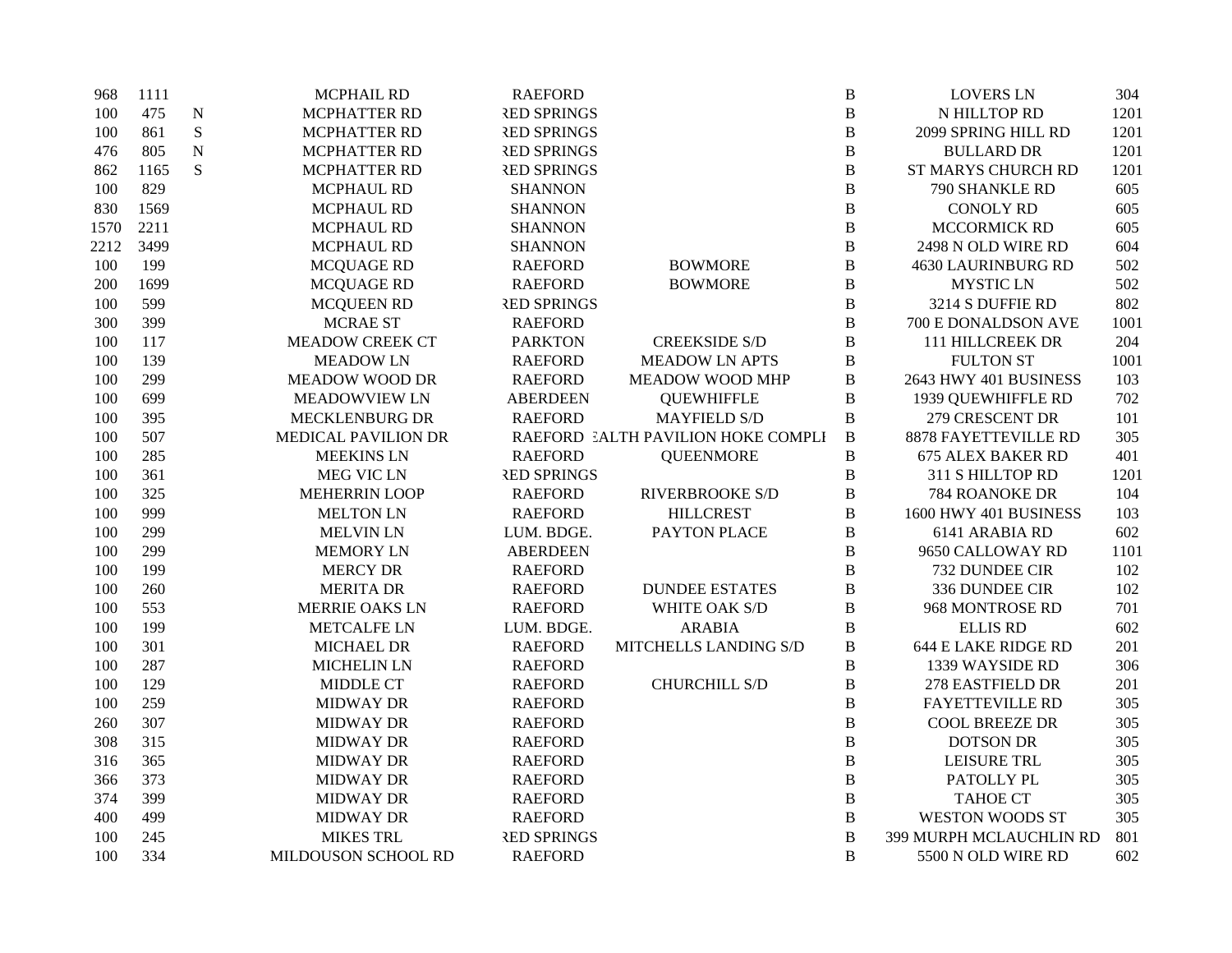| | | | | | | | | |
|---|---|---|---|---|---|---|---|---|
| 968 | 1111 | | MCPHAIL RD | RAEFORD | | B | LOVERS LN | 304 |
| 100 | 475 | N | MCPHATTER RD | RED SPRINGS | | B | N HILLTOP RD | 1201 |
| 100 | 861 | S | MCPHATTER RD | RED SPRINGS | | B | 2099 SPRING HILL RD | 1201 |
| 476 | 805 | N | MCPHATTER RD | RED SPRINGS | | B | BULLARD DR | 1201 |
| 862 | 1165 | S | MCPHATTER RD | RED SPRINGS | | B | ST MARYS CHURCH RD | 1201 |
| 100 | 829 | | MCPHAUL RD | SHANNON | | B | 790 SHANKLE RD | 605 |
| 830 | 1569 | | MCPHAUL RD | SHANNON | | B | CONOLY RD | 605 |
| 1570 | 2211 | | MCPHAUL RD | SHANNON | | B | MCCORMICK RD | 605 |
| 2212 | 3499 | | MCPHAUL RD | SHANNON | | B | 2498 N OLD WIRE RD | 604 |
| 100 | 199 | | MCQUAGE RD | RAEFORD | BOWMORE | B | 4630 LAURINBURG RD | 502 |
| 200 | 1699 | | MCQUAGE RD | RAEFORD | BOWMORE | B | MYSTIC LN | 502 |
| 100 | 599 | | MCQUEEN RD | RED SPRINGS | | B | 3214 S DUFFIE RD | 802 |
| 300 | 399 | | MCRAE ST | RAEFORD | | B | 700 E DONALDSON AVE | 1001 |
| 100 | 117 | | MEADOW CREEK CT | PARKTON | CREEKSIDE S/D | B | 111 HILLCREEK DR | 204 |
| 100 | 139 | | MEADOW LN | RAEFORD | MEADOW LN APTS | B | FULTON ST | 1001 |
| 100 | 299 | | MEADOW WOOD DR | RAEFORD | MEADOW WOOD MHP | B | 2643 HWY 401 BUSINESS | 103 |
| 100 | 699 | | MEADOWVIEW LN | ABERDEEN | QUEWHIFFLE | B | 1939 QUEWHIFFLE RD | 702 |
| 100 | 395 | | MECKLENBURG DR | RAEFORD | MAYFIELD S/D | B | 279 CRESCENT DR | 101 |
| 100 | 507 | | MEDICAL PAVILION DR | RAEFORD | EALTH PAVILION HOKE COMPLI | B | 8878 FAYETTEVILLE RD | 305 |
| 100 | 285 | | MEEKINS LN | RAEFORD | QUEENMORE | B | 675 ALEX BAKER RD | 401 |
| 100 | 361 | | MEG VIC LN | RED SPRINGS | | B | 311 S HILLTOP RD | 1201 |
| 100 | 325 | | MEHERRIN LOOP | RAEFORD | RIVERBROOKE S/D | B | 784 ROANOKE DR | 104 |
| 100 | 999 | | MELTON LN | RAEFORD | HILLCREST | B | 1600 HWY 401 BUSINESS | 103 |
| 100 | 299 | | MELVIN LN | LUM. BDGE. | PAYTON PLACE | B | 6141 ARABIA RD | 602 |
| 100 | 299 | | MEMORY LN | ABERDEEN | | B | 9650 CALLOWAY RD | 1101 |
| 100 | 199 | | MERCY DR | RAEFORD | | B | 732 DUNDEE CIR | 102 |
| 100 | 260 | | MERITA DR | RAEFORD | DUNDEE ESTATES | B | 336 DUNDEE CIR | 102 |
| 100 | 553 | | MERRIE OAKS LN | RAEFORD | WHITE OAK S/D | B | 968 MONTROSE RD | 701 |
| 100 | 199 | | METCALFE LN | LUM. BDGE. | ARABIA | B | ELLIS RD | 602 |
| 100 | 301 | | MICHAEL DR | RAEFORD | MITCHELLS LANDING S/D | B | 644 E LAKE RIDGE RD | 201 |
| 100 | 287 | | MICHELIN LN | RAEFORD | | B | 1339 WAYSIDE RD | 306 |
| 100 | 129 | | MIDDLE CT | RAEFORD | CHURCHILL S/D | B | 278 EASTFIELD DR | 201 |
| 100 | 259 | | MIDWAY DR | RAEFORD | | B | FAYETTEVILLE RD | 305 |
| 260 | 307 | | MIDWAY DR | RAEFORD | | B | COOL BREEZE DR | 305 |
| 308 | 315 | | MIDWAY DR | RAEFORD | | B | DOTSON DR | 305 |
| 316 | 365 | | MIDWAY DR | RAEFORD | | B | LEISURE TRL | 305 |
| 366 | 373 | | MIDWAY DR | RAEFORD | | B | PATOLLY PL | 305 |
| 374 | 399 | | MIDWAY DR | RAEFORD | | B | TAHOE CT | 305 |
| 400 | 499 | | MIDWAY DR | RAEFORD | | B | WESTON WOODS ST | 305 |
| 100 | 245 | | MIKES TRL | RED SPRINGS | | B | 399 MURPH MCLAUCHLIN RD | 801 |
| 100 | 334 | | MILDOUSON SCHOOL RD | RAEFORD | | B | 5500 N OLD WIRE RD | 602 |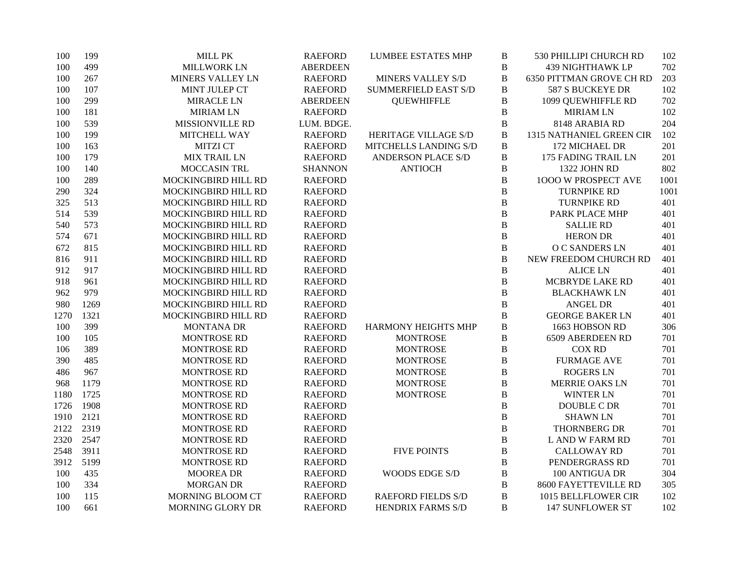| | | | | | | | |
|---|---|---|---|---|---|---|---|
| 100 | 199 | MILL PK | RAEFORD | LUMBEE ESTATES MHP | B | 530 PHILLIPI CHURCH RD | 102 |
| 100 | 499 | MILLWORK LN | ABERDEEN | | B | 439 NIGHTHAWK LP | 702 |
| 100 | 267 | MINERS VALLEY LN | RAEFORD | MINERS VALLEY S/D | B | 6350 PITTMAN GROVE CH RD | 203 |
| 100 | 107 | MINT JULEP CT | RAEFORD | SUMMERFIELD EAST S/D | B | 587 S BUCKEYE DR | 102 |
| 100 | 299 | MIRACLE LN | ABERDEEN | QUEWHIFFLE | B | 1099 QUEWHIFFLE RD | 702 |
| 100 | 181 | MIRIAM LN | RAEFORD | | B | MIRIAM LN | 102 |
| 100 | 539 | MISSIONVILLE RD | LUM. BDGE. | | B | 8148 ARABIA RD | 204 |
| 100 | 199 | MITCHELL WAY | RAEFORD | HERITAGE VILLAGE S/D | B | 1315 NATHANIEL GREEN CIR | 102 |
| 100 | 163 | MITZI CT | RAEFORD | MITCHELLS LANDING S/D | B | 172 MICHAEL DR | 201 |
| 100 | 179 | MIX TRAIL LN | RAEFORD | ANDERSON PLACE S/D | B | 175 FADING TRAIL LN | 201 |
| 100 | 140 | MOCCASIN TRL | SHANNON | ANTIOCH | B | 1322 JOHN RD | 802 |
| 100 | 289 | MOCKINGBIRD HILL RD | RAEFORD | | B | 1OOO W PROSPECT AVE | 1001 |
| 290 | 324 | MOCKINGBIRD HILL RD | RAEFORD | | B | TURNPIKE RD | 1001 |
| 325 | 513 | MOCKINGBIRD HILL RD | RAEFORD | | B | TURNPIKE RD | 401 |
| 514 | 539 | MOCKINGBIRD HILL RD | RAEFORD | | B | PARK PLACE MHP | 401 |
| 540 | 573 | MOCKINGBIRD HILL RD | RAEFORD | | B | SALLIE RD | 401 |
| 574 | 671 | MOCKINGBIRD HILL RD | RAEFORD | | B | HERON DR | 401 |
| 672 | 815 | MOCKINGBIRD HILL RD | RAEFORD | | B | O C SANDERS LN | 401 |
| 816 | 911 | MOCKINGBIRD HILL RD | RAEFORD | | B | NEW FREEDOM CHURCH RD | 401 |
| 912 | 917 | MOCKINGBIRD HILL RD | RAEFORD | | B | ALICE LN | 401 |
| 918 | 961 | MOCKINGBIRD HILL RD | RAEFORD | | B | MCBRYDE LAKE RD | 401 |
| 962 | 979 | MOCKINGBIRD HILL RD | RAEFORD | | B | BLACKHAWK LN | 401 |
| 980 | 1269 | MOCKINGBIRD HILL RD | RAEFORD | | B | ANGEL DR | 401 |
| 1270 | 1321 | MOCKINGBIRD HILL RD | RAEFORD | | B | GEORGE BAKER LN | 401 |
| 100 | 399 | MONTANA DR | RAEFORD | HARMONY HEIGHTS MHP | B | 1663 HOBSON RD | 306 |
| 100 | 105 | MONTROSE RD | RAEFORD | MONTROSE | B | 6509 ABERDEEN RD | 701 |
| 106 | 389 | MONTROSE RD | RAEFORD | MONTROSE | B | COX RD | 701 |
| 390 | 485 | MONTROSE RD | RAEFORD | MONTROSE | B | FURMAGE AVE | 701 |
| 486 | 967 | MONTROSE RD | RAEFORD | MONTROSE | B | ROGERS LN | 701 |
| 968 | 1179 | MONTROSE RD | RAEFORD | MONTROSE | B | MERRIE OAKS LN | 701 |
| 1180 | 1725 | MONTROSE RD | RAEFORD | MONTROSE | B | WINTER LN | 701 |
| 1726 | 1908 | MONTROSE RD | RAEFORD | | B | DOUBLE C DR | 701 |
| 1910 | 2121 | MONTROSE RD | RAEFORD | | B | SHAWN LN | 701 |
| 2122 | 2319 | MONTROSE RD | RAEFORD | | B | THORNBERG DR | 701 |
| 2320 | 2547 | MONTROSE RD | RAEFORD | | B | L AND W FARM RD | 701 |
| 2548 | 3911 | MONTROSE RD | RAEFORD | FIVE POINTS | B | CALLOWAY RD | 701 |
| 3912 | 5199 | MONTROSE RD | RAEFORD | | B | PENDERGRASS RD | 701 |
| 100 | 435 | MOOREA DR | RAEFORD | WOODS EDGE S/D | B | 100 ANTIGUA DR | 304 |
| 100 | 334 | MORGAN DR | RAEFORD | | B | 8600 FAYETTEVILLE RD | 305 |
| 100 | 115 | MORNING BLOOM CT | RAEFORD | RAEFORD FIELDS S/D | B | 1015 BELLFLOWER CIR | 102 |
| 100 | 661 | MORNING GLORY DR | RAEFORD | HENDRIX FARMS S/D | B | 147 SUNFLOWER ST | 102 |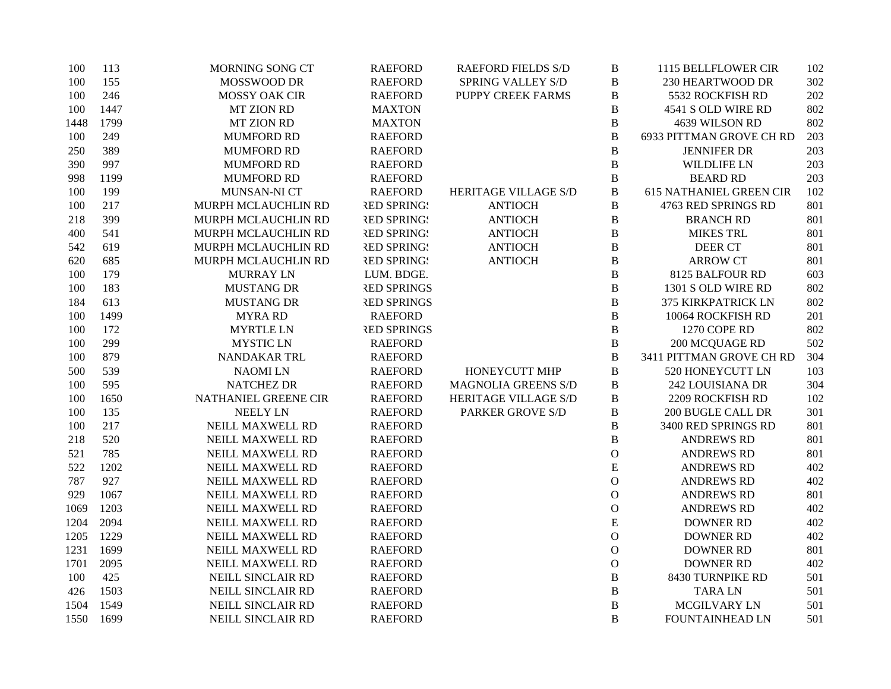| | | | | | | | |
|---|---|---|---|---|---|---|---|
| 100 | 113 | MORNING SONG CT | RAEFORD | RAEFORD FIELDS S/D | B | 1115 BELLFLOWER CIR | 102 |
| 100 | 155 | MOSSWOOD DR | RAEFORD | SPRING VALLEY S/D | B | 230 HEARTWOOD DR | 302 |
| 100 | 246 | MOSSY OAK CIR | RAEFORD | PUPPY CREEK FARMS | B | 5532 ROCKFISH RD | 202 |
| 100 | 1447 | MT ZION RD | MAXTON | | B | 4541 S OLD WIRE RD | 802 |
| 1448 | 1799 | MT ZION RD | MAXTON | | B | 4639 WILSON RD | 802 |
| 100 | 249 | MUMFORD RD | RAEFORD | | B | 6933 PITTMAN GROVE CH RD | 203 |
| 250 | 389 | MUMFORD RD | RAEFORD | | B | JENNIFER DR | 203 |
| 390 | 997 | MUMFORD RD | RAEFORD | | B | WILDLIFE LN | 203 |
| 998 | 1199 | MUMFORD RD | RAEFORD | | B | BEARD RD | 203 |
| 100 | 199 | MUNSAN-NI CT | RAEFORD | HERITAGE VILLAGE S/D | B | 615 NATHANIEL GREEN CIR | 102 |
| 100 | 217 | MURPH MCLAUCHLIN RD | RED SPRINGS | ANTIOCH | B | 4763 RED SPRINGS RD | 801 |
| 218 | 399 | MURPH MCLAUCHLIN RD | RED SPRINGS | ANTIOCH | B | BRANCH RD | 801 |
| 400 | 541 | MURPH MCLAUCHLIN RD | RED SPRINGS | ANTIOCH | B | MIKES TRL | 801 |
| 542 | 619 | MURPH MCLAUCHLIN RD | RED SPRINGS | ANTIOCH | B | DEER CT | 801 |
| 620 | 685 | MURPH MCLAUCHLIN RD | RED SPRINGS | ANTIOCH | B | ARROW CT | 801 |
| 100 | 179 | MURRAY LN | LUM. BDGE. | | B | 8125 BALFOUR RD | 603 |
| 100 | 183 | MUSTANG DR | RED SPRINGS | | B | 1301 S OLD WIRE RD | 802 |
| 184 | 613 | MUSTANG DR | RED SPRINGS | | B | 375 KIRKPATRICK LN | 802 |
| 100 | 1499 | MYRA RD | RAEFORD | | B | 10064 ROCKFISH RD | 201 |
| 100 | 172 | MYRTLE LN | RED SPRINGS | | B | 1270 COPE RD | 802 |
| 100 | 299 | MYSTIC LN | RAEFORD | | B | 200 MCQUAGE RD | 502 |
| 100 | 879 | NANDAKAR TRL | RAEFORD | | B | 3411 PITTMAN GROVE CH RD | 304 |
| 500 | 539 | NAOMI LN | RAEFORD | HONEYCUTT MHP | B | 520 HONEYCUTT LN | 103 |
| 100 | 595 | NATCHEZ DR | RAEFORD | MAGNOLIA GREENS S/D | B | 242 LOUISIANA DR | 304 |
| 100 | 1650 | NATHANIEL GREENE CIR | RAEFORD | HERITAGE VILLAGE S/D | B | 2209 ROCKFISH RD | 102 |
| 100 | 135 | NEELY LN | RAEFORD | PARKER GROVE S/D | B | 200 BUGLE CALL DR | 301 |
| 100 | 217 | NEILL MAXWELL RD | RAEFORD | | B | 3400 RED SPRINGS RD | 801 |
| 218 | 520 | NEILL MAXWELL RD | RAEFORD | | B | ANDREWS RD | 801 |
| 521 | 785 | NEILL MAXWELL RD | RAEFORD | | O | ANDREWS RD | 801 |
| 522 | 1202 | NEILL MAXWELL RD | RAEFORD | | E | ANDREWS RD | 402 |
| 787 | 927 | NEILL MAXWELL RD | RAEFORD | | O | ANDREWS RD | 402 |
| 929 | 1067 | NEILL MAXWELL RD | RAEFORD | | O | ANDREWS RD | 801 |
| 1069 | 1203 | NEILL MAXWELL RD | RAEFORD | | O | ANDREWS RD | 402 |
| 1204 | 2094 | NEILL MAXWELL RD | RAEFORD | | E | DOWNER RD | 402 |
| 1205 | 1229 | NEILL MAXWELL RD | RAEFORD | | O | DOWNER RD | 402 |
| 1231 | 1699 | NEILL MAXWELL RD | RAEFORD | | O | DOWNER RD | 801 |
| 1701 | 2095 | NEILL MAXWELL RD | RAEFORD | | O | DOWNER RD | 402 |
| 100 | 425 | NEILL SINCLAIR RD | RAEFORD | | B | 8430 TURNPIKE RD | 501 |
| 426 | 1503 | NEILL SINCLAIR RD | RAEFORD | | B | TARA LN | 501 |
| 1504 | 1549 | NEILL SINCLAIR RD | RAEFORD | | B | MCGILVARY LN | 501 |
| 1550 | 1699 | NEILL SINCLAIR RD | RAEFORD | | B | FOUNTAINHEAD LN | 501 |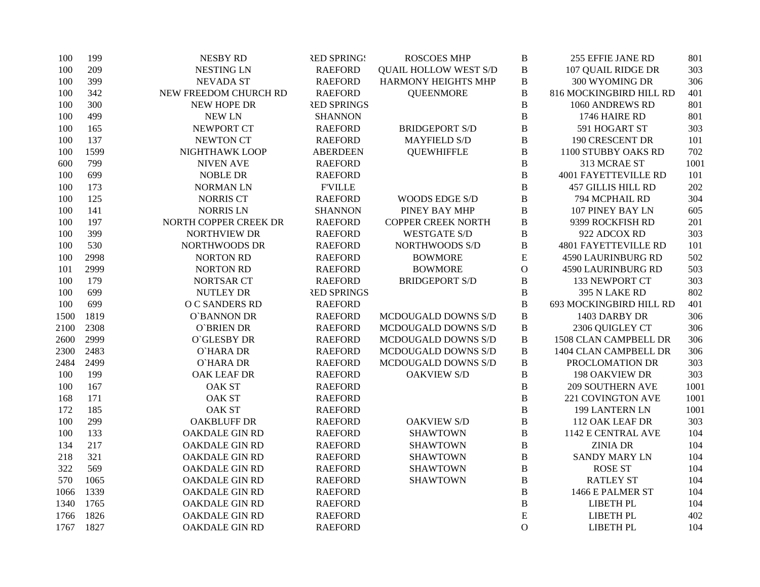| | | | | | | | |
|---|---|---|---|---|---|---|---|
| 100 | 199 | NESBY RD | RED SPRINGS | ROSCOES MHP | B | 255 EFFIE JANE RD | 801 |
| 100 | 209 | NESTING LN | RAEFORD | QUAIL HOLLOW WEST S/D | B | 107 QUAIL RIDGE DR | 303 |
| 100 | 399 | NEVADA ST | RAEFORD | HARMONY HEIGHTS MHP | B | 300 WYOMING DR | 306 |
| 100 | 342 | NEW FREEDOM CHURCH RD | RAEFORD | QUEENMORE | B | 816 MOCKINGBIRD HILL RD | 401 |
| 100 | 300 | NEW HOPE DR | RED SPRINGS | | B | 1060 ANDREWS RD | 801 |
| 100 | 499 | NEW LN | SHANNON | | B | 1746 HAIRE RD | 801 |
| 100 | 165 | NEWPORT CT | RAEFORD | BRIDGEPORT S/D | B | 591 HOGART ST | 303 |
| 100 | 137 | NEWTON CT | RAEFORD | MAYFIELD S/D | B | 190 CRESCENT DR | 101 |
| 100 | 1599 | NIGHTHAWK LOOP | ABERDEEN | QUEWHIFFLE | B | 1100 STUBBY OAKS RD | 702 |
| 600 | 799 | NIVEN AVE | RAEFORD | | B | 313 MCRAE ST | 1001 |
| 100 | 699 | NOBLE DR | RAEFORD | | B | 4001 FAYETTEVILLE RD | 101 |
| 100 | 173 | NORMAN LN | F'VILLE | | B | 457 GILLIS HILL RD | 202 |
| 100 | 125 | NORRIS CT | RAEFORD | WOODS EDGE S/D | B | 794 MCPHAIL RD | 304 |
| 100 | 141 | NORRIS LN | SHANNON | PINEY BAY MHP | B | 107 PINEY BAY LN | 605 |
| 100 | 197 | NORTH COPPER CREEK DR | RAEFORD | COPPER CREEK NORTH | B | 9399 ROCKFISH RD | 201 |
| 100 | 399 | NORTHVIEW DR | RAEFORD | WESTGATE S/D | B | 922 ADCOX RD | 303 |
| 100 | 530 | NORTHWOODS DR | RAEFORD | NORTHWOODS S/D | B | 4801 FAYETTEVILLE RD | 101 |
| 100 | 2998 | NORTON RD | RAEFORD | BOWMORE | E | 4590 LAURINBURG RD | 502 |
| 101 | 2999 | NORTON RD | RAEFORD | BOWMORE | O | 4590 LAURINBURG RD | 503 |
| 100 | 179 | NORTSAR CT | RAEFORD | BRIDGEPORT S/D | B | 133 NEWPORT CT | 303 |
| 100 | 699 | NUTLEY DR | RED SPRINGS | | B | 395 N LAKE RD | 802 |
| 100 | 699 | O C SANDERS RD | RAEFORD | | B | 693 MOCKINGBIRD HILL RD | 401 |
| 1500 | 1819 | O`BANNON DR | RAEFORD | MCDOUGALD DOWNS S/D | B | 1403 DARBY DR | 306 |
| 2100 | 2308 | O`BRIEN DR | RAEFORD | MCDOUGALD DOWNS S/D | B | 2306 QUIGLEY CT | 306 |
| 2600 | 2999 | O`GLESBY DR | RAEFORD | MCDOUGALD DOWNS S/D | B | 1508 CLAN CAMPBELL DR | 306 |
| 2300 | 2483 | O`HARA DR | RAEFORD | MCDOUGALD DOWNS S/D | B | 1404 CLAN CAMPBELL DR | 306 |
| 2484 | 2499 | O`HARA DR | RAEFORD | MCDOUGALD DOWNS S/D | B | PROCLOMATION DR | 303 |
| 100 | 199 | OAK LEAF DR | RAEFORD | OAKVIEW S/D | B | 198 OAKVIEW DR | 303 |
| 100 | 167 | OAK ST | RAEFORD | | B | 209 SOUTHERN AVE | 1001 |
| 168 | 171 | OAK ST | RAEFORD | | B | 221 COVINGTON AVE | 1001 |
| 172 | 185 | OAK ST | RAEFORD | | B | 199 LANTERN LN | 1001 |
| 100 | 299 | OAKBLUFF DR | RAEFORD | OAKVIEW S/D | B | 112 OAK LEAF DR | 303 |
| 100 | 133 | OAKDALE GIN RD | RAEFORD | SHAWTOWN | B | 1142 E CENTRAL AVE | 104 |
| 134 | 217 | OAKDALE GIN RD | RAEFORD | SHAWTOWN | B | ZINIA DR | 104 |
| 218 | 321 | OAKDALE GIN RD | RAEFORD | SHAWTOWN | B | SANDY MARY LN | 104 |
| 322 | 569 | OAKDALE GIN RD | RAEFORD | SHAWTOWN | B | ROSE ST | 104 |
| 570 | 1065 | OAKDALE GIN RD | RAEFORD | SHAWTOWN | B | RATLEY ST | 104 |
| 1066 | 1339 | OAKDALE GIN RD | RAEFORD | | B | 1466 E PALMER ST | 104 |
| 1340 | 1765 | OAKDALE GIN RD | RAEFORD | | B | LIBETH PL | 104 |
| 1766 | 1826 | OAKDALE GIN RD | RAEFORD | | E | LIBETH PL | 402 |
| 1767 | 1827 | OAKDALE GIN RD | RAEFORD | | O | LIBETH PL | 104 |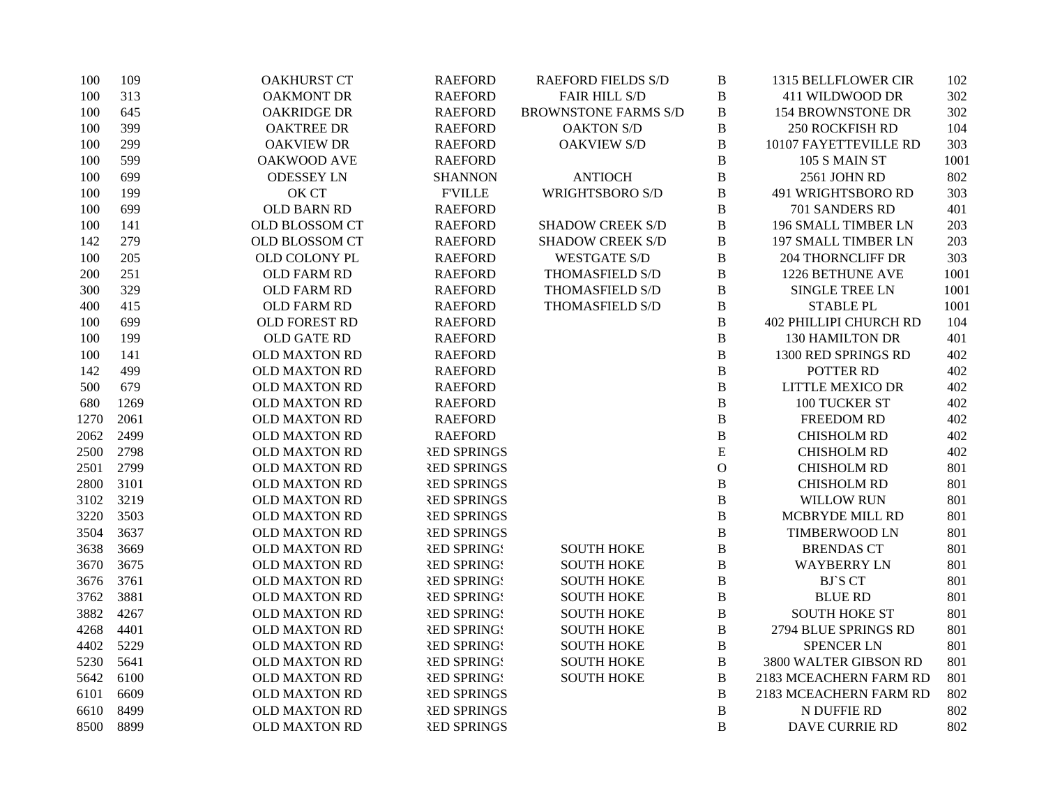| | | | | | | | |
|---|---|---|---|---|---|---|---|
| 100 | 109 | OAKHURST CT | RAEFORD | RAEFORD FIELDS S/D | B | 1315 BELLFLOWER CIR | 102 |
| 100 | 313 | OAKMONT DR | RAEFORD | FAIR HILL S/D | B | 411 WILDWOOD DR | 302 |
| 100 | 645 | OAKRIDGE DR | RAEFORD | BROWNSTONE FARMS S/D | B | 154 BROWNSTONE DR | 302 |
| 100 | 399 | OAKTREE DR | RAEFORD | OAKTON S/D | B | 250 ROCKFISH RD | 104 |
| 100 | 299 | OAKVIEW DR | RAEFORD | OAKVIEW S/D | B | 10107 FAYETTEVILLE RD | 303 |
| 100 | 599 | OAKWOOD AVE | RAEFORD | | B | 105 S MAIN ST | 1001 |
| 100 | 699 | ODESSEY LN | SHANNON | ANTIOCH | B | 2561 JOHN RD | 802 |
| 100 | 199 | OK CT | F'VILLE | WRIGHTSBORO S/D | B | 491 WRIGHTSBORO RD | 303 |
| 100 | 699 | OLD BARN RD | RAEFORD | | B | 701 SANDERS RD | 401 |
| 100 | 141 | OLD BLOSSOM CT | RAEFORD | SHADOW CREEK S/D | B | 196 SMALL TIMBER LN | 203 |
| 142 | 279 | OLD BLOSSOM CT | RAEFORD | SHADOW CREEK S/D | B | 197 SMALL TIMBER LN | 203 |
| 100 | 205 | OLD COLONY PL | RAEFORD | WESTGATE S/D | B | 204 THORNCLIFF DR | 303 |
| 200 | 251 | OLD FARM RD | RAEFORD | THOMASFIELD S/D | B | 1226 BETHUNE AVE | 1001 |
| 300 | 329 | OLD FARM RD | RAEFORD | THOMASFIELD S/D | B | SINGLE TREE LN | 1001 |
| 400 | 415 | OLD FARM RD | RAEFORD | THOMASFIELD S/D | B | STABLE PL | 1001 |
| 100 | 699 | OLD FOREST RD | RAEFORD | | B | 402 PHILLIPI CHURCH RD | 104 |
| 100 | 199 | OLD GATE RD | RAEFORD | | B | 130 HAMILTON DR | 401 |
| 100 | 141 | OLD MAXTON RD | RAEFORD | | B | 1300 RED SPRINGS RD | 402 |
| 142 | 499 | OLD MAXTON RD | RAEFORD | | B | POTTER RD | 402 |
| 500 | 679 | OLD MAXTON RD | RAEFORD | | B | LITTLE MEXICO DR | 402 |
| 680 | 1269 | OLD MAXTON RD | RAEFORD | | B | 100 TUCKER ST | 402 |
| 1270 | 2061 | OLD MAXTON RD | RAEFORD | | B | FREEDOM RD | 402 |
| 2062 | 2499 | OLD MAXTON RD | RAEFORD | | B | CHISHOLM RD | 402 |
| 2500 | 2798 | OLD MAXTON RD | RED SPRINGS | | E | CHISHOLM RD | 402 |
| 2501 | 2799 | OLD MAXTON RD | RED SPRINGS | | O | CHISHOLM RD | 801 |
| 2800 | 3101 | OLD MAXTON RD | RED SPRINGS | | B | CHISHOLM RD | 801 |
| 3102 | 3219 | OLD MAXTON RD | RED SPRINGS | | B | WILLOW RUN | 801 |
| 3220 | 3503 | OLD MAXTON RD | RED SPRINGS | | B | MCBRYDE MILL RD | 801 |
| 3504 | 3637 | OLD MAXTON RD | RED SPRINGS | | B | TIMBERWOOD LN | 801 |
| 3638 | 3669 | OLD MAXTON RD | RED SPRINGS | SOUTH HOKE | B | BRENDAS CT | 801 |
| 3670 | 3675 | OLD MAXTON RD | RED SPRINGS | SOUTH HOKE | B | WAYBERRY LN | 801 |
| 3676 | 3761 | OLD MAXTON RD | RED SPRINGS | SOUTH HOKE | B | BJ`S CT | 801 |
| 3762 | 3881 | OLD MAXTON RD | RED SPRINGS | SOUTH HOKE | B | BLUE RD | 801 |
| 3882 | 4267 | OLD MAXTON RD | RED SPRINGS | SOUTH HOKE | B | SOUTH HOKE ST | 801 |
| 4268 | 4401 | OLD MAXTON RD | RED SPRINGS | SOUTH HOKE | B | 2794 BLUE SPRINGS RD | 801 |
| 4402 | 5229 | OLD MAXTON RD | RED SPRINGS | SOUTH HOKE | B | SPENCER LN | 801 |
| 5230 | 5641 | OLD MAXTON RD | RED SPRINGS | SOUTH HOKE | B | 3800 WALTER GIBSON RD | 801 |
| 5642 | 6100 | OLD MAXTON RD | RED SPRINGS | SOUTH HOKE | B | 2183 MCEACHERN FARM RD | 801 |
| 6101 | 6609 | OLD MAXTON RD | RED SPRINGS | | B | 2183 MCEACHERN FARM RD | 802 |
| 6610 | 8499 | OLD MAXTON RD | RED SPRINGS | | B | N DUFFIE RD | 802 |
| 8500 | 8899 | OLD MAXTON RD | RED SPRINGS | | B | DAVE CURRIE RD | 802 |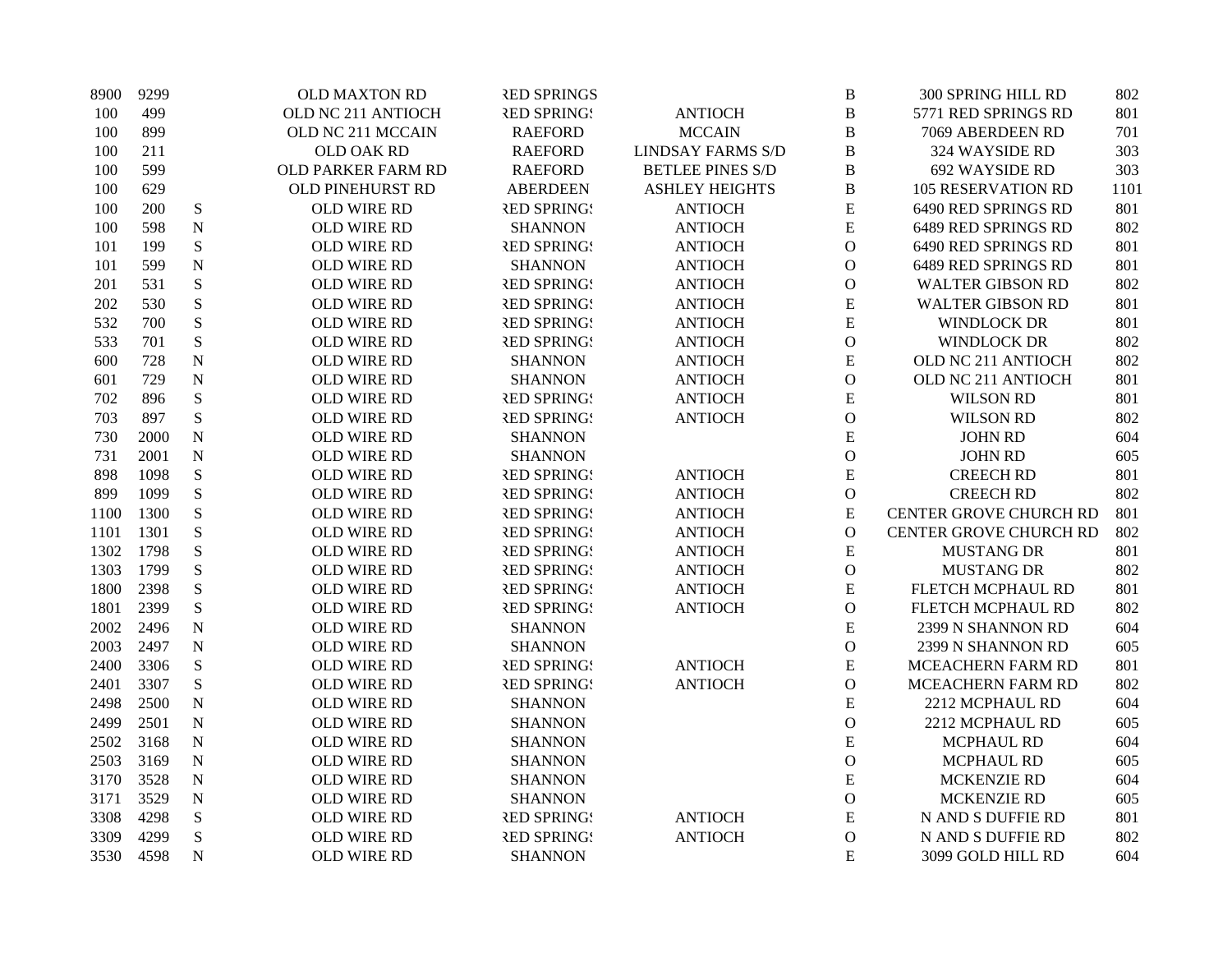| | | | | | | | | |
|---|---|---|---|---|---|---|---|---|
| 8900 | 9299 | | OLD MAXTON RD | RED SPRINGS | | B | 300 SPRING HILL RD | 802 |
| 100 | 499 | | OLD NC 211 ANTIOCH | RED SPRINGS | ANTIOCH | B | 5771 RED SPRINGS RD | 801 |
| 100 | 899 | | OLD NC 211 MCCAIN | RAEFORD | MCCAIN | B | 7069 ABERDEEN RD | 701 |
| 100 | 211 | | OLD OAK RD | RAEFORD | LINDSAY FARMS S/D | B | 324 WAYSIDE RD | 303 |
| 100 | 599 | | OLD PARKER FARM RD | RAEFORD | BETLEE PINES S/D | B | 692 WAYSIDE RD | 303 |
| 100 | 629 | | OLD PINEHURST RD | ABERDEEN | ASHLEY HEIGHTS | B | 105 RESERVATION RD | 1101 |
| 100 | 200 | S | OLD WIRE RD | RED SPRINGS | ANTIOCH | E | 6490 RED SPRINGS RD | 801 |
| 100 | 598 | N | OLD WIRE RD | SHANNON | ANTIOCH | E | 6489 RED SPRINGS RD | 802 |
| 101 | 199 | S | OLD WIRE RD | RED SPRINGS | ANTIOCH | O | 6490 RED SPRINGS RD | 801 |
| 101 | 599 | N | OLD WIRE RD | SHANNON | ANTIOCH | O | 6489 RED SPRINGS RD | 801 |
| 201 | 531 | S | OLD WIRE RD | RED SPRINGS | ANTIOCH | O | WALTER GIBSON RD | 802 |
| 202 | 530 | S | OLD WIRE RD | RED SPRINGS | ANTIOCH | E | WALTER GIBSON RD | 801 |
| 532 | 700 | S | OLD WIRE RD | RED SPRINGS | ANTIOCH | E | WINDLOCK DR | 801 |
| 533 | 701 | S | OLD WIRE RD | RED SPRINGS | ANTIOCH | O | WINDLOCK DR | 802 |
| 600 | 728 | N | OLD WIRE RD | SHANNON | ANTIOCH | E | OLD NC 211 ANTIOCH | 802 |
| 601 | 729 | N | OLD WIRE RD | SHANNON | ANTIOCH | O | OLD NC 211 ANTIOCH | 801 |
| 702 | 896 | S | OLD WIRE RD | RED SPRINGS | ANTIOCH | E | WILSON RD | 801 |
| 703 | 897 | S | OLD WIRE RD | RED SPRINGS | ANTIOCH | O | WILSON RD | 802 |
| 730 | 2000 | N | OLD WIRE RD | SHANNON | | E | JOHN RD | 604 |
| 731 | 2001 | N | OLD WIRE RD | SHANNON | | O | JOHN RD | 605 |
| 898 | 1098 | S | OLD WIRE RD | RED SPRINGS | ANTIOCH | E | CREECH RD | 801 |
| 899 | 1099 | S | OLD WIRE RD | RED SPRINGS | ANTIOCH | O | CREECH RD | 802 |
| 1100 | 1300 | S | OLD WIRE RD | RED SPRINGS | ANTIOCH | E | CENTER GROVE CHURCH RD | 801 |
| 1101 | 1301 | S | OLD WIRE RD | RED SPRINGS | ANTIOCH | O | CENTER GROVE CHURCH RD | 802 |
| 1302 | 1798 | S | OLD WIRE RD | RED SPRINGS | ANTIOCH | E | MUSTANG DR | 801 |
| 1303 | 1799 | S | OLD WIRE RD | RED SPRINGS | ANTIOCH | O | MUSTANG DR | 802 |
| 1800 | 2398 | S | OLD WIRE RD | RED SPRINGS | ANTIOCH | E | FLETCH MCPHAUL RD | 801 |
| 1801 | 2399 | S | OLD WIRE RD | RED SPRINGS | ANTIOCH | O | FLETCH MCPHAUL RD | 802 |
| 2002 | 2496 | N | OLD WIRE RD | SHANNON | | E | 2399 N SHANNON RD | 604 |
| 2003 | 2497 | N | OLD WIRE RD | SHANNON | | O | 2399 N SHANNON RD | 605 |
| 2400 | 3306 | S | OLD WIRE RD | RED SPRINGS | ANTIOCH | E | MCEACHERN FARM RD | 801 |
| 2401 | 3307 | S | OLD WIRE RD | RED SPRINGS | ANTIOCH | O | MCEACHERN FARM RD | 802 |
| 2498 | 2500 | N | OLD WIRE RD | SHANNON | | E | 2212 MCPHAUL RD | 604 |
| 2499 | 2501 | N | OLD WIRE RD | SHANNON | | O | 2212 MCPHAUL RD | 605 |
| 2502 | 3168 | N | OLD WIRE RD | SHANNON | | E | MCPHAUL RD | 604 |
| 2503 | 3169 | N | OLD WIRE RD | SHANNON | | O | MCPHAUL RD | 605 |
| 3170 | 3528 | N | OLD WIRE RD | SHANNON | | E | MCKENZIE RD | 604 |
| 3171 | 3529 | N | OLD WIRE RD | SHANNON | | O | MCKENZIE RD | 605 |
| 3308 | 4298 | S | OLD WIRE RD | RED SPRINGS | ANTIOCH | E | N AND S DUFFIE RD | 801 |
| 3309 | 4299 | S | OLD WIRE RD | RED SPRINGS | ANTIOCH | O | N AND S DUFFIE RD | 802 |
| 3530 | 4598 | N | OLD WIRE RD | SHANNON | | E | 3099 GOLD HILL RD | 604 |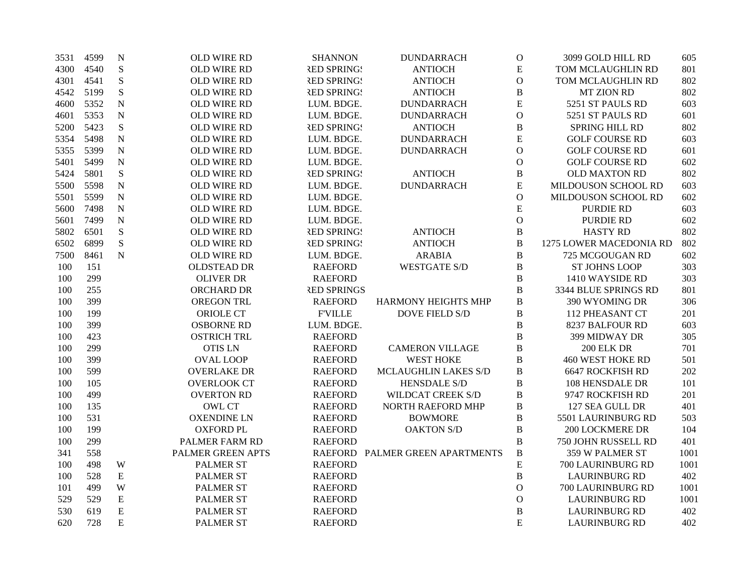| | | | | | | | | |
|---|---|---|---|---|---|---|---|---|
| 3531 | 4599 | N | OLD WIRE RD | SHANNON | DUNDARRACH | O | 3099 GOLD HILL RD | 605 |
| 4300 | 4540 | S | OLD WIRE RD | RED SPRINGS | ANTIOCH | E | TOM MCLAUGHLIN RD | 801 |
| 4301 | 4541 | S | OLD WIRE RD | RED SPRINGS | ANTIOCH | O | TOM MCLAUGHLIN RD | 802 |
| 4542 | 5199 | S | OLD WIRE RD | RED SPRINGS | ANTIOCH | B | MT ZION RD | 802 |
| 4600 | 5352 | N | OLD WIRE RD | LUM. BDGE. | DUNDARRACH | E | 5251 ST PAULS RD | 603 |
| 4601 | 5353 | N | OLD WIRE RD | LUM. BDGE. | DUNDARRACH | O | 5251 ST PAULS RD | 601 |
| 5200 | 5423 | S | OLD WIRE RD | RED SPRINGS | ANTIOCH | B | SPRING HILL RD | 802 |
| 5354 | 5498 | N | OLD WIRE RD | LUM. BDGE. | DUNDARRACH | E | GOLF COURSE RD | 603 |
| 5355 | 5399 | N | OLD WIRE RD | LUM. BDGE. | DUNDARRACH | O | GOLF COURSE RD | 601 |
| 5401 | 5499 | N | OLD WIRE RD | LUM. BDGE. | | O | GOLF COURSE RD | 602 |
| 5424 | 5801 | S | OLD WIRE RD | RED SPRINGS | ANTIOCH | B | OLD MAXTON RD | 802 |
| 5500 | 5598 | N | OLD WIRE RD | LUM. BDGE. | DUNDARRACH | E | MILDOUSON SCHOOL RD | 603 |
| 5501 | 5599 | N | OLD WIRE RD | LUM. BDGE. | | O | MILDOUSON SCHOOL RD | 602 |
| 5600 | 7498 | N | OLD WIRE RD | LUM. BDGE. | | E | PURDIE RD | 603 |
| 5601 | 7499 | N | OLD WIRE RD | LUM. BDGE. | | O | PURDIE RD | 602 |
| 5802 | 6501 | S | OLD WIRE RD | RED SPRINGS | ANTIOCH | B | HASTY RD | 802 |
| 6502 | 6899 | S | OLD WIRE RD | RED SPRINGS | ANTIOCH | B | 1275 LOWER MACEDONIA RD | 802 |
| 7500 | 8461 | N | OLD WIRE RD | LUM. BDGE. | ARABIA | B | 725 MCGOUGAN RD | 602 |
| 100 | 151 | | OLDSTEAD DR | RAEFORD | WESTGATE S/D | B | ST JOHNS LOOP | 303 |
| 100 | 299 | | OLIVER DR | RAEFORD | | B | 1410 WAYSIDE RD | 303 |
| 100 | 255 | | ORCHARD DR | RED SPRINGS | HARMONY HEIGHTS MHP | B | 3344 BLUE SPRINGS RD | 801 |
| 100 | 399 | | OREGON TRL | RAEFORD | HARMONY HEIGHTS MHP | B | 390 WYOMING DR | 306 |
| 100 | 199 | | ORIOLE CT | F'VILLE | DOVE FIELD S/D | B | 112 PHEASANT CT | 201 |
| 100 | 399 | | OSBORNE RD | LUM. BDGE. | | B | 8237 BALFOUR RD | 603 |
| 100 | 423 | | OSTRICH TRL | RAEFORD | | B | 399 MIDWAY DR | 305 |
| 100 | 299 | | OTIS LN | RAEFORD | CAMERON VILLAGE | B | 200 ELK DR | 701 |
| 100 | 399 | | OVAL LOOP | RAEFORD | WEST HOKE | B | 460 WEST HOKE RD | 501 |
| 100 | 599 | | OVERLAKE DR | RAEFORD | MCLAUGHLIN LAKES S/D | B | 6647 ROCKFISH RD | 202 |
| 100 | 105 | | OVERLOOK CT | RAEFORD | HENSDALE S/D | B | 108 HENSDALE DR | 101 |
| 100 | 499 | | OVERTON RD | RAEFORD | WILDCAT CREEK S/D | B | 9747 ROCKFISH RD | 201 |
| 100 | 135 | | OWL CT | RAEFORD | NORTH RAEFORD MHP | B | 127 SEA GULL DR | 401 |
| 100 | 531 | | OXENDINE LN | RAEFORD | BOWMORE | B | 5501 LAURINBURG RD | 503 |
| 100 | 199 | | OXFORD PL | RAEFORD | OAKTON S/D | B | 200 LOCKMERE DR | 104 |
| 100 | 299 | | PALMER FARM RD | RAEFORD | | B | 750 JOHN RUSSELL RD | 401 |
| 341 | 558 | | PALMER GREEN APTS | RAEFORD | PALMER GREEN APARTMENTS | B | 359 W PALMER ST | 1001 |
| 100 | 498 | W | PALMER ST | RAEFORD | | E | 700 LAURINBURG RD | 1001 |
| 100 | 528 | E | PALMER ST | RAEFORD | | B | LAURINBURG RD | 402 |
| 101 | 499 | W | PALMER ST | RAEFORD | | O | 700 LAURINBURG RD | 1001 |
| 529 | 529 | E | PALMER ST | RAEFORD | | O | LAURINBURG RD | 1001 |
| 530 | 619 | E | PALMER ST | RAEFORD | | B | LAURINBURG RD | 402 |
| 620 | 728 | E | PALMER ST | RAEFORD | | E | LAURINBURG RD | 402 |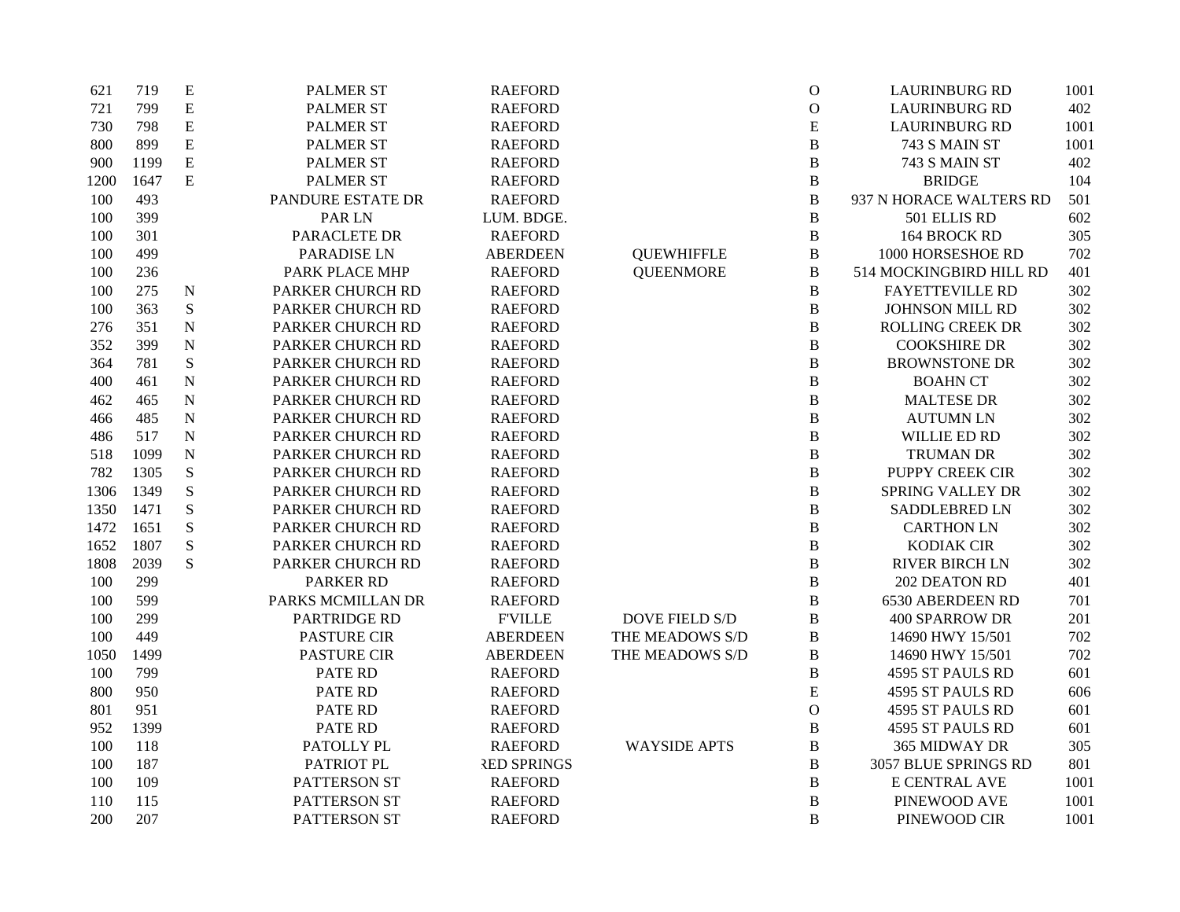| | | | | | | | | |
|---|---|---|---|---|---|---|---|---|
| 621 | 719 | E | PALMER ST | RAEFORD | | O | LAURINBURG RD | 1001 |
| 721 | 799 | E | PALMER ST | RAEFORD | | O | LAURINBURG RD | 402 |
| 730 | 798 | E | PALMER ST | RAEFORD | | E | LAURINBURG RD | 1001 |
| 800 | 899 | E | PALMER ST | RAEFORD | | B | 743 S MAIN ST | 1001 |
| 900 | 1199 | E | PALMER ST | RAEFORD | | B | 743 S MAIN ST | 402 |
| 1200 | 1647 | E | PALMER ST | RAEFORD | | B | BRIDGE | 104 |
| 100 | 493 | | PANDURE ESTATE DR | RAEFORD | | B | 937 N HORACE WALTERS RD | 501 |
| 100 | 399 | | PAR LN | LUM. BDGE. | | B | 501 ELLIS RD | 602 |
| 100 | 301 | | PARACLETE DR | RAEFORD | | B | 164 BROCK RD | 305 |
| 100 | 499 | | PARADISE LN | ABERDEEN | QUEWHIFFLE | B | 1000 HORSESHOE RD | 702 |
| 100 | 236 | | PARK PLACE MHP | RAEFORD | QUEENMORE | B | 514 MOCKINGBIRD HILL RD | 401 |
| 100 | 275 | N | PARKER CHURCH RD | RAEFORD | | B | FAYETTEVILLE RD | 302 |
| 100 | 363 | S | PARKER CHURCH RD | RAEFORD | | B | JOHNSON MILL RD | 302 |
| 276 | 351 | N | PARKER CHURCH RD | RAEFORD | | B | ROLLING CREEK DR | 302 |
| 352 | 399 | N | PARKER CHURCH RD | RAEFORD | | B | COOKSHIRE DR | 302 |
| 364 | 781 | S | PARKER CHURCH RD | RAEFORD | | B | BROWNSTONE DR | 302 |
| 400 | 461 | N | PARKER CHURCH RD | RAEFORD | | B | BOAHN CT | 302 |
| 462 | 465 | N | PARKER CHURCH RD | RAEFORD | | B | MALTESE DR | 302 |
| 466 | 485 | N | PARKER CHURCH RD | RAEFORD | | B | AUTUMN LN | 302 |
| 486 | 517 | N | PARKER CHURCH RD | RAEFORD | | B | WILLIE ED RD | 302 |
| 518 | 1099 | N | PARKER CHURCH RD | RAEFORD | | B | TRUMAN DR | 302 |
| 782 | 1305 | S | PARKER CHURCH RD | RAEFORD | | B | PUPPY CREEK CIR | 302 |
| 1306 | 1349 | S | PARKER CHURCH RD | RAEFORD | | B | SPRING VALLEY DR | 302 |
| 1350 | 1471 | S | PARKER CHURCH RD | RAEFORD | | B | SADDLEBRED LN | 302 |
| 1472 | 1651 | S | PARKER CHURCH RD | RAEFORD | | B | CARTHON LN | 302 |
| 1652 | 1807 | S | PARKER CHURCH RD | RAEFORD | | B | KODIAK CIR | 302 |
| 1808 | 2039 | S | PARKER CHURCH RD | RAEFORD | | B | RIVER BIRCH LN | 302 |
| 100 | 299 | | PARKER RD | RAEFORD | | B | 202 DEATON RD | 401 |
| 100 | 599 | | PARKS MCMILLAN DR | RAEFORD | | B | 6530 ABERDEEN RD | 701 |
| 100 | 299 | | PARTRIDGE RD | F'VILLE | DOVE FIELD S/D | B | 400 SPARROW DR | 201 |
| 100 | 449 | | PASTURE CIR | ABERDEEN | THE MEADOWS S/D | B | 14690 HWY 15/501 | 702 |
| 1050 | 1499 | | PASTURE CIR | ABERDEEN | THE MEADOWS S/D | B | 14690 HWY 15/501 | 702 |
| 100 | 799 | | PATE RD | RAEFORD | | B | 4595 ST PAULS RD | 601 |
| 800 | 950 | | PATE RD | RAEFORD | | E | 4595 ST PAULS RD | 606 |
| 801 | 951 | | PATE RD | RAEFORD | | O | 4595 ST PAULS RD | 601 |
| 952 | 1399 | | PATE RD | RAEFORD | | B | 4595 ST PAULS RD | 601 |
| 100 | 118 | | PATOLLY PL | RAEFORD | WAYSIDE APTS | B | 365 MIDWAY DR | 305 |
| 100 | 187 | | PATRIOT PL | RED SPRINGS | | B | 3057 BLUE SPRINGS RD | 801 |
| 100 | 109 | | PATTERSON ST | RAEFORD | | B | E CENTRAL AVE | 1001 |
| 110 | 115 | | PATTERSON ST | RAEFORD | | B | PINEWOOD AVE | 1001 |
| 200 | 207 | | PATTERSON ST | RAEFORD | | B | PINEWOOD CIR | 1001 |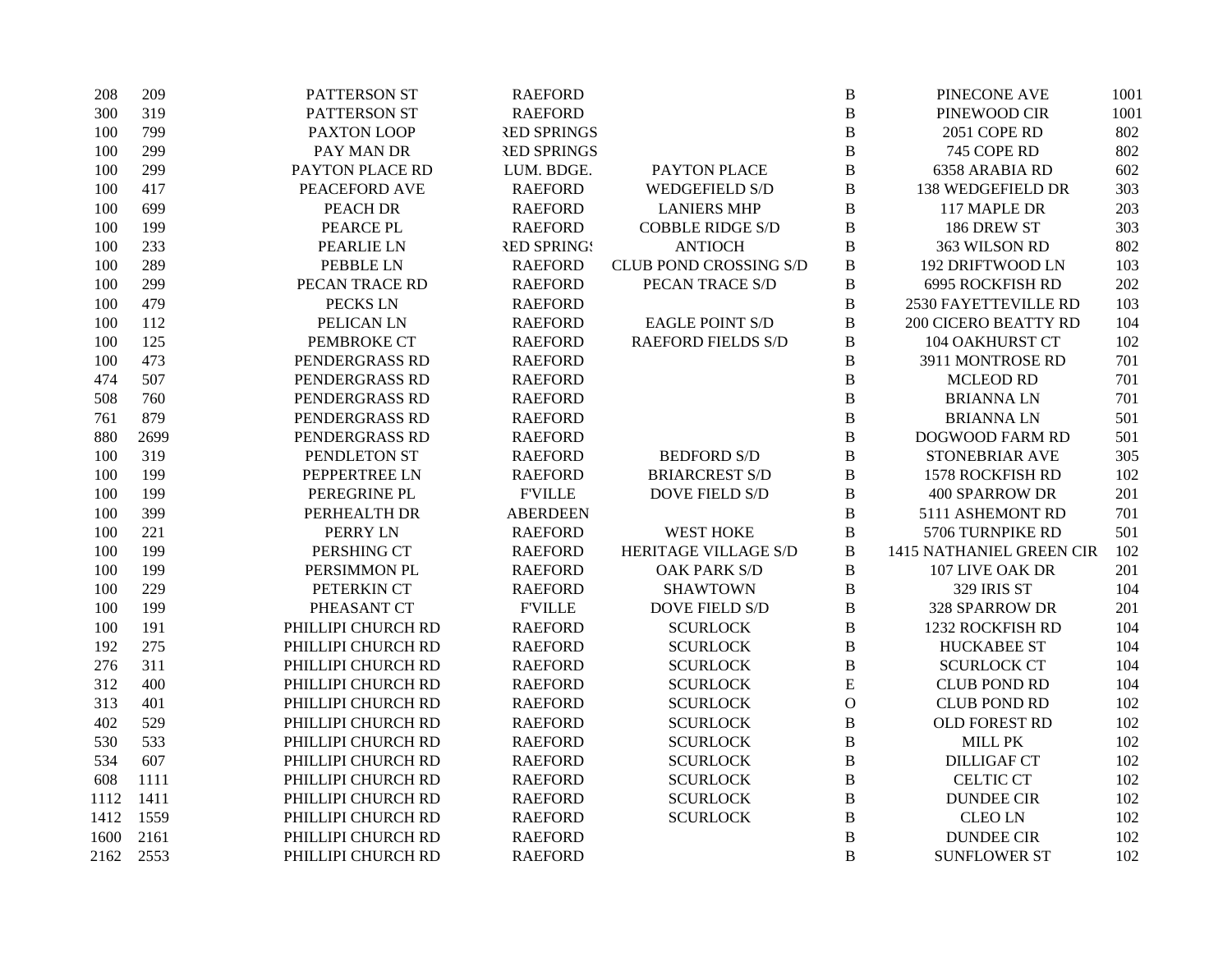| | | | | | | | |
|---|---|---|---|---|---|---|---|
| 208 | 209 | PATTERSON ST | RAEFORD | | B | PINECONE AVE | 1001 |
| 300 | 319 | PATTERSON ST | RAEFORD | | B | PINEWOOD CIR | 1001 |
| 100 | 799 | PAXTON LOOP | RED SPRINGS | | B | 2051 COPE RD | 802 |
| 100 | 299 | PAY MAN DR | RED SPRINGS | | B | 745 COPE RD | 802 |
| 100 | 299 | PAYTON PLACE RD | LUM. BDGE. | PAYTON PLACE | B | 6358 ARABIA RD | 602 |
| 100 | 417 | PEACEFORD AVE | RAEFORD | WEDGEFIELD S/D | B | 138 WEDGEFIELD DR | 303 |
| 100 | 699 | PEACH DR | RAEFORD | LANIERS MHP | B | 117 MAPLE DR | 203 |
| 100 | 199 | PEARCE PL | RAEFORD | COBBLE RIDGE S/D | B | 186 DREW ST | 303 |
| 100 | 233 | PEARLIE LN | RED SPRINGS | ANTIOCH | B | 363 WILSON RD | 802 |
| 100 | 289 | PEBBLE LN | RAEFORD | CLUB POND CROSSING S/D | B | 192 DRIFTWOOD LN | 103 |
| 100 | 299 | PECAN TRACE RD | RAEFORD | PECAN TRACE S/D | B | 6995 ROCKFISH RD | 202 |
| 100 | 479 | PECKS LN | RAEFORD | | B | 2530 FAYETTEVILLE RD | 103 |
| 100 | 112 | PELICAN LN | RAEFORD | EAGLE POINT S/D | B | 200 CICERO BEATTY RD | 104 |
| 100 | 125 | PEMBROKE CT | RAEFORD | RAEFORD FIELDS S/D | B | 104 OAKHURST CT | 102 |
| 100 | 473 | PENDERGRASS RD | RAEFORD | | B | 3911 MONTROSE RD | 701 |
| 474 | 507 | PENDERGRASS RD | RAEFORD | | B | MCLEOD RD | 701 |
| 508 | 760 | PENDERGRASS RD | RAEFORD | | B | BRIANNA LN | 701 |
| 761 | 879 | PENDERGRASS RD | RAEFORD | | B | BRIANNA LN | 501 |
| 880 | 2699 | PENDERGRASS RD | RAEFORD | | B | DOGWOOD FARM RD | 501 |
| 100 | 319 | PENDLETON ST | RAEFORD | BEDFORD S/D | B | STONEBRIAR AVE | 305 |
| 100 | 199 | PEPPERTREE LN | RAEFORD | BRIARCREST S/D | B | 1578 ROCKFISH RD | 102 |
| 100 | 199 | PEREGRINE PL | F'VILLE | DOVE FIELD S/D | B | 400 SPARROW DR | 201 |
| 100 | 399 | PERHEALTH DR | ABERDEEN | | B | 5111 ASHEMONT RD | 701 |
| 100 | 221 | PERRY LN | RAEFORD | WEST HOKE | B | 5706 TURNPIKE RD | 501 |
| 100 | 199 | PERSHING CT | RAEFORD | HERITAGE VILLAGE S/D | B | 1415 NATHANIEL GREEN CIR | 102 |
| 100 | 199 | PERSIMMON PL | RAEFORD | OAK PARK S/D | B | 107 LIVE OAK DR | 201 |
| 100 | 229 | PETERKIN CT | RAEFORD | SHAWTOWN | B | 329 IRIS ST | 104 |
| 100 | 199 | PHEASANT CT | F'VILLE | DOVE FIELD S/D | B | 328 SPARROW DR | 201 |
| 100 | 191 | PHILLIPI CHURCH RD | RAEFORD | SCURLOCK | B | 1232 ROCKFISH RD | 104 |
| 192 | 275 | PHILLIPI CHURCH RD | RAEFORD | SCURLOCK | B | HUCKABEE ST | 104 |
| 276 | 311 | PHILLIPI CHURCH RD | RAEFORD | SCURLOCK | B | SCURLOCK CT | 104 |
| 312 | 400 | PHILLIPI CHURCH RD | RAEFORD | SCURLOCK | E | CLUB POND RD | 104 |
| 313 | 401 | PHILLIPI CHURCH RD | RAEFORD | SCURLOCK | O | CLUB POND RD | 102 |
| 402 | 529 | PHILLIPI CHURCH RD | RAEFORD | SCURLOCK | B | OLD FOREST RD | 102 |
| 530 | 533 | PHILLIPI CHURCH RD | RAEFORD | SCURLOCK | B | MILL PK | 102 |
| 534 | 607 | PHILLIPI CHURCH RD | RAEFORD | SCURLOCK | B | DILLIGAF CT | 102 |
| 608 | 1111 | PHILLIPI CHURCH RD | RAEFORD | SCURLOCK | B | CELTIC CT | 102 |
| 1112 | 1411 | PHILLIPI CHURCH RD | RAEFORD | SCURLOCK | B | DUNDEE CIR | 102 |
| 1412 | 1559 | PHILLIPI CHURCH RD | RAEFORD | SCURLOCK | B | CLEO LN | 102 |
| 1600 | 2161 | PHILLIPI CHURCH RD | RAEFORD | | B | DUNDEE CIR | 102 |
| 2162 | 2553 | PHILLIPI CHURCH RD | RAEFORD | | B | SUNFLOWER ST | 102 |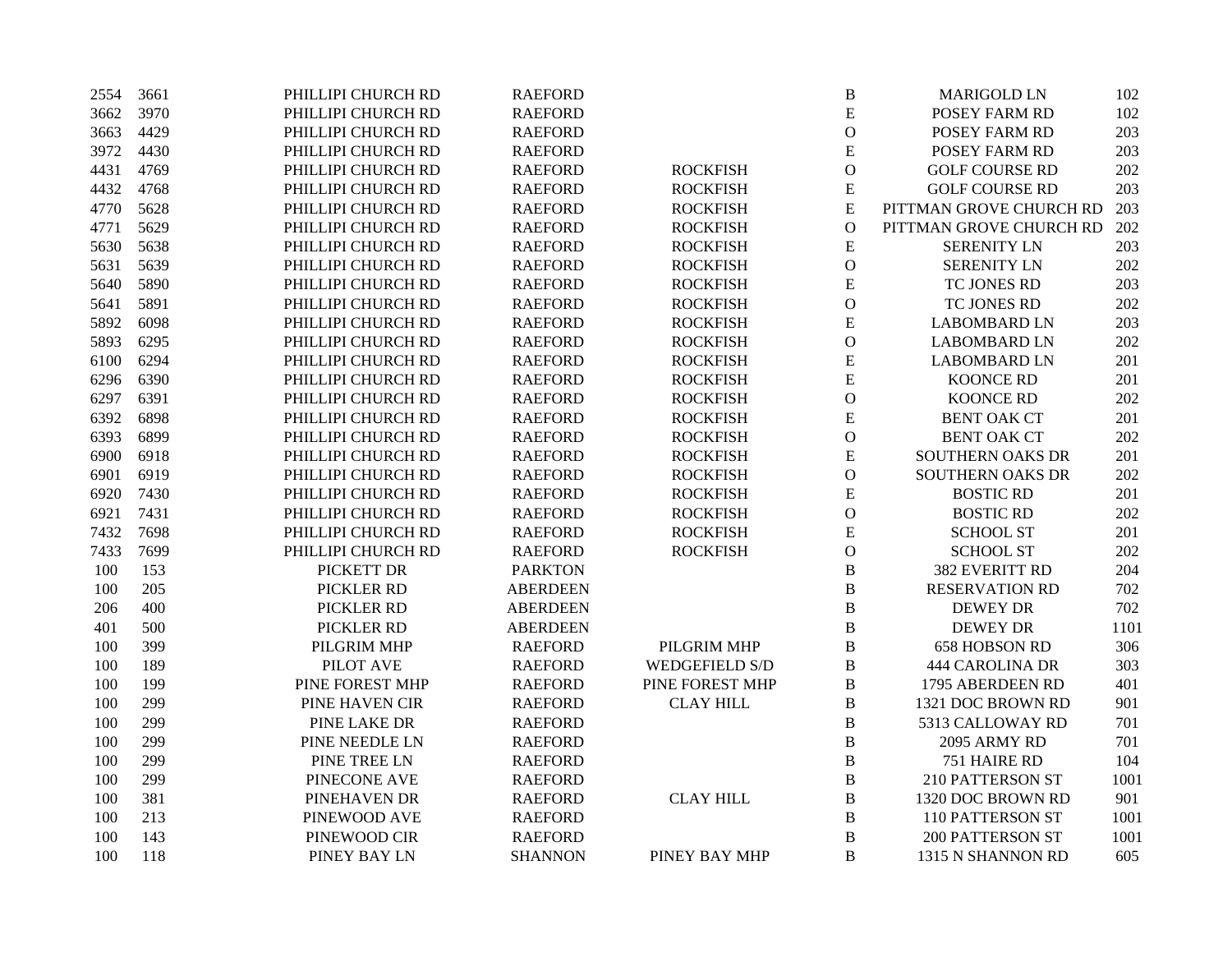| | | | | | | | |
|---|---|---|---|---|---|---|---|
| 2554 | 3661 | PHILLIPI CHURCH RD | RAEFORD | | B | MARIGOLD LN | 102 |
| 3662 | 3970 | PHILLIPI CHURCH RD | RAEFORD | | E | POSEY FARM RD | 102 |
| 3663 | 4429 | PHILLIPI CHURCH RD | RAEFORD | | O | POSEY FARM RD | 203 |
| 3972 | 4430 | PHILLIPI CHURCH RD | RAEFORD | | E | POSEY FARM RD | 203 |
| 4431 | 4769 | PHILLIPI CHURCH RD | RAEFORD | ROCKFISH | O | GOLF COURSE RD | 202 |
| 4432 | 4768 | PHILLIPI CHURCH RD | RAEFORD | ROCKFISH | E | GOLF COURSE RD | 203 |
| 4770 | 5628 | PHILLIPI CHURCH RD | RAEFORD | ROCKFISH | E | PITTMAN GROVE CHURCH RD | 203 |
| 4771 | 5629 | PHILLIPI CHURCH RD | RAEFORD | ROCKFISH | O | PITTMAN GROVE CHURCH RD | 202 |
| 5630 | 5638 | PHILLIPI CHURCH RD | RAEFORD | ROCKFISH | E | SERENITY LN | 203 |
| 5631 | 5639 | PHILLIPI CHURCH RD | RAEFORD | ROCKFISH | O | SERENITY LN | 202 |
| 5640 | 5890 | PHILLIPI CHURCH RD | RAEFORD | ROCKFISH | E | TC JONES RD | 203 |
| 5641 | 5891 | PHILLIPI CHURCH RD | RAEFORD | ROCKFISH | O | TC JONES RD | 202 |
| 5892 | 6098 | PHILLIPI CHURCH RD | RAEFORD | ROCKFISH | E | LABOMBARD LN | 203 |
| 5893 | 6295 | PHILLIPI CHURCH RD | RAEFORD | ROCKFISH | O | LABOMBARD LN | 202 |
| 6100 | 6294 | PHILLIPI CHURCH RD | RAEFORD | ROCKFISH | E | LABOMBARD LN | 201 |
| 6296 | 6390 | PHILLIPI CHURCH RD | RAEFORD | ROCKFISH | E | KOONCE RD | 201 |
| 6297 | 6391 | PHILLIPI CHURCH RD | RAEFORD | ROCKFISH | O | KOONCE RD | 202 |
| 6392 | 6898 | PHILLIPI CHURCH RD | RAEFORD | ROCKFISH | E | BENT OAK CT | 201 |
| 6393 | 6899 | PHILLIPI CHURCH RD | RAEFORD | ROCKFISH | O | BENT OAK CT | 202 |
| 6900 | 6918 | PHILLIPI CHURCH RD | RAEFORD | ROCKFISH | E | SOUTHERN OAKS DR | 201 |
| 6901 | 6919 | PHILLIPI CHURCH RD | RAEFORD | ROCKFISH | O | SOUTHERN OAKS DR | 202 |
| 6920 | 7430 | PHILLIPI CHURCH RD | RAEFORD | ROCKFISH | E | BOSTIC RD | 201 |
| 6921 | 7431 | PHILLIPI CHURCH RD | RAEFORD | ROCKFISH | O | BOSTIC RD | 202 |
| 7432 | 7698 | PHILLIPI CHURCH RD | RAEFORD | ROCKFISH | E | SCHOOL ST | 201 |
| 7433 | 7699 | PHILLIPI CHURCH RD | RAEFORD | ROCKFISH | O | SCHOOL ST | 202 |
| 100 | 153 | PICKETT DR | PARKTON | | B | 382 EVERITT RD | 204 |
| 100 | 205 | PICKLER RD | ABERDEEN | | B | RESERVATION RD | 702 |
| 206 | 400 | PICKLER RD | ABERDEEN | | B | DEWEY DR | 702 |
| 401 | 500 | PICKLER RD | ABERDEEN | | B | DEWEY DR | 1101 |
| 100 | 399 | PILGRIM MHP | RAEFORD | PILGRIM MHP | B | 658 HOBSON RD | 306 |
| 100 | 189 | PILOT AVE | RAEFORD | WEDGEFIELD S/D | B | 444 CAROLINA DR | 303 |
| 100 | 199 | PINE FOREST MHP | RAEFORD | PINE FOREST MHP | B | 1795 ABERDEEN RD | 401 |
| 100 | 299 | PINE HAVEN CIR | RAEFORD | CLAY HILL | B | 1321 DOC BROWN RD | 901 |
| 100 | 299 | PINE LAKE DR | RAEFORD | | B | 5313 CALLOWAY RD | 701 |
| 100 | 299 | PINE NEEDLE LN | RAEFORD | | B | 2095 ARMY RD | 701 |
| 100 | 299 | PINE TREE LN | RAEFORD | | B | 751 HAIRE RD | 104 |
| 100 | 299 | PINECONE AVE | RAEFORD | | B | 210 PATTERSON ST | 1001 |
| 100 | 381 | PINEHAVEN DR | RAEFORD | CLAY HILL | B | 1320 DOC BROWN RD | 901 |
| 100 | 213 | PINEWOOD AVE | RAEFORD | | B | 110 PATTERSON ST | 1001 |
| 100 | 143 | PINEWOOD CIR | RAEFORD | | B | 200 PATTERSON ST | 1001 |
| 100 | 118 | PINEY BAY LN | SHANNON | PINEY BAY MHP | B | 1315 N SHANNON RD | 605 |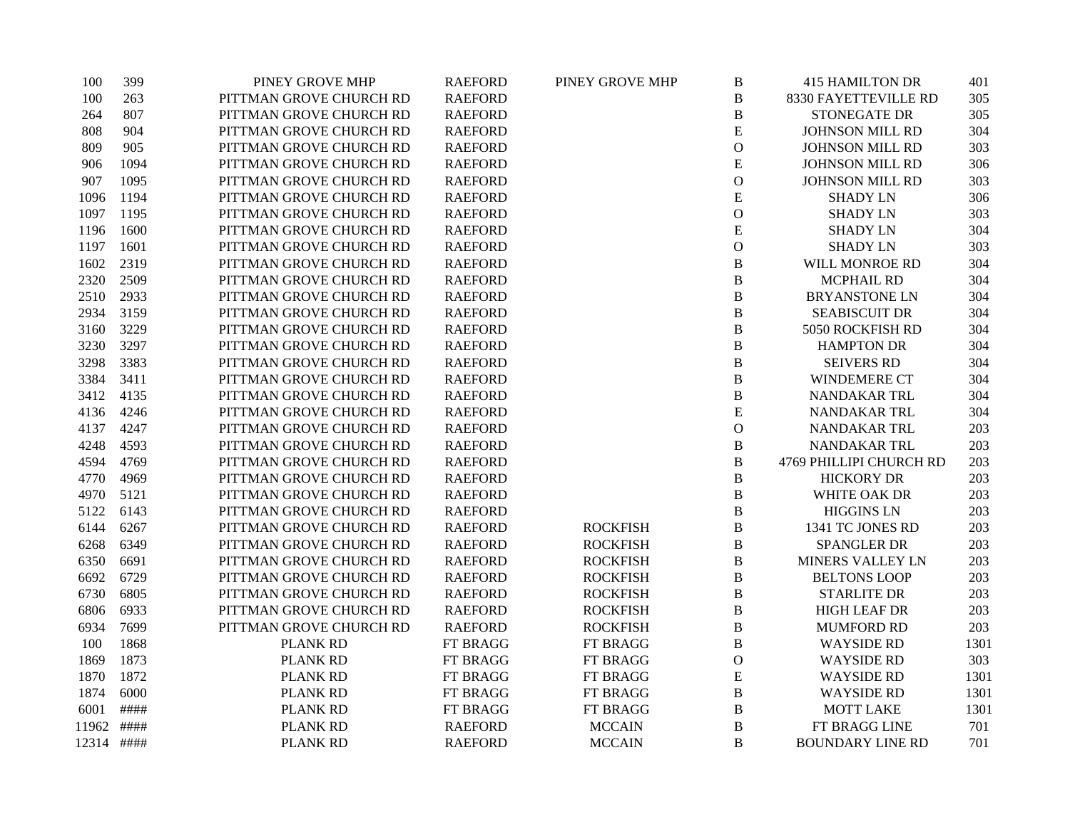| | | | | | | | |
|---|---|---|---|---|---|---|---|
| 100 | 399 | PINEY GROVE MHP | RAEFORD | PINEY GROVE MHP | B | 415 HAMILTON DR | 401 |
| 100 | 263 | PITTMAN GROVE CHURCH RD | RAEFORD | | B | 8330 FAYETTEVILLE RD | 305 |
| 264 | 807 | PITTMAN GROVE CHURCH RD | RAEFORD | | B | STONEGATE DR | 305 |
| 808 | 904 | PITTMAN GROVE CHURCH RD | RAEFORD | | E | JOHNSON MILL RD | 304 |
| 809 | 905 | PITTMAN GROVE CHURCH RD | RAEFORD | | O | JOHNSON MILL RD | 303 |
| 906 | 1094 | PITTMAN GROVE CHURCH RD | RAEFORD | | E | JOHNSON MILL RD | 306 |
| 907 | 1095 | PITTMAN GROVE CHURCH RD | RAEFORD | | O | JOHNSON MILL RD | 303 |
| 1096 | 1194 | PITTMAN GROVE CHURCH RD | RAEFORD | | E | SHADY LN | 306 |
| 1097 | 1195 | PITTMAN GROVE CHURCH RD | RAEFORD | | O | SHADY LN | 303 |
| 1196 | 1600 | PITTMAN GROVE CHURCH RD | RAEFORD | | E | SHADY LN | 304 |
| 1197 | 1601 | PITTMAN GROVE CHURCH RD | RAEFORD | | O | SHADY LN | 303 |
| 1602 | 2319 | PITTMAN GROVE CHURCH RD | RAEFORD | | B | WILL MONROE RD | 304 |
| 2320 | 2509 | PITTMAN GROVE CHURCH RD | RAEFORD | | B | MCPHAIL RD | 304 |
| 2510 | 2933 | PITTMAN GROVE CHURCH RD | RAEFORD | | B | BRYANSTONE LN | 304 |
| 2934 | 3159 | PITTMAN GROVE CHURCH RD | RAEFORD | | B | SEABISCUIT DR | 304 |
| 3160 | 3229 | PITTMAN GROVE CHURCH RD | RAEFORD | | B | 5050 ROCKFISH RD | 304 |
| 3230 | 3297 | PITTMAN GROVE CHURCH RD | RAEFORD | | B | HAMPTON DR | 304 |
| 3298 | 3383 | PITTMAN GROVE CHURCH RD | RAEFORD | | B | SEIVERS RD | 304 |
| 3384 | 3411 | PITTMAN GROVE CHURCH RD | RAEFORD | | B | WINDEMERE CT | 304 |
| 3412 | 4135 | PITTMAN GROVE CHURCH RD | RAEFORD | | B | NANDAKAR TRL | 304 |
| 4136 | 4246 | PITTMAN GROVE CHURCH RD | RAEFORD | | E | NANDAKAR TRL | 304 |
| 4137 | 4247 | PITTMAN GROVE CHURCH RD | RAEFORD | | O | NANDAKAR TRL | 203 |
| 4248 | 4593 | PITTMAN GROVE CHURCH RD | RAEFORD | | B | NANDAKAR TRL | 203 |
| 4594 | 4769 | PITTMAN GROVE CHURCH RD | RAEFORD | | B | 4769 PHILLIPI CHURCH RD | 203 |
| 4770 | 4969 | PITTMAN GROVE CHURCH RD | RAEFORD | | B | HICKORY DR | 203 |
| 4970 | 5121 | PITTMAN GROVE CHURCH RD | RAEFORD | | B | WHITE OAK DR | 203 |
| 5122 | 6143 | PITTMAN GROVE CHURCH RD | RAEFORD | | B | HIGGINS LN | 203 |
| 6144 | 6267 | PITTMAN GROVE CHURCH RD | RAEFORD | ROCKFISH | B | 1341 TC JONES RD | 203 |
| 6268 | 6349 | PITTMAN GROVE CHURCH RD | RAEFORD | ROCKFISH | B | SPANGLER DR | 203 |
| 6350 | 6691 | PITTMAN GROVE CHURCH RD | RAEFORD | ROCKFISH | B | MINERS VALLEY LN | 203 |
| 6692 | 6729 | PITTMAN GROVE CHURCH RD | RAEFORD | ROCKFISH | B | BELTONS LOOP | 203 |
| 6730 | 6805 | PITTMAN GROVE CHURCH RD | RAEFORD | ROCKFISH | B | STARLITE DR | 203 |
| 6806 | 6933 | PITTMAN GROVE CHURCH RD | RAEFORD | ROCKFISH | B | HIGH LEAF DR | 203 |
| 6934 | 7699 | PITTMAN GROVE CHURCH RD | RAEFORD | ROCKFISH | B | MUMFORD RD | 203 |
| 100 | 1868 | PLANK RD | FT BRAGG | FT BRAGG | B | WAYSIDE RD | 1301 |
| 1869 | 1873 | PLANK RD | FT BRAGG | FT BRAGG | O | WAYSIDE RD | 303 |
| 1870 | 1872 | PLANK RD | FT BRAGG | FT BRAGG | E | WAYSIDE RD | 1301 |
| 1874 | 6000 | PLANK RD | FT BRAGG | FT BRAGG | B | WAYSIDE RD | 1301 |
| 6001 | #### | PLANK RD | FT BRAGG | FT BRAGG | B | MOTT LAKE | 1301 |
| 11962 | #### | PLANK RD | RAEFORD | MCCAIN | B | FT BRAGG LINE | 701 |
| 12314 | #### | PLANK RD | RAEFORD | MCCAIN | B | BOUNDARY LINE RD | 701 |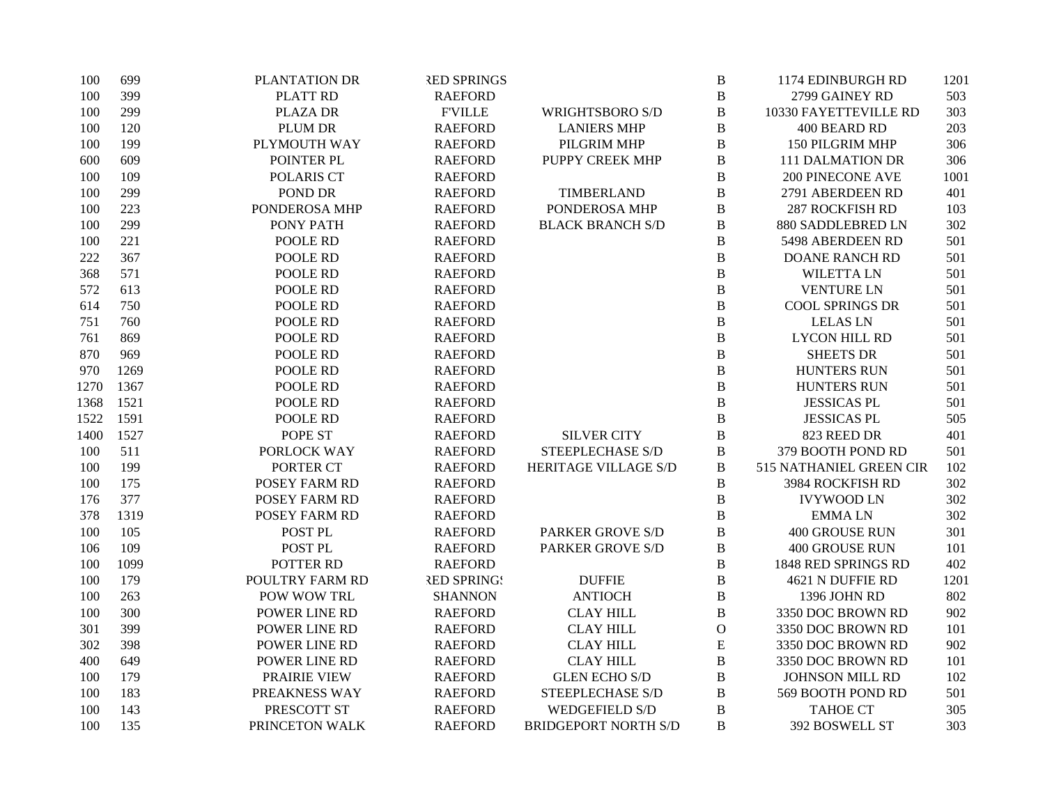| | | | | | | | |
|---|---|---|---|---|---|---|---|
| 100 | 699 | PLANTATION DR | RED SPRINGS | | B | 1174 EDINBURGH RD | 1201 |
| 100 | 399 | PLATT RD | RAEFORD | | B | 2799 GAINEY RD | 503 |
| 100 | 299 | PLAZA DR | F'VILLE | WRIGHTSBORO S/D | B | 10330 FAYETTEVILLE RD | 303 |
| 100 | 120 | PLUM DR | RAEFORD | LANIERS MHP | B | 400 BEARD RD | 203 |
| 100 | 199 | PLYMOUTH WAY | RAEFORD | PILGRIM MHP | B | 150 PILGRIM MHP | 306 |
| 600 | 609 | POINTER PL | RAEFORD | PUPPY CREEK MHP | B | 111 DALMATION DR | 306 |
| 100 | 109 | POLARIS CT | RAEFORD | | B | 200 PINECONE AVE | 1001 |
| 100 | 299 | POND DR | RAEFORD | TIMBERLAND | B | 2791 ABERDEEN RD | 401 |
| 100 | 223 | PONDEROSA MHP | RAEFORD | PONDEROSA MHP | B | 287 ROCKFISH RD | 103 |
| 100 | 299 | PONY PATH | RAEFORD | BLACK BRANCH S/D | B | 880 SADDLEBRED LN | 302 |
| 100 | 221 | POOLE RD | RAEFORD | | B | 5498 ABERDEEN RD | 501 |
| 222 | 367 | POOLE RD | RAEFORD | | B | DOANE RANCH RD | 501 |
| 368 | 571 | POOLE RD | RAEFORD | | B | WILETTA LN | 501 |
| 572 | 613 | POOLE RD | RAEFORD | | B | VENTURE LN | 501 |
| 614 | 750 | POOLE RD | RAEFORD | | B | COOL SPRINGS DR | 501 |
| 751 | 760 | POOLE RD | RAEFORD | | B | LELAS LN | 501 |
| 761 | 869 | POOLE RD | RAEFORD | | B | LYCON HILL RD | 501 |
| 870 | 969 | POOLE RD | RAEFORD | | B | SHEETS DR | 501 |
| 970 | 1269 | POOLE RD | RAEFORD | | B | HUNTERS RUN | 501 |
| 1270 | 1367 | POOLE RD | RAEFORD | | B | HUNTERS RUN | 501 |
| 1368 | 1521 | POOLE RD | RAEFORD | | B | JESSICAS PL | 501 |
| 1522 | 1591 | POOLE RD | RAEFORD | | B | JESSICAS PL | 505 |
| 1400 | 1527 | POPE ST | RAEFORD | SILVER CITY | B | 823 REED DR | 401 |
| 100 | 511 | PORLOCK WAY | RAEFORD | STEEPLECHASE S/D | B | 379 BOOTH POND RD | 501 |
| 100 | 199 | PORTER CT | RAEFORD | HERITAGE VILLAGE S/D | B | 515 NATHANIEL GREEN CIR | 102 |
| 100 | 175 | POSEY FARM RD | RAEFORD | | B | 3984 ROCKFISH RD | 302 |
| 176 | 377 | POSEY FARM RD | RAEFORD | | B | IVYWOOD LN | 302 |
| 378 | 1319 | POSEY FARM RD | RAEFORD | | B | EMMA LN | 302 |
| 100 | 105 | POST PL | RAEFORD | PARKER GROVE S/D | B | 400 GROUSE RUN | 301 |
| 106 | 109 | POST PL | RAEFORD | PARKER GROVE S/D | B | 400 GROUSE RUN | 101 |
| 100 | 1099 | POTTER RD | RAEFORD | | B | 1848 RED SPRINGS RD | 402 |
| 100 | 179 | POULTRY FARM RD | RED SPRINGS | DUFFIE | B | 4621 N DUFFIE RD | 1201 |
| 100 | 263 | POW WOW TRL | SHANNON | ANTIOCH | B | 1396 JOHN RD | 802 |
| 100 | 300 | POWER LINE RD | RAEFORD | CLAY HILL | B | 3350 DOC BROWN RD | 902 |
| 301 | 399 | POWER LINE RD | RAEFORD | CLAY HILL | O | 3350 DOC BROWN RD | 101 |
| 302 | 398 | POWER LINE RD | RAEFORD | CLAY HILL | E | 3350 DOC BROWN RD | 902 |
| 400 | 649 | POWER LINE RD | RAEFORD | CLAY HILL | B | 3350 DOC BROWN RD | 101 |
| 100 | 179 | PRAIRIE VIEW | RAEFORD | GLEN ECHO S/D | B | JOHNSON MILL RD | 102 |
| 100 | 183 | PREAKNESS WAY | RAEFORD | STEEPLECHASE S/D | B | 569 BOOTH POND RD | 501 |
| 100 | 143 | PRESCOTT ST | RAEFORD | WEDGEFIELD S/D | B | TAHOE CT | 305 |
| 100 | 135 | PRINCETON WALK | RAEFORD | BRIDGEPORT NORTH S/D | B | 392 BOSWELL ST | 303 |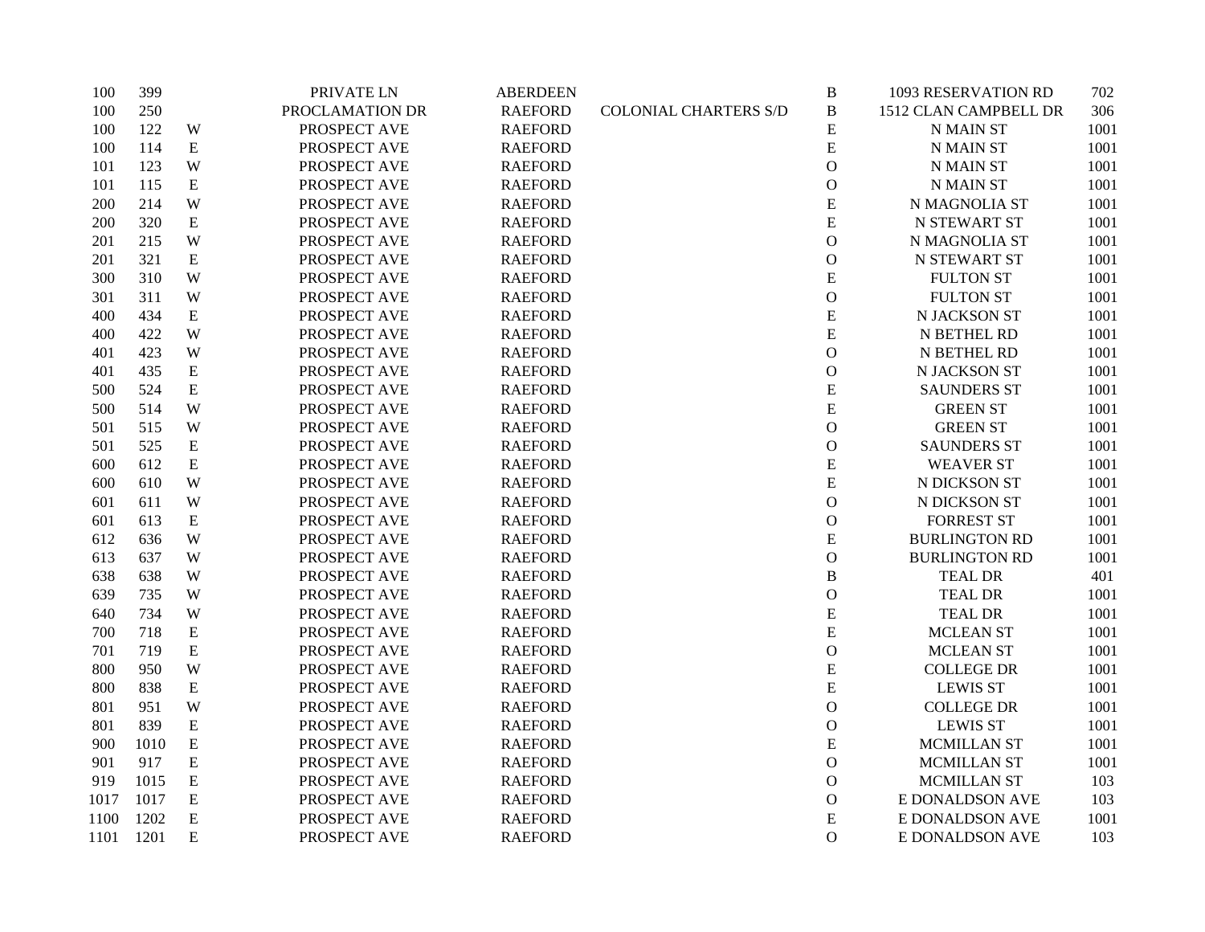| | | | | | | | | |
|---|---|---|---|---|---|---|---|---|
| 100 | 399 | | PRIVATE LN | ABERDEEN | | B | 1093 RESERVATION RD | 702 |
| 100 | 250 | | PROCLAMATION DR | RAEFORD | COLONIAL CHARTERS S/D | B | 1512 CLAN CAMPBELL DR | 306 |
| 100 | 122 | W | PROSPECT AVE | RAEFORD | | E | N MAIN ST | 1001 |
| 100 | 114 | E | PROSPECT AVE | RAEFORD | | E | N MAIN ST | 1001 |
| 101 | 123 | W | PROSPECT AVE | RAEFORD | | O | N MAIN ST | 1001 |
| 101 | 115 | E | PROSPECT AVE | RAEFORD | | O | N MAIN ST | 1001 |
| 200 | 214 | W | PROSPECT AVE | RAEFORD | | E | N MAGNOLIA ST | 1001 |
| 200 | 320 | E | PROSPECT AVE | RAEFORD | | E | N STEWART ST | 1001 |
| 201 | 215 | W | PROSPECT AVE | RAEFORD | | O | N MAGNOLIA ST | 1001 |
| 201 | 321 | E | PROSPECT AVE | RAEFORD | | O | N STEWART ST | 1001 |
| 300 | 310 | W | PROSPECT AVE | RAEFORD | | E | FULTON ST | 1001 |
| 301 | 311 | W | PROSPECT AVE | RAEFORD | | O | FULTON ST | 1001 |
| 400 | 434 | E | PROSPECT AVE | RAEFORD | | E | N JACKSON ST | 1001 |
| 400 | 422 | W | PROSPECT AVE | RAEFORD | | E | N BETHEL RD | 1001 |
| 401 | 423 | W | PROSPECT AVE | RAEFORD | | O | N BETHEL RD | 1001 |
| 401 | 435 | E | PROSPECT AVE | RAEFORD | | O | N JACKSON ST | 1001 |
| 500 | 524 | E | PROSPECT AVE | RAEFORD | | E | SAUNDERS ST | 1001 |
| 500 | 514 | W | PROSPECT AVE | RAEFORD | | E | GREEN ST | 1001 |
| 501 | 515 | W | PROSPECT AVE | RAEFORD | | O | GREEN ST | 1001 |
| 501 | 525 | E | PROSPECT AVE | RAEFORD | | O | SAUNDERS ST | 1001 |
| 600 | 612 | E | PROSPECT AVE | RAEFORD | | E | WEAVER ST | 1001 |
| 600 | 610 | W | PROSPECT AVE | RAEFORD | | E | N DICKSON ST | 1001 |
| 601 | 611 | W | PROSPECT AVE | RAEFORD | | O | N DICKSON ST | 1001 |
| 601 | 613 | E | PROSPECT AVE | RAEFORD | | O | FORREST ST | 1001 |
| 612 | 636 | W | PROSPECT AVE | RAEFORD | | E | BURLINGTON RD | 1001 |
| 613 | 637 | W | PROSPECT AVE | RAEFORD | | O | BURLINGTON RD | 1001 |
| 638 | 638 | W | PROSPECT AVE | RAEFORD | | B | TEAL DR | 401 |
| 639 | 735 | W | PROSPECT AVE | RAEFORD | | O | TEAL DR | 1001 |
| 640 | 734 | W | PROSPECT AVE | RAEFORD | | E | TEAL DR | 1001 |
| 700 | 718 | E | PROSPECT AVE | RAEFORD | | E | MCLEAN ST | 1001 |
| 701 | 719 | E | PROSPECT AVE | RAEFORD | | O | MCLEAN ST | 1001 |
| 800 | 950 | W | PROSPECT AVE | RAEFORD | | E | COLLEGE DR | 1001 |
| 800 | 838 | E | PROSPECT AVE | RAEFORD | | E | LEWIS ST | 1001 |
| 801 | 951 | W | PROSPECT AVE | RAEFORD | | O | COLLEGE DR | 1001 |
| 801 | 839 | E | PROSPECT AVE | RAEFORD | | O | LEWIS ST | 1001 |
| 900 | 1010 | E | PROSPECT AVE | RAEFORD | | E | MCMILLAN ST | 1001 |
| 901 | 917 | E | PROSPECT AVE | RAEFORD | | O | MCMILLAN ST | 1001 |
| 919 | 1015 | E | PROSPECT AVE | RAEFORD | | O | MCMILLAN ST | 103 |
| 1017 | 1017 | E | PROSPECT AVE | RAEFORD | | O | E DONALDSON AVE | 103 |
| 1100 | 1202 | E | PROSPECT AVE | RAEFORD | | E | E DONALDSON AVE | 1001 |
| 1101 | 1201 | E | PROSPECT AVE | RAEFORD | | O | E DONALDSON AVE | 103 |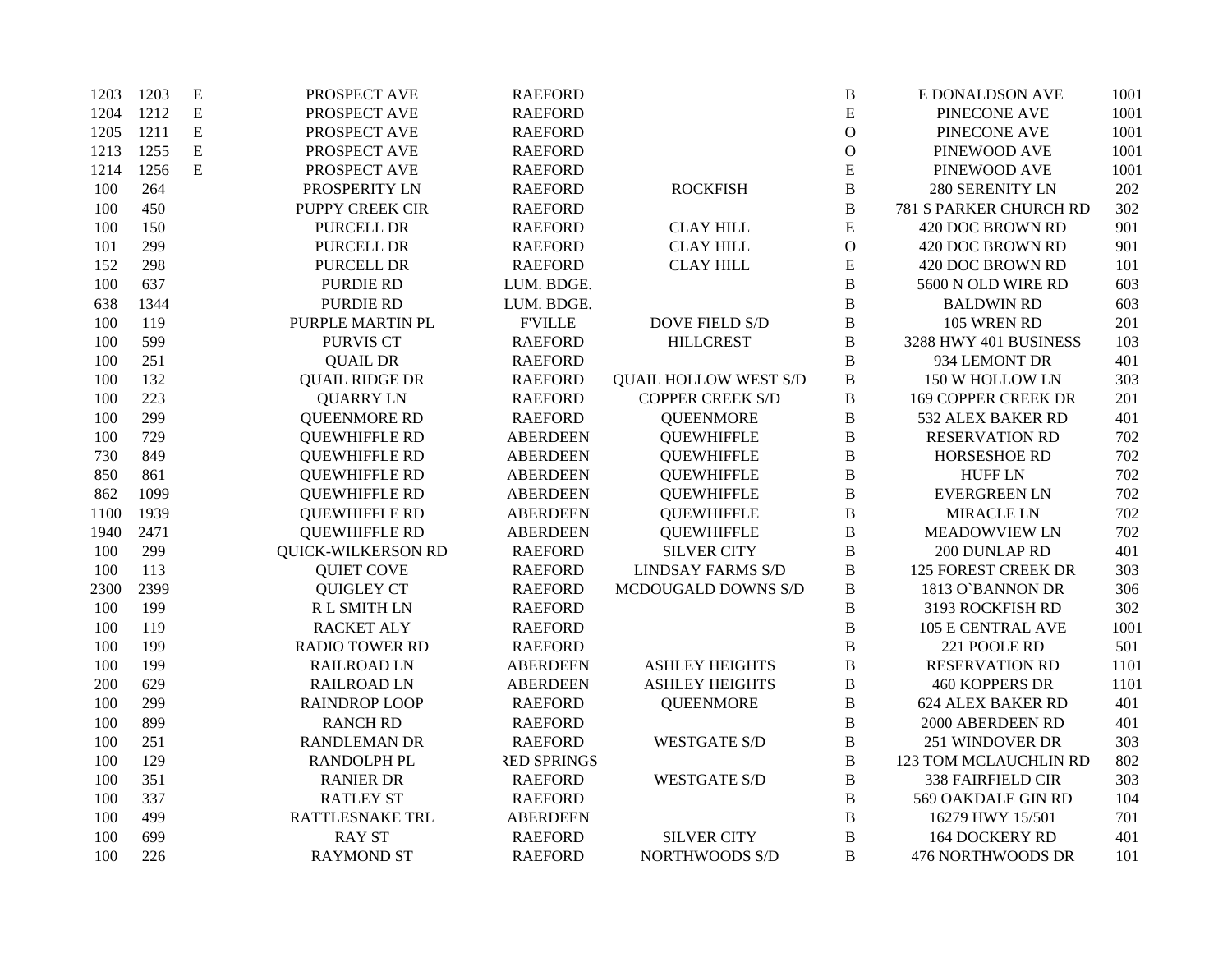| | | | | | | | | |
|---|---|---|---|---|---|---|---|---|
| 1203 | 1203 | E | PROSPECT AVE | RAEFORD | | B | E DONALDSON AVE | 1001 |
| 1204 | 1212 | E | PROSPECT AVE | RAEFORD | | E | PINECONE AVE | 1001 |
| 1205 | 1211 | E | PROSPECT AVE | RAEFORD | | O | PINECONE AVE | 1001 |
| 1213 | 1255 | E | PROSPECT AVE | RAEFORD | | O | PINEWOOD AVE | 1001 |
| 1214 | 1256 | E | PROSPECT AVE | RAEFORD | | E | PINEWOOD AVE | 1001 |
| 100 | 264 | | PROSPERITY LN | RAEFORD | ROCKFISH | B | 280 SERENITY LN | 202 |
| 100 | 450 | | PUPPY CREEK CIR | RAEFORD | | B | 781 S PARKER CHURCH RD | 302 |
| 100 | 150 | | PURCELL DR | RAEFORD | CLAY HILL | E | 420 DOC BROWN RD | 901 |
| 101 | 299 | | PURCELL DR | RAEFORD | CLAY HILL | O | 420 DOC BROWN RD | 901 |
| 152 | 298 | | PURCELL DR | RAEFORD | CLAY HILL | E | 420 DOC BROWN RD | 101 |
| 100 | 637 | | PURDIE RD | LUM. BDGE. | | B | 5600 N OLD WIRE RD | 603 |
| 638 | 1344 | | PURDIE RD | LUM. BDGE. | | B | BALDWIN RD | 603 |
| 100 | 119 | | PURPLE MARTIN PL | F'VILLE | DOVE FIELD S/D | B | 105 WREN RD | 201 |
| 100 | 599 | | PURVIS CT | RAEFORD | HILLCREST | B | 3288 HWY 401 BUSINESS | 103 |
| 100 | 251 | | QUAIL DR | RAEFORD | | B | 934 LEMONT DR | 401 |
| 100 | 132 | | QUAIL RIDGE DR | RAEFORD | QUAIL HOLLOW WEST S/D | B | 150 W HOLLOW LN | 303 |
| 100 | 223 | | QUARRY LN | RAEFORD | COPPER CREEK S/D | B | 169 COPPER CREEK DR | 201 |
| 100 | 299 | | QUEENMORE RD | RAEFORD | QUEENMORE | B | 532 ALEX BAKER RD | 401 |
| 100 | 729 | | QUEWHIFFLE RD | ABERDEEN | QUEWHIFFLE | B | RESERVATION RD | 702 |
| 730 | 849 | | QUEWHIFFLE RD | ABERDEEN | QUEWHIFFLE | B | HORSESHOE RD | 702 |
| 850 | 861 | | QUEWHIFFLE RD | ABERDEEN | QUEWHIFFLE | B | HUFF LN | 702 |
| 862 | 1099 | | QUEWHIFFLE RD | ABERDEEN | QUEWHIFFLE | B | EVERGREEN LN | 702 |
| 1100 | 1939 | | QUEWHIFFLE RD | ABERDEEN | QUEWHIFFLE | B | MIRACLE LN | 702 |
| 1940 | 2471 | | QUEWHIFFLE RD | ABERDEEN | QUEWHIFFLE | B | MEADOWVIEW LN | 702 |
| 100 | 299 | | QUICK-WILKERSON RD | RAEFORD | SILVER CITY | B | 200 DUNLAP RD | 401 |
| 100 | 113 | | QUIET COVE | RAEFORD | LINDSAY FARMS S/D | B | 125 FOREST CREEK DR | 303 |
| 2300 | 2399 | | QUIGLEY CT | RAEFORD | MCDOUGALD DOWNS S/D | B | 1813 O`BANNON DR | 306 |
| 100 | 199 | | R L SMITH LN | RAEFORD | | B | 3193 ROCKFISH RD | 302 |
| 100 | 119 | | RACKET ALY | RAEFORD | | B | 105 E CENTRAL AVE | 1001 |
| 100 | 199 | | RADIO TOWER RD | RAEFORD | | B | 221 POOLE RD | 501 |
| 100 | 199 | | RAILROAD LN | ABERDEEN | ASHLEY HEIGHTS | B | RESERVATION RD | 1101 |
| 200 | 629 | | RAILROAD LN | ABERDEEN | ASHLEY HEIGHTS | B | 460 KOPPERS DR | 1101 |
| 100 | 299 | | RAINDROP LOOP | RAEFORD | QUEENMORE | B | 624 ALEX BAKER RD | 401 |
| 100 | 899 | | RANCH RD | RAEFORD | | B | 2000 ABERDEEN RD | 401 |
| 100 | 251 | | RANDLEMAN DR | RAEFORD | WESTGATE S/D | B | 251 WINDOVER DR | 303 |
| 100 | 129 | | RANDOLPH PL | RED SPRINGS | | B | 123 TOM MCLAUCHLIN RD | 802 |
| 100 | 351 | | RANIER DR | RAEFORD | WESTGATE S/D | B | 338 FAIRFIELD CIR | 303 |
| 100 | 337 | | RATLEY ST | RAEFORD | | B | 569 OAKDALE GIN RD | 104 |
| 100 | 499 | | RATTLESNAKE TRL | ABERDEEN | | B | 16279 HWY 15/501 | 701 |
| 100 | 699 | | RAY ST | RAEFORD | SILVER CITY | B | 164 DOCKERY RD | 401 |
| 100 | 226 | | RAYMOND ST | RAEFORD | NORTHWOODS S/D | B | 476 NORTHWOODS DR | 101 |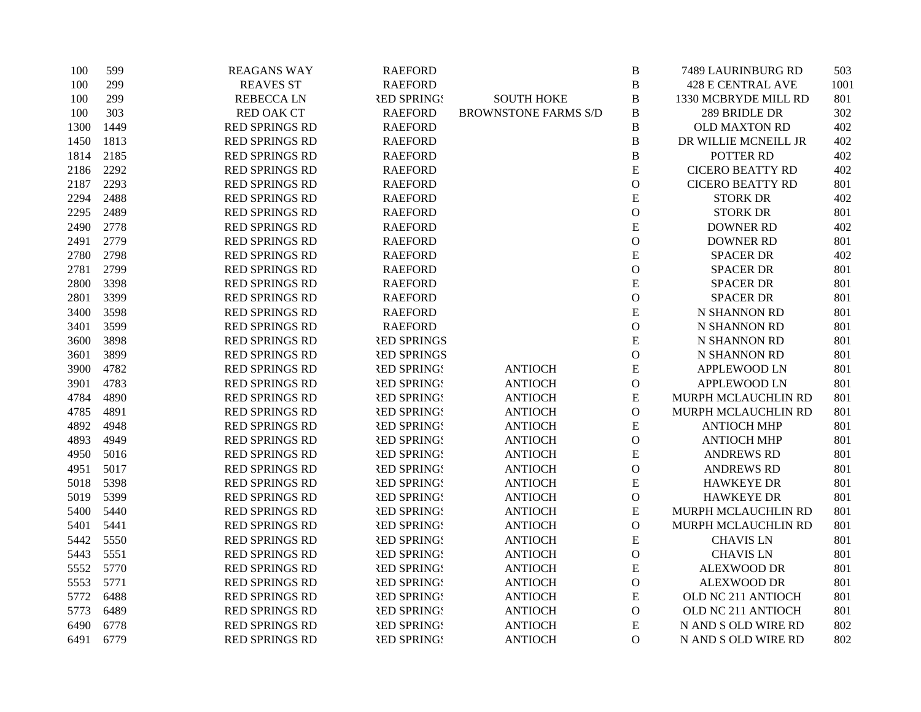| | | | | | | | |
|---|---|---|---|---|---|---|---|
| 100 | 599 | REAGANS WAY | RAEFORD | | B | 7489 LAURINBURG RD | 503 |
| 100 | 299 | REAVES ST | RAEFORD | | B | 428 E CENTRAL AVE | 1001 |
| 100 | 299 | REBECCA LN | RED SPRINGS | SOUTH HOKE | B | 1330 MCBRYDE MILL RD | 801 |
| 100 | 303 | RED OAK CT | RAEFORD | BROWNSTONE FARMS S/D | B | 289 BRIDLE DR | 302 |
| 1300 | 1449 | RED SPRINGS RD | RAEFORD | | B | OLD MAXTON RD | 402 |
| 1450 | 1813 | RED SPRINGS RD | RAEFORD | | B | DR WILLIE MCNEILL JR | 402 |
| 1814 | 2185 | RED SPRINGS RD | RAEFORD | | B | POTTER RD | 402 |
| 2186 | 2292 | RED SPRINGS RD | RAEFORD | | E | CICERO BEATTY RD | 402 |
| 2187 | 2293 | RED SPRINGS RD | RAEFORD | | O | CICERO BEATTY RD | 801 |
| 2294 | 2488 | RED SPRINGS RD | RAEFORD | | E | STORK DR | 402 |
| 2295 | 2489 | RED SPRINGS RD | RAEFORD | | O | STORK DR | 801 |
| 2490 | 2778 | RED SPRINGS RD | RAEFORD | | E | DOWNER RD | 402 |
| 2491 | 2779 | RED SPRINGS RD | RAEFORD | | O | DOWNER RD | 801 |
| 2780 | 2798 | RED SPRINGS RD | RAEFORD | | E | SPACER DR | 402 |
| 2781 | 2799 | RED SPRINGS RD | RAEFORD | | O | SPACER DR | 801 |
| 2800 | 3398 | RED SPRINGS RD | RAEFORD | | E | SPACER DR | 801 |
| 2801 | 3399 | RED SPRINGS RD | RAEFORD | | O | SPACER DR | 801 |
| 3400 | 3598 | RED SPRINGS RD | RAEFORD | | E | N SHANNON RD | 801 |
| 3401 | 3599 | RED SPRINGS RD | RAEFORD | | O | N SHANNON RD | 801 |
| 3600 | 3898 | RED SPRINGS RD | RED SPRINGS | | E | N SHANNON RD | 801 |
| 3601 | 3899 | RED SPRINGS RD | RED SPRINGS | | O | N SHANNON RD | 801 |
| 3900 | 4782 | RED SPRINGS RD | RED SPRINGS | ANTIOCH | E | APPLEWOOD LN | 801 |
| 3901 | 4783 | RED SPRINGS RD | RED SPRINGS | ANTIOCH | O | APPLEWOOD LN | 801 |
| 4784 | 4890 | RED SPRINGS RD | RED SPRINGS | ANTIOCH | E | MURPH MCLAUCHLIN RD | 801 |
| 4785 | 4891 | RED SPRINGS RD | RED SPRINGS | ANTIOCH | O | MURPH MCLAUCHLIN RD | 801 |
| 4892 | 4948 | RED SPRINGS RD | RED SPRINGS | ANTIOCH | E | ANTIOCH MHP | 801 |
| 4893 | 4949 | RED SPRINGS RD | RED SPRINGS | ANTIOCH | O | ANTIOCH MHP | 801 |
| 4950 | 5016 | RED SPRINGS RD | RED SPRINGS | ANTIOCH | E | ANDREWS RD | 801 |
| 4951 | 5017 | RED SPRINGS RD | RED SPRINGS | ANTIOCH | O | ANDREWS RD | 801 |
| 5018 | 5398 | RED SPRINGS RD | RED SPRINGS | ANTIOCH | E | HAWKEYE DR | 801 |
| 5019 | 5399 | RED SPRINGS RD | RED SPRINGS | ANTIOCH | O | HAWKEYE DR | 801 |
| 5400 | 5440 | RED SPRINGS RD | RED SPRINGS | ANTIOCH | E | MURPH MCLAUCHLIN RD | 801 |
| 5401 | 5441 | RED SPRINGS RD | RED SPRINGS | ANTIOCH | O | MURPH MCLAUCHLIN RD | 801 |
| 5442 | 5550 | RED SPRINGS RD | RED SPRINGS | ANTIOCH | E | CHAVIS LN | 801 |
| 5443 | 5551 | RED SPRINGS RD | RED SPRINGS | ANTIOCH | O | CHAVIS LN | 801 |
| 5552 | 5770 | RED SPRINGS RD | RED SPRINGS | ANTIOCH | E | ALEXWOOD DR | 801 |
| 5553 | 5771 | RED SPRINGS RD | RED SPRINGS | ANTIOCH | O | ALEXWOOD DR | 801 |
| 5772 | 6488 | RED SPRINGS RD | RED SPRINGS | ANTIOCH | E | OLD NC 211 ANTIOCH | 801 |
| 5773 | 6489 | RED SPRINGS RD | RED SPRINGS | ANTIOCH | O | OLD NC 211 ANTIOCH | 801 |
| 6490 | 6778 | RED SPRINGS RD | RED SPRINGS | ANTIOCH | E | N AND S OLD WIRE RD | 802 |
| 6491 | 6779 | RED SPRINGS RD | RED SPRINGS | ANTIOCH | O | N AND S OLD WIRE RD | 802 |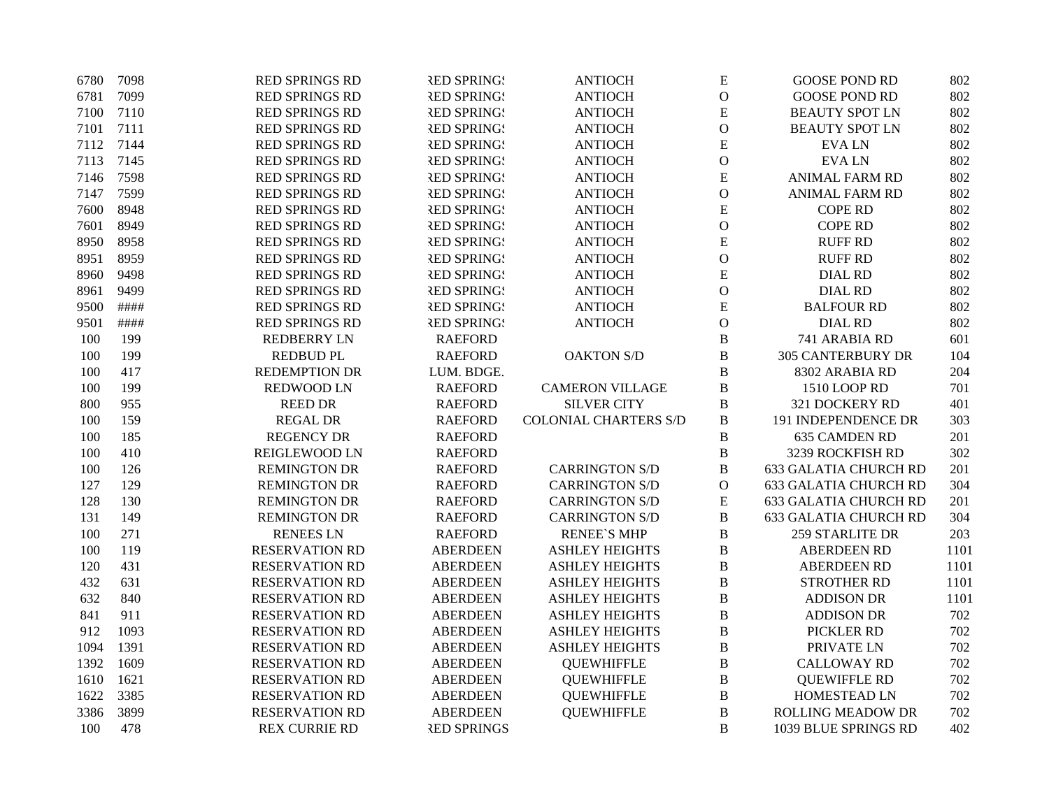| | | | | | | | |
|---|---|---|---|---|---|---|---|
| 6780 | 7098 | RED SPRINGS RD | RED SPRINGS | ANTIOCH | E | GOOSE POND RD | 802 |
| 6781 | 7099 | RED SPRINGS RD | RED SPRINGS | ANTIOCH | O | GOOSE POND RD | 802 |
| 7100 | 7110 | RED SPRINGS RD | RED SPRINGS | ANTIOCH | E | BEAUTY SPOT LN | 802 |
| 7101 | 7111 | RED SPRINGS RD | RED SPRINGS | ANTIOCH | O | BEAUTY SPOT LN | 802 |
| 7112 | 7144 | RED SPRINGS RD | RED SPRINGS | ANTIOCH | E | EVA LN | 802 |
| 7113 | 7145 | RED SPRINGS RD | RED SPRINGS | ANTIOCH | O | EVA LN | 802 |
| 7146 | 7598 | RED SPRINGS RD | RED SPRINGS | ANTIOCH | E | ANIMAL FARM RD | 802 |
| 7147 | 7599 | RED SPRINGS RD | RED SPRINGS | ANTIOCH | O | ANIMAL FARM RD | 802 |
| 7600 | 8948 | RED SPRINGS RD | RED SPRINGS | ANTIOCH | E | COPE RD | 802 |
| 7601 | 8949 | RED SPRINGS RD | RED SPRINGS | ANTIOCH | O | COPE RD | 802 |
| 8950 | 8958 | RED SPRINGS RD | RED SPRINGS | ANTIOCH | E | RUFF RD | 802 |
| 8951 | 8959 | RED SPRINGS RD | RED SPRINGS | ANTIOCH | O | RUFF RD | 802 |
| 8960 | 9498 | RED SPRINGS RD | RED SPRINGS | ANTIOCH | E | DIAL RD | 802 |
| 8961 | 9499 | RED SPRINGS RD | RED SPRINGS | ANTIOCH | O | DIAL RD | 802 |
| 9500 | #### | RED SPRINGS RD | RED SPRINGS | ANTIOCH | E | BALFOUR RD | 802 |
| 9501 | #### | RED SPRINGS RD | RED SPRINGS | ANTIOCH | O | DIAL RD | 802 |
| 100 | 199 | REDBERRY LN | RAEFORD | | B | 741 ARABIA RD | 601 |
| 100 | 199 | REDBUD PL | RAEFORD | OAKTON S/D | B | 305 CANTERBURY DR | 104 |
| 100 | 417 | REDEMPTION DR | LUM. BDGE. | | B | 8302 ARABIA RD | 204 |
| 100 | 199 | REDWOOD LN | RAEFORD | CAMERON VILLAGE | B | 1510 LOOP RD | 701 |
| 800 | 955 | REED DR | RAEFORD | SILVER CITY | B | 321 DOCKERY RD | 401 |
| 100 | 159 | REGAL DR | RAEFORD | COLONIAL CHARTERS S/D | B | 191 INDEPENDENCE DR | 303 |
| 100 | 185 | REGENCY DR | RAEFORD | | B | 635 CAMDEN RD | 201 |
| 100 | 410 | REIGLEWOOD LN | RAEFORD | | B | 3239 ROCKFISH RD | 302 |
| 100 | 126 | REMINGTON DR | RAEFORD | CARRINGTON S/D | B | 633 GALATIA CHURCH RD | 201 |
| 127 | 129 | REMINGTON DR | RAEFORD | CARRINGTON S/D | O | 633 GALATIA CHURCH RD | 304 |
| 128 | 130 | REMINGTON DR | RAEFORD | CARRINGTON S/D | E | 633 GALATIA CHURCH RD | 201 |
| 131 | 149 | REMINGTON DR | RAEFORD | CARRINGTON S/D | B | 633 GALATIA CHURCH RD | 304 |
| 100 | 271 | RENEES LN | RAEFORD | RENEE`S MHP | B | 259 STARLITE DR | 203 |
| 100 | 119 | RESERVATION RD | ABERDEEN | ASHLEY HEIGHTS | B | ABERDEEN RD | 1101 |
| 120 | 431 | RESERVATION RD | ABERDEEN | ASHLEY HEIGHTS | B | ABERDEEN RD | 1101 |
| 432 | 631 | RESERVATION RD | ABERDEEN | ASHLEY HEIGHTS | B | STROTHER RD | 1101 |
| 632 | 840 | RESERVATION RD | ABERDEEN | ASHLEY HEIGHTS | B | ADDISON DR | 1101 |
| 841 | 911 | RESERVATION RD | ABERDEEN | ASHLEY HEIGHTS | B | ADDISON DR | 702 |
| 912 | 1093 | RESERVATION RD | ABERDEEN | ASHLEY HEIGHTS | B | PICKLER RD | 702 |
| 1094 | 1391 | RESERVATION RD | ABERDEEN | ASHLEY HEIGHTS | B | PRIVATE LN | 702 |
| 1392 | 1609 | RESERVATION RD | ABERDEEN | QUEWHIFFLE | B | CALLOWAY RD | 702 |
| 1610 | 1621 | RESERVATION RD | ABERDEEN | QUEWHIFFLE | B | QUEWIFFLE RD | 702 |
| 1622 | 3385 | RESERVATION RD | ABERDEEN | QUEWHIFFLE | B | HOMESTEAD LN | 702 |
| 3386 | 3899 | RESERVATION RD | ABERDEEN | QUEWHIFFLE | B | ROLLING MEADOW DR | 702 |
| 100 | 478 | REX CURRIE RD | RED SPRINGS | | B | 1039 BLUE SPRINGS RD | 402 |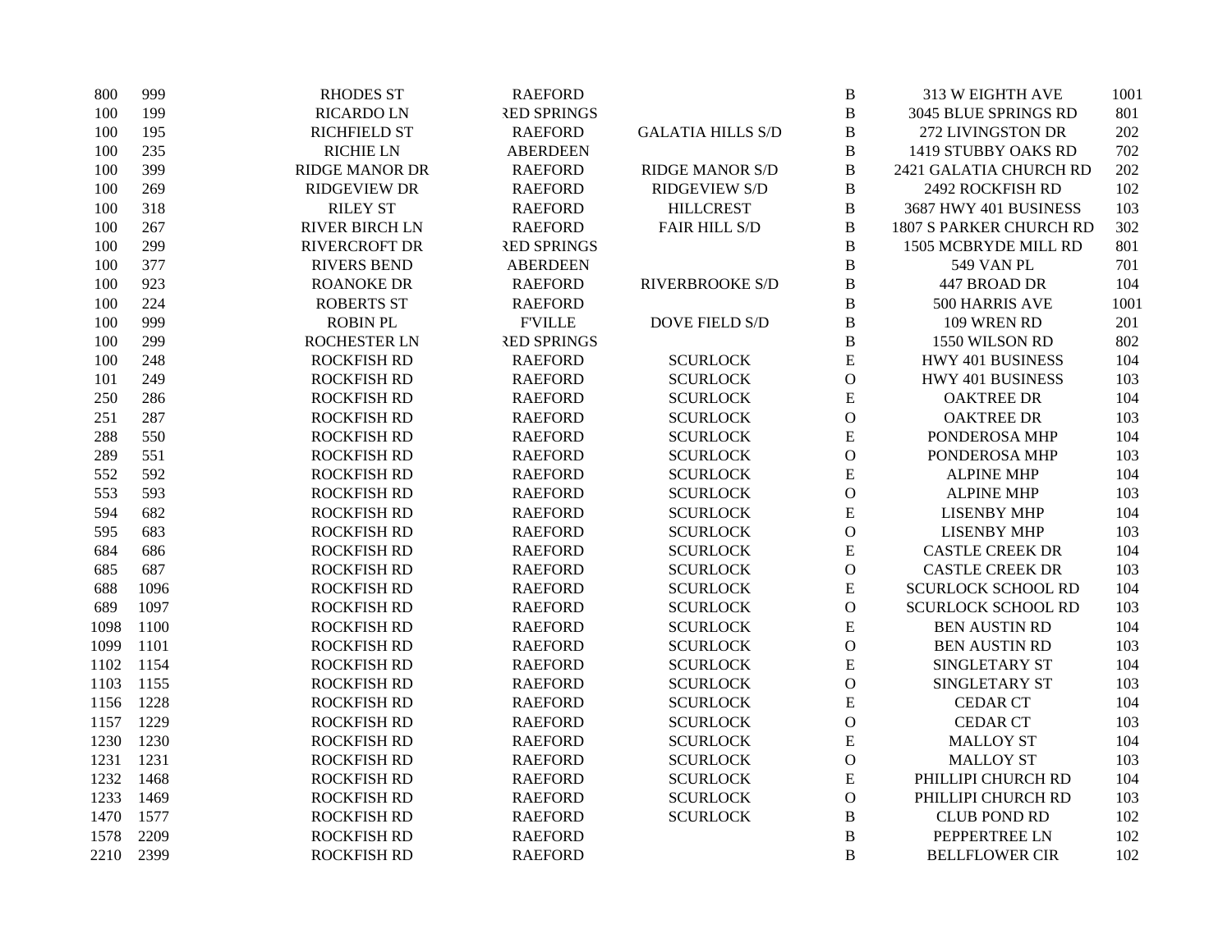| | | | | | | | |
|---|---|---|---|---|---|---|---|
| 800 | 999 | RHODES ST | RAEFORD | | B | 313 W EIGHTH AVE | 1001 |
| 100 | 199 | RICARDO LN | RED SPRINGS | | B | 3045 BLUE SPRINGS RD | 801 |
| 100 | 195 | RICHFIELD ST | RAEFORD | GALATIA HILLS S/D | B | 272 LIVINGSTON DR | 202 |
| 100 | 235 | RICHIE LN | ABERDEEN | | B | 1419 STUBBY OAKS RD | 702 |
| 100 | 399 | RIDGE MANOR DR | RAEFORD | RIDGE MANOR S/D | B | 2421 GALATIA CHURCH RD | 202 |
| 100 | 269 | RIDGEVIEW DR | RAEFORD | RIDGEVIEW S/D | B | 2492 ROCKFISH RD | 102 |
| 100 | 318 | RILEY ST | RAEFORD | HILLCREST | B | 3687 HWY 401 BUSINESS | 103 |
| 100 | 267 | RIVER BIRCH LN | RAEFORD | FAIR HILL S/D | B | 1807 S PARKER CHURCH RD | 302 |
| 100 | 299 | RIVERCROFT DR | RED SPRINGS | | B | 1505 MCBRYDE MILL RD | 801 |
| 100 | 377 | RIVERS BEND | ABERDEEN | | B | 549 VAN PL | 701 |
| 100 | 923 | ROANOKE DR | RAEFORD | RIVERBROOKE S/D | B | 447 BROAD DR | 104 |
| 100 | 224 | ROBERTS ST | RAEFORD | | B | 500 HARRIS AVE | 1001 |
| 100 | 999 | ROBIN PL | F'VILLE | DOVE FIELD S/D | B | 109 WREN RD | 201 |
| 100 | 299 | ROCHESTER LN | RED SPRINGS | | B | 1550 WILSON RD | 802 |
| 100 | 248 | ROCKFISH RD | RAEFORD | SCURLOCK | E | HWY 401 BUSINESS | 104 |
| 101 | 249 | ROCKFISH RD | RAEFORD | SCURLOCK | O | HWY 401 BUSINESS | 103 |
| 250 | 286 | ROCKFISH RD | RAEFORD | SCURLOCK | E | OAKTREE DR | 104 |
| 251 | 287 | ROCKFISH RD | RAEFORD | SCURLOCK | O | OAKTREE DR | 103 |
| 288 | 550 | ROCKFISH RD | RAEFORD | SCURLOCK | E | PONDEROSA MHP | 104 |
| 289 | 551 | ROCKFISH RD | RAEFORD | SCURLOCK | O | PONDEROSA MHP | 103 |
| 552 | 592 | ROCKFISH RD | RAEFORD | SCURLOCK | E | ALPINE MHP | 104 |
| 553 | 593 | ROCKFISH RD | RAEFORD | SCURLOCK | O | ALPINE MHP | 103 |
| 594 | 682 | ROCKFISH RD | RAEFORD | SCURLOCK | E | LISENBY MHP | 104 |
| 595 | 683 | ROCKFISH RD | RAEFORD | SCURLOCK | O | LISENBY MHP | 103 |
| 684 | 686 | ROCKFISH RD | RAEFORD | SCURLOCK | E | CASTLE CREEK DR | 104 |
| 685 | 687 | ROCKFISH RD | RAEFORD | SCURLOCK | O | CASTLE CREEK DR | 103 |
| 688 | 1096 | ROCKFISH RD | RAEFORD | SCURLOCK | E | SCURLOCK SCHOOL RD | 104 |
| 689 | 1097 | ROCKFISH RD | RAEFORD | SCURLOCK | O | SCURLOCK SCHOOL RD | 103 |
| 1098 | 1100 | ROCKFISH RD | RAEFORD | SCURLOCK | E | BEN AUSTIN RD | 104 |
| 1099 | 1101 | ROCKFISH RD | RAEFORD | SCURLOCK | O | BEN AUSTIN RD | 103 |
| 1102 | 1154 | ROCKFISH RD | RAEFORD | SCURLOCK | E | SINGLETARY ST | 104 |
| 1103 | 1155 | ROCKFISH RD | RAEFORD | SCURLOCK | O | SINGLETARY ST | 103 |
| 1156 | 1228 | ROCKFISH RD | RAEFORD | SCURLOCK | E | CEDAR CT | 104 |
| 1157 | 1229 | ROCKFISH RD | RAEFORD | SCURLOCK | O | CEDAR CT | 103 |
| 1230 | 1230 | ROCKFISH RD | RAEFORD | SCURLOCK | E | MALLOY ST | 104 |
| 1231 | 1231 | ROCKFISH RD | RAEFORD | SCURLOCK | O | MALLOY ST | 103 |
| 1232 | 1468 | ROCKFISH RD | RAEFORD | SCURLOCK | E | PHILLIPI CHURCH RD | 104 |
| 1233 | 1469 | ROCKFISH RD | RAEFORD | SCURLOCK | O | PHILLIPI CHURCH RD | 103 |
| 1470 | 1577 | ROCKFISH RD | RAEFORD | SCURLOCK | B | CLUB POND RD | 102 |
| 1578 | 2209 | ROCKFISH RD | RAEFORD | | B | PEPPERTREE LN | 102 |
| 2210 | 2399 | ROCKFISH RD | RAEFORD | | B | BELLFLOWER CIR | 102 |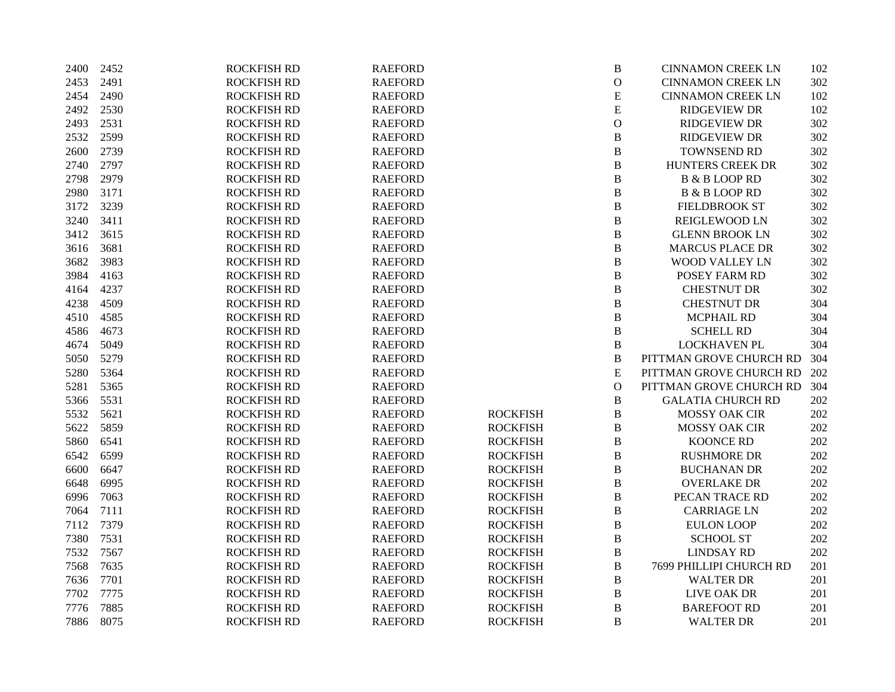| | | | | | | | |
|---|---|---|---|---|---|---|---|
| 2400 | 2452 | ROCKFISH RD | RAEFORD | | B | CINNAMON CREEK LN | 102 |
| 2453 | 2491 | ROCKFISH RD | RAEFORD | | O | CINNAMON CREEK LN | 302 |
| 2454 | 2490 | ROCKFISH RD | RAEFORD | | E | CINNAMON CREEK LN | 102 |
| 2492 | 2530 | ROCKFISH RD | RAEFORD | | E | RIDGEVIEW DR | 102 |
| 2493 | 2531 | ROCKFISH RD | RAEFORD | | O | RIDGEVIEW DR | 302 |
| 2532 | 2599 | ROCKFISH RD | RAEFORD | | B | RIDGEVIEW DR | 302 |
| 2600 | 2739 | ROCKFISH RD | RAEFORD | | B | TOWNSEND RD | 302 |
| 2740 | 2797 | ROCKFISH RD | RAEFORD | | B | HUNTERS CREEK DR | 302 |
| 2798 | 2979 | ROCKFISH RD | RAEFORD | | B | B & B LOOP RD | 302 |
| 2980 | 3171 | ROCKFISH RD | RAEFORD | | B | B & B LOOP RD | 302 |
| 3172 | 3239 | ROCKFISH RD | RAEFORD | | B | FIELDBROOK ST | 302 |
| 3240 | 3411 | ROCKFISH RD | RAEFORD | | B | REIGLEWOOD LN | 302 |
| 3412 | 3615 | ROCKFISH RD | RAEFORD | | B | GLENN BROOK LN | 302 |
| 3616 | 3681 | ROCKFISH RD | RAEFORD | | B | MARCUS PLACE DR | 302 |
| 3682 | 3983 | ROCKFISH RD | RAEFORD | | B | WOOD VALLEY LN | 302 |
| 3984 | 4163 | ROCKFISH RD | RAEFORD | | B | POSEY FARM RD | 302 |
| 4164 | 4237 | ROCKFISH RD | RAEFORD | | B | CHESTNUT DR | 302 |
| 4238 | 4509 | ROCKFISH RD | RAEFORD | | B | CHESTNUT DR | 304 |
| 4510 | 4585 | ROCKFISH RD | RAEFORD | | B | MCPHAIL RD | 304 |
| 4586 | 4673 | ROCKFISH RD | RAEFORD | | B | SCHELL RD | 304 |
| 4674 | 5049 | ROCKFISH RD | RAEFORD | | B | LOCKHAVEN PL | 304 |
| 5050 | 5279 | ROCKFISH RD | RAEFORD | | B | PITTMAN GROVE CHURCH RD | 304 |
| 5280 | 5364 | ROCKFISH RD | RAEFORD | | E | PITTMAN GROVE CHURCH RD | 202 |
| 5281 | 5365 | ROCKFISH RD | RAEFORD | | O | PITTMAN GROVE CHURCH RD | 304 |
| 5366 | 5531 | ROCKFISH RD | RAEFORD | | B | GALATIA CHURCH RD | 202 |
| 5532 | 5621 | ROCKFISH RD | RAEFORD | ROCKFISH | B | MOSSY OAK CIR | 202 |
| 5622 | 5859 | ROCKFISH RD | RAEFORD | ROCKFISH | B | MOSSY OAK CIR | 202 |
| 5860 | 6541 | ROCKFISH RD | RAEFORD | ROCKFISH | B | KOONCE RD | 202 |
| 6542 | 6599 | ROCKFISH RD | RAEFORD | ROCKFISH | B | RUSHMORE DR | 202 |
| 6600 | 6647 | ROCKFISH RD | RAEFORD | ROCKFISH | B | BUCHANAN DR | 202 |
| 6648 | 6995 | ROCKFISH RD | RAEFORD | ROCKFISH | B | OVERLAKE DR | 202 |
| 6996 | 7063 | ROCKFISH RD | RAEFORD | ROCKFISH | B | PECAN TRACE RD | 202 |
| 7064 | 7111 | ROCKFISH RD | RAEFORD | ROCKFISH | B | CARRIAGE LN | 202 |
| 7112 | 7379 | ROCKFISH RD | RAEFORD | ROCKFISH | B | EULON LOOP | 202 |
| 7380 | 7531 | ROCKFISH RD | RAEFORD | ROCKFISH | B | SCHOOL ST | 202 |
| 7532 | 7567 | ROCKFISH RD | RAEFORD | ROCKFISH | B | LINDSAY RD | 202 |
| 7568 | 7635 | ROCKFISH RD | RAEFORD | ROCKFISH | B | 7699 PHILLIPI CHURCH RD | 201 |
| 7636 | 7701 | ROCKFISH RD | RAEFORD | ROCKFISH | B | WALTER DR | 201 |
| 7702 | 7775 | ROCKFISH RD | RAEFORD | ROCKFISH | B | LIVE OAK DR | 201 |
| 7776 | 7885 | ROCKFISH RD | RAEFORD | ROCKFISH | B | BAREFOOT RD | 201 |
| 7886 | 8075 | ROCKFISH RD | RAEFORD | ROCKFISH | B | WALTER DR | 201 |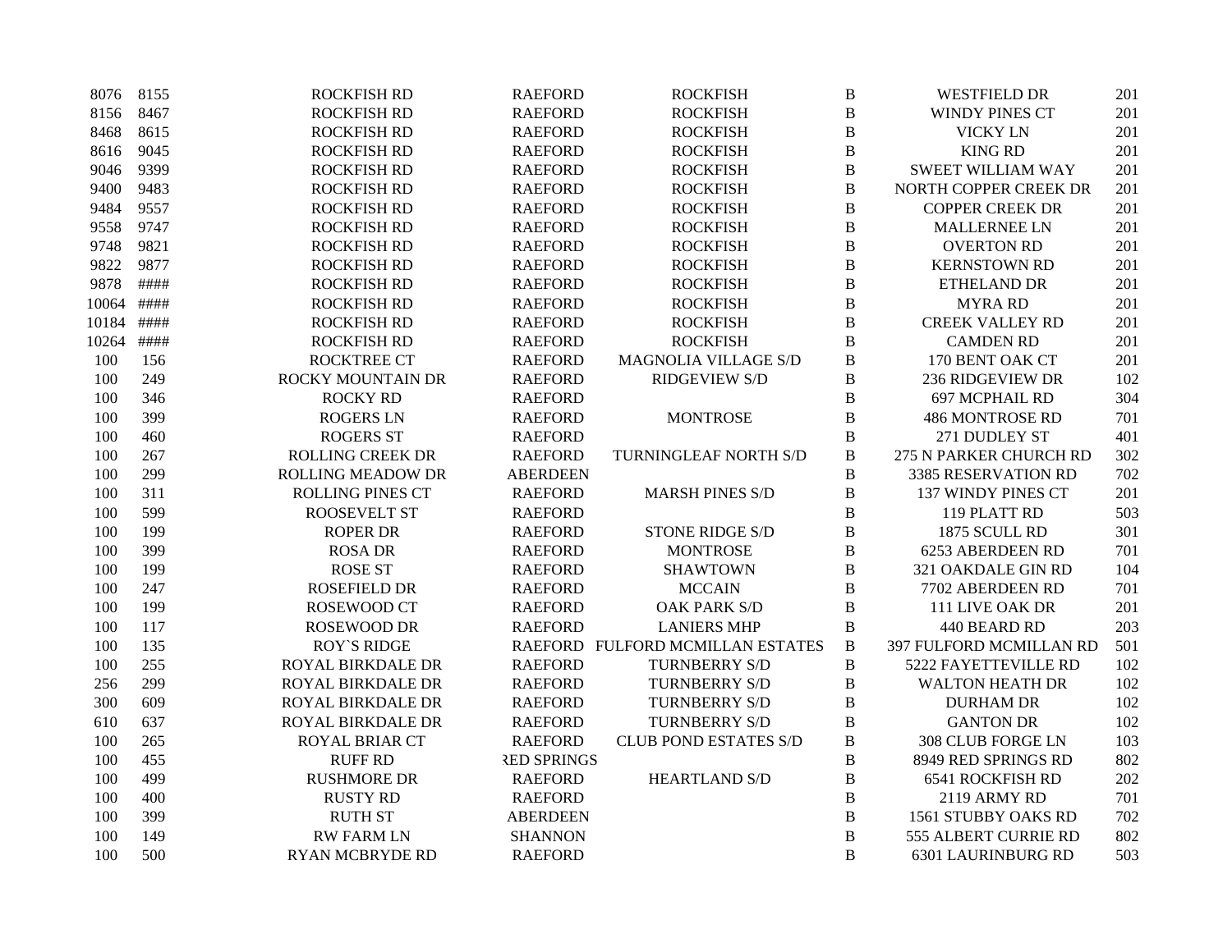| | | | | | | | |
|---|---|---|---|---|---|---|---|
| 8076 | 8155 | ROCKFISH RD | RAEFORD | ROCKFISH | B | WESTFIELD DR | 201 |
| 8156 | 8467 | ROCKFISH RD | RAEFORD | ROCKFISH | B | WINDY PINES CT | 201 |
| 8468 | 8615 | ROCKFISH RD | RAEFORD | ROCKFISH | B | VICKY LN | 201 |
| 8616 | 9045 | ROCKFISH RD | RAEFORD | ROCKFISH | B | KING RD | 201 |
| 9046 | 9399 | ROCKFISH RD | RAEFORD | ROCKFISH | B | SWEET WILLIAM WAY | 201 |
| 9400 | 9483 | ROCKFISH RD | RAEFORD | ROCKFISH | B | NORTH COPPER CREEK DR | 201 |
| 9484 | 9557 | ROCKFISH RD | RAEFORD | ROCKFISH | B | COPPER CREEK DR | 201 |
| 9558 | 9747 | ROCKFISH RD | RAEFORD | ROCKFISH | B | MALLERNEE LN | 201 |
| 9748 | 9821 | ROCKFISH RD | RAEFORD | ROCKFISH | B | OVERTON RD | 201 |
| 9822 | 9877 | ROCKFISH RD | RAEFORD | ROCKFISH | B | KERNSTOWN RD | 201 |
| 9878 | #### | ROCKFISH RD | RAEFORD | ROCKFISH | B | ETHELAND DR | 201 |
| 10064 | #### | ROCKFISH RD | RAEFORD | ROCKFISH | B | MYRA RD | 201 |
| 10184 | #### | ROCKFISH RD | RAEFORD | ROCKFISH | B | CREEK VALLEY RD | 201 |
| 10264 | #### | ROCKFISH RD | RAEFORD | ROCKFISH | B | CAMDEN RD | 201 |
| 100 | 156 | ROCKTREE CT | RAEFORD | MAGNOLIA VILLAGE S/D | B | 170 BENT OAK CT | 201 |
| 100 | 249 | ROCKY MOUNTAIN DR | RAEFORD | RIDGEVIEW S/D | B | 236 RIDGEVIEW DR | 102 |
| 100 | 346 | ROCKY RD | RAEFORD | | B | 697 MCPHAIL RD | 304 |
| 100 | 399 | ROGERS LN | RAEFORD | MONTROSE | B | 486 MONTROSE RD | 701 |
| 100 | 460 | ROGERS ST | RAEFORD | | B | 271 DUDLEY ST | 401 |
| 100 | 267 | ROLLING CREEK DR | RAEFORD | TURNINGLEAF NORTH S/D | B | 275 N PARKER CHURCH RD | 302 |
| 100 | 299 | ROLLING MEADOW DR | ABERDEEN | | B | 3385 RESERVATION RD | 702 |
| 100 | 311 | ROLLING PINES CT | RAEFORD | MARSH PINES S/D | B | 137 WINDY PINES CT | 201 |
| 100 | 599 | ROOSEVELT ST | RAEFORD | | B | 119 PLATT RD | 503 |
| 100 | 199 | ROPER DR | RAEFORD | STONE RIDGE S/D | B | 1875 SCULL RD | 301 |
| 100 | 399 | ROSA DR | RAEFORD | MONTROSE | B | 6253 ABERDEEN RD | 701 |
| 100 | 199 | ROSE ST | RAEFORD | SHAWTOWN | B | 321 OAKDALE GIN RD | 104 |
| 100 | 247 | ROSEFIELD DR | RAEFORD | MCCAIN | B | 7702 ABERDEEN RD | 701 |
| 100 | 199 | ROSEWOOD CT | RAEFORD | OAK PARK S/D | B | 111 LIVE OAK DR | 201 |
| 100 | 117 | ROSEWOOD DR | RAEFORD | LANIERS MHP | B | 440 BEARD RD | 203 |
| 100 | 135 | ROY`S RIDGE | RAEFORD | FULFORD MCMILLAN ESTATES | B | 397 FULFORD MCMILLAN RD | 501 |
| 100 | 255 | ROYAL BIRKDALE DR | RAEFORD | TURNBERRY S/D | B | 5222 FAYETTEVILLE RD | 102 |
| 256 | 299 | ROYAL BIRKDALE DR | RAEFORD | TURNBERRY S/D | B | WALTON HEATH DR | 102 |
| 300 | 609 | ROYAL BIRKDALE DR | RAEFORD | TURNBERRY S/D | B | DURHAM DR | 102 |
| 610 | 637 | ROYAL BIRKDALE DR | RAEFORD | TURNBERRY S/D | B | GANTON DR | 102 |
| 100 | 265 | ROYAL BRIAR CT | RAEFORD | CLUB POND ESTATES S/D | B | 308 CLUB FORGE LN | 103 |
| 100 | 455 | RUFF RD | RED SPRINGS | | B | 8949 RED SPRINGS RD | 802 |
| 100 | 499 | RUSHMORE DR | RAEFORD | HEARTLAND S/D | B | 6541 ROCKFISH RD | 202 |
| 100 | 400 | RUSTY RD | RAEFORD | | B | 2119 ARMY RD | 701 |
| 100 | 399 | RUTH ST | ABERDEEN | | B | 1561 STUBBY OAKS RD | 702 |
| 100 | 149 | RW FARM LN | SHANNON | | B | 555 ALBERT CURRIE RD | 802 |
| 100 | 500 | RYAN MCBRYDE RD | RAEFORD | | B | 6301 LAURINBURG RD | 503 |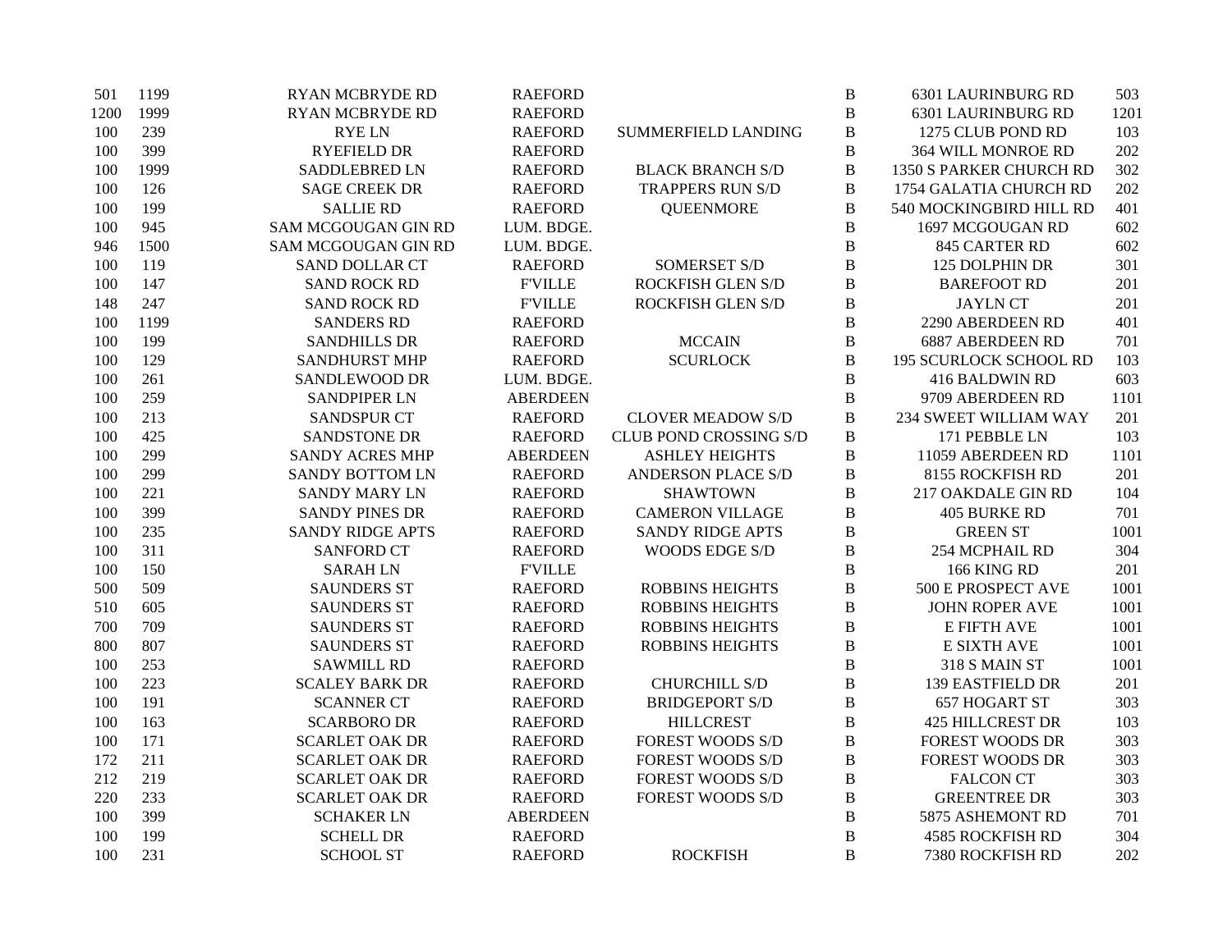| | | | | | | | |
|---|---|---|---|---|---|---|---|
| 501 | 1199 | RYAN MCBRYDE RD | RAEFORD | | B | 6301 LAURINBURG RD | 503 |
| 1200 | 1999 | RYAN MCBRYDE RD | RAEFORD | | B | 6301 LAURINBURG RD | 1201 |
| 100 | 239 | RYE LN | RAEFORD | SUMMERFIELD LANDING | B | 1275 CLUB POND RD | 103 |
| 100 | 399 | RYEFIELD DR | RAEFORD | | B | 364 WILL MONROE RD | 202 |
| 100 | 1999 | SADDLEBRED LN | RAEFORD | BLACK BRANCH S/D | B | 1350 S PARKER CHURCH RD | 302 |
| 100 | 126 | SAGE CREEK DR | RAEFORD | TRAPPERS RUN S/D | B | 1754 GALATIA CHURCH RD | 202 |
| 100 | 199 | SALLIE RD | RAEFORD | QUEENMORE | B | 540 MOCKINGBIRD HILL RD | 401 |
| 100 | 945 | SAM MCGOUGAN GIN RD | LUM. BDGE. | | B | 1697 MCGOUGAN RD | 602 |
| 946 | 1500 | SAM MCGOUGAN GIN RD | LUM. BDGE. | | B | 845 CARTER RD | 602 |
| 100 | 119 | SAND DOLLAR CT | RAEFORD | SOMERSET S/D | B | 125 DOLPHIN DR | 301 |
| 100 | 147 | SAND ROCK RD | F'VILLE | ROCKFISH GLEN S/D | B | BAREFOOT RD | 201 |
| 148 | 247 | SAND ROCK RD | F'VILLE | ROCKFISH GLEN S/D | B | JAYLN CT | 201 |
| 100 | 1199 | SANDERS RD | RAEFORD | | B | 2290 ABERDEEN RD | 401 |
| 100 | 199 | SANDHILLS DR | RAEFORD | MCCAIN | B | 6887 ABERDEEN RD | 701 |
| 100 | 129 | SANDHURST MHP | RAEFORD | SCURLOCK | B | 195 SCURLOCK SCHOOL RD | 103 |
| 100 | 261 | SANDLEWOOD DR | LUM. BDGE. | | B | 416 BALDWIN RD | 603 |
| 100 | 259 | SANDPIPER LN | ABERDEEN | | B | 9709 ABERDEEN RD | 1101 |
| 100 | 213 | SANDSPUR CT | RAEFORD | CLOVER MEADOW S/D | B | 234 SWEET WILLIAM WAY | 201 |
| 100 | 425 | SANDSTONE DR | RAEFORD | CLUB POND CROSSING S/D | B | 171 PEBBLE LN | 103 |
| 100 | 299 | SANDY ACRES MHP | ABERDEEN | ASHLEY HEIGHTS | B | 11059 ABERDEEN RD | 1101 |
| 100 | 299 | SANDY BOTTOM LN | RAEFORD | ANDERSON PLACE S/D | B | 8155 ROCKFISH RD | 201 |
| 100 | 221 | SANDY MARY LN | RAEFORD | SHAWTOWN | B | 217 OAKDALE GIN RD | 104 |
| 100 | 399 | SANDY PINES DR | RAEFORD | CAMERON VILLAGE | B | 405 BURKE RD | 701 |
| 100 | 235 | SANDY RIDGE APTS | RAEFORD | SANDY RIDGE APTS | B | GREEN ST | 1001 |
| 100 | 311 | SANFORD CT | RAEFORD | WOODS EDGE S/D | B | 254 MCPHAIL RD | 304 |
| 100 | 150 | SARAH LN | F'VILLE | | B | 166 KING RD | 201 |
| 500 | 509 | SAUNDERS ST | RAEFORD | ROBBINS HEIGHTS | B | 500 E PROSPECT AVE | 1001 |
| 510 | 605 | SAUNDERS ST | RAEFORD | ROBBINS HEIGHTS | B | JOHN ROPER AVE | 1001 |
| 700 | 709 | SAUNDERS ST | RAEFORD | ROBBINS HEIGHTS | B | E FIFTH AVE | 1001 |
| 800 | 807 | SAUNDERS ST | RAEFORD | ROBBINS HEIGHTS | B | E SIXTH AVE | 1001 |
| 100 | 253 | SAWMILL RD | RAEFORD | | B | 318 S MAIN ST | 1001 |
| 100 | 223 | SCALEY BARK DR | RAEFORD | CHURCHILL S/D | B | 139 EASTFIELD DR | 201 |
| 100 | 191 | SCANNER CT | RAEFORD | BRIDGEPORT S/D | B | 657 HOGART ST | 303 |
| 100 | 163 | SCARBORO DR | RAEFORD | HILLCREST | B | 425 HILLCREST DR | 103 |
| 100 | 171 | SCARLET OAK DR | RAEFORD | FOREST WOODS S/D | B | FOREST WOODS DR | 303 |
| 172 | 211 | SCARLET OAK DR | RAEFORD | FOREST WOODS S/D | B | FOREST WOODS DR | 303 |
| 212 | 219 | SCARLET OAK DR | RAEFORD | FOREST WOODS S/D | B | FALCON CT | 303 |
| 220 | 233 | SCARLET OAK DR | RAEFORD | FOREST WOODS S/D | B | GREENTREE DR | 303 |
| 100 | 399 | SCHAKER LN | ABERDEEN | | B | 5875 ASHEMONT RD | 701 |
| 100 | 199 | SCHELL DR | RAEFORD | | B | 4585 ROCKFISH RD | 304 |
| 100 | 231 | SCHOOL ST | RAEFORD | ROCKFISH | B | 7380 ROCKFISH RD | 202 |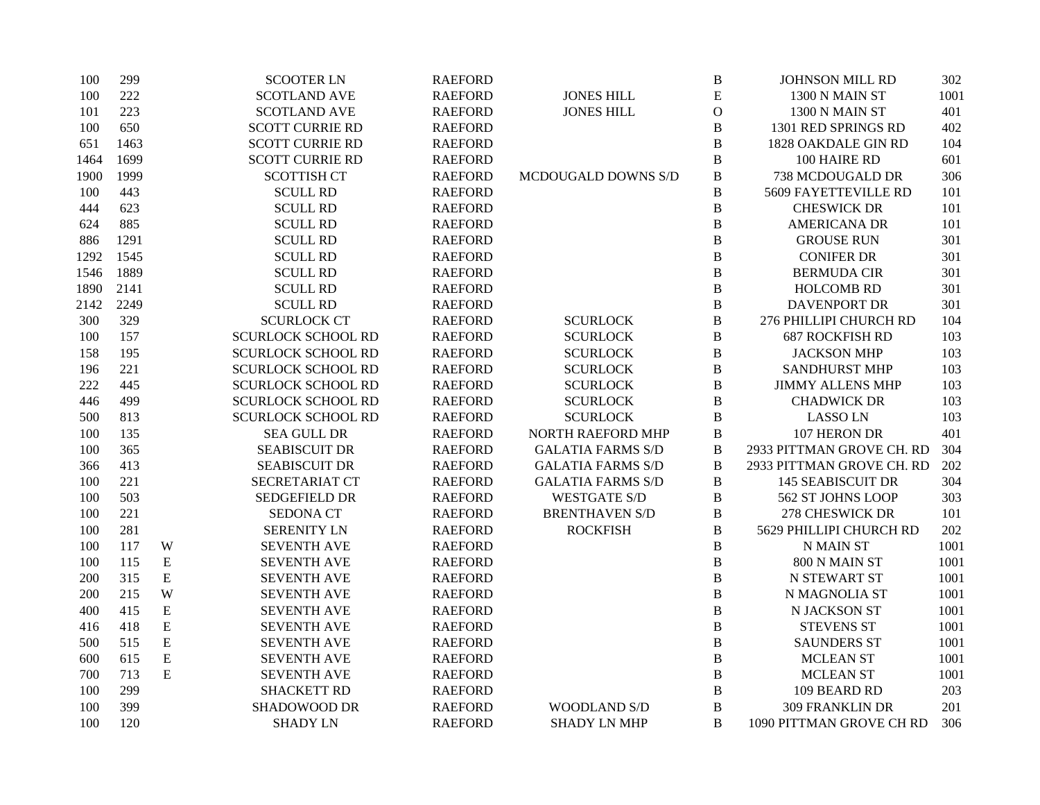| | | | | | | | | |
|---|---|---|---|---|---|---|---|---|
| 100 | 299 | | SCOOTER LN | RAEFORD | | B | JOHNSON MILL RD | 302 |
| 100 | 222 | | SCOTLAND AVE | RAEFORD | JONES HILL | E | 1300 N MAIN ST | 1001 |
| 101 | 223 | | SCOTLAND AVE | RAEFORD | JONES HILL | O | 1300 N MAIN ST | 401 |
| 100 | 650 | | SCOTT CURRIE RD | RAEFORD | | B | 1301 RED SPRINGS RD | 402 |
| 651 | 1463 | | SCOTT CURRIE RD | RAEFORD | | B | 1828 OAKDALE GIN RD | 104 |
| 1464 | 1699 | | SCOTT CURRIE RD | RAEFORD | | B | 100 HAIRE RD | 601 |
| 1900 | 1999 | | SCOTTISH CT | RAEFORD | MCDOUGALD DOWNS S/D | B | 738 MCDOUGALD DR | 306 |
| 100 | 443 | | SCULL RD | RAEFORD | | B | 5609 FAYETTEVILLE RD | 101 |
| 444 | 623 | | SCULL RD | RAEFORD | | B | CHESWICK DR | 101 |
| 624 | 885 | | SCULL RD | RAEFORD | | B | AMERICANA DR | 101 |
| 886 | 1291 | | SCULL RD | RAEFORD | | B | GROUSE RUN | 301 |
| 1292 | 1545 | | SCULL RD | RAEFORD | | B | CONIFER DR | 301 |
| 1546 | 1889 | | SCULL RD | RAEFORD | | B | BERMUDA CIR | 301 |
| 1890 | 2141 | | SCULL RD | RAEFORD | | B | HOLCOMB RD | 301 |
| 2142 | 2249 | | SCULL RD | RAEFORD | | B | DAVENPORT DR | 301 |
| 300 | 329 | | SCURLOCK CT | RAEFORD | SCURLOCK | B | 276 PHILLIPI CHURCH RD | 104 |
| 100 | 157 | | SCURLOCK SCHOOL RD | RAEFORD | SCURLOCK | B | 687 ROCKFISH RD | 103 |
| 158 | 195 | | SCURLOCK SCHOOL RD | RAEFORD | SCURLOCK | B | JACKSON MHP | 103 |
| 196 | 221 | | SCURLOCK SCHOOL RD | RAEFORD | SCURLOCK | B | SANDHURST MHP | 103 |
| 222 | 445 | | SCURLOCK SCHOOL RD | RAEFORD | SCURLOCK | B | JIMMY ALLENS MHP | 103 |
| 446 | 499 | | SCURLOCK SCHOOL RD | RAEFORD | SCURLOCK | B | CHADWICK DR | 103 |
| 500 | 813 | | SCURLOCK SCHOOL RD | RAEFORD | SCURLOCK | B | LASSO LN | 103 |
| 100 | 135 | | SEA GULL DR | RAEFORD | NORTH RAEFORD MHP | B | 107 HERON DR | 401 |
| 100 | 365 | | SEABISCUIT DR | RAEFORD | GALATIA FARMS S/D | B | 2933 PITTMAN GROVE CH. RD | 304 |
| 366 | 413 | | SEABISCUIT DR | RAEFORD | GALATIA FARMS S/D | B | 2933 PITTMAN GROVE CH. RD | 202 |
| 100 | 221 | | SECRETARIAT CT | RAEFORD | GALATIA FARMS S/D | B | 145 SEABISCUIT DR | 304 |
| 100 | 503 | | SEDGEFIELD DR | RAEFORD | WESTGATE S/D | B | 562 ST JOHNS LOOP | 303 |
| 100 | 221 | | SEDONA CT | RAEFORD | BRENTHAVEN S/D | B | 278 CHESWICK DR | 101 |
| 100 | 281 | | SERENITY LN | RAEFORD | ROCKFISH | B | 5629 PHILLIPI CHURCH RD | 202 |
| 100 | 117 | W | SEVENTH AVE | RAEFORD | | B | N MAIN ST | 1001 |
| 100 | 115 | E | SEVENTH AVE | RAEFORD | | B | 800 N MAIN ST | 1001 |
| 200 | 315 | E | SEVENTH AVE | RAEFORD | | B | N STEWART ST | 1001 |
| 200 | 215 | W | SEVENTH AVE | RAEFORD | | B | N MAGNOLIA ST | 1001 |
| 400 | 415 | E | SEVENTH AVE | RAEFORD | | B | N JACKSON ST | 1001 |
| 416 | 418 | E | SEVENTH AVE | RAEFORD | | B | STEVENS ST | 1001 |
| 500 | 515 | E | SEVENTH AVE | RAEFORD | | B | SAUNDERS ST | 1001 |
| 600 | 615 | E | SEVENTH AVE | RAEFORD | | B | MCLEAN ST | 1001 |
| 700 | 713 | E | SEVENTH AVE | RAEFORD | | B | MCLEAN ST | 1001 |
| 100 | 299 | | SHACKETT RD | RAEFORD | | B | 109 BEARD RD | 203 |
| 100 | 399 | | SHADOWOOD DR | RAEFORD | WOODLAND S/D | B | 309 FRANKLIN DR | 201 |
| 100 | 120 | | SHADY LN | RAEFORD | SHADY LN MHP | B | 1090 PITTMAN GROVE CH RD | 306 |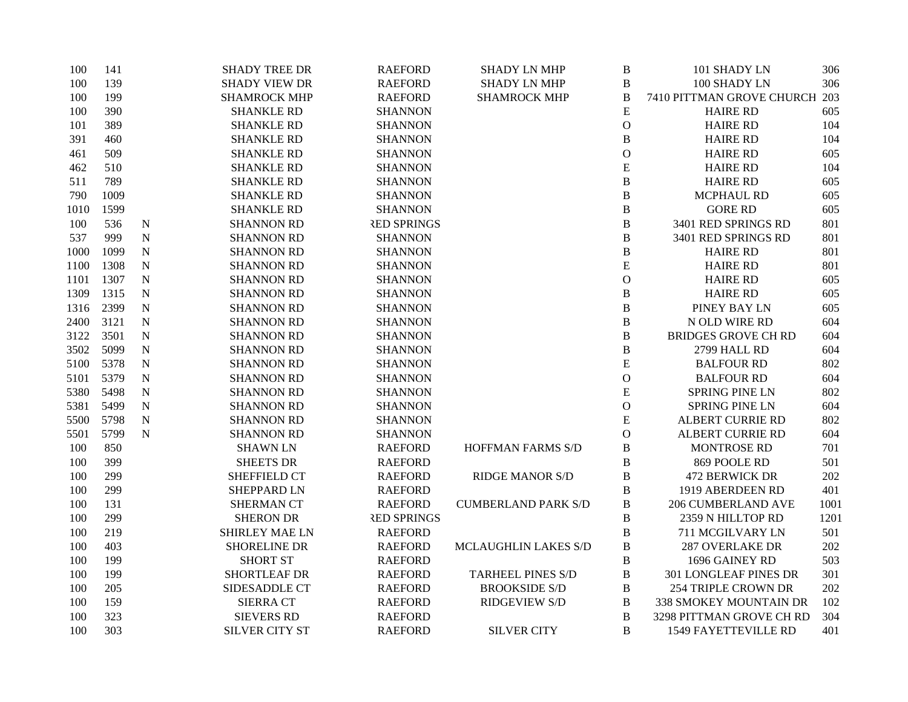| | | | | | | | | |
|---|---|---|---|---|---|---|---|---|
| 100 | 141 | | SHADY TREE DR | RAEFORD | SHADY LN MHP | B | 101 SHADY LN | 306 |
| 100 | 139 | | SHADY VIEW DR | RAEFORD | SHADY LN MHP | B | 100 SHADY LN | 306 |
| 100 | 199 | | SHAMROCK MHP | RAEFORD | SHAMROCK MHP | B | 7410 PITTMAN GROVE CHURCH | 203 |
| 100 | 390 | | SHANKLE RD | SHANNON | | E | HAIRE RD | 605 |
| 101 | 389 | | SHANKLE RD | SHANNON | | O | HAIRE RD | 104 |
| 391 | 460 | | SHANKLE RD | SHANNON | | B | HAIRE RD | 104 |
| 461 | 509 | | SHANKLE RD | SHANNON | | O | HAIRE RD | 605 |
| 462 | 510 | | SHANKLE RD | SHANNON | | E | HAIRE RD | 104 |
| 511 | 789 | | SHANKLE RD | SHANNON | | B | HAIRE RD | 605 |
| 790 | 1009 | | SHANKLE RD | SHANNON | | B | MCPHAUL RD | 605 |
| 1010 | 1599 | | SHANKLE RD | SHANNON | | B | GORE RD | 605 |
| 100 | 536 | N | SHANNON RD | RED SPRINGS | | B | 3401 RED SPRINGS RD | 801 |
| 537 | 999 | N | SHANNON RD | SHANNON | | B | 3401 RED SPRINGS RD | 801 |
| 1000 | 1099 | N | SHANNON RD | SHANNON | | B | HAIRE RD | 801 |
| 1100 | 1308 | N | SHANNON RD | SHANNON | | E | HAIRE RD | 801 |
| 1101 | 1307 | N | SHANNON RD | SHANNON | | O | HAIRE RD | 605 |
| 1309 | 1315 | N | SHANNON RD | SHANNON | | B | HAIRE RD | 605 |
| 1316 | 2399 | N | SHANNON RD | SHANNON | | B | PINEY BAY LN | 605 |
| 2400 | 3121 | N | SHANNON RD | SHANNON | | B | N OLD WIRE RD | 604 |
| 3122 | 3501 | N | SHANNON RD | SHANNON | | B | BRIDGES GROVE CH RD | 604 |
| 3502 | 5099 | N | SHANNON RD | SHANNON | | B | 2799 HALL RD | 604 |
| 5100 | 5378 | N | SHANNON RD | SHANNON | | E | BALFOUR RD | 802 |
| 5101 | 5379 | N | SHANNON RD | SHANNON | | O | BALFOUR RD | 604 |
| 5380 | 5498 | N | SHANNON RD | SHANNON | | E | SPRING PINE LN | 802 |
| 5381 | 5499 | N | SHANNON RD | SHANNON | | O | SPRING PINE LN | 604 |
| 5500 | 5798 | N | SHANNON RD | SHANNON | | E | ALBERT CURRIE RD | 802 |
| 5501 | 5799 | N | SHANNON RD | SHANNON | | O | ALBERT CURRIE RD | 604 |
| 100 | 850 | | SHAWN LN | RAEFORD | HOFFMAN FARMS S/D | B | MONTROSE RD | 701 |
| 100 | 399 | | SHEETS DR | RAEFORD | | B | 869 POOLE RD | 501 |
| 100 | 299 | | SHEFFIELD CT | RAEFORD | RIDGE MANOR S/D | B | 472 BERWICK DR | 202 |
| 100 | 299 | | SHEPPARD LN | RAEFORD | | B | 1919 ABERDEEN RD | 401 |
| 100 | 131 | | SHERMAN CT | RAEFORD | CUMBERLAND PARK S/D | B | 206 CUMBERLAND AVE | 1001 |
| 100 | 299 | | SHERON DR | RED SPRINGS | | B | 2359 N HILLTOP RD | 1201 |
| 100 | 219 | | SHIRLEY MAE LN | RAEFORD | | B | 711 MCGILVARY LN | 501 |
| 100 | 403 | | SHORELINE DR | RAEFORD | MCLAUGHLIN LAKES S/D | B | 287 OVERLAKE DR | 202 |
| 100 | 199 | | SHORT ST | RAEFORD | | B | 1696 GAINEY RD | 503 |
| 100 | 199 | | SHORTLEAF DR | RAEFORD | TARHEEL PINES S/D | B | 301 LONGLEAF PINES DR | 301 |
| 100 | 205 | | SIDESADDLE CT | RAEFORD | BROOKSIDE S/D | B | 254 TRIPLE CROWN DR | 202 |
| 100 | 159 | | SIERRA CT | RAEFORD | RIDGEVIEW S/D | B | 338 SMOKEY MOUNTAIN DR | 102 |
| 100 | 323 | | SIEVERS RD | RAEFORD | | B | 3298 PITTMAN GROVE CH RD | 304 |
| 100 | 303 | | SILVER CITY ST | RAEFORD | SILVER CITY | B | 1549 FAYETTEVILLE RD | 401 |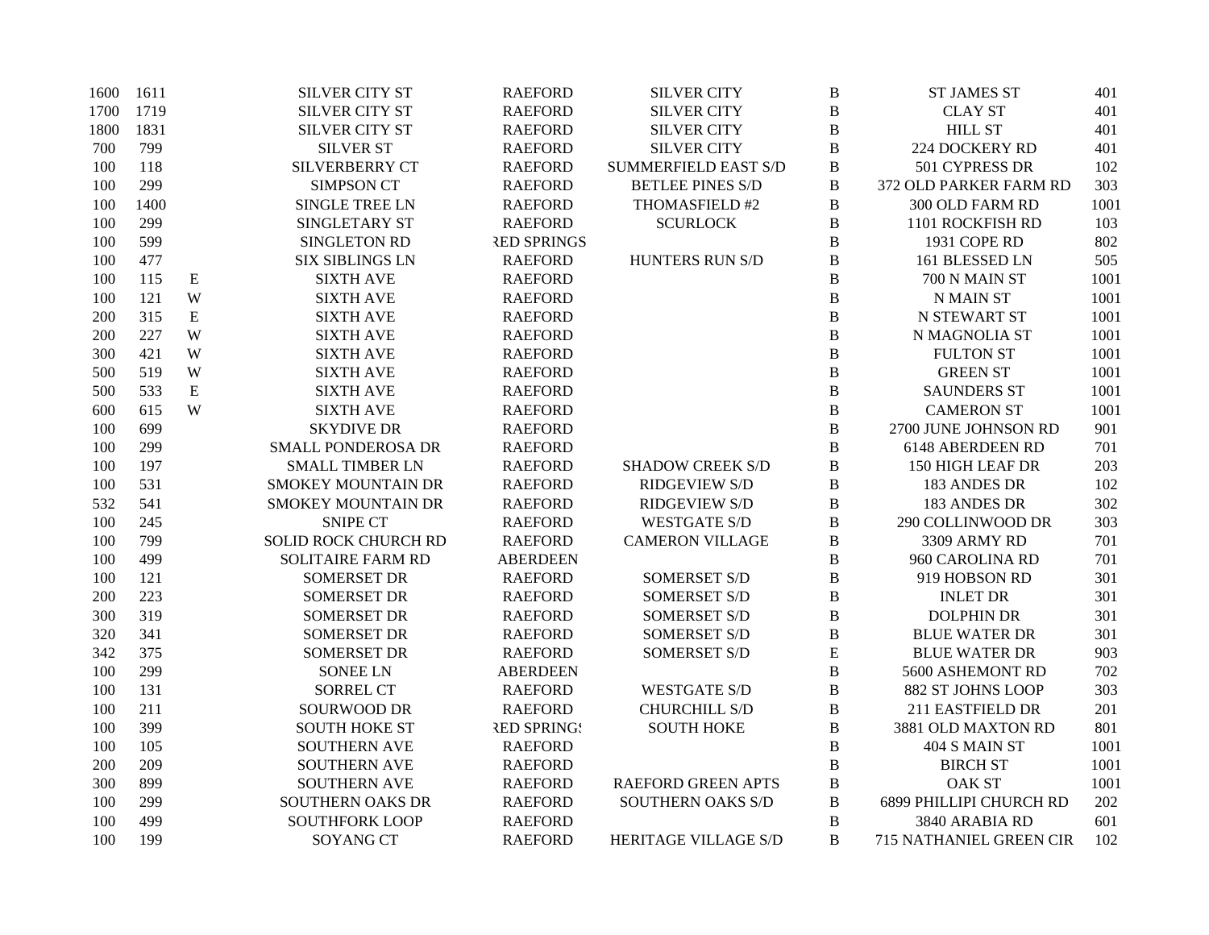| | | | | | | | | |
|---|---|---|---|---|---|---|---|---|
| 1600 | 1611 | | SILVER CITY ST | RAEFORD | SILVER CITY | B | ST JAMES ST | 401 |
| 1700 | 1719 | | SILVER CITY ST | RAEFORD | SILVER CITY | B | CLAY ST | 401 |
| 1800 | 1831 | | SILVER CITY ST | RAEFORD | SILVER CITY | B | HILL ST | 401 |
| 700 | 799 | | SILVER ST | RAEFORD | SILVER CITY | B | 224 DOCKERY RD | 401 |
| 100 | 118 | | SILVERBERRY CT | RAEFORD | SUMMERFIELD EAST S/D | B | 501 CYPRESS DR | 102 |
| 100 | 299 | | SIMPSON CT | RAEFORD | BETLEE PINES S/D | B | 372 OLD PARKER FARM RD | 303 |
| 100 | 1400 | | SINGLE TREE LN | RAEFORD | THOMASFIELD #2 | B | 300 OLD FARM RD | 1001 |
| 100 | 299 | | SINGLETARY ST | RAEFORD | SCURLOCK | B | 1101 ROCKFISH RD | 103 |
| 100 | 599 | | SINGLETON RD | RED SPRINGS | | B | 1931 COPE RD | 802 |
| 100 | 477 | | SIX SIBLINGS LN | RAEFORD | HUNTERS RUN S/D | B | 161 BLESSED LN | 505 |
| 100 | 115 | E | SIXTH AVE | RAEFORD | | B | 700 N MAIN ST | 1001 |
| 100 | 121 | W | SIXTH AVE | RAEFORD | | B | N MAIN ST | 1001 |
| 200 | 315 | E | SIXTH AVE | RAEFORD | | B | N STEWART ST | 1001 |
| 200 | 227 | W | SIXTH AVE | RAEFORD | | B | N MAGNOLIA ST | 1001 |
| 300 | 421 | W | SIXTH AVE | RAEFORD | | B | FULTON ST | 1001 |
| 500 | 519 | W | SIXTH AVE | RAEFORD | | B | GREEN ST | 1001 |
| 500 | 533 | E | SIXTH AVE | RAEFORD | | B | SAUNDERS ST | 1001 |
| 600 | 615 | W | SIXTH AVE | RAEFORD | | B | CAMERON ST | 1001 |
| 100 | 699 | | SKYDIVE DR | RAEFORD | | B | 2700 JUNE JOHNSON RD | 901 |
| 100 | 299 | | SMALL PONDEROSA DR | RAEFORD | | B | 6148 ABERDEEN RD | 701 |
| 100 | 197 | | SMALL TIMBER LN | RAEFORD | SHADOW CREEK S/D | B | 150 HIGH LEAF DR | 203 |
| 100 | 531 | | SMOKEY MOUNTAIN DR | RAEFORD | RIDGEVIEW S/D | B | 183 ANDES DR | 102 |
| 532 | 541 | | SMOKEY MOUNTAIN DR | RAEFORD | RIDGEVIEW S/D | B | 183 ANDES DR | 302 |
| 100 | 245 | | SNIPE CT | RAEFORD | WESTGATE S/D | B | 290 COLLINWOOD DR | 303 |
| 100 | 799 | | SOLID ROCK CHURCH RD | RAEFORD | CAMERON VILLAGE | B | 3309 ARMY RD | 701 |
| 100 | 499 | | SOLITAIRE FARM RD | ABERDEEN | | B | 960 CAROLINA RD | 701 |
| 100 | 121 | | SOMERSET DR | RAEFORD | SOMERSET S/D | B | 919 HOBSON RD | 301 |
| 200 | 223 | | SOMERSET DR | RAEFORD | SOMERSET S/D | B | INLET DR | 301 |
| 300 | 319 | | SOMERSET DR | RAEFORD | SOMERSET S/D | B | DOLPHIN DR | 301 |
| 320 | 341 | | SOMERSET DR | RAEFORD | SOMERSET S/D | B | BLUE WATER DR | 301 |
| 342 | 375 | | SOMERSET DR | RAEFORD | SOMERSET S/D | E | BLUE WATER DR | 903 |
| 100 | 299 | | SONEE LN | ABERDEEN | | B | 5600 ASHEMONT RD | 702 |
| 100 | 131 | | SORREL CT | RAEFORD | WESTGATE S/D | B | 882 ST JOHNS LOOP | 303 |
| 100 | 211 | | SOURWOOD DR | RAEFORD | CHURCHILL S/D | B | 211 EASTFIELD DR | 201 |
| 100 | 399 | | SOUTH HOKE ST | RED SPRINGS | SOUTH HOKE | B | 3881 OLD MAXTON RD | 801 |
| 100 | 105 | | SOUTHERN AVE | RAEFORD | | B | 404 S MAIN ST | 1001 |
| 200 | 209 | | SOUTHERN AVE | RAEFORD | | B | BIRCH ST | 1001 |
| 300 | 899 | | SOUTHERN AVE | RAEFORD | RAEFORD GREEN APTS | B | OAK ST | 1001 |
| 100 | 299 | | SOUTHERN OAKS DR | RAEFORD | SOUTHERN OAKS S/D | B | 6899 PHILLIPI CHURCH RD | 202 |
| 100 | 499 | | SOUTHFORK LOOP | RAEFORD | | B | 3840 ARABIA RD | 601 |
| 100 | 199 | | SOYANG CT | RAEFORD | HERITAGE VILLAGE S/D | B | 715 NATHANIEL GREEN CIR | 102 |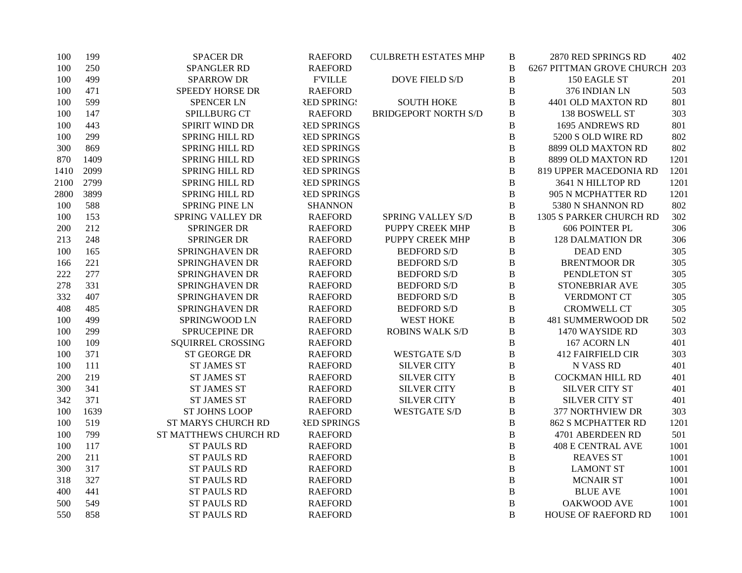| | | | | | | | |
|---|---|---|---|---|---|---|---|
| 100 | 199 | SPACER DR | RAEFORD | CULBRETH ESTATES MHP | B | 2870 RED SPRINGS RD | 402 |
| 100 | 250 | SPANGLER RD | RAEFORD | | B | 6267 PITTMAN GROVE CHURCH | 203 |
| 100 | 499 | SPARROW DR | F'VILLE | DOVE FIELD S/D | B | 150 EAGLE ST | 201 |
| 100 | 471 | SPEEDY HORSE DR | RAEFORD | | B | 376 INDIAN LN | 503 |
| 100 | 599 | SPENCER LN | RED SPRINGS | SOUTH HOKE | B | 4401 OLD MAXTON RD | 801 |
| 100 | 147 | SPILLBURG CT | RAEFORD | BRIDGEPORT NORTH S/D | B | 138 BOSWELL ST | 303 |
| 100 | 443 | SPIRIT WIND DR | RED SPRINGS | | B | 1695 ANDREWS RD | 801 |
| 100 | 299 | SPRING HILL RD | RED SPRINGS | | B | 5200 S OLD WIRE RD | 802 |
| 300 | 869 | SPRING HILL RD | RED SPRINGS | | B | 8899 OLD MAXTON RD | 802 |
| 870 | 1409 | SPRING HILL RD | RED SPRINGS | | B | 8899 OLD MAXTON RD | 1201 |
| 1410 | 2099 | SPRING HILL RD | RED SPRINGS | | B | 819 UPPER MACEDONIA RD | 1201 |
| 2100 | 2799 | SPRING HILL RD | RED SPRINGS | | B | 3641 N HILLTOP RD | 1201 |
| 2800 | 3899 | SPRING HILL RD | RED SPRINGS | | B | 905 N MCPHATTER RD | 1201 |
| 100 | 588 | SPRING PINE LN | SHANNON | | B | 5380 N SHANNON RD | 802 |
| 100 | 153 | SPRING VALLEY DR | RAEFORD | SPRING VALLEY S/D | B | 1305 S PARKER CHURCH RD | 302 |
| 200 | 212 | SPRINGER DR | RAEFORD | PUPPY CREEK MHP | B | 606 POINTER PL | 306 |
| 213 | 248 | SPRINGER DR | RAEFORD | PUPPY CREEK MHP | B | 128 DALMATION DR | 306 |
| 100 | 165 | SPRINGHAVEN DR | RAEFORD | BEDFORD S/D | B | DEAD END | 305 |
| 166 | 221 | SPRINGHAVEN DR | RAEFORD | BEDFORD S/D | B | BRENTMOOR DR | 305 |
| 222 | 277 | SPRINGHAVEN DR | RAEFORD | BEDFORD S/D | B | PENDLETON ST | 305 |
| 278 | 331 | SPRINGHAVEN DR | RAEFORD | BEDFORD S/D | B | STONEBRIAR AVE | 305 |
| 332 | 407 | SPRINGHAVEN DR | RAEFORD | BEDFORD S/D | B | VERDMONT CT | 305 |
| 408 | 485 | SPRINGHAVEN DR | RAEFORD | BEDFORD S/D | B | CROMWELL CT | 305 |
| 100 | 499 | SPRINGWOOD LN | RAEFORD | WEST HOKE | B | 481 SUMMERWOOD DR | 502 |
| 100 | 299 | SPRUCEPINE DR | RAEFORD | ROBINS WALK S/D | B | 1470 WAYSIDE RD | 303 |
| 100 | 109 | SQUIRREL CROSSING | RAEFORD | | B | 167 ACORN LN | 401 |
| 100 | 371 | ST GEORGE DR | RAEFORD | WESTGATE S/D | B | 412 FAIRFIELD CIR | 303 |
| 100 | 111 | ST JAMES ST | RAEFORD | SILVER CITY | B | N VASS RD | 401 |
| 200 | 219 | ST JAMES ST | RAEFORD | SILVER CITY | B | COCKMAN HILL RD | 401 |
| 300 | 341 | ST JAMES ST | RAEFORD | SILVER CITY | B | SILVER CITY ST | 401 |
| 342 | 371 | ST JAMES ST | RAEFORD | SILVER CITY | B | SILVER CITY ST | 401 |
| 100 | 1639 | ST JOHNS LOOP | RAEFORD | WESTGATE S/D | B | 377 NORTHVIEW DR | 303 |
| 100 | 519 | ST MARYS CHURCH RD | RED SPRINGS | | B | 862 S MCPHATTER RD | 1201 |
| 100 | 799 | ST MATTHEWS CHURCH RD | RAEFORD | | B | 4701 ABERDEEN RD | 501 |
| 100 | 117 | ST PAULS RD | RAEFORD | | B | 408 E CENTRAL AVE | 1001 |
| 200 | 211 | ST PAULS RD | RAEFORD | | B | REAVES ST | 1001 |
| 300 | 317 | ST PAULS RD | RAEFORD | | B | LAMONT ST | 1001 |
| 318 | 327 | ST PAULS RD | RAEFORD | | B | MCNAIR ST | 1001 |
| 400 | 441 | ST PAULS RD | RAEFORD | | B | BLUE AVE | 1001 |
| 500 | 549 | ST PAULS RD | RAEFORD | | B | OAKWOOD AVE | 1001 |
| 550 | 858 | ST PAULS RD | RAEFORD | | B | HOUSE OF RAEFORD RD | 1001 |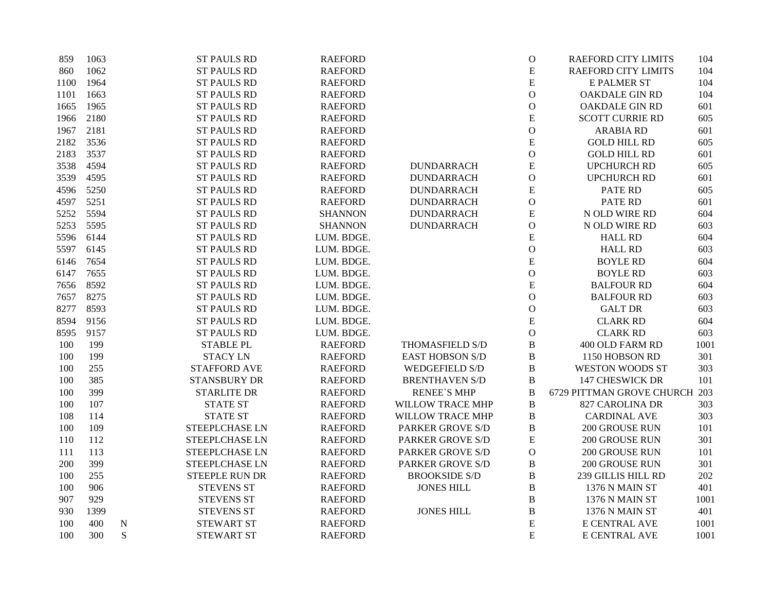| | | | | | | | | |
|---|---|---|---|---|---|---|---|---|
| 859 | 1063 | | ST PAULS RD | RAEFORD | | O | RAEFORD CITY LIMITS | 104 |
| 860 | 1062 | | ST PAULS RD | RAEFORD | | E | RAEFORD CITY LIMITS | 104 |
| 1100 | 1964 | | ST PAULS RD | RAEFORD | | E | E PALMER ST | 104 |
| 1101 | 1663 | | ST PAULS RD | RAEFORD | | O | OAKDALE GIN RD | 104 |
| 1665 | 1965 | | ST PAULS RD | RAEFORD | | O | OAKDALE GIN RD | 601 |
| 1966 | 2180 | | ST PAULS RD | RAEFORD | | E | SCOTT CURRIE RD | 605 |
| 1967 | 2181 | | ST PAULS RD | RAEFORD | | O | ARABIA RD | 601 |
| 2182 | 3536 | | ST PAULS RD | RAEFORD | | E | GOLD HILL RD | 605 |
| 2183 | 3537 | | ST PAULS RD | RAEFORD | | O | GOLD HILL RD | 601 |
| 3538 | 4594 | | ST PAULS RD | RAEFORD | DUNDARRACH | E | UPCHURCH RD | 605 |
| 3539 | 4595 | | ST PAULS RD | RAEFORD | DUNDARRACH | O | UPCHURCH RD | 601 |
| 4596 | 5250 | | ST PAULS RD | RAEFORD | DUNDARRACH | E | PATE RD | 605 |
| 4597 | 5251 | | ST PAULS RD | RAEFORD | DUNDARRACH | O | PATE RD | 601 |
| 5252 | 5594 | | ST PAULS RD | SHANNON | DUNDARRACH | E | N OLD WIRE RD | 604 |
| 5253 | 5595 | | ST PAULS RD | SHANNON | DUNDARRACH | O | N OLD WIRE RD | 603 |
| 5596 | 6144 | | ST PAULS RD | LUM. BDGE. | | E | HALL RD | 604 |
| 5597 | 6145 | | ST PAULS RD | LUM. BDGE. | | O | HALL RD | 603 |
| 6146 | 7654 | | ST PAULS RD | LUM. BDGE. | | E | BOYLE RD | 604 |
| 6147 | 7655 | | ST PAULS RD | LUM. BDGE. | | O | BOYLE RD | 603 |
| 7656 | 8592 | | ST PAULS RD | LUM. BDGE. | | E | BALFOUR RD | 604 |
| 7657 | 8275 | | ST PAULS RD | LUM. BDGE. | | O | BALFOUR RD | 603 |
| 8277 | 8593 | | ST PAULS RD | LUM. BDGE. | | O | GALT DR | 603 |
| 8594 | 9156 | | ST PAULS RD | LUM. BDGE. | | E | CLARK RD | 604 |
| 8595 | 9157 | | ST PAULS RD | LUM. BDGE. | | O | CLARK RD | 603 |
| 100 | 199 | | STABLE PL | RAEFORD | THOMASFIELD S/D | B | 400 OLD FARM RD | 1001 |
| 100 | 199 | | STACY LN | RAEFORD | EAST HOBSON S/D | B | 1150 HOBSON RD | 301 |
| 100 | 255 | | STAFFORD AVE | RAEFORD | WEDGEFIELD S/D | B | WESTON WOODS ST | 303 |
| 100 | 385 | | STANSBURY DR | RAEFORD | BRENTHAVEN S/D | B | 147 CHESWICK DR | 101 |
| 100 | 399 | | STARLITE DR | RAEFORD | RENEE`S MHP | B | 6729 PITTMAN GROVE CHURCH | 203 |
| 100 | 107 | | STATE ST | RAEFORD | WILLOW TRACE MHP | B | 827 CAROLINA DR | 303 |
| 108 | 114 | | STATE ST | RAEFORD | WILLOW TRACE MHP | B | CARDINAL AVE | 303 |
| 100 | 109 | | STEEPLCHASE LN | RAEFORD | PARKER GROVE S/D | B | 200 GROUSE RUN | 101 |
| 110 | 112 | | STEEPLCHASE LN | RAEFORD | PARKER GROVE S/D | E | 200 GROUSE RUN | 301 |
| 111 | 113 | | STEEPLCHASE LN | RAEFORD | PARKER GROVE S/D | O | 200 GROUSE RUN | 101 |
| 200 | 399 | | STEEPLCHASE LN | RAEFORD | PARKER GROVE S/D | B | 200 GROUSE RUN | 301 |
| 100 | 255 | | STEEPLE RUN DR | RAEFORD | BROOKSIDE S/D | B | 239 GILLIS HILL RD | 202 |
| 100 | 906 | | STEVENS ST | RAEFORD | JONES HILL | B | 1376 N MAIN ST | 401 |
| 907 | 929 | | STEVENS ST | RAEFORD | | B | 1376 N MAIN ST | 1001 |
| 930 | 1399 | | STEVENS ST | RAEFORD | JONES HILL | B | 1376 N MAIN ST | 401 |
| 100 | 400 | N | STEWART ST | RAEFORD | | E | E CENTRAL AVE | 1001 |
| 100 | 300 | S | STEWART ST | RAEFORD | | E | E CENTRAL AVE | 1001 |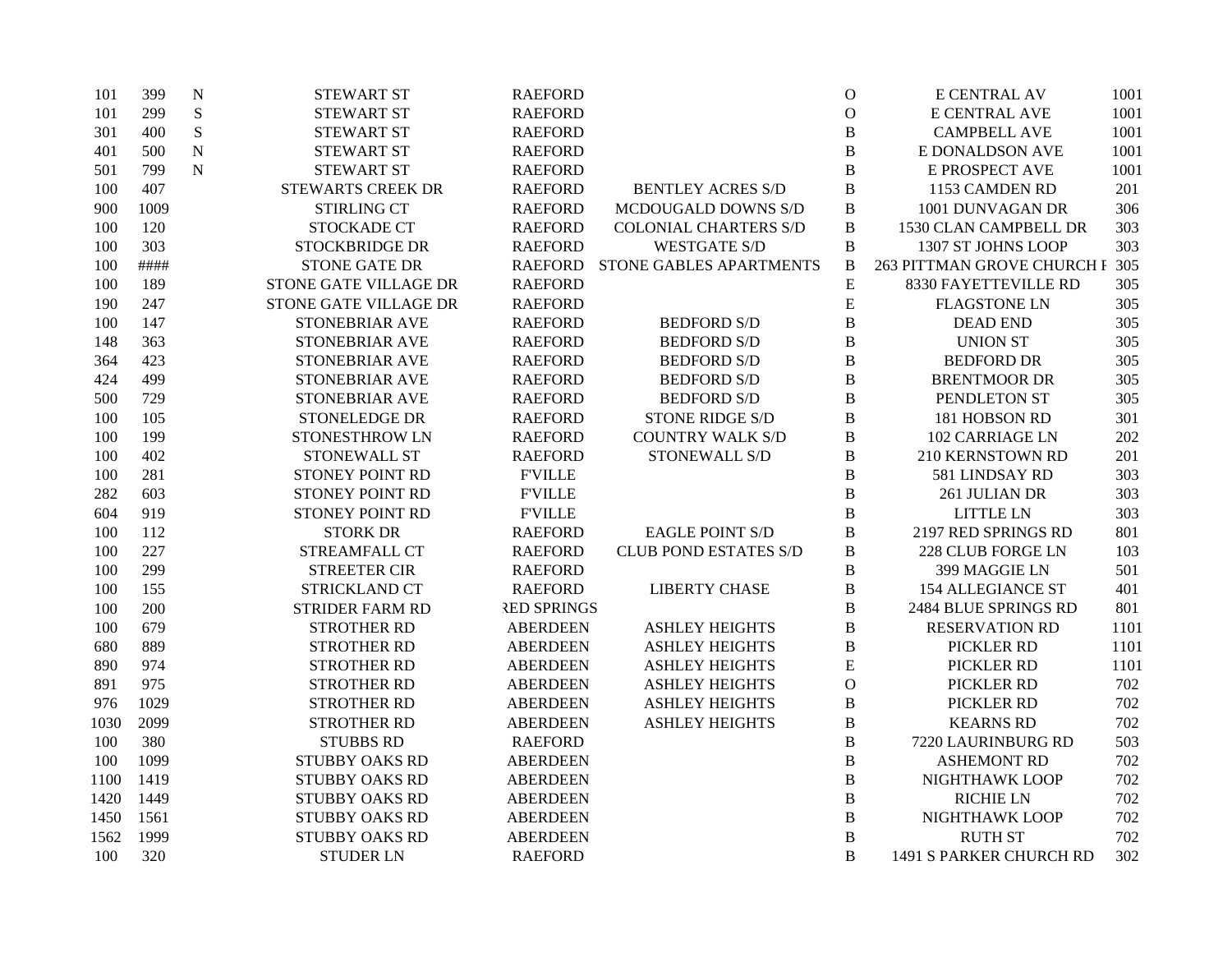| | | | | | | | | |
|---|---|---|---|---|---|---|---|---|
| 101 | 399 | N | STEWART ST | RAEFORD | | O | E CENTRAL AV | 1001 |
| 101 | 299 | S | STEWART ST | RAEFORD | | O | E CENTRAL AVE | 1001 |
| 301 | 400 | S | STEWART ST | RAEFORD | | B | CAMPBELL AVE | 1001 |
| 401 | 500 | N | STEWART ST | RAEFORD | | B | E DONALDSON AVE | 1001 |
| 501 | 799 | N | STEWART ST | RAEFORD | | B | E PROSPECT AVE | 1001 |
| 100 | 407 | | STEWARTS CREEK DR | RAEFORD | BENTLEY ACRES S/D | B | 1153 CAMDEN RD | 201 |
| 900 | 1009 | | STIRLING CT | RAEFORD | MCDOUGALD DOWNS S/D | B | 1001 DUNVAGAN DR | 306 |
| 100 | 120 | | STOCKADE CT | RAEFORD | COLONIAL CHARTERS S/D | B | 1530 CLAN CAMPBELL DR | 303 |
| 100 | 303 | | STOCKBRIDGE DR | RAEFORD | WESTGATE S/D | B | 1307 ST JOHNS LOOP | 303 |
| 100 | #### | | STONE GATE DR | RAEFORD | STONE GABLES APARTMENTS | B | 263 PITTMAN GROVE CHURCH I | 305 |
| 100 | 189 | | STONE GATE VILLAGE DR | RAEFORD | | E | 8330 FAYETTEVILLE RD | 305 |
| 190 | 247 | | STONE GATE VILLAGE DR | RAEFORD | | E | FLAGSTONE LN | 305 |
| 100 | 147 | | STONEBRIAR AVE | RAEFORD | BEDFORD S/D | B | DEAD END | 305 |
| 148 | 363 | | STONEBRIAR AVE | RAEFORD | BEDFORD S/D | B | UNION ST | 305 |
| 364 | 423 | | STONEBRIAR AVE | RAEFORD | BEDFORD S/D | B | BEDFORD DR | 305 |
| 424 | 499 | | STONEBRIAR AVE | RAEFORD | BEDFORD S/D | B | BRENTMOOR DR | 305 |
| 500 | 729 | | STONEBRIAR AVE | RAEFORD | BEDFORD S/D | B | PENDLETON ST | 305 |
| 100 | 105 | | STONELEDGE DR | RAEFORD | STONE RIDGE S/D | B | 181 HOBSON RD | 301 |
| 100 | 199 | | STONESTHROW LN | RAEFORD | COUNTRY WALK S/D | B | 102 CARRIAGE LN | 202 |
| 100 | 402 | | STONEWALL ST | RAEFORD | STONEWALL S/D | B | 210 KERNSTOWN RD | 201 |
| 100 | 281 | | STONEY POINT RD | F'VILLE | | B | 581 LINDSAY RD | 303 |
| 282 | 603 | | STONEY POINT RD | F'VILLE | | B | 261 JULIAN DR | 303 |
| 604 | 919 | | STONEY POINT RD | F'VILLE | | B | LITTLE LN | 303 |
| 100 | 112 | | STORK DR | RAEFORD | EAGLE POINT S/D | B | 2197 RED SPRINGS RD | 801 |
| 100 | 227 | | STREAMFALL CT | RAEFORD | CLUB POND ESTATES S/D | B | 228 CLUB FORGE LN | 103 |
| 100 | 299 | | STREETER CIR | RAEFORD | | B | 399 MAGGIE LN | 501 |
| 100 | 155 | | STRICKLAND CT | RAEFORD | LIBERTY CHASE | B | 154 ALLEGIANCE ST | 401 |
| 100 | 200 | | STRIDER FARM RD | RED SPRINGS | | B | 2484 BLUE SPRINGS RD | 801 |
| 100 | 679 | | STROTHER RD | ABERDEEN | ASHLEY HEIGHTS | B | RESERVATION RD | 1101 |
| 680 | 889 | | STROTHER RD | ABERDEEN | ASHLEY HEIGHTS | B | PICKLER RD | 1101 |
| 890 | 974 | | STROTHER RD | ABERDEEN | ASHLEY HEIGHTS | E | PICKLER RD | 1101 |
| 891 | 975 | | STROTHER RD | ABERDEEN | ASHLEY HEIGHTS | O | PICKLER RD | 702 |
| 976 | 1029 | | STROTHER RD | ABERDEEN | ASHLEY HEIGHTS | B | PICKLER RD | 702 |
| 1030 | 2099 | | STROTHER RD | ABERDEEN | ASHLEY HEIGHTS | B | KEARNS RD | 702 |
| 100 | 380 | | STUBBS RD | RAEFORD | | B | 7220 LAURINBURG RD | 503 |
| 100 | 1099 | | STUBBY OAKS RD | ABERDEEN | | B | ASHEMONT RD | 702 |
| 1100 | 1419 | | STUBBY OAKS RD | ABERDEEN | | B | NIGHTHAWK LOOP | 702 |
| 1420 | 1449 | | STUBBY OAKS RD | ABERDEEN | | B | RICHIE LN | 702 |
| 1450 | 1561 | | STUBBY OAKS RD | ABERDEEN | | B | NIGHTHAWK LOOP | 702 |
| 1562 | 1999 | | STUBBY OAKS RD | ABERDEEN | | B | RUTH ST | 702 |
| 100 | 320 | | STUDER LN | RAEFORD | | B | 1491 S PARKER CHURCH RD | 302 |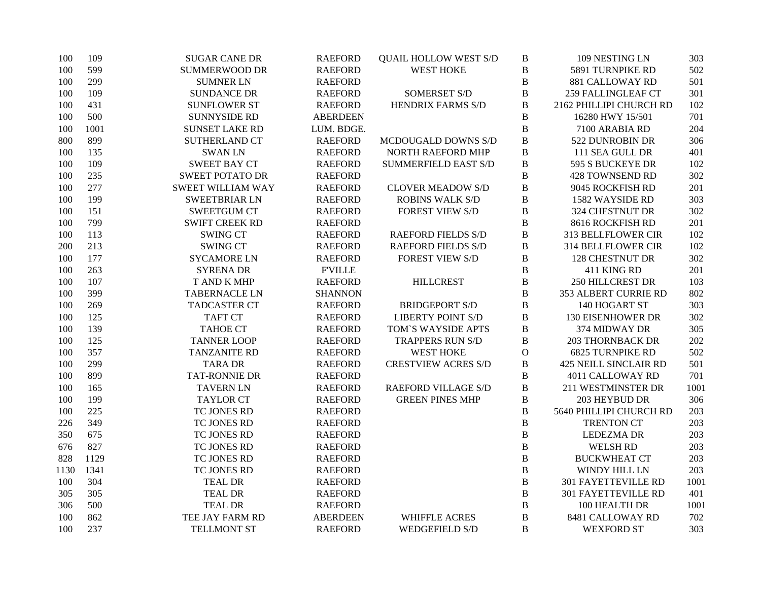| | | | | | | | |
|---|---|---|---|---|---|---|---|
| 100 | 109 | SUGAR CANE DR | RAEFORD | QUAIL HOLLOW WEST S/D | B | 109 NESTING LN | 303 |
| 100 | 599 | SUMMERWOOD DR | RAEFORD | WEST HOKE | B | 5891 TURNPIKE RD | 502 |
| 100 | 299 | SUMNER LN | RAEFORD | | B | 881 CALLOWAY RD | 501 |
| 100 | 109 | SUNDANCE DR | RAEFORD | SOMERSET S/D | B | 259 FALLINGLEAF CT | 301 |
| 100 | 431 | SUNFLOWER ST | RAEFORD | HENDRIX FARMS S/D | B | 2162 PHILLIPI CHURCH RD | 102 |
| 100 | 500 | SUNNYSIDE RD | ABERDEEN | | B | 16280 HWY 15/501 | 701 |
| 100 | 1001 | SUNSET LAKE RD | LUM. BDGE. | | B | 7100 ARABIA RD | 204 |
| 800 | 899 | SUTHERLAND CT | RAEFORD | MCDOUGALD DOWNS S/D | B | 522 DUNROBIN DR | 306 |
| 100 | 135 | SWAN LN | RAEFORD | NORTH RAEFORD MHP | B | 111 SEA GULL DR | 401 |
| 100 | 109 | SWEET BAY CT | RAEFORD | SUMMERFIELD EAST S/D | B | 595 S BUCKEYE DR | 102 |
| 100 | 235 | SWEET POTATO DR | RAEFORD | | B | 428 TOWNSEND RD | 302 |
| 100 | 277 | SWEET WILLIAM WAY | RAEFORD | CLOVER MEADOW S/D | B | 9045 ROCKFISH RD | 201 |
| 100 | 199 | SWEETBRIAR LN | RAEFORD | ROBINS WALK S/D | B | 1582 WAYSIDE RD | 303 |
| 100 | 151 | SWEETGUM CT | RAEFORD | FOREST VIEW S/D | B | 324 CHESTNUT DR | 302 |
| 100 | 799 | SWIFT CREEK RD | RAEFORD | | B | 8616 ROCKFISH RD | 201 |
| 100 | 113 | SWING CT | RAEFORD | RAEFORD FIELDS S/D | B | 313 BELLFLOWER CIR | 102 |
| 200 | 213 | SWING CT | RAEFORD | RAEFORD FIELDS S/D | B | 314 BELLFLOWER CIR | 102 |
| 100 | 177 | SYCAMORE LN | RAEFORD | FOREST VIEW S/D | B | 128 CHESTNUT DR | 302 |
| 100 | 263 | SYRENA DR | F'VILLE | | B | 411 KING RD | 201 |
| 100 | 107 | T AND K MHP | RAEFORD | HILLCREST | B | 250 HILLCREST DR | 103 |
| 100 | 399 | TABERNACLE LN | SHANNON | | B | 353 ALBERT CURRIE RD | 802 |
| 100 | 269 | TADCASTER CT | RAEFORD | BRIDGEPORT S/D | B | 140 HOGART ST | 303 |
| 100 | 125 | TAFT CT | RAEFORD | LIBERTY POINT S/D | B | 130 EISENHOWER DR | 302 |
| 100 | 139 | TAHOE CT | RAEFORD | TOM`S WAYSIDE APTS | B | 374 MIDWAY DR | 305 |
| 100 | 125 | TANNER LOOP | RAEFORD | TRAPPERS RUN S/D | B | 203 THORNBACK DR | 202 |
| 100 | 357 | TANZANITE RD | RAEFORD | WEST HOKE | O | 6825 TURNPIKE RD | 502 |
| 100 | 299 | TARA DR | RAEFORD | CRESTVIEW ACRES S/D | B | 425 NEILL SINCLAIR RD | 501 |
| 100 | 899 | TAT-RONNIE DR | RAEFORD | | B | 4011 CALLOWAY RD | 701 |
| 100 | 165 | TAVERN LN | RAEFORD | RAEFORD VILLAGE S/D | B | 211 WESTMINSTER DR | 1001 |
| 100 | 199 | TAYLOR CT | RAEFORD | GREEN PINES MHP | B | 203 HEYBUD DR | 306 |
| 100 | 225 | TC JONES RD | RAEFORD | | B | 5640 PHILLIPI CHURCH RD | 203 |
| 226 | 349 | TC JONES RD | RAEFORD | | B | TRENTON CT | 203 |
| 350 | 675 | TC JONES RD | RAEFORD | | B | LEDEZMA DR | 203 |
| 676 | 827 | TC JONES RD | RAEFORD | | B | WELSH RD | 203 |
| 828 | 1129 | TC JONES RD | RAEFORD | | B | BUCKWHEAT CT | 203 |
| 1130 | 1341 | TC JONES RD | RAEFORD | | B | WINDY HILL LN | 203 |
| 100 | 304 | TEAL DR | RAEFORD | | B | 301 FAYETTEVILLE RD | 1001 |
| 305 | 305 | TEAL DR | RAEFORD | | B | 301 FAYETTEVILLE RD | 401 |
| 306 | 500 | TEAL DR | RAEFORD | | B | 100 HEALTH DR | 1001 |
| 100 | 862 | TEE JAY FARM RD | ABERDEEN | WHIFFLE ACRES | B | 8481 CALLOWAY RD | 702 |
| 100 | 237 | TELLMONT ST | RAEFORD | WEDGEFIELD S/D | B | WEXFORD ST | 303 |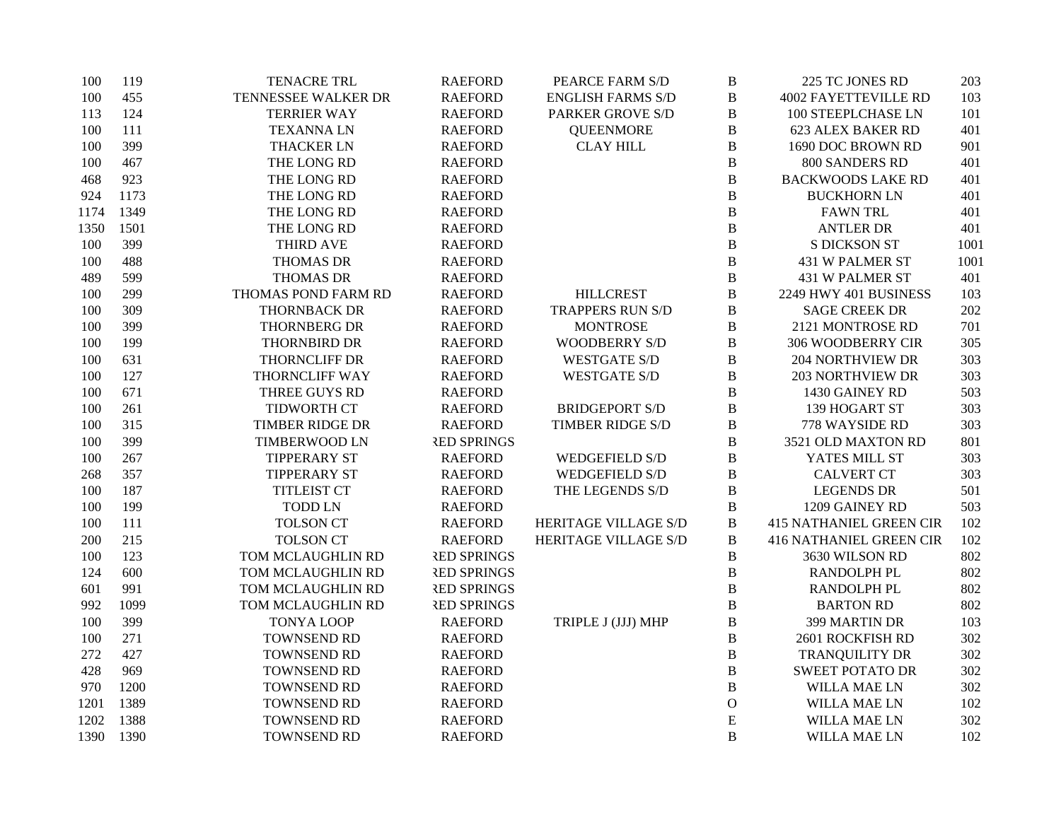| | | | | | | | |
|---|---|---|---|---|---|---|---|
| 100 | 119 | TENACRE TRL | RAEFORD | PEARCE FARM S/D | B | 225 TC JONES RD | 203 |
| 100 | 455 | TENNESSEE WALKER DR | RAEFORD | ENGLISH FARMS S/D | B | 4002 FAYETTEVILLE RD | 103 |
| 113 | 124 | TERRIER WAY | RAEFORD | PARKER GROVE S/D | B | 100 STEEPLCHASE LN | 101 |
| 100 | 111 | TEXANNA LN | RAEFORD | QUEENMORE | B | 623 ALEX BAKER RD | 401 |
| 100 | 399 | THACKER LN | RAEFORD | CLAY HILL | B | 1690 DOC BROWN RD | 901 |
| 100 | 467 | THE LONG RD | RAEFORD | | B | 800 SANDERS RD | 401 |
| 468 | 923 | THE LONG RD | RAEFORD | | B | BACKWOODS LAKE RD | 401 |
| 924 | 1173 | THE LONG RD | RAEFORD | | B | BUCKHORN LN | 401 |
| 1174 | 1349 | THE LONG RD | RAEFORD | | B | FAWN TRL | 401 |
| 1350 | 1501 | THE LONG RD | RAEFORD | | B | ANTLER DR | 401 |
| 100 | 399 | THIRD AVE | RAEFORD | | B | S DICKSON ST | 1001 |
| 100 | 488 | THOMAS DR | RAEFORD | | B | 431 W PALMER ST | 1001 |
| 489 | 599 | THOMAS DR | RAEFORD | | B | 431 W PALMER ST | 401 |
| 100 | 299 | THOMAS POND FARM RD | RAEFORD | HILLCREST | B | 2249 HWY 401 BUSINESS | 103 |
| 100 | 309 | THORNBACK DR | RAEFORD | TRAPPERS RUN S/D | B | SAGE CREEK DR | 202 |
| 100 | 399 | THORNBERG DR | RAEFORD | MONTROSE | B | 2121 MONTROSE RD | 701 |
| 100 | 199 | THORNBIRD DR | RAEFORD | WOODBERRY S/D | B | 306 WOODBERRY CIR | 305 |
| 100 | 631 | THORNCLIFF DR | RAEFORD | WESTGATE S/D | B | 204 NORTHVIEW DR | 303 |
| 100 | 127 | THORNCLIFF WAY | RAEFORD | WESTGATE S/D | B | 203 NORTHVIEW DR | 303 |
| 100 | 671 | THREE GUYS RD | RAEFORD | | B | 1430 GAINEY RD | 503 |
| 100 | 261 | TIDWORTH CT | RAEFORD | BRIDGEPORT S/D | B | 139 HOGART ST | 303 |
| 100 | 315 | TIMBER RIDGE DR | RAEFORD | TIMBER RIDGE S/D | B | 778 WAYSIDE RD | 303 |
| 100 | 399 | TIMBERWOOD LN | RED SPRINGS | | B | 3521 OLD MAXTON RD | 801 |
| 100 | 267 | TIPPERARY ST | RAEFORD | WEDGEFIELD S/D | B | YATES MILL ST | 303 |
| 268 | 357 | TIPPERARY ST | RAEFORD | WEDGEFIELD S/D | B | CALVERT CT | 303 |
| 100 | 187 | TITLEIST CT | RAEFORD | THE LEGENDS S/D | B | LEGENDS DR | 501 |
| 100 | 199 | TODD LN | RAEFORD | | B | 1209 GAINEY RD | 503 |
| 100 | 111 | TOLSON CT | RAEFORD | HERITAGE VILLAGE S/D | B | 415 NATHANIEL GREEN CIR | 102 |
| 200 | 215 | TOLSON CT | RAEFORD | HERITAGE VILLAGE S/D | B | 416 NATHANIEL GREEN CIR | 102 |
| 100 | 123 | TOM MCLAUGHLIN RD | RED SPRINGS | | B | 3630 WILSON RD | 802 |
| 124 | 600 | TOM MCLAUGHLIN RD | RED SPRINGS | | B | RANDOLPH PL | 802 |
| 601 | 991 | TOM MCLAUGHLIN RD | RED SPRINGS | | B | RANDOLPH PL | 802 |
| 992 | 1099 | TOM MCLAUGHLIN RD | RED SPRINGS | | B | BARTON RD | 802 |
| 100 | 399 | TONYA LOOP | RAEFORD | TRIPLE J (JJJ) MHP | B | 399 MARTIN DR | 103 |
| 100 | 271 | TOWNSEND RD | RAEFORD | | B | 2601 ROCKFISH RD | 302 |
| 272 | 427 | TOWNSEND RD | RAEFORD | | B | TRANQUILITY DR | 302 |
| 428 | 969 | TOWNSEND RD | RAEFORD | | B | SWEET POTATO DR | 302 |
| 970 | 1200 | TOWNSEND RD | RAEFORD | | B | WILLA MAE LN | 302 |
| 1201 | 1389 | TOWNSEND RD | RAEFORD | | O | WILLA MAE LN | 102 |
| 1202 | 1388 | TOWNSEND RD | RAEFORD | | E | WILLA MAE LN | 302 |
| 1390 | 1390 | TOWNSEND RD | RAEFORD | | B | WILLA MAE LN | 102 |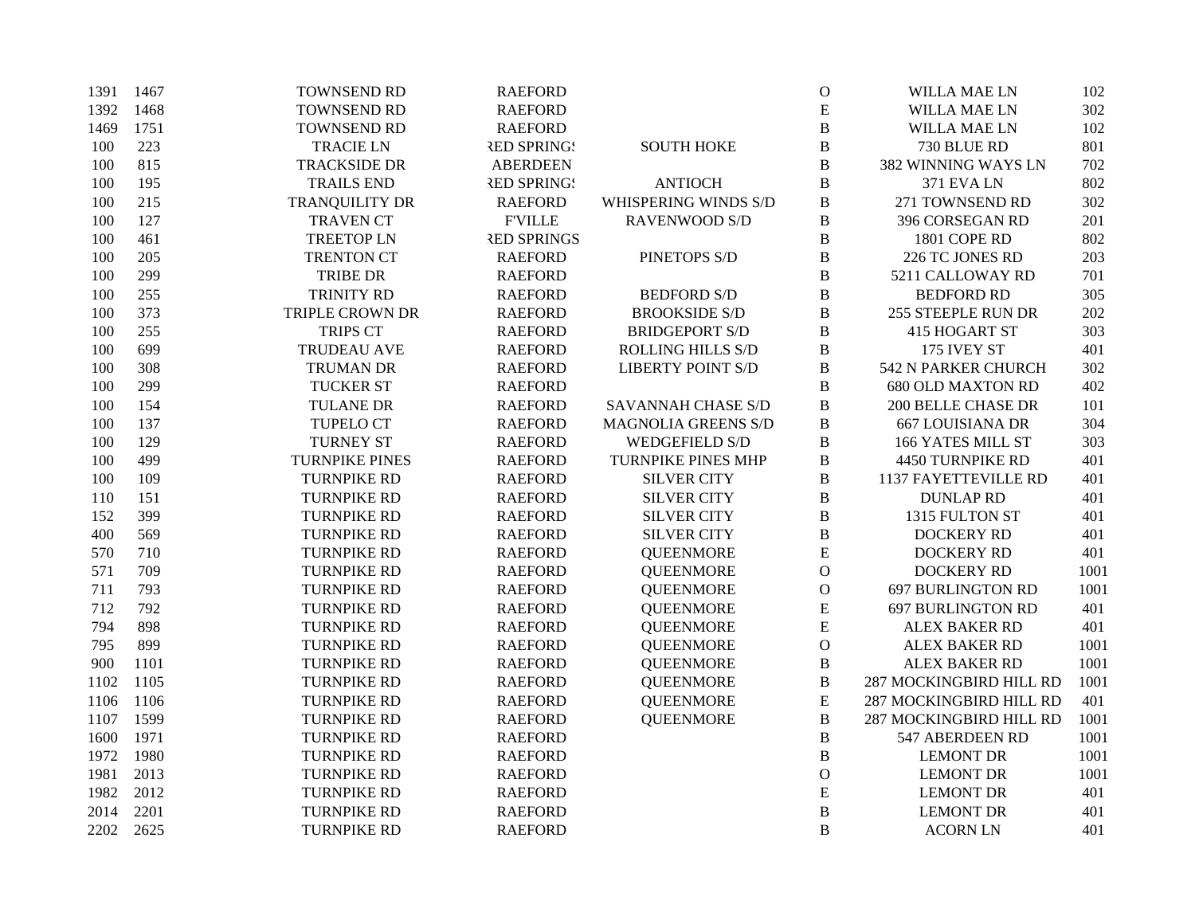| | | | | | | | |
|---|---|---|---|---|---|---|---|
| 1391 | 1467 | TOWNSEND RD | RAEFORD | | O | WILLA MAE LN | 102 |
| 1392 | 1468 | TOWNSEND RD | RAEFORD | | E | WILLA MAE LN | 302 |
| 1469 | 1751 | TOWNSEND RD | RAEFORD | | B | WILLA MAE LN | 102 |
| 100 | 223 | TRACIE LN | RED SPRINGS | SOUTH HOKE | B | 730 BLUE RD | 801 |
| 100 | 815 | TRACKSIDE DR | ABERDEEN | | B | 382 WINNING WAYS LN | 702 |
| 100 | 195 | TRAILS END | RED SPRINGS | ANTIOCH | B | 371 EVA LN | 802 |
| 100 | 215 | TRANQUILITY DR | RAEFORD | WHISPERING WINDS S/D | B | 271 TOWNSEND RD | 302 |
| 100 | 127 | TRAVEN CT | F'VILLE | RAVENWOOD S/D | B | 396 CORSEGAN RD | 201 |
| 100 | 461 | TREETOP LN | RED SPRINGS | | B | 1801 COPE RD | 802 |
| 100 | 205 | TRENTON CT | RAEFORD | PINETOPS S/D | B | 226 TC JONES RD | 203 |
| 100 | 299 | TRIBE DR | RAEFORD | | B | 5211 CALLOWAY RD | 701 |
| 100 | 255 | TRINITY RD | RAEFORD | BEDFORD S/D | B | BEDFORD RD | 305 |
| 100 | 373 | TRIPLE CROWN DR | RAEFORD | BROOKSIDE S/D | B | 255 STEEPLE RUN DR | 202 |
| 100 | 255 | TRIPS CT | RAEFORD | BRIDGEPORT S/D | B | 415 HOGART ST | 303 |
| 100 | 699 | TRUDEAU AVE | RAEFORD | ROLLING HILLS S/D | B | 175 IVEY ST | 401 |
| 100 | 308 | TRUMAN DR | RAEFORD | LIBERTY POINT S/D | B | 542 N PARKER CHURCH | 302 |
| 100 | 299 | TUCKER ST | RAEFORD | | B | 680 OLD MAXTON RD | 402 |
| 100 | 154 | TULANE DR | RAEFORD | SAVANNAH CHASE S/D | B | 200 BELLE CHASE DR | 101 |
| 100 | 137 | TUPELO CT | RAEFORD | MAGNOLIA GREENS S/D | B | 667 LOUISIANA DR | 304 |
| 100 | 129 | TURNEY ST | RAEFORD | WEDGEFIELD S/D | B | 166 YATES MILL ST | 303 |
| 100 | 499 | TURNPIKE PINES | RAEFORD | TURNPIKE PINES MHP | B | 4450 TURNPIKE RD | 401 |
| 100 | 109 | TURNPIKE RD | RAEFORD | SILVER CITY | B | 1137 FAYETTEVILLE RD | 401 |
| 110 | 151 | TURNPIKE RD | RAEFORD | SILVER CITY | B | DUNLAP RD | 401 |
| 152 | 399 | TURNPIKE RD | RAEFORD | SILVER CITY | B | 1315 FULTON ST | 401 |
| 400 | 569 | TURNPIKE RD | RAEFORD | SILVER CITY | B | DOCKERY RD | 401 |
| 570 | 710 | TURNPIKE RD | RAEFORD | QUEENMORE | E | DOCKERY RD | 401 |
| 571 | 709 | TURNPIKE RD | RAEFORD | QUEENMORE | O | DOCKERY RD | 1001 |
| 711 | 793 | TURNPIKE RD | RAEFORD | QUEENMORE | O | 697 BURLINGTON RD | 1001 |
| 712 | 792 | TURNPIKE RD | RAEFORD | QUEENMORE | E | 697 BURLINGTON RD | 401 |
| 794 | 898 | TURNPIKE RD | RAEFORD | QUEENMORE | E | ALEX BAKER RD | 401 |
| 795 | 899 | TURNPIKE RD | RAEFORD | QUEENMORE | O | ALEX BAKER RD | 1001 |
| 900 | 1101 | TURNPIKE RD | RAEFORD | QUEENMORE | B | ALEX BAKER RD | 1001 |
| 1102 | 1105 | TURNPIKE RD | RAEFORD | QUEENMORE | B | 287 MOCKINGBIRD HILL RD | 1001 |
| 1106 | 1106 | TURNPIKE RD | RAEFORD | QUEENMORE | E | 287 MOCKINGBIRD HILL RD | 401 |
| 1107 | 1599 | TURNPIKE RD | RAEFORD | QUEENMORE | B | 287 MOCKINGBIRD HILL RD | 1001 |
| 1600 | 1971 | TURNPIKE RD | RAEFORD | | B | 547 ABERDEEN RD | 1001 |
| 1972 | 1980 | TURNPIKE RD | RAEFORD | | B | LEMONT DR | 1001 |
| 1981 | 2013 | TURNPIKE RD | RAEFORD | | O | LEMONT DR | 1001 |
| 1982 | 2012 | TURNPIKE RD | RAEFORD | | E | LEMONT DR | 401 |
| 2014 | 2201 | TURNPIKE RD | RAEFORD | | B | LEMONT DR | 401 |
| 2202 | 2625 | TURNPIKE RD | RAEFORD | | B | ACORN LN | 401 |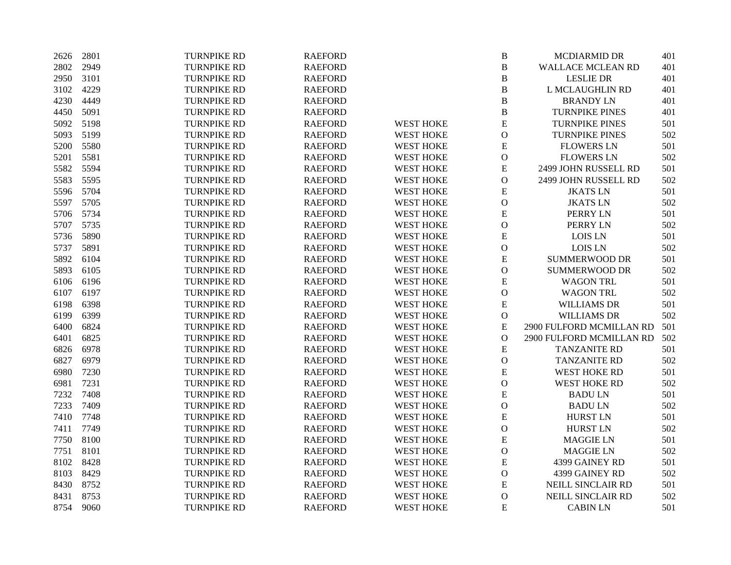| | | | | | | | |
|---|---|---|---|---|---|---|---|
| 2626 | 2801 | TURNPIKE RD | RAEFORD | | B | MCDIARMID DR | 401 |
| 2802 | 2949 | TURNPIKE RD | RAEFORD | | B | WALLACE MCLEAN RD | 401 |
| 2950 | 3101 | TURNPIKE RD | RAEFORD | | B | LESLIE DR | 401 |
| 3102 | 4229 | TURNPIKE RD | RAEFORD | | B | L MCLAUGHLIN RD | 401 |
| 4230 | 4449 | TURNPIKE RD | RAEFORD | | B | BRANDY LN | 401 |
| 4450 | 5091 | TURNPIKE RD | RAEFORD | | B | TURNPIKE PINES | 401 |
| 5092 | 5198 | TURNPIKE RD | RAEFORD | WEST HOKE | E | TURNPIKE PINES | 501 |
| 5093 | 5199 | TURNPIKE RD | RAEFORD | WEST HOKE | O | TURNPIKE PINES | 502 |
| 5200 | 5580 | TURNPIKE RD | RAEFORD | WEST HOKE | E | FLOWERS LN | 501 |
| 5201 | 5581 | TURNPIKE RD | RAEFORD | WEST HOKE | O | FLOWERS LN | 502 |
| 5582 | 5594 | TURNPIKE RD | RAEFORD | WEST HOKE | E | 2499 JOHN RUSSELL RD | 501 |
| 5583 | 5595 | TURNPIKE RD | RAEFORD | WEST HOKE | O | 2499 JOHN RUSSELL RD | 502 |
| 5596 | 5704 | TURNPIKE RD | RAEFORD | WEST HOKE | E | JKATS LN | 501 |
| 5597 | 5705 | TURNPIKE RD | RAEFORD | WEST HOKE | O | JKATS LN | 502 |
| 5706 | 5734 | TURNPIKE RD | RAEFORD | WEST HOKE | E | PERRY LN | 501 |
| 5707 | 5735 | TURNPIKE RD | RAEFORD | WEST HOKE | O | PERRY LN | 502 |
| 5736 | 5890 | TURNPIKE RD | RAEFORD | WEST HOKE | E | LOIS LN | 501 |
| 5737 | 5891 | TURNPIKE RD | RAEFORD | WEST HOKE | O | LOIS LN | 502 |
| 5892 | 6104 | TURNPIKE RD | RAEFORD | WEST HOKE | E | SUMMERWOOD DR | 501 |
| 5893 | 6105 | TURNPIKE RD | RAEFORD | WEST HOKE | O | SUMMERWOOD DR | 502 |
| 6106 | 6196 | TURNPIKE RD | RAEFORD | WEST HOKE | E | WAGON TRL | 501 |
| 6107 | 6197 | TURNPIKE RD | RAEFORD | WEST HOKE | O | WAGON TRL | 502 |
| 6198 | 6398 | TURNPIKE RD | RAEFORD | WEST HOKE | E | WILLIAMS DR | 501 |
| 6199 | 6399 | TURNPIKE RD | RAEFORD | WEST HOKE | O | WILLIAMS DR | 502 |
| 6400 | 6824 | TURNPIKE RD | RAEFORD | WEST HOKE | E | 2900 FULFORD MCMILLAN RD | 501 |
| 6401 | 6825 | TURNPIKE RD | RAEFORD | WEST HOKE | O | 2900 FULFORD MCMILLAN RD | 502 |
| 6826 | 6978 | TURNPIKE RD | RAEFORD | WEST HOKE | E | TANZANITE RD | 501 |
| 6827 | 6979 | TURNPIKE RD | RAEFORD | WEST HOKE | O | TANZANITE RD | 502 |
| 6980 | 7230 | TURNPIKE RD | RAEFORD | WEST HOKE | E | WEST HOKE RD | 501 |
| 6981 | 7231 | TURNPIKE RD | RAEFORD | WEST HOKE | O | WEST HOKE RD | 502 |
| 7232 | 7408 | TURNPIKE RD | RAEFORD | WEST HOKE | E | BADU LN | 501 |
| 7233 | 7409 | TURNPIKE RD | RAEFORD | WEST HOKE | O | BADU LN | 502 |
| 7410 | 7748 | TURNPIKE RD | RAEFORD | WEST HOKE | E | HURST LN | 501 |
| 7411 | 7749 | TURNPIKE RD | RAEFORD | WEST HOKE | O | HURST LN | 502 |
| 7750 | 8100 | TURNPIKE RD | RAEFORD | WEST HOKE | E | MAGGIE LN | 501 |
| 7751 | 8101 | TURNPIKE RD | RAEFORD | WEST HOKE | O | MAGGIE LN | 502 |
| 8102 | 8428 | TURNPIKE RD | RAEFORD | WEST HOKE | E | 4399 GAINEY RD | 501 |
| 8103 | 8429 | TURNPIKE RD | RAEFORD | WEST HOKE | O | 4399 GAINEY RD | 502 |
| 8430 | 8752 | TURNPIKE RD | RAEFORD | WEST HOKE | E | NEILL SINCLAIR RD | 501 |
| 8431 | 8753 | TURNPIKE RD | RAEFORD | WEST HOKE | O | NEILL SINCLAIR RD | 502 |
| 8754 | 9060 | TURNPIKE RD | RAEFORD | WEST HOKE | E | CABIN LN | 501 |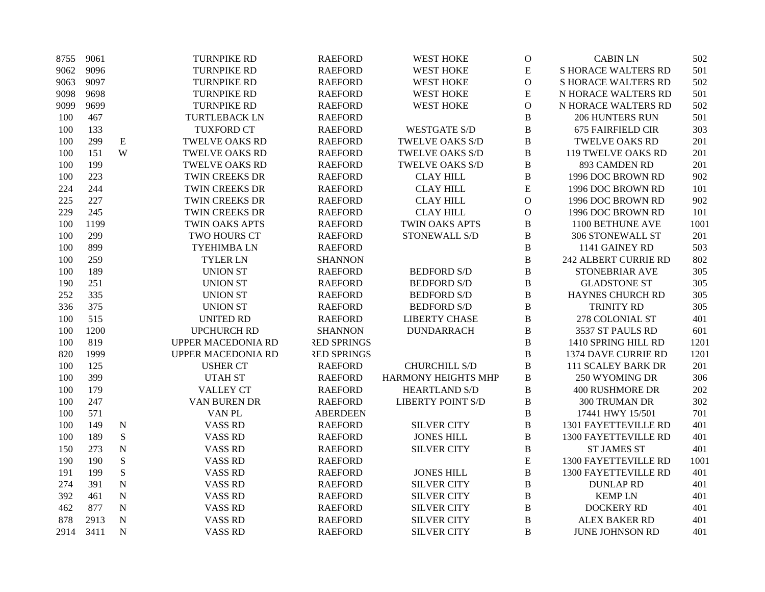| | | | | | | | | |
|---|---|---|---|---|---|---|---|---|
| 8755 | 9061 | | TURNPIKE RD | RAEFORD | WEST HOKE | O | CABIN LN | 502 |
| 9062 | 9096 | | TURNPIKE RD | RAEFORD | WEST HOKE | E | S HORACE WALTERS RD | 501 |
| 9063 | 9097 | | TURNPIKE RD | RAEFORD | WEST HOKE | O | S HORACE WALTERS RD | 502 |
| 9098 | 9698 | | TURNPIKE RD | RAEFORD | WEST HOKE | E | N HORACE WALTERS RD | 501 |
| 9099 | 9699 | | TURNPIKE RD | RAEFORD | WEST HOKE | O | N HORACE WALTERS RD | 502 |
| 100 | 467 | | TURTLEBACK LN | RAEFORD | | B | 206 HUNTERS RUN | 501 |
| 100 | 133 | | TUXFORD CT | RAEFORD | WESTGATE S/D | B | 675 FAIRFIELD CIR | 303 |
| 100 | 299 | E | TWELVE OAKS RD | RAEFORD | TWELVE OAKS S/D | B | TWELVE OAKS RD | 201 |
| 100 | 151 | W | TWELVE OAKS RD | RAEFORD | TWELVE OAKS S/D | B | 119 TWELVE OAKS RD | 201 |
| 100 | 199 | | TWELVE OAKS RD | RAEFORD | TWELVE OAKS S/D | B | 893 CAMDEN RD | 201 |
| 100 | 223 | | TWIN CREEKS DR | RAEFORD | CLAY HILL | B | 1996 DOC BROWN RD | 902 |
| 224 | 244 | | TWIN CREEKS DR | RAEFORD | CLAY HILL | E | 1996 DOC BROWN RD | 101 |
| 225 | 227 | | TWIN CREEKS DR | RAEFORD | CLAY HILL | O | 1996 DOC BROWN RD | 902 |
| 229 | 245 | | TWIN CREEKS DR | RAEFORD | CLAY HILL | O | 1996 DOC BROWN RD | 101 |
| 100 | 1199 | | TWIN OAKS APTS | RAEFORD | TWIN OAKS APTS | B | 1100 BETHUNE AVE | 1001 |
| 100 | 299 | | TWO HOURS CT | RAEFORD | STONEWALL S/D | B | 306 STONEWALL ST | 201 |
| 100 | 899 | | TYEHIMBA LN | RAEFORD | | B | 1141 GAINEY RD | 503 |
| 100 | 259 | | TYLER LN | SHANNON | | B | 242 ALBERT CURRIE RD | 802 |
| 100 | 189 | | UNION ST | RAEFORD | BEDFORD S/D | B | STONEBRIAR AVE | 305 |
| 190 | 251 | | UNION ST | RAEFORD | BEDFORD S/D | B | GLADSTONE ST | 305 |
| 252 | 335 | | UNION ST | RAEFORD | BEDFORD S/D | B | HAYNES CHURCH RD | 305 |
| 336 | 375 | | UNION ST | RAEFORD | BEDFORD S/D | B | TRINITY RD | 305 |
| 100 | 515 | | UNITED RD | RAEFORD | LIBERTY CHASE | B | 278 COLONIAL ST | 401 |
| 100 | 1200 | | UPCHURCH RD | SHANNON | DUNDARRACH | B | 3537 ST PAULS RD | 601 |
| 100 | 819 | | UPPER MACEDONIA RD | RED SPRINGS | | B | 1410 SPRING HILL RD | 1201 |
| 820 | 1999 | | UPPER MACEDONIA RD | RED SPRINGS | | B | 1374 DAVE CURRIE RD | 1201 |
| 100 | 125 | | USHER CT | RAEFORD | CHURCHILL S/D | B | 111 SCALEY BARK DR | 201 |
| 100 | 399 | | UTAH ST | RAEFORD | HARMONY HEIGHTS MHP | B | 250 WYOMING DR | 306 |
| 100 | 179 | | VALLEY CT | RAEFORD | HEARTLAND S/D | B | 400 RUSHMORE DR | 202 |
| 100 | 247 | | VAN BUREN DR | RAEFORD | LIBERTY POINT S/D | B | 300 TRUMAN DR | 302 |
| 100 | 571 | | VAN PL | ABERDEEN | | B | 17441 HWY 15/501 | 701 |
| 100 | 149 | N | VASS RD | RAEFORD | SILVER CITY | B | 1301 FAYETTEVILLE RD | 401 |
| 100 | 189 | S | VASS RD | RAEFORD | JONES HILL | B | 1300 FAYETTEVILLE RD | 401 |
| 150 | 273 | N | VASS RD | RAEFORD | SILVER CITY | B | ST JAMES ST | 401 |
| 190 | 190 | S | VASS RD | RAEFORD | | E | 1300 FAYETTEVILLE RD | 1001 |
| 191 | 199 | S | VASS RD | RAEFORD | JONES HILL | B | 1300 FAYETTEVILLE RD | 401 |
| 274 | 391 | N | VASS RD | RAEFORD | SILVER CITY | B | DUNLAP RD | 401 |
| 392 | 461 | N | VASS RD | RAEFORD | SILVER CITY | B | KEMP LN | 401 |
| 462 | 877 | N | VASS RD | RAEFORD | SILVER CITY | B | DOCKERY RD | 401 |
| 878 | 2913 | N | VASS RD | RAEFORD | SILVER CITY | B | ALEX BAKER RD | 401 |
| 2914 | 3411 | N | VASS RD | RAEFORD | SILVER CITY | B | JUNE JOHNSON RD | 401 |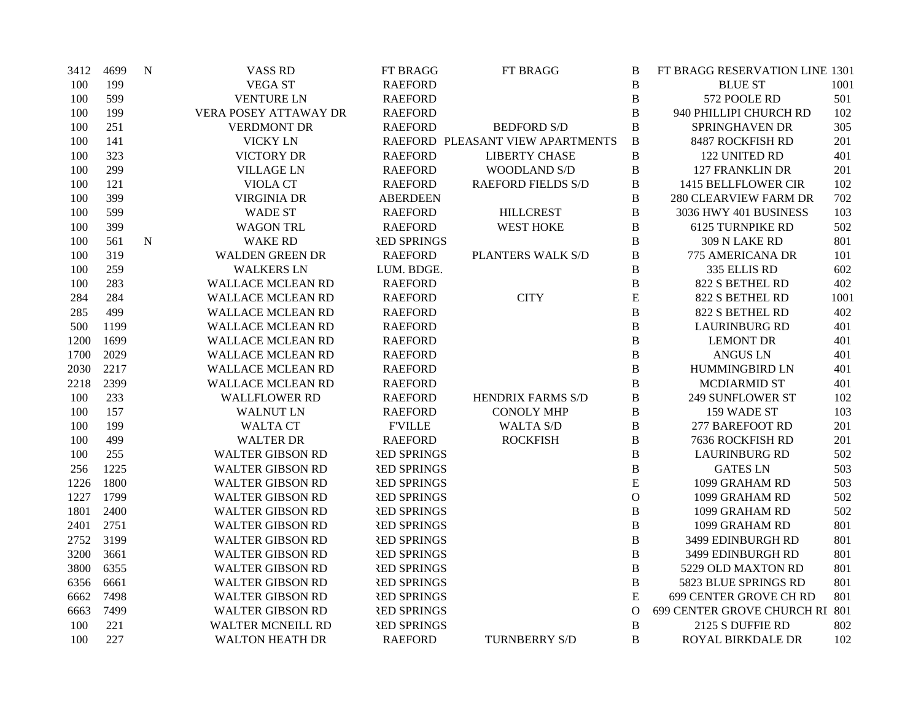| | | | | | | | | |
|---|---|---|---|---|---|---|---|---|
| 3412 | 4699 | N | VASS RD | FT BRAGG | FT BRAGG | B | FT BRAGG RESERVATION LINE | 1301 |
| 100 | 199 | | VEGA ST | RAEFORD | | B | BLUE ST | 1001 |
| 100 | 599 | | VENTURE LN | RAEFORD | | B | 572 POOLE RD | 501 |
| 100 | 199 | | VERA POSEY ATTAWAY DR | RAEFORD | | B | 940 PHILLIPI CHURCH RD | 102 |
| 100 | 251 | | VERDMONT DR | RAEFORD | BEDFORD S/D | B | SPRINGHAVEN DR | 305 |
| 100 | 141 | | VICKY LN | RAEFORD | PLEASANT VIEW APARTMENTS | B | 8487 ROCKFISH RD | 201 |
| 100 | 323 | | VICTORY DR | RAEFORD | LIBERTY CHASE | B | 122 UNITED RD | 401 |
| 100 | 299 | | VILLAGE LN | RAEFORD | WOODLAND S/D | B | 127 FRANKLIN DR | 201 |
| 100 | 121 | | VIOLA CT | RAEFORD | RAEFORD FIELDS S/D | B | 1415 BELLFLOWER CIR | 102 |
| 100 | 399 | | VIRGINIA DR | ABERDEEN | | B | 280 CLEARVIEW FARM DR | 702 |
| 100 | 599 | | WADE ST | RAEFORD | HILLCREST | B | 3036 HWY 401 BUSINESS | 103 |
| 100 | 399 | | WAGON TRL | RAEFORD | WEST HOKE | B | 6125 TURNPIKE RD | 502 |
| 100 | 561 | N | WAKE RD | RED SPRINGS | | B | 309 N LAKE RD | 801 |
| 100 | 319 | | WALDEN GREEN DR | RAEFORD | PLANTERS WALK S/D | B | 775 AMERICANA DR | 101 |
| 100 | 259 | | WALKERS LN | LUM. BDGE. | | B | 335 ELLIS RD | 602 |
| 100 | 283 | | WALLACE MCLEAN RD | RAEFORD | | B | 822 S BETHEL RD | 402 |
| 284 | 284 | | WALLACE MCLEAN RD | RAEFORD | CITY | E | 822 S BETHEL RD | 1001 |
| 285 | 499 | | WALLACE MCLEAN RD | RAEFORD | | B | 822 S BETHEL RD | 402 |
| 500 | 1199 | | WALLACE MCLEAN RD | RAEFORD | | B | LAURINBURG RD | 401 |
| 1200 | 1699 | | WALLACE MCLEAN RD | RAEFORD | | B | LEMONT DR | 401 |
| 1700 | 2029 | | WALLACE MCLEAN RD | RAEFORD | | B | ANGUS LN | 401 |
| 2030 | 2217 | | WALLACE MCLEAN RD | RAEFORD | | B | HUMMINGBIRD LN | 401 |
| 2218 | 2399 | | WALLACE MCLEAN RD | RAEFORD | | B | MCDIARMID ST | 401 |
| 100 | 233 | | WALLFLOWER RD | RAEFORD | HENDRIX FARMS S/D | B | 249 SUNFLOWER ST | 102 |
| 100 | 157 | | WALNUT LN | RAEFORD | CONOLY MHP | B | 159 WADE ST | 103 |
| 100 | 199 | | WALTA CT | F'VILLE | WALTA S/D | B | 277 BAREFOOT RD | 201 |
| 100 | 499 | | WALTER DR | RAEFORD | ROCKFISH | B | 7636 ROCKFISH RD | 201 |
| 100 | 255 | | WALTER GIBSON RD | RED SPRINGS | | B | LAURINBURG RD | 502 |
| 256 | 1225 | | WALTER GIBSON RD | RED SPRINGS | | B | GATES LN | 503 |
| 1226 | 1800 | | WALTER GIBSON RD | RED SPRINGS | | E | 1099 GRAHAM RD | 503 |
| 1227 | 1799 | | WALTER GIBSON RD | RED SPRINGS | | O | 1099 GRAHAM RD | 502 |
| 1801 | 2400 | | WALTER GIBSON RD | RED SPRINGS | | B | 1099 GRAHAM RD | 502 |
| 2401 | 2751 | | WALTER GIBSON RD | RED SPRINGS | | B | 1099 GRAHAM RD | 801 |
| 2752 | 3199 | | WALTER GIBSON RD | RED SPRINGS | | B | 3499 EDINBURGH RD | 801 |
| 3200 | 3661 | | WALTER GIBSON RD | RED SPRINGS | | B | 3499 EDINBURGH RD | 801 |
| 3800 | 6355 | | WALTER GIBSON RD | RED SPRINGS | | B | 5229 OLD MAXTON RD | 801 |
| 6356 | 6661 | | WALTER GIBSON RD | RED SPRINGS | | B | 5823 BLUE SPRINGS RD | 801 |
| 6662 | 7498 | | WALTER GIBSON RD | RED SPRINGS | | E | 699 CENTER GROVE CH RD | 801 |
| 6663 | 7499 | | WALTER GIBSON RD | RED SPRINGS | | O | 699 CENTER GROVE CHURCH RD | 801 |
| 100 | 221 | | WALTER MCNEILL RD | RED SPRINGS | | B | 2125 S DUFFIE RD | 802 |
| 100 | 227 | | WALTON HEATH DR | RAEFORD | TURNBERRY S/D | B | ROYAL BIRKDALE DR | 102 |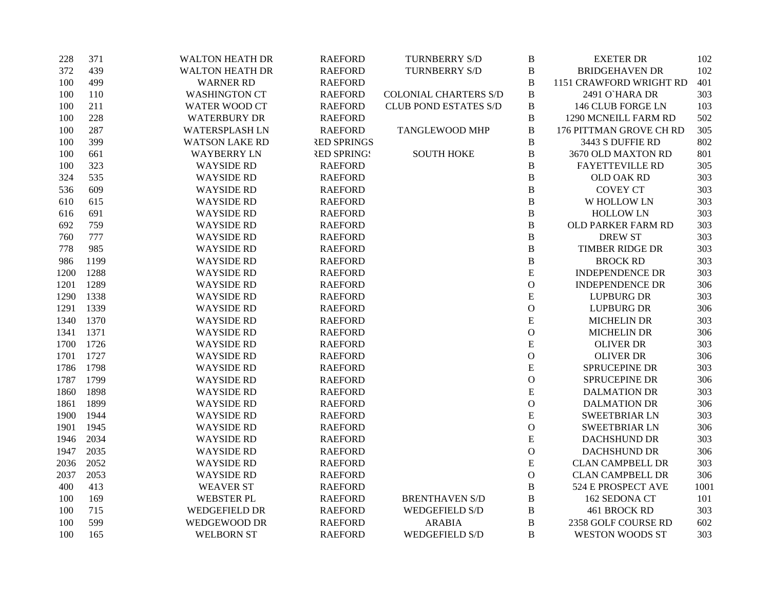| | | | | | | | |
|---|---|---|---|---|---|---|---|
| 228 | 371 | WALTON HEATH DR | RAEFORD | TURNBERRY S/D | B | EXETER DR | 102 |
| 372 | 439 | WALTON HEATH DR | RAEFORD | TURNBERRY S/D | B | BRIDGEHAVEN DR | 102 |
| 100 | 499 | WARNER RD | RAEFORD | | B | 1151 CRAWFORD WRIGHT RD | 401 |
| 100 | 110 | WASHINGTON CT | RAEFORD | COLONIAL CHARTERS S/D | B | 2491 O`HARA DR | 303 |
| 100 | 211 | WATER WOOD CT | RAEFORD | CLUB POND ESTATES S/D | B | 146 CLUB FORGE LN | 103 |
| 100 | 228 | WATERBURY DR | RAEFORD | | B | 1290 MCNEILL FARM RD | 502 |
| 100 | 287 | WATERSPLASH LN | RAEFORD | TANGLEWOOD MHP | B | 176 PITTMAN GROVE CH RD | 305 |
| 100 | 399 | WATSON LAKE RD | RED SPRINGS | | B | 3443 S DUFFIE RD | 802 |
| 100 | 661 | WAYBERRY LN | RED SPRINGS | SOUTH HOKE | B | 3670 OLD MAXTON RD | 801 |
| 100 | 323 | WAYSIDE RD | RAEFORD | | B | FAYETTEVILLE RD | 305 |
| 324 | 535 | WAYSIDE RD | RAEFORD | | B | OLD OAK RD | 303 |
| 536 | 609 | WAYSIDE RD | RAEFORD | | B | COVEY CT | 303 |
| 610 | 615 | WAYSIDE RD | RAEFORD | | B | W HOLLOW LN | 303 |
| 616 | 691 | WAYSIDE RD | RAEFORD | | B | HOLLOW LN | 303 |
| 692 | 759 | WAYSIDE RD | RAEFORD | | B | OLD PARKER FARM RD | 303 |
| 760 | 777 | WAYSIDE RD | RAEFORD | | B | DREW ST | 303 |
| 778 | 985 | WAYSIDE RD | RAEFORD | | B | TIMBER RIDGE DR | 303 |
| 986 | 1199 | WAYSIDE RD | RAEFORD | | B | BROCK RD | 303 |
| 1200 | 1288 | WAYSIDE RD | RAEFORD | | E | INDEPENDENCE DR | 303 |
| 1201 | 1289 | WAYSIDE RD | RAEFORD | | O | INDEPENDENCE DR | 306 |
| 1290 | 1338 | WAYSIDE RD | RAEFORD | | E | LUPBURG DR | 303 |
| 1291 | 1339 | WAYSIDE RD | RAEFORD | | O | LUPBURG DR | 306 |
| 1340 | 1370 | WAYSIDE RD | RAEFORD | | E | MICHELIN DR | 303 |
| 1341 | 1371 | WAYSIDE RD | RAEFORD | | O | MICHELIN DR | 306 |
| 1700 | 1726 | WAYSIDE RD | RAEFORD | | E | OLIVER DR | 303 |
| 1701 | 1727 | WAYSIDE RD | RAEFORD | | O | OLIVER DR | 306 |
| 1786 | 1798 | WAYSIDE RD | RAEFORD | | E | SPRUCEPINE DR | 303 |
| 1787 | 1799 | WAYSIDE RD | RAEFORD | | O | SPRUCEPINE DR | 306 |
| 1860 | 1898 | WAYSIDE RD | RAEFORD | | E | DALMATION DR | 303 |
| 1861 | 1899 | WAYSIDE RD | RAEFORD | | O | DALMATION DR | 306 |
| 1900 | 1944 | WAYSIDE RD | RAEFORD | | E | SWEETBRIAR LN | 303 |
| 1901 | 1945 | WAYSIDE RD | RAEFORD | | O | SWEETBRIAR LN | 306 |
| 1946 | 2034 | WAYSIDE RD | RAEFORD | | E | DACHSHUND DR | 303 |
| 1947 | 2035 | WAYSIDE RD | RAEFORD | | O | DACHSHUND DR | 306 |
| 2036 | 2052 | WAYSIDE RD | RAEFORD | | E | CLAN CAMPBELL DR | 303 |
| 2037 | 2053 | WAYSIDE RD | RAEFORD | | O | CLAN CAMPBELL DR | 306 |
| 400 | 413 | WEAVER ST | RAEFORD | | B | 524 E PROSPECT AVE | 1001 |
| 100 | 169 | WEBSTER PL | RAEFORD | BRENTHAVEN S/D | B | 162 SEDONA CT | 101 |
| 100 | 715 | WEDGEFIELD DR | RAEFORD | WEDGEFIELD S/D | B | 461 BROCK RD | 303 |
| 100 | 599 | WEDGEWOOD DR | RAEFORD | ARABIA | B | 2358 GOLF COURSE RD | 602 |
| 100 | 165 | WELBORN ST | RAEFORD | WEDGEFIELD S/D | B | WESTON WOODS ST | 303 |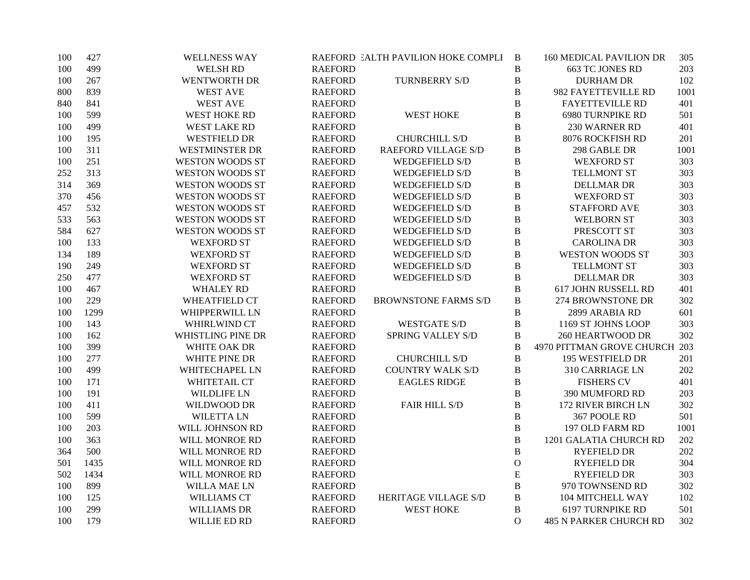| | | | | | | | |
|---|---|---|---|---|---|---|---|
| 100 | 427 | WELLNESS WAY | RAEFORD | EALTH PAVILION HOKE COMPLI | B | 160 MEDICAL PAVILION DR | 305 |
| 100 | 499 | WELSH RD | RAEFORD | | B | 663 TC JONES RD | 203 |
| 100 | 267 | WENTWORTH DR | RAEFORD | TURNBERRY S/D | B | DURHAM DR | 102 |
| 800 | 839 | WEST AVE | RAEFORD | | B | 982 FAYETTEVILLE RD | 1001 |
| 840 | 841 | WEST AVE | RAEFORD | | B | FAYETTEVILLE RD | 401 |
| 100 | 599 | WEST HOKE RD | RAEFORD | WEST HOKE | B | 6980 TURNPIKE RD | 501 |
| 100 | 499 | WEST LAKE RD | RAEFORD | | B | 230 WARNER RD | 401 |
| 100 | 195 | WESTFIELD DR | RAEFORD | CHURCHILL S/D | B | 8076 ROCKFISH RD | 201 |
| 100 | 311 | WESTMINSTER DR | RAEFORD | RAEFORD VILLAGE S/D | B | 298 GABLE DR | 1001 |
| 100 | 251 | WESTON WOODS ST | RAEFORD | WEDGEFIELD S/D | B | WEXFORD ST | 303 |
| 252 | 313 | WESTON WOODS ST | RAEFORD | WEDGEFIELD S/D | B | TELLMONT ST | 303 |
| 314 | 369 | WESTON WOODS ST | RAEFORD | WEDGEFIELD S/D | B | DELLMAR DR | 303 |
| 370 | 456 | WESTON WOODS ST | RAEFORD | WEDGEFIELD S/D | B | WEXFORD ST | 303 |
| 457 | 532 | WESTON WOODS ST | RAEFORD | WEDGEFIELD S/D | B | STAFFORD AVE | 303 |
| 533 | 563 | WESTON WOODS ST | RAEFORD | WEDGEFIELD S/D | B | WELBORN ST | 303 |
| 584 | 627 | WESTON WOODS ST | RAEFORD | WEDGEFIELD S/D | B | PRESCOTT ST | 303 |
| 100 | 133 | WEXFORD ST | RAEFORD | WEDGEFIELD S/D | B | CAROLINA DR | 303 |
| 134 | 189 | WEXFORD ST | RAEFORD | WEDGEFIELD S/D | B | WESTON WOODS ST | 303 |
| 190 | 249 | WEXFORD ST | RAEFORD | WEDGEFIELD S/D | B | TELLMONT ST | 303 |
| 250 | 477 | WEXFORD ST | RAEFORD | WEDGEFIELD S/D | B | DELLMAR DR | 303 |
| 100 | 467 | WHALEY RD | RAEFORD | | B | 617 JOHN RUSSELL RD | 401 |
| 100 | 229 | WHEATFIELD CT | RAEFORD | BROWNSTONE FARMS S/D | B | 274 BROWNSTONE DR | 302 |
| 100 | 1299 | WHIPPERWILL LN | RAEFORD | | B | 2899 ARABIA RD | 601 |
| 100 | 143 | WHIRLWIND CT | RAEFORD | WESTGATE S/D | B | 1169 ST JOHNS LOOP | 303 |
| 100 | 162 | WHISTLING PINE DR | RAEFORD | SPRING VALLEY S/D | B | 260 HEARTWOOD DR | 302 |
| 100 | 399 | WHITE OAK DR | RAEFORD | | B | 4970 PITTMAN GROVE CHURCH | 203 |
| 100 | 277 | WHITE PINE DR | RAEFORD | CHURCHILL S/D | B | 195 WESTFIELD DR | 201 |
| 100 | 499 | WHITECHAPEL LN | RAEFORD | COUNTRY WALK S/D | B | 310 CARRIAGE LN | 202 |
| 100 | 171 | WHITETAIL CT | RAEFORD | EAGLES RIDGE | B | FISHERS CV | 401 |
| 100 | 191 | WILDLIFE LN | RAEFORD | | B | 390 MUMFORD RD | 203 |
| 100 | 411 | WILDWOOD DR | RAEFORD | FAIR HILL S/D | B | 172 RIVER BIRCH LN | 302 |
| 100 | 599 | WILETTA LN | RAEFORD | | B | 367 POOLE RD | 501 |
| 100 | 203 | WILL JOHNSON RD | RAEFORD | | B | 197 OLD FARM RD | 1001 |
| 100 | 363 | WILL MONROE RD | RAEFORD | | B | 1201 GALATIA CHURCH RD | 202 |
| 364 | 500 | WILL MONROE RD | RAEFORD | | B | RYEFIELD DR | 202 |
| 501 | 1435 | WILL MONROE RD | RAEFORD | | O | RYEFIELD DR | 304 |
| 502 | 1434 | WILL MONROE RD | RAEFORD | | E | RYEFIELD DR | 303 |
| 100 | 899 | WILLA MAE LN | RAEFORD | | B | 970 TOWNSEND RD | 302 |
| 100 | 125 | WILLIAMS CT | RAEFORD | HERITAGE VILLAGE S/D | B | 104 MITCHELL WAY | 102 |
| 100 | 299 | WILLIAMS DR | RAEFORD | WEST HOKE | B | 6197 TURNPIKE RD | 501 |
| 100 | 179 | WILLIE ED RD | RAEFORD | | O | 485 N PARKER CHURCH RD | 302 |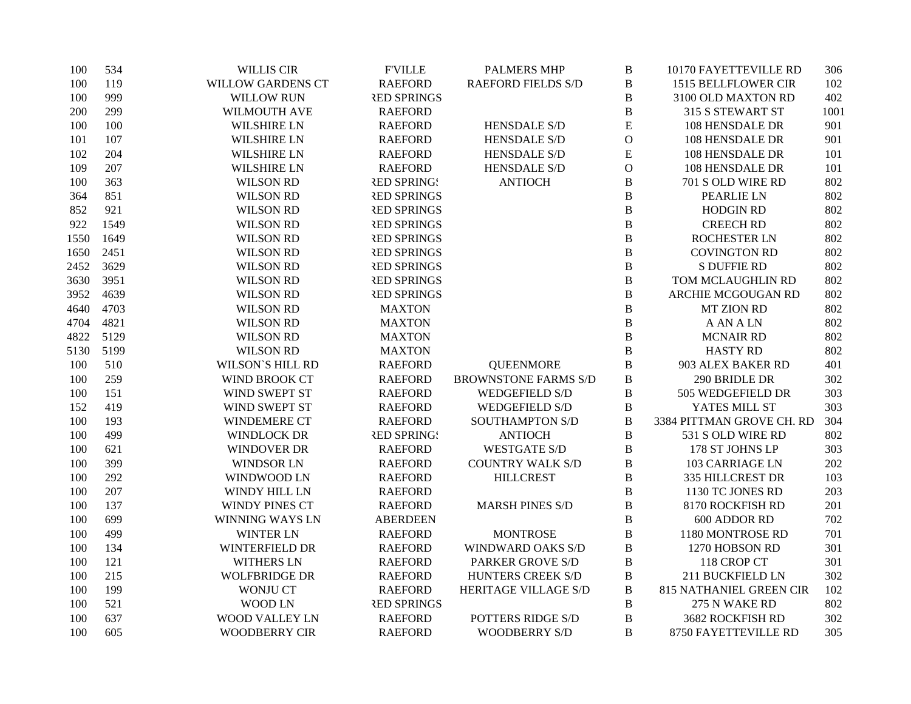| | | | | | | | |
|---|---|---|---|---|---|---|---|
| 100 | 534 | WILLIS CIR | F'VILLE | PALMERS MHP | B | 10170 FAYETTEVILLE RD | 306 |
| 100 | 119 | WILLOW GARDENS CT | RAEFORD | RAEFORD FIELDS S/D | B | 1515 BELLFLOWER CIR | 102 |
| 100 | 999 | WILLOW RUN | RED SPRINGS | | B | 3100 OLD MAXTON RD | 402 |
| 200 | 299 | WILMOUTH AVE | RAEFORD | | B | 315 S STEWART ST | 1001 |
| 100 | 100 | WILSHIRE LN | RAEFORD | HENSDALE S/D | E | 108 HENSDALE DR | 901 |
| 101 | 107 | WILSHIRE LN | RAEFORD | HENSDALE S/D | O | 108 HENSDALE DR | 901 |
| 102 | 204 | WILSHIRE LN | RAEFORD | HENSDALE S/D | E | 108 HENSDALE DR | 101 |
| 109 | 207 | WILSHIRE LN | RAEFORD | HENSDALE S/D | O | 108 HENSDALE DR | 101 |
| 100 | 363 | WILSON RD | RED SPRINGS | ANTIOCH | B | 701 S OLD WIRE RD | 802 |
| 364 | 851 | WILSON RD | RED SPRINGS | | B | PEARLIE LN | 802 |
| 852 | 921 | WILSON RD | RED SPRINGS | | B | HODGIN RD | 802 |
| 922 | 1549 | WILSON RD | RED SPRINGS | | B | CREECH RD | 802 |
| 1550 | 1649 | WILSON RD | RED SPRINGS | | B | ROCHESTER LN | 802 |
| 1650 | 2451 | WILSON RD | RED SPRINGS | | B | COVINGTON RD | 802 |
| 2452 | 3629 | WILSON RD | RED SPRINGS | | B | S DUFFIE RD | 802 |
| 3630 | 3951 | WILSON RD | RED SPRINGS | | B | TOM MCLAUGHLIN RD | 802 |
| 3952 | 4639 | WILSON RD | RED SPRINGS | | B | ARCHIE MCGOUGAN RD | 802 |
| 4640 | 4703 | WILSON RD | MAXTON | | B | MT ZION RD | 802 |
| 4704 | 4821 | WILSON RD | MAXTON | | B | A AN A LN | 802 |
| 4822 | 5129 | WILSON RD | MAXTON | | B | MCNAIR RD | 802 |
| 5130 | 5199 | WILSON RD | MAXTON | | B | HASTY RD | 802 |
| 100 | 510 | WILSON`S HILL RD | RAEFORD | QUEENMORE | B | 903 ALEX BAKER RD | 401 |
| 100 | 259 | WIND BROOK CT | RAEFORD | BROWNSTONE FARMS S/D | B | 290 BRIDLE DR | 302 |
| 100 | 151 | WIND SWEPT ST | RAEFORD | WEDGEFIELD S/D | B | 505 WEDGEFIELD DR | 303 |
| 152 | 419 | WIND SWEPT ST | RAEFORD | WEDGEFIELD S/D | B | YATES MILL ST | 303 |
| 100 | 193 | WINDEMERE CT | RAEFORD | SOUTHAMPTON S/D | B | 3384 PITTMAN GROVE CH. RD | 304 |
| 100 | 499 | WINDLOCK DR | RED SPRINGS | ANTIOCH | B | 531 S OLD WIRE RD | 802 |
| 100 | 621 | WINDOVER DR | RAEFORD | WESTGATE S/D | B | 178 ST JOHNS LP | 303 |
| 100 | 399 | WINDSOR LN | RAEFORD | COUNTRY WALK S/D | B | 103 CARRIAGE LN | 202 |
| 100 | 292 | WINDWOOD LN | RAEFORD | HILLCREST | B | 335 HILLCREST DR | 103 |
| 100 | 207 | WINDY HILL LN | RAEFORD | | B | 1130 TC JONES RD | 203 |
| 100 | 137 | WINDY PINES CT | RAEFORD | MARSH PINES S/D | B | 8170 ROCKFISH RD | 201 |
| 100 | 699 | WINNING WAYS LN | ABERDEEN | | B | 600 ADDOR RD | 702 |
| 100 | 499 | WINTER LN | RAEFORD | MONTROSE | B | 1180 MONTROSE RD | 701 |
| 100 | 134 | WINTERFIELD DR | RAEFORD | WINDWARD OAKS S/D | B | 1270 HOBSON RD | 301 |
| 100 | 121 | WITHERS LN | RAEFORD | PARKER GROVE S/D | B | 118 CROP CT | 301 |
| 100 | 215 | WOLFBRIDGE DR | RAEFORD | HUNTERS CREEK S/D | B | 211 BUCKFIELD LN | 302 |
| 100 | 199 | WONJU CT | RAEFORD | HERITAGE VILLAGE S/D | B | 815 NATHANIEL GREEN CIR | 102 |
| 100 | 521 | WOOD LN | RED SPRINGS | | B | 275 N WAKE RD | 802 |
| 100 | 637 | WOOD VALLEY LN | RAEFORD | POTTERS RIDGE S/D | B | 3682 ROCKFISH RD | 302 |
| 100 | 605 | WOODBERRY CIR | RAEFORD | WOODBERRY S/D | B | 8750 FAYETTEVILLE RD | 305 |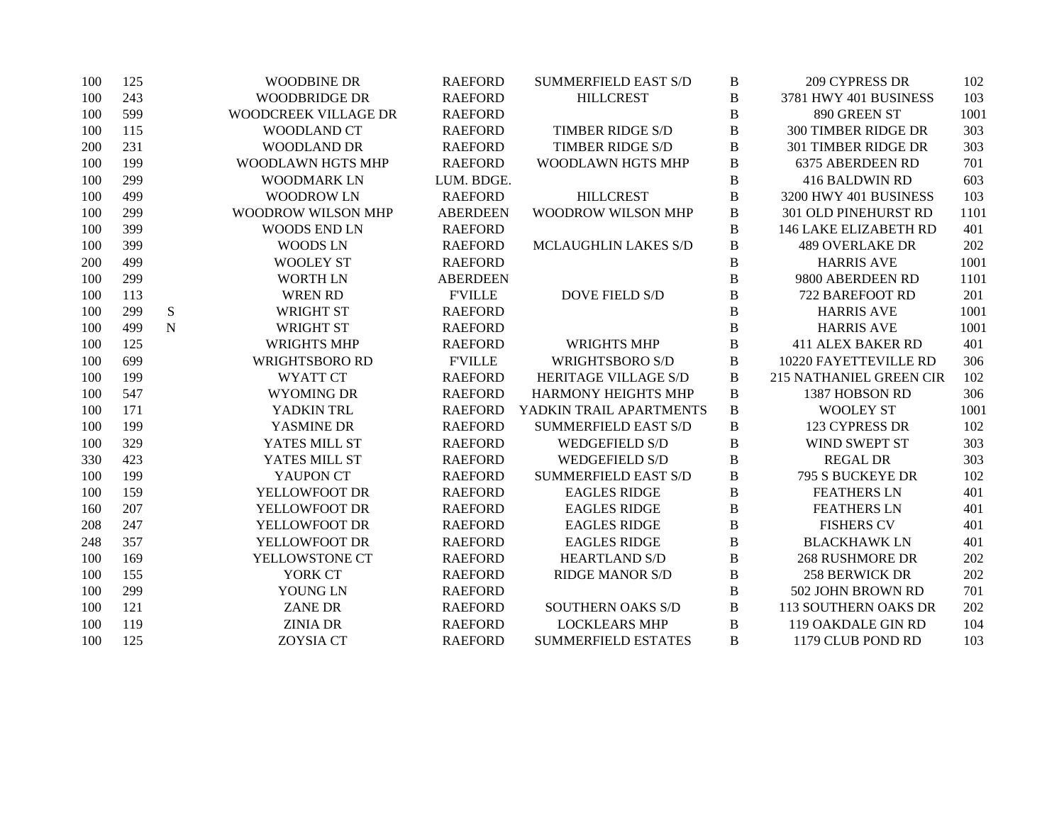| | | | | | | | | |
|---|---|---|---|---|---|---|---|---|
| 100 | 125 | | WOODBINE DR | RAEFORD | SUMMERFIELD EAST S/D | B | 209 CYPRESS DR | 102 |
| 100 | 243 | | WOODBRIDGE DR | RAEFORD | HILLCREST | B | 3781 HWY 401 BUSINESS | 103 |
| 100 | 599 | | WOODCREEK VILLAGE DR | RAEFORD | | B | 890 GREEN ST | 1001 |
| 100 | 115 | | WOODLAND CT | RAEFORD | TIMBER RIDGE S/D | B | 300 TIMBER RIDGE DR | 303 |
| 200 | 231 | | WOODLAND DR | RAEFORD | TIMBER RIDGE S/D | B | 301 TIMBER RIDGE DR | 303 |
| 100 | 199 | | WOODLAWN HGTS MHP | RAEFORD | WOODLAWN HGTS MHP | B | 6375 ABERDEEN RD | 701 |
| 100 | 299 | | WOODMARK LN | LUM. BDGE. | | B | 416 BALDWIN RD | 603 |
| 100 | 499 | | WOODROW LN | RAEFORD | HILLCREST | B | 3200 HWY 401 BUSINESS | 103 |
| 100 | 299 | | WOODROW WILSON MHP | ABERDEEN | WOODROW WILSON MHP | B | 301 OLD PINEHURST RD | 1101 |
| 100 | 399 | | WOODS END LN | RAEFORD | | B | 146 LAKE ELIZABETH RD | 401 |
| 100 | 399 | | WOODS LN | RAEFORD | MCLAUGHLIN LAKES S/D | B | 489 OVERLAKE DR | 202 |
| 200 | 499 | | WOOLEY ST | RAEFORD | | B | HARRIS AVE | 1001 |
| 100 | 299 | | WORTH LN | ABERDEEN | | B | 9800 ABERDEEN RD | 1101 |
| 100 | 113 | | WREN RD | F'VILLE | DOVE FIELD S/D | B | 722 BAREFOOT RD | 201 |
| 100 | 299 | S | WRIGHT ST | RAEFORD | | B | HARRIS AVE | 1001 |
| 100 | 499 | N | WRIGHT ST | RAEFORD | | B | HARRIS AVE | 1001 |
| 100 | 125 | | WRIGHTS MHP | RAEFORD | WRIGHTS MHP | B | 411 ALEX BAKER RD | 401 |
| 100 | 699 | | WRIGHTSBORO RD | F'VILLE | WRIGHTSBORO S/D | B | 10220 FAYETTEVILLE RD | 306 |
| 100 | 199 | | WYATT CT | RAEFORD | HERITAGE VILLAGE S/D | B | 215 NATHANIEL GREEN CIR | 102 |
| 100 | 547 | | WYOMING DR | RAEFORD | HARMONY HEIGHTS MHP | B | 1387 HOBSON RD | 306 |
| 100 | 171 | | YADKIN TRL | RAEFORD | YADKIN TRAIL APARTMENTS | B | WOOLEY ST | 1001 |
| 100 | 199 | | YASMINE DR | RAEFORD | SUMMERFIELD EAST S/D | B | 123 CYPRESS DR | 102 |
| 100 | 329 | | YATES MILL ST | RAEFORD | WEDGEFIELD S/D | B | WIND SWEPT ST | 303 |
| 330 | 423 | | YATES MILL ST | RAEFORD | WEDGEFIELD S/D | B | REGAL DR | 303 |
| 100 | 199 | | YAUPON CT | RAEFORD | SUMMERFIELD EAST S/D | B | 795 S BUCKEYE DR | 102 |
| 100 | 159 | | YELLOWFOOT DR | RAEFORD | EAGLES RIDGE | B | FEATHERS LN | 401 |
| 160 | 207 | | YELLOWFOOT DR | RAEFORD | EAGLES RIDGE | B | FEATHERS LN | 401 |
| 208 | 247 | | YELLOWFOOT DR | RAEFORD | EAGLES RIDGE | B | FISHERS CV | 401 |
| 248 | 357 | | YELLOWFOOT DR | RAEFORD | EAGLES RIDGE | B | BLACKHAWK LN | 401 |
| 100 | 169 | | YELLOWSTONE CT | RAEFORD | HEARTLAND S/D | B | 268 RUSHMORE DR | 202 |
| 100 | 155 | | YORK CT | RAEFORD | RIDGE MANOR S/D | B | 258 BERWICK DR | 202 |
| 100 | 299 | | YOUNG LN | RAEFORD | | B | 502 JOHN BROWN RD | 701 |
| 100 | 121 | | ZANE DR | RAEFORD | SOUTHERN OAKS S/D | B | 113 SOUTHERN OAKS DR | 202 |
| 100 | 119 | | ZINIA DR | RAEFORD | LOCKLEARS MHP | B | 119 OAKDALE GIN RD | 104 |
| 100 | 125 | | ZOYSIA CT | RAEFORD | SUMMERFIELD ESTATES | B | 1179 CLUB POND RD | 103 |